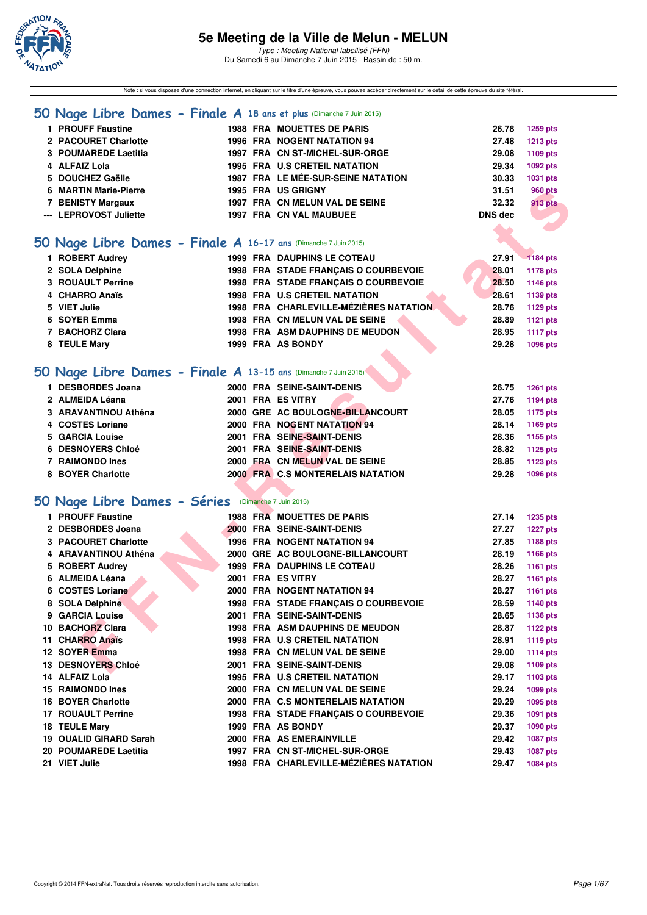# 5e Meeting de la Ville de Melun - MELUN

*Type : Meeting National labellisé (FFN)*
Du Samedi 6 au Dimanche 7 Juin 2015 - Bassin de : 50 m.

Note : si vous disposez d'une connexion internet, en cliquant sur le titre d'une épreuve, vous pouvez accéder directement sur le détail de cette épreuve du site féféral.

## 50 Nage Libre Dames - Finale A 18 ans et plus (Dimanche 7 Juin 2015)

| | | | | | | |
|---|---|---|---|---|---|---|
| 1 | PROUFF Faustine | 1988 | FRA | MOUETTES DE PARIS | 26.78 | 1259 pts |
| 2 | PACOURET Charlotte | 1996 | FRA | NOGENT NATATION 94 | 27.48 | 1213 pts |
| 3 | POUMAREDE Laetitia | 1997 | FRA | CN ST-MICHEL-SUR-ORGE | 29.08 | 1109 pts |
| 4 | ALFAIZ Lola | 1995 | FRA | U.S CRETEIL NATATION | 29.34 | 1092 pts |
| 5 | DOUCHEZ Gaëlle | 1987 | FRA | LE MÉE-SUR-SEINE NATATION | 30.33 | 1031 pts |
| 6 | MARTIN Marie-Pierre | 1995 | FRA | US GRIGNY | 31.51 | 960 pts |
| 7 | BENISTY Margaux | 1997 | FRA | CN MELUN VAL DE SEINE | 32.32 | 913 pts |
| --- | LEPROVOST Juliette | 1997 | FRA | CN VAL MAUBUEE | DNS dec | |

## 50 Nage Libre Dames - Finale A 16-17 ans (Dimanche 7 Juin 2015)

| | | | | | | |
|---|---|---|---|---|---|---|
| 1 | ROBERT Audrey | 1999 | FRA | DAUPHINS LE COTEAU | 27.91 | 1184 pts |
| 2 | SOLA Delphine | 1998 | FRA | STADE FRANÇAIS O COURBEVOIE | 28.01 | 1178 pts |
| 3 | ROUAULT Perrine | 1998 | FRA | STADE FRANÇAIS O COURBEVOIE | 28.50 | 1146 pts |
| 4 | CHARRO Anaïs | 1998 | FRA | U.S CRETEIL NATATION | 28.61 | 1139 pts |
| 5 | VIET Julie | 1998 | FRA | CHARLEVILLE-MÉZIÈRES NATATION | 28.76 | 1129 pts |
| 6 | SOYER Emma | 1998 | FRA | CN MELUN VAL DE SEINE | 28.89 | 1121 pts |
| 7 | BACHORZ Clara | 1998 | FRA | ASM DAUPHINS DE MEUDON | 28.95 | 1117 pts |
| 8 | TEULE Mary | 1999 | FRA | AS BONDY | 29.28 | 1096 pts |

## 50 Nage Libre Dames - Finale A 13-15 ans (Dimanche 7 Juin 2015)

| | | | | | | |
|---|---|---|---|---|---|---|
| 1 | DESBORDES Joana | 2000 | FRA | SEINE-SAINT-DENIS | 26.75 | 1261 pts |
| 2 | ALMEIDA Léana | 2001 | FRA | ES VITRY | 27.76 | 1194 pts |
| 3 | ARAVANTINOU Athéna | 2000 | GRE | AC BOULOGNE-BILLANCOURT | 28.05 | 1175 pts |
| 4 | COSTES Loriane | 2000 | FRA | NOGENT NATATION 94 | 28.14 | 1169 pts |
| 5 | GARCIA Louise | 2001 | FRA | SEINE-SAINT-DENIS | 28.36 | 1155 pts |
| 6 | DESNOYERS Chloé | 2001 | FRA | SEINE-SAINT-DENIS | 28.82 | 1125 pts |
| 7 | RAIMONDO Ines | 2000 | FRA | CN MELUN VAL DE SEINE | 28.85 | 1123 pts |
| 8 | BOYER Charlotte | 2000 | FRA | C.S MONTERELAIS NATATION | 29.28 | 1096 pts |

## 50 Nage Libre Dames - Séries (Dimanche 7 Juin 2015)

| | | | | | | |
|---|---|---|---|---|---|---|
| 1 | PROUFF Faustine | 1988 | FRA | MOUETTES DE PARIS | 27.14 | 1235 pts |
| 2 | DESBORDES Joana | 2000 | FRA | SEINE-SAINT-DENIS | 27.27 | 1227 pts |
| 3 | PACOURET Charlotte | 1996 | FRA | NOGENT NATATION 94 | 27.85 | 1188 pts |
| 4 | ARAVANTINOU Athéna | 2000 | GRE | AC BOULOGNE-BILLANCOURT | 28.19 | 1166 pts |
| 5 | ROBERT Audrey | 1999 | FRA | DAUPHINS LE COTEAU | 28.26 | 1161 pts |
| 6 | ALMEIDA Léana | 2001 | FRA | ES VITRY | 28.27 | 1161 pts |
| 6 | COSTES Loriane | 2000 | FRA | NOGENT NATATION 94 | 28.27 | 1161 pts |
| 8 | SOLA Delphine | 1998 | FRA | STADE FRANÇAIS O COURBEVOIE | 28.59 | 1140 pts |
| 9 | GARCIA Louise | 2001 | FRA | SEINE-SAINT-DENIS | 28.65 | 1136 pts |
| 10 | BACHORZ Clara | 1998 | FRA | ASM DAUPHINS DE MEUDON | 28.87 | 1122 pts |
| 11 | CHARRO Anaïs | 1998 | FRA | U.S CRETEIL NATATION | 28.91 | 1119 pts |
| 12 | SOYER Emma | 1998 | FRA | CN MELUN VAL DE SEINE | 29.00 | 1114 pts |
| 13 | DESNOYERS Chloé | 2001 | FRA | SEINE-SAINT-DENIS | 29.08 | 1109 pts |
| 14 | ALFAIZ Lola | 1995 | FRA | U.S CRETEIL NATATION | 29.17 | 1103 pts |
| 15 | RAIMONDO Ines | 2000 | FRA | CN MELUN VAL DE SEINE | 29.24 | 1099 pts |
| 16 | BOYER Charlotte | 2000 | FRA | C.S MONTERELAIS NATATION | 29.29 | 1095 pts |
| 17 | ROUAULT Perrine | 1998 | FRA | STADE FRANÇAIS O COURBEVOIE | 29.36 | 1091 pts |
| 18 | TEULE Mary | 1999 | FRA | AS BONDY | 29.37 | 1090 pts |
| 19 | OUALID GIRARD Sarah | 2000 | FRA | AS EMERAINVILLE | 29.42 | 1087 pts |
| 20 | POUMAREDE Laetitia | 1997 | FRA | CN ST-MICHEL-SUR-ORGE | 29.43 | 1087 pts |
| 21 | VIET Julie | 1998 | FRA | CHARLEVILLE-MÉZIÈRES NATATION | 29.47 | 1084 pts |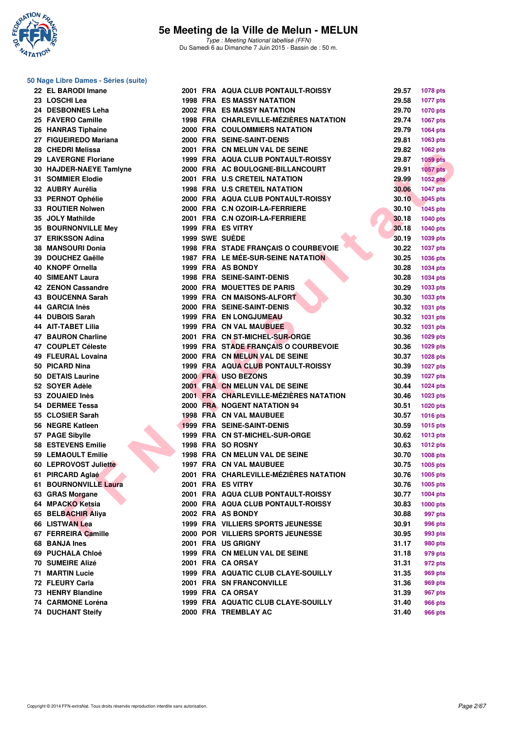# 5e Meeting de la Ville de Melun - MELUN

*Type : Meeting National labellisé (FFN)*
Du Samedi 6 au Dimanche 7 Juin 2015 - Bassin de : 50 m.

### 50 Nage Libre Dames - Séries (suite)

| Rang | Nom | Année | Nat. | Club | Temps | Points |
|---|---|---|---|---|---|---|
| 22 | EL BARODI Imane | 2001 | FRA | AQUA CLUB PONTAULT-ROISSY | 29.57 | 1078 pts |
| 23 | LOSCHI Lea | 1998 | FRA | ES MASSY NATATION | 29.58 | 1077 pts |
| 24 | DESBONNES Leha | 2002 | FRA | ES MASSY NATATION | 29.70 | 1070 pts |
| 25 | FAVERO Camille | 1998 | FRA | CHARLEVILLE-MÉZIÈRES NATATION | 29.74 | 1067 pts |
| 26 | HANRAS Tiphaine | 2000 | FRA | COULOMMIERS NATATION | 29.79 | 1064 pts |
| 27 | FIGUEIREDO Mariana | 2000 | FRA | SEINE-SAINT-DENIS | 29.81 | 1063 pts |
| 28 | CHEDRI Melissa | 2001 | FRA | CN MELUN VAL DE SEINE | 29.82 | 1062 pts |
| 29 | LAVERGNE Floriane | 1999 | FRA | AQUA CLUB PONTAULT-ROISSY | 29.87 | 1059 pts |
| 30 | HAJDER-NAEYE Tamlyne | 2000 | FRA | AC BOULOGNE-BILLANCOURT | 29.91 | 1057 pts |
| 31 | SOMMIER Elodie | 2001 | FRA | U.S CRETEIL NATATION | 29.99 | 1052 pts |
| 32 | AUBRY Aurélia | 1998 | FRA | U.S CRETEIL NATATION | 30.06 | 1047 pts |
| 33 | PERNOT Ophélie | 2000 | FRA | AQUA CLUB PONTAULT-ROISSY | 30.10 | 1045 pts |
| 33 | ROUTIER Nolwen | 2000 | FRA | C.N OZOIR-LA-FERRIERE | 30.10 | 1045 pts |
| 35 | JOLY Mathilde | 2001 | FRA | C.N OZOIR-LA-FERRIERE | 30.18 | 1040 pts |
| 35 | BOURNONVILLE Mey | 1999 | FRA | ES VITRY | 30.18 | 1040 pts |
| 37 | ERIKSSON Adina | 1999 | SWE | SUÈDE | 30.19 | 1039 pts |
| 38 | MANSOURI Donia | 1998 | FRA | STADE FRANÇAIS O COURBEVOIE | 30.22 | 1037 pts |
| 39 | DOUCHEZ Gaëlle | 1987 | FRA | LE MÉE-SUR-SEINE NATATION | 30.25 | 1036 pts |
| 40 | KNOPF Ornella | 1999 | FRA | AS BONDY | 30.28 | 1034 pts |
| 40 | SIMEANT Laura | 1998 | FRA | SEINE-SAINT-DENIS | 30.28 | 1034 pts |
| 42 | ZENON Cassandre | 2000 | FRA | MOUETTES DE PARIS | 30.29 | 1033 pts |
| 43 | BOUCENNA Sarah | 1999 | FRA | CN MAISONS-ALFORT | 30.30 | 1033 pts |
| 44 | GARCIA Inès | 2000 | FRA | SEINE-SAINT-DENIS | 30.32 | 1031 pts |
| 44 | DUBOIS Sarah | 1999 | FRA | EN LONGJUMEAU | 30.32 | 1031 pts |
| 44 | AIT-TABET Lilia | 1999 | FRA | CN VAL MAUBUEE | 30.32 | 1031 pts |
| 47 | BAURON Charline | 2001 | FRA | CN ST-MICHEL-SUR-ORGE | 30.36 | 1029 pts |
| 47 | COUPLET Céleste | 1999 | FRA | STADE FRANÇAIS O COURBEVOIE | 30.36 | 1029 pts |
| 49 | FLEURAL Lovaina | 2000 | FRA | CN MELUN VAL DE SEINE | 30.37 | 1028 pts |
| 50 | PICARD Nina | 1999 | FRA | AQUA CLUB PONTAULT-ROISSY | 30.39 | 1027 pts |
| 50 | DETAIS Laurine | 2000 | FRA | USO BEZONS | 30.39 | 1027 pts |
| 52 | SOYER Adèle | 2001 | FRA | CN MELUN VAL DE SEINE | 30.44 | 1024 pts |
| 53 | ZOUAIED Inès | 2001 | FRA | CHARLEVILLE-MÉZIÈRES NATATION | 30.46 | 1023 pts |
| 54 | DERMEE Tessa | 2000 | FRA | NOGENT NATATION 94 | 30.51 | 1020 pts |
| 55 | CLOSIER Sarah | 1998 | FRA | CN VAL MAUBUEE | 30.57 | 1016 pts |
| 56 | NEGRE Katleen | 1999 | FRA | SEINE-SAINT-DENIS | 30.59 | 1015 pts |
| 57 | PAGE Sibylle | 1999 | FRA | CN ST-MICHEL-SUR-ORGE | 30.62 | 1013 pts |
| 58 | ESTEVENS Emilie | 1998 | FRA | SO ROSNY | 30.63 | 1012 pts |
| 59 | LEMAOULT Emilie | 1998 | FRA | CN MELUN VAL DE SEINE | 30.70 | 1008 pts |
| 60 | LEPROVOST Juliette | 1997 | FRA | CN VAL MAUBUEE | 30.75 | 1005 pts |
| 61 | PIRCARD Aglaé | 2001 | FRA | CHARLEVILLE-MÉZIÈRES NATATION | 30.76 | 1005 pts |
| 61 | BOURNONVILLE Laura | 2001 | FRA | ES VITRY | 30.76 | 1005 pts |
| 63 | GRAS Morgane | 2001 | FRA | AQUA CLUB PONTAULT-ROISSY | 30.77 | 1004 pts |
| 64 | MPACKO Ketsia | 2000 | FRA | AQUA CLUB PONTAULT-ROISSY | 30.83 | 1000 pts |
| 65 | BELBACHIR Aliya | 2002 | FRA | AS BONDY | 30.88 | 997 pts |
| 66 | LISTWAN Lea | 1999 | FRA | VILLIERS SPORTS JEUNESSE | 30.91 | 996 pts |
| 67 | FERREIRA Camille | 2000 | POR | VILLIERS SPORTS JEUNESSE | 30.95 | 993 pts |
| 68 | BANJA Ines | 2001 | FRA | US GRIGNY | 31.17 | 980 pts |
| 69 | PUCHALA Chloé | 1999 | FRA | CN MELUN VAL DE SEINE | 31.18 | 979 pts |
| 70 | SUMEIRE Alizé | 2001 | FRA | CA ORSAY | 31.31 | 972 pts |
| 71 | MARTIN Lucie | 1999 | FRA | AQUATIC CLUB CLAYE-SOUILLY | 31.35 | 969 pts |
| 72 | FLEURY Carla | 2001 | FRA | SN FRANCONVILLE | 31.36 | 969 pts |
| 73 | HENRY Blandine | 1999 | FRA | CA ORSAY | 31.39 | 967 pts |
| 74 | CARMONE Loréna | 1999 | FRA | AQUATIC CLUB CLAYE-SOUILLY | 31.40 | 966 pts |
| 74 | DUCHANT Steify | 2000 | FRA | TREMBLAY AC | 31.40 | 966 pts |

Copyright © 2014 FFN-extraNat. Tous droits réservés reproduction interdite sans autorisation.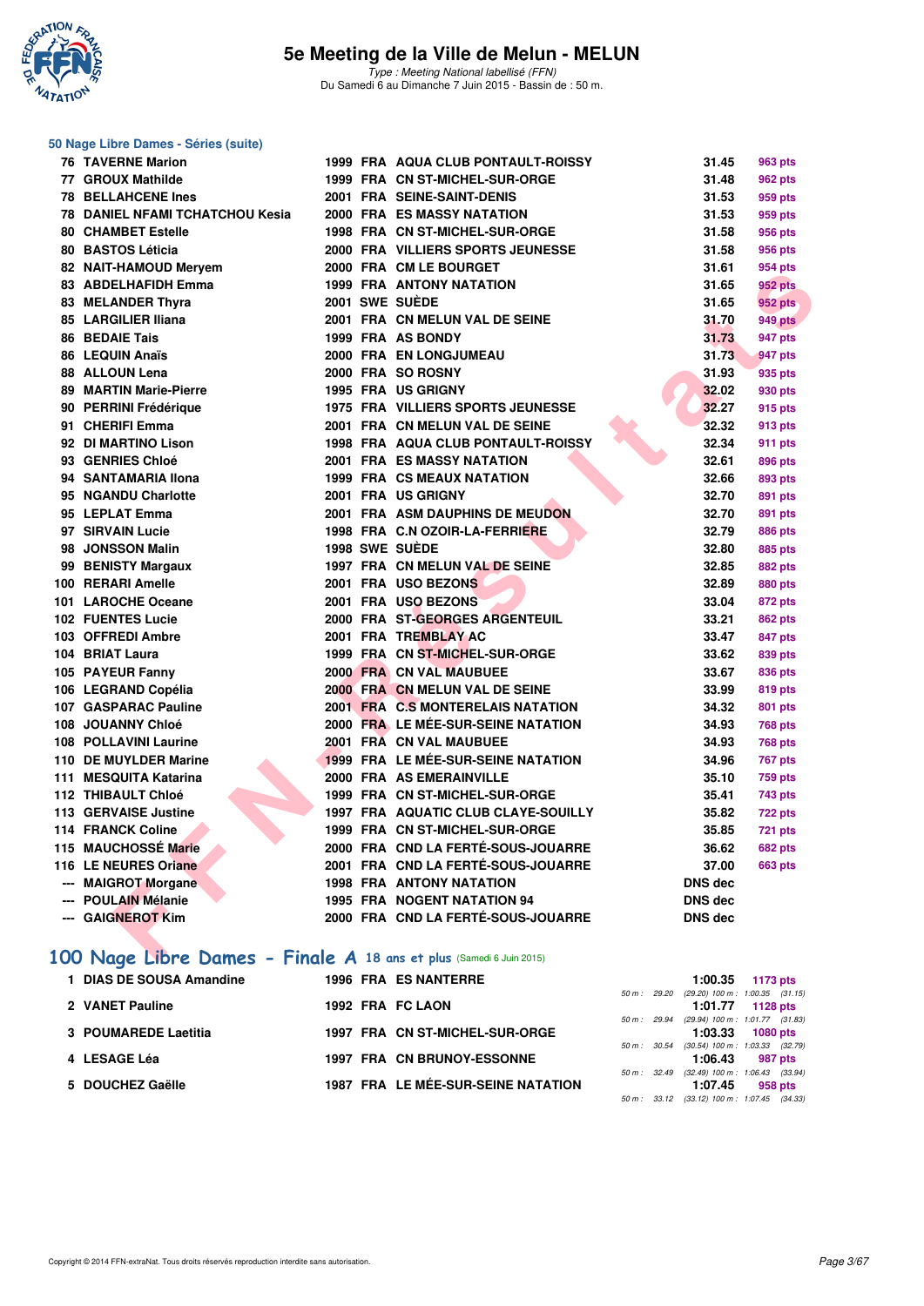# 5e Meeting de la Ville de Melun - MELUN

*Type : Meeting National labellisé (FFN)*
Du Samedi 6 au Dimanche 7 Juin 2015 - Bassin de : 50 m.

## 50 Nage Libre Dames - Séries (suite)

| Rang | Nom | Année | Nat. | Club | Temps | Points |
|---|---|---|---|---|---|---|
| 76 | TAVERNE Marion | 1999 | FRA | AQUA CLUB PONTAULT-ROISSY | 31.45 | 963 pts |
| 77 | GROUX Mathilde | 1999 | FRA | CN ST-MICHEL-SUR-ORGE | 31.48 | 962 pts |
| 78 | BELLAHCENE Ines | 2001 | FRA | SEINE-SAINT-DENIS | 31.53 | 959 pts |
| 78 | DANIEL NFAMI TCHATCHOU Kesia | 2000 | FRA | ES MASSY NATATION | 31.53 | 959 pts |
| 80 | CHAMBET Estelle | 1998 | FRA | CN ST-MICHEL-SUR-ORGE | 31.58 | 956 pts |
| 80 | BASTOS Léticia | 2000 | FRA | VILLIERS SPORTS JEUNESSE | 31.58 | 956 pts |
| 82 | NAIT-HAMOUD Meryem | 2000 | FRA | CM LE BOURGET | 31.61 | 954 pts |
| 83 | ABDELHAFIDH Emma | 1999 | FRA | ANTONY NATATION | 31.65 | 952 pts |
| 83 | MELANDER Thyra | 2001 | SWE | SUÈDE | 31.65 | 952 pts |
| 85 | LARGILIER Iliana | 2001 | FRA | CN MELUN VAL DE SEINE | 31.70 | 949 pts |
| 86 | BEDAIE Tais | 1999 | FRA | AS BONDY | 31.73 | 947 pts |
| 86 | LEQUIN Anaïs | 2000 | FRA | EN LONGJUMEAU | 31.73 | 947 pts |
| 88 | ALLOUN Lena | 2000 | FRA | SO ROSNY | 31.93 | 935 pts |
| 89 | MARTIN Marie-Pierre | 1995 | FRA | US GRIGNY | 32.02 | 930 pts |
| 90 | PERRINI Frédérique | 1975 | FRA | VILLIERS SPORTS JEUNESSE | 32.27 | 915 pts |
| 91 | CHERIFI Emma | 2001 | FRA | CN MELUN VAL DE SEINE | 32.32 | 913 pts |
| 92 | DI MARTINO Lison | 1998 | FRA | AQUA CLUB PONTAULT-ROISSY | 32.34 | 911 pts |
| 93 | GENRIES Chloé | 2001 | FRA | ES MASSY NATATION | 32.61 | 896 pts |
| 94 | SANTAMARIA Ilona | 1999 | FRA | CS MEAUX NATATION | 32.66 | 893 pts |
| 95 | NGANDU Charlotte | 2001 | FRA | US GRIGNY | 32.70 | 891 pts |
| 95 | LEPLAT Emma | 2001 | FRA | ASM DAUPHINS DE MEUDON | 32.70 | 891 pts |
| 97 | SIRVAIN Lucie | 1998 | FRA | C.N OZOIR-LA-FERRIERE | 32.79 | 886 pts |
| 98 | JONSSON Malin | 1998 | SWE | SUÈDE | 32.80 | 885 pts |
| 99 | BENISTY Margaux | 1997 | FRA | CN MELUN VAL DE SEINE | 32.85 | 882 pts |
| 100 | RERARI Amelle | 2001 | FRA | USO BEZONS | 32.89 | 880 pts |
| 101 | LAROCHE Oceane | 2001 | FRA | USO BEZONS | 33.04 | 872 pts |
| 102 | FUENTES Lucie | 2000 | FRA | ST-GEORGES ARGENTEUIL | 33.21 | 862 pts |
| 103 | OFFREDI Ambre | 2001 | FRA | TREMBLAY AC | 33.47 | 847 pts |
| 104 | BRIAT Laura | 1999 | FRA | CN ST-MICHEL-SUR-ORGE | 33.62 | 839 pts |
| 105 | PAYEUR Fanny | 2000 | FRA | CN VAL MAUBUEE | 33.67 | 836 pts |
| 106 | LEGRAND Copélia | 2000 | FRA | CN MELUN VAL DE SEINE | 33.99 | 819 pts |
| 107 | GASPARAC Pauline | 2001 | FRA | C.S MONTERELAIS NATATION | 34.32 | 801 pts |
| 108 | JOUANNY Chloé | 2000 | FRA | LE MÉE-SUR-SEINE NATATION | 34.93 | 768 pts |
| 108 | POLLAVINI Laurine | 2001 | FRA | CN VAL MAUBUEE | 34.93 | 768 pts |
| 110 | DE MUYLDER Marine | 1999 | FRA | LE MÉE-SUR-SEINE NATATION | 34.96 | 767 pts |
| 111 | MESQUITA Katarina | 2000 | FRA | AS EMERAINVILLE | 35.10 | 759 pts |
| 112 | THIBAULT Chloé | 1999 | FRA | CN ST-MICHEL-SUR-ORGE | 35.41 | 743 pts |
| 113 | GERVAISE Justine | 1997 | FRA | AQUATIC CLUB CLAYE-SOUILLY | 35.82 | 722 pts |
| 114 | FRANCK Coline | 1999 | FRA | CN ST-MICHEL-SUR-ORGE | 35.85 | 721 pts |
| 115 | MAUCHOSSÉ Marie | 2000 | FRA | CND LA FERTÉ-SOUS-JOUARRE | 36.62 | 682 pts |
| 116 | LE NEURES Oriane | 2001 | FRA | CND LA FERTÉ-SOUS-JOUARRE | 37.00 | 663 pts |
| --- | MAIGROT Morgane | 1998 | FRA | ANTONY NATATION | DNS dec | |
| --- | POULAIN Mélanie | 1995 | FRA | NOGENT NATATION 94 | DNS dec | |
| --- | GAIGNEROT Kim | 2000 | FRA | CND LA FERTÉ-SOUS-JOUARRE | DNS dec | |

## 100 Nage Libre Dames - Finale A 18 ans et plus (Samedi 6 Juin 2015)

| Rang | Nom | Année | Nat. | Club | Temps | Points | Intermédiaires |
|---|---|---|---|---|---|---|---|
| 1 | DIAS DE SOUSA Amandine | 1996 | FRA | ES NANTERRE | 1:00.35 | 1173 pts | 50 m : 29.20 (29.20) 100 m : 1:00.35 (31.15) |
| 2 | VANET Pauline | 1992 | FRA | FC LAON | 1:01.77 | 1128 pts | 50 m : 29.94 (29.94) 100 m : 1:01.77 (31.83) |
| 3 | POUMAREDE Laetitia | 1997 | FRA | CN ST-MICHEL-SUR-ORGE | 1:03.33 | 1080 pts | 50 m : 30.54 (30.54) 100 m : 1:03.33 (32.79) |
| 4 | LESAGE Léa | 1997 | FRA | CN BRUNOY-ESSONNE | 1:06.43 | 987 pts | 50 m : 32.49 (32.49) 100 m : 1:06.43 (33.94) |
| 5 | DOUCHEZ Gaëlle | 1987 | FRA | LE MÉE-SUR-SEINE NATATION | 1:07.45 | 958 pts | 50 m : 33.12 (33.12) 100 m : 1:07.45 (34.33) |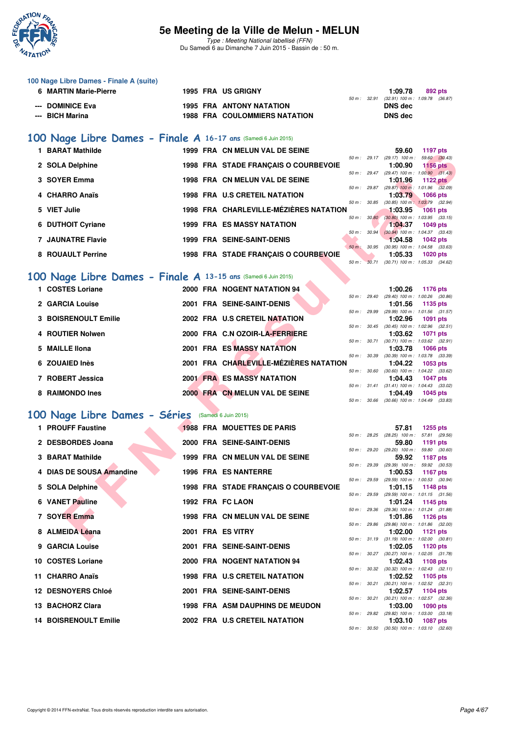### 100 Nage Libre Dames - Finale A (suite)

| Rang | Nom | Année | Nat | Club | Temps | Points | Splits |
|---|---|---|---|---|---|---|---|
| 6 | MARTIN Marie-Pierre | 1995 | FRA | US GRIGNY | 1:09.78 | 892 pts | 50 m : 32.91 (32.91) 100 m : 1:09.78 (36.87) |
| --- | DOMINICE Eva | 1995 | FRA | ANTONY NATATION | DNS dec | | |
| --- | BICH Marina | 1988 | FRA | COULOMMIERS NATATION | DNS dec | | |

## 100 Nage Libre Dames - Finale A 16-17 ans (Samedi 6 Juin 2015)

| Rang | Nom | Année | Nat | Club | Temps | Points | Splits |
|---|---|---|---|---|---|---|---|
| 1 | BARAT Mathilde | 1999 | FRA | CN MELUN VAL DE SEINE | 59.60 | 1197 pts | 50 m : 29.17 (29.17) 100 m : 59.60 (30.43) |
| 2 | SOLA Delphine | 1998 | FRA | STADE FRANÇAIS O COURBEVOIE | 1:00.90 | 1156 pts | 50 m : 29.47 (29.47) 100 m : 1:00.90 (31.43) |
| 3 | SOYER Emma | 1998 | FRA | CN MELUN VAL DE SEINE | 1:01.96 | 1122 pts | 50 m : 29.87 (29.87) 100 m : 1:01.96 (32.09) |
| 4 | CHARRO Anaïs | 1998 | FRA | U.S CRETEIL NATATION | 1:03.79 | 1066 pts | 50 m : 30.85 (30.85) 100 m : 1:03.79 (32.94) |
| 5 | VIET Julie | 1998 | FRA | CHARLEVILLE-MÉZIÈRES NATATION | 1:03.95 | 1061 pts | 50 m : 30.80 (30.80) 100 m : 1:03.95 (33.15) |
| 6 | DUTHOIT Cyriane | 1999 | FRA | ES MASSY NATATION | 1:04.37 | 1049 pts | 50 m : 30.94 (30.94) 100 m : 1:04.37 (33.43) |
| 7 | JAUNATRE Flavie | 1999 | FRA | SEINE-SAINT-DENIS | 1:04.58 | 1042 pts | 50 m : 30.95 (30.95) 100 m : 1:04.58 (33.63) |
| 8 | ROUAULT Perrine | 1998 | FRA | STADE FRANÇAIS O COURBEVOIE | 1:05.33 | 1020 pts | 50 m : 30.71 (30.71) 100 m : 1:05.33 (34.62) |

## 100 Nage Libre Dames - Finale A 13-15 ans (Samedi 6 Juin 2015)

| Rang | Nom | Année | Nat | Club | Temps | Points | Splits |
|---|---|---|---|---|---|---|---|
| 1 | COSTES Loriane | 2000 | FRA | NOGENT NATATION 94 | 1:00.26 | 1176 pts | 50 m : 29.40 (29.40) 100 m : 1:00.26 (30.86) |
| 2 | GARCIA Louise | 2001 | FRA | SEINE-SAINT-DENIS | 1:01.56 | 1135 pts | 50 m : 29.99 (29.99) 100 m : 1:01.56 (31.57) |
| 3 | BOISRENOULT Emilie | 2002 | FRA | U.S CRETEIL NATATION | 1:02.96 | 1091 pts | 50 m : 30.45 (30.45) 100 m : 1:02.96 (32.51) |
| 4 | ROUTIER Nolwen | 2000 | FRA | C.N OZOIR-LA-FERRIERE | 1:03.62 | 1071 pts | 50 m : 30.71 (30.71) 100 m : 1:03.62 (32.91) |
| 5 | MAILLE Ilona | 2001 | FRA | ES MASSY NATATION | 1:03.78 | 1066 pts | 50 m : 30.39 (30.39) 100 m : 1:03.78 (33.39) |
| 6 | ZOUAIED Inès | 2001 | FRA | CHARLEVILLE-MÉZIÈRES NATATION | 1:04.22 | 1053 pts | 50 m : 30.60 (30.60) 100 m : 1:04.22 (33.62) |
| 7 | ROBERT Jessica | 2001 | FRA | ES MASSY NATATION | 1:04.43 | 1047 pts | 50 m : 31.41 (31.41) 100 m : 1:04.43 (33.02) |
| 8 | RAIMONDO Ines | 2000 | FRA | CN MELUN VAL DE SEINE | 1:04.49 | 1045 pts | 50 m : 30.66 (30.66) 100 m : 1:04.49 (33.83) |

## 100 Nage Libre Dames - Séries (Samedi 6 Juin 2015)

| Rang | Nom | Année | Nat | Club | Temps | Points | Splits |
|---|---|---|---|---|---|---|---|
| 1 | PROUFF Faustine | 1988 | FRA | MOUETTES DE PARIS | 57.81 | 1255 pts | 50 m : 28.25 (28.25) 100 m : 57.81 (29.56) |
| 2 | DESBORDES Joana | 2000 | FRA | SEINE-SAINT-DENIS | 59.80 | 1191 pts | 50 m : 29.20 (29.20) 100 m : 59.80 (30.60) |
| 3 | BARAT Mathilde | 1999 | FRA | CN MELUN VAL DE SEINE | 59.92 | 1187 pts | 50 m : 29.39 (29.39) 100 m : 59.92 (30.53) |
| 4 | DIAS DE SOUSA Amandine | 1996 | FRA | ES NANTERRE | 1:00.53 | 1167 pts | 50 m : 29.59 (29.59) 100 m : 1:00.53 (30.94) |
| 5 | SOLA Delphine | 1998 | FRA | STADE FRANÇAIS O COURBEVOIE | 1:01.15 | 1148 pts | 50 m : 29.59 (29.59) 100 m : 1:01.15 (31.56) |
| 6 | VANET Pauline | 1992 | FRA | FC LAON | 1:01.24 | 1145 pts | 50 m : 29.36 (29.36) 100 m : 1:01.24 (31.88) |
| 7 | SOYER Emma | 1998 | FRA | CN MELUN VAL DE SEINE | 1:01.86 | 1126 pts | 50 m : 29.86 (29.86) 100 m : 1:01.86 (32.00) |
| 8 | ALMEIDA Léana | 2001 | FRA | ES VITRY | 1:02.00 | 1121 pts | 50 m : 31.19 (31.19) 100 m : 1:02.00 (30.81) |
| 9 | GARCIA Louise | 2001 | FRA | SEINE-SAINT-DENIS | 1:02.05 | 1120 pts | 50 m : 30.27 (30.27) 100 m : 1:02.05 (31.78) |
| 10 | COSTES Loriane | 2000 | FRA | NOGENT NATATION 94 | 1:02.43 | 1108 pts | 50 m : 30.32 (30.32) 100 m : 1:02.43 (32.11) |
| 11 | CHARRO Anaïs | 1998 | FRA | U.S CRETEIL NATATION | 1:02.52 | 1105 pts | 50 m : 30.21 (30.21) 100 m : 1:02.52 (32.31) |
| 12 | DESNOYERS Chloé | 2001 | FRA | SEINE-SAINT-DENIS | 1:02.57 | 1104 pts | 50 m : 30.21 (30.21) 100 m : 1:02.57 (32.36) |
| 13 | BACHORZ Clara | 1998 | FRA | ASM DAUPHINS DE MEUDON | 1:03.00 | 1090 pts | 50 m : 29.82 (29.82) 100 m : 1:03.00 (33.18) |
| 14 | BOISRENOULT Emilie | 2002 | FRA | U.S CRETEIL NATATION | 1:03.10 | 1087 pts | 50 m : 30.50 (30.50) 100 m : 1:03.10 (32.60) |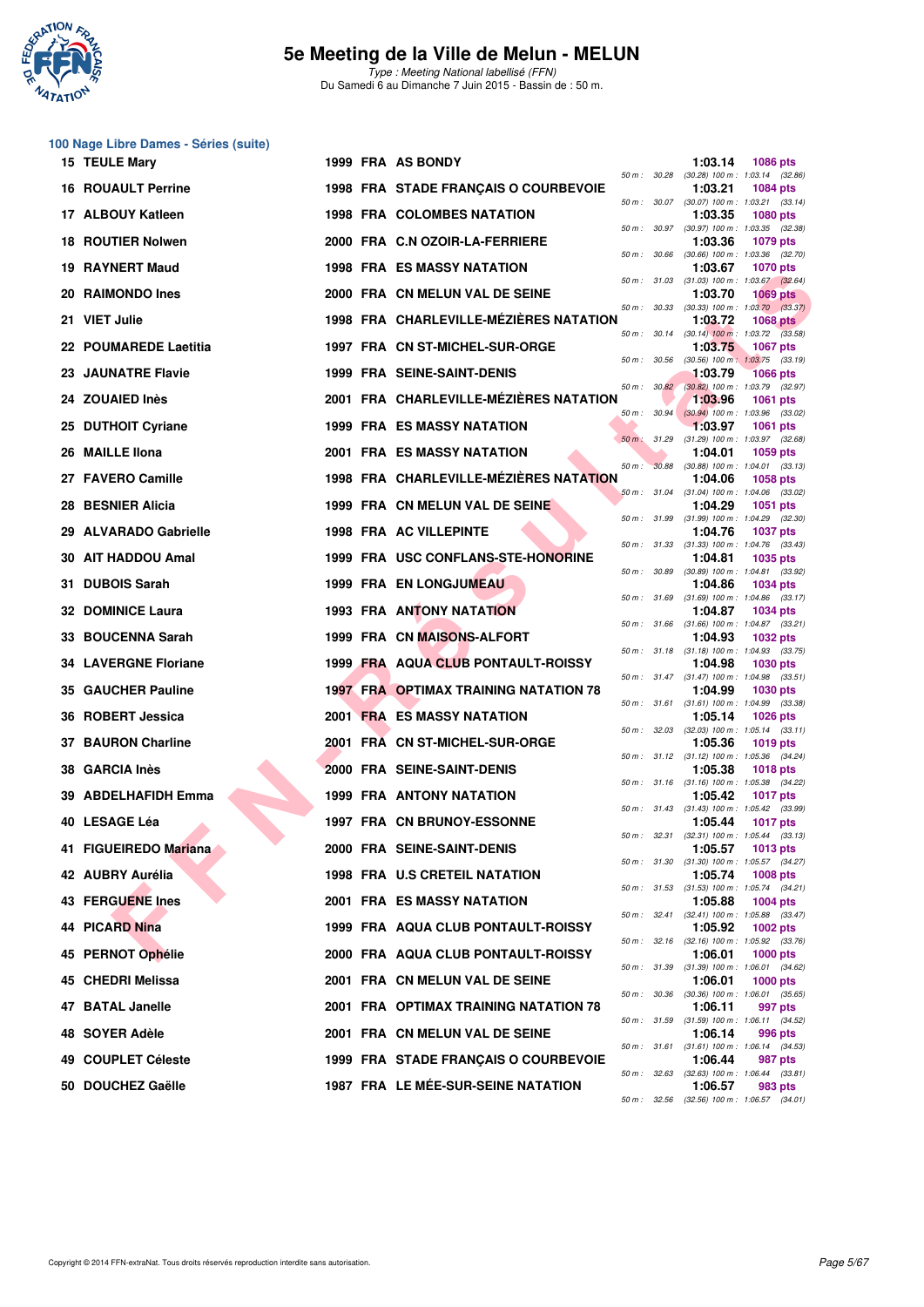## 5e Meeting de la Ville de Melun - MELUN

*Type : Meeting National labellisé (FFN)*
Du Samedi 6 au Dimanche 7 Juin 2015 - Bassin de : 50 m.

### 100 Nage Libre Dames - Séries (suite)

| Pl. | Nom | Année | Nat. | Club | Temps | Points | 50 m | 100 m |
|---|---|---|---|---|---|---|---|---|
| 15 | TEULE Mary | 1999 | FRA | AS BONDY | 1:03.14 | 1086 pts | 30.28 | (30.28) 1:03.14 (32.86) |
| 16 | ROUAULT Perrine | 1998 | FRA | STADE FRANÇAIS O COURBEVOIE | 1:03.21 | 1084 pts | 30.07 | (30.07) 1:03.21 (33.14) |
| 17 | ALBOUY Katleen | 1998 | FRA | COLOMBES NATATION | 1:03.35 | 1080 pts | 30.97 | (30.97) 1:03.35 (32.38) |
| 18 | ROUTIER Nolwen | 2000 | FRA | C.N OZOIR-LA-FERRIERE | 1:03.36 | 1079 pts | 30.66 | (30.66) 1:03.36 (32.70) |
| 19 | RAYNERT Maud | 1998 | FRA | ES MASSY NATATION | 1:03.67 | 1070 pts | 31.03 | (31.03) 1:03.67 (32.64) |
| 20 | RAIMONDO Ines | 2000 | FRA | CN MELUN VAL DE SEINE | 1:03.70 | 1069 pts | 30.33 | (30.33) 1:03.70 (33.37) |
| 21 | VIET Julie | 1998 | FRA | CHARLEVILLE-MÉZIÈRES NATATION | 1:03.72 | 1068 pts | 30.14 | (30.14) 1:03.72 (33.58) |
| 22 | POUMAREDE Laetitia | 1997 | FRA | CN ST-MICHEL-SUR-ORGE | 1:03.75 | 1067 pts | 30.56 | (30.56) 1:03.75 (33.19) |
| 23 | JAUNATRE Flavie | 1999 | FRA | SEINE-SAINT-DENIS | 1:03.79 | 1066 pts | 30.82 | (30.82) 1:03.79 (32.97) |
| 24 | ZOUAIED Inès | 2001 | FRA | CHARLEVILLE-MÉZIÈRES NATATION | 1:03.96 | 1061 pts | 30.94 | (30.94) 1:03.96 (33.02) |
| 25 | DUTHOIT Cyriane | 1999 | FRA | ES MASSY NATATION | 1:03.97 | 1061 pts | 31.29 | (31.29) 1:03.97 (32.68) |
| 26 | MAILLE Ilona | 2001 | FRA | ES MASSY NATATION | 1:04.01 | 1059 pts | 30.88 | (30.88) 1:04.01 (33.13) |
| 27 | FAVERO Camille | 1998 | FRA | CHARLEVILLE-MÉZIÈRES NATATION | 1:04.06 | 1058 pts | 31.04 | (31.04) 1:04.06 (33.02) |
| 28 | BESNIER Alicia | 1999 | FRA | CN MELUN VAL DE SEINE | 1:04.29 | 1051 pts | 31.99 | (31.99) 1:04.29 (32.30) |
| 29 | ALVARADO Gabrielle | 1998 | FRA | AC VILLEPINTE | 1:04.76 | 1037 pts | 31.33 | (31.33) 1:04.76 (33.43) |
| 30 | AIT HADDOU Amal | 1999 | FRA | USC CONFLANS-STE-HONORINE | 1:04.81 | 1035 pts | 30.89 | (30.89) 1:04.81 (33.92) |
| 31 | DUBOIS Sarah | 1999 | FRA | EN LONGJUMEAU | 1:04.86 | 1034 pts | 31.69 | (31.69) 1:04.86 (33.17) |
| 32 | DOMINICE Laura | 1993 | FRA | ANTONY NATATION | 1:04.87 | 1034 pts | 31.66 | (31.66) 1:04.87 (33.21) |
| 33 | BOUCENNA Sarah | 1999 | FRA | CN MAISONS-ALFORT | 1:04.93 | 1032 pts | 31.18 | (31.18) 1:04.93 (33.75) |
| 34 | LAVERGNE Floriane | 1999 | FRA | AQUA CLUB PONTAULT-ROISSY | 1:04.98 | 1030 pts | 31.47 | (31.47) 1:04.98 (33.51) |
| 35 | GAUCHER Pauline | 1997 | FRA | OPTIMAX TRAINING NATATION 78 | 1:04.99 | 1030 pts | 31.61 | (31.61) 1:04.99 (33.38) |
| 36 | ROBERT Jessica | 2001 | FRA | ES MASSY NATATION | 1:05.14 | 1026 pts | 32.03 | (32.03) 1:05.14 (33.11) |
| 37 | BAURON Charline | 2001 | FRA | CN ST-MICHEL-SUR-ORGE | 1:05.36 | 1019 pts | 31.12 | (31.12) 1:05.36 (34.24) |
| 38 | GARCIA Inès | 2000 | FRA | SEINE-SAINT-DENIS | 1:05.38 | 1018 pts | 31.16 | (31.16) 1:05.38 (34.22) |
| 39 | ABDELHAFIDH Emma | 1999 | FRA | ANTONY NATATION | 1:05.42 | 1017 pts | 31.43 | (31.43) 1:05.42 (33.99) |
| 40 | LESAGE Léa | 1997 | FRA | CN BRUNOY-ESSONNE | 1:05.44 | 1017 pts | 32.31 | (32.31) 1:05.44 (33.13) |
| 41 | FIGUEIREDO Mariana | 2000 | FRA | SEINE-SAINT-DENIS | 1:05.57 | 1013 pts | 31.30 | (31.30) 1:05.57 (34.27) |
| 42 | AUBRY Aurélia | 1998 | FRA | U.S CRETEIL NATATION | 1:05.74 | 1008 pts | 31.53 | (31.53) 1:05.74 (34.21) |
| 43 | FERGUENE Ines | 2001 | FRA | ES MASSY NATATION | 1:05.88 | 1004 pts | 32.41 | (32.41) 1:05.88 (33.47) |
| 44 | PICARD Nina | 1999 | FRA | AQUA CLUB PONTAULT-ROISSY | 1:05.92 | 1002 pts | 32.16 | (32.16) 1:05.92 (33.76) |
| 45 | PERNOT Ophélie | 2000 | FRA | AQUA CLUB PONTAULT-ROISSY | 1:06.01 | 1000 pts | 31.39 | (31.39) 1:06.01 (34.62) |
| 45 | CHEDRI Melissa | 2001 | FRA | CN MELUN VAL DE SEINE | 1:06.01 | 1000 pts | 30.36 | (30.36) 1:06.01 (35.65) |
| 47 | BATAL Janelle | 2001 | FRA | OPTIMAX TRAINING NATATION 78 | 1:06.11 | 997 pts | 31.59 | (31.59) 1:06.11 (34.52) |
| 48 | SOYER Adèle | 2001 | FRA | CN MELUN VAL DE SEINE | 1:06.14 | 996 pts | 31.61 | (31.61) 1:06.14 (34.53) |
| 49 | COUPLET Céleste | 1999 | FRA | STADE FRANÇAIS O COURBEVOIE | 1:06.44 | 987 pts | 32.63 | (32.63) 1:06.44 (33.81) |
| 50 | DOUCHEZ Gaëlle | 1987 | FRA | LE MÉE-SUR-SEINE NATATION | 1:06.57 | 983 pts | 32.56 | (32.56) 1:06.57 (34.01) |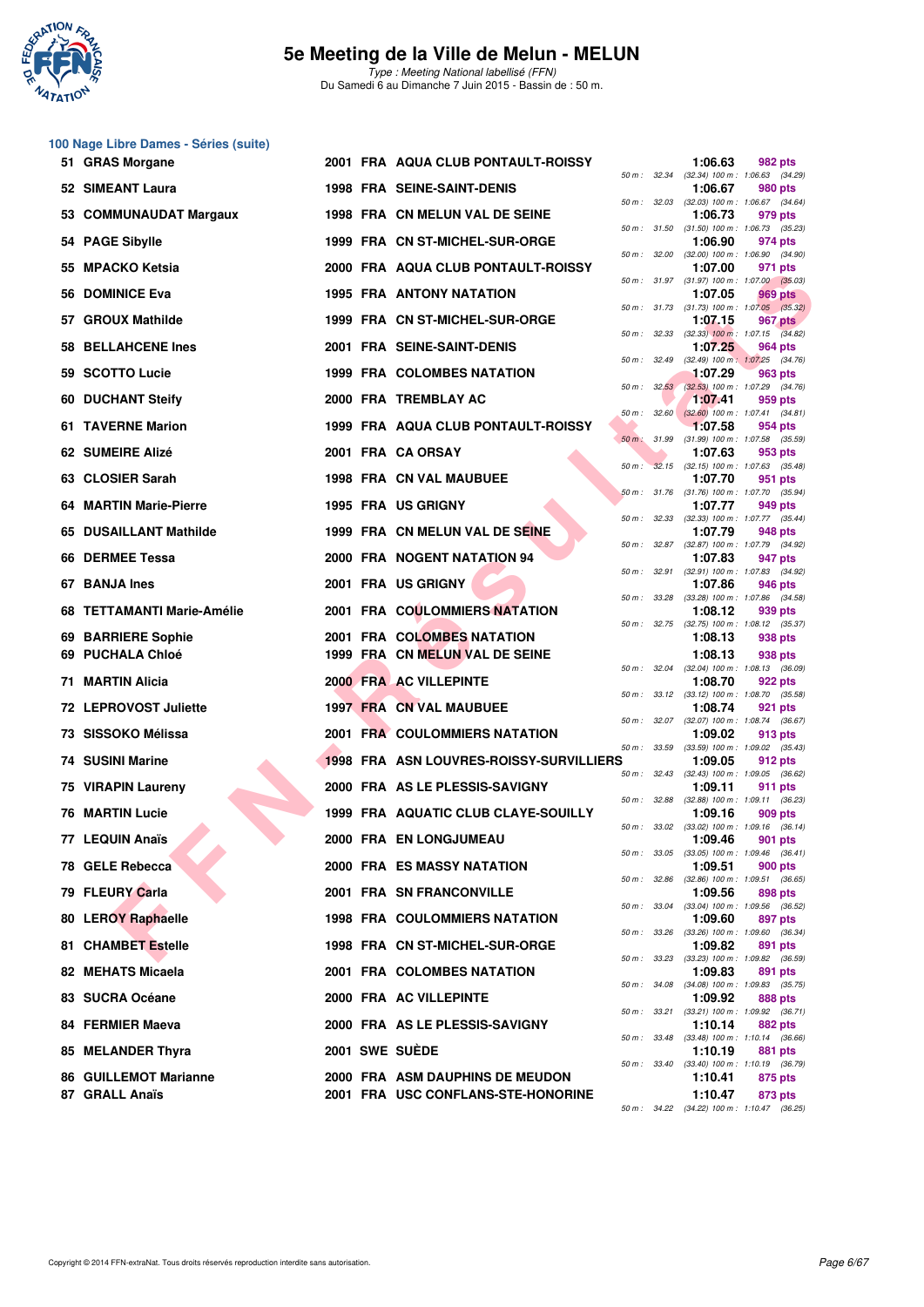## 100 Nage Libre Dames - Séries (suite)

| Rang | Nom | Année | Nat. | Club | Temps | Points | Splits |
|---|---|---|---|---|---|---|---|
| 51 | GRAS Morgane | 2001 | FRA | AQUA CLUB PONTAULT-ROISSY | 1:06.63 | 982 pts | 50 m : 32.34 (32.34) 100 m : 1:06.63 (34.29) |
| 52 | SIMEANT Laura | 1998 | FRA | SEINE-SAINT-DENIS | 1:06.67 | 980 pts | 50 m : 32.03 (32.03) 100 m : 1:06.67 (34.64) |
| 53 | COMMUNAUDAT Margaux | 1998 | FRA | CN MELUN VAL DE SEINE | 1:06.73 | 979 pts | 50 m : 31.50 (31.50) 100 m : 1:06.73 (35.23) |
| 54 | PAGE Sibylle | 1999 | FRA | CN ST-MICHEL-SUR-ORGE | 1:06.90 | 974 pts | 50 m : 32.00 (32.00) 100 m : 1:06.90 (34.90) |
| 55 | MPACKO Ketsia | 2000 | FRA | AQUA CLUB PONTAULT-ROISSY | 1:07.00 | 971 pts | 50 m : 31.97 (31.97) 100 m : 1:07.00 (35.03) |
| 56 | DOMINICE Eva | 1995 | FRA | ANTONY NATATION | 1:07.05 | 969 pts | 50 m : 31.73 (31.73) 100 m : 1:07.05 (35.32) |
| 57 | GROUX Mathilde | 1999 | FRA | CN ST-MICHEL-SUR-ORGE | 1:07.15 | 967 pts | 50 m : 32.33 (32.33) 100 m : 1:07.15 (34.82) |
| 58 | BELLAHCENE Ines | 2001 | FRA | SEINE-SAINT-DENIS | 1:07.25 | 964 pts | 50 m : 32.49 (32.49) 100 m : 1:07.25 (34.76) |
| 59 | SCOTTO Lucie | 1999 | FRA | COLOMBES NATATION | 1:07.29 | 963 pts | 50 m : 32.53 (32.53) 100 m : 1:07.29 (34.76) |
| 60 | DUCHANT Steify | 2000 | FRA | TREMBLAY AC | 1:07.41 | 959 pts | 50 m : 32.60 (32.60) 100 m : 1:07.41 (34.81) |
| 61 | TAVERNE Marion | 1999 | FRA | AQUA CLUB PONTAULT-ROISSY | 1:07.58 | 954 pts | 50 m : 31.99 (31.99) 100 m : 1:07.58 (35.59) |
| 62 | SUMEIRE Alizé | 2001 | FRA | CA ORSAY | 1:07.63 | 953 pts | 50 m : 32.15 (32.15) 100 m : 1:07.63 (35.48) |
| 63 | CLOSIER Sarah | 1998 | FRA | CN VAL MAUBUEE | 1:07.70 | 951 pts | 50 m : 31.76 (31.76) 100 m : 1:07.70 (35.94) |
| 64 | MARTIN Marie-Pierre | 1995 | FRA | US GRIGNY | 1:07.77 | 949 pts | 50 m : 32.33 (32.33) 100 m : 1:07.77 (35.44) |
| 65 | DUSAILLANT Mathilde | 1999 | FRA | CN MELUN VAL DE SEINE | 1:07.79 | 948 pts | 50 m : 32.87 (32.87) 100 m : 1:07.79 (34.92) |
| 66 | DERMEE Tessa | 2000 | FRA | NOGENT NATATION 94 | 1:07.83 | 947 pts | 50 m : 32.91 (32.91) 100 m : 1:07.83 (34.92) |
| 67 | BANJA Ines | 2001 | FRA | US GRIGNY | 1:07.86 | 946 pts | 50 m : 33.28 (33.28) 100 m : 1:07.86 (34.58) |
| 68 | TETTAMANTI Marie-Amélie | 2001 | FRA | COULOMMIERS NATATION | 1:08.12 | 939 pts | 50 m : 32.75 (32.75) 100 m : 1:08.12 (35.37) |
| 69 | BARRIERE Sophie | 2001 | FRA | COLOMBES NATATION | 1:08.13 | 938 pts | |
| 69 | PUCHALA Chloé | 1999 | FRA | CN MELUN VAL DE SEINE | 1:08.13 | 938 pts | 50 m : 32.04 (32.04) 100 m : 1:08.13 (36.09) |
| 71 | MARTIN Alicia | 2000 | FRA | AC VILLEPINTE | 1:08.70 | 922 pts | 50 m : 33.12 (33.12) 100 m : 1:08.70 (35.58) |
| 72 | LEPROVOST Juliette | 1997 | FRA | CN VAL MAUBUEE | 1:08.74 | 921 pts | 50 m : 32.07 (32.07) 100 m : 1:08.74 (36.67) |
| 73 | SISSOKO Mélissa | 2001 | FRA | COULOMMIERS NATATION | 1:09.02 | 913 pts | 50 m : 33.59 (33.59) 100 m : 1:09.02 (35.43) |
| 74 | SUSINI Marine | 1998 | FRA | ASN LOUVRES-ROISSY-SURVILLIERS | 1:09.05 | 912 pts | 50 m : 32.43 (32.43) 100 m : 1:09.05 (36.62) |
| 75 | VIRAPIN Laureny | 2000 | FRA | AS LE PLESSIS-SAVIGNY | 1:09.11 | 911 pts | 50 m : 32.88 (32.88) 100 m : 1:09.11 (36.23) |
| 76 | MARTIN Lucie | 1999 | FRA | AQUATIC CLUB CLAYE-SOUILLY | 1:09.16 | 909 pts | 50 m : 33.02 (33.02) 100 m : 1:09.16 (36.14) |
| 77 | LEQUIN Anaïs | 2000 | FRA | EN LONGJUMEAU | 1:09.46 | 901 pts | 50 m : 33.05 (33.05) 100 m : 1:09.46 (36.41) |
| 78 | GELE Rebecca | 2000 | FRA | ES MASSY NATATION | 1:09.51 | 900 pts | 50 m : 32.86 (32.86) 100 m : 1:09.51 (36.65) |
| 79 | FLEURY Carla | 2001 | FRA | SN FRANCONVILLE | 1:09.56 | 898 pts | 50 m : 33.04 (33.04) 100 m : 1:09.56 (36.52) |
| 80 | LEROY Raphaelle | 1998 | FRA | COULOMMIERS NATATION | 1:09.60 | 897 pts | 50 m : 33.26 (33.26) 100 m : 1:09.60 (36.34) |
| 81 | CHAMBET Estelle | 1998 | FRA | CN ST-MICHEL-SUR-ORGE | 1:09.82 | 891 pts | 50 m : 33.23 (33.23) 100 m : 1:09.82 (36.59) |
| 82 | MEHATS Micaela | 2001 | FRA | COLOMBES NATATION | 1:09.83 | 891 pts | 50 m : 34.08 (34.08) 100 m : 1:09.83 (35.75) |
| 83 | SUCRA Océane | 2000 | FRA | AC VILLEPINTE | 1:09.92 | 888 pts | 50 m : 33.21 (33.21) 100 m : 1:09.92 (36.71) |
| 84 | FERMIER Maeva | 2000 | FRA | AS LE PLESSIS-SAVIGNY | 1:10.14 | 882 pts | 50 m : 33.48 (33.48) 100 m : 1:10.14 (36.66) |
| 85 | MELANDER Thyra | 2001 | SWE | SUÈDE | 1:10.19 | 881 pts | 50 m : 33.40 (33.40) 100 m : 1:10.19 (36.79) |
| 86 | GUILLEMOT Marianne | 2000 | FRA | ASM DAUPHINS DE MEUDON | 1:10.41 | 875 pts | |
| 87 | GRALL Anaïs | 2001 | FRA | USC CONFLANS-STE-HONORINE | 1:10.47 | 873 pts | 50 m : 34.22 (34.22) 100 m : 1:10.47 (36.25) |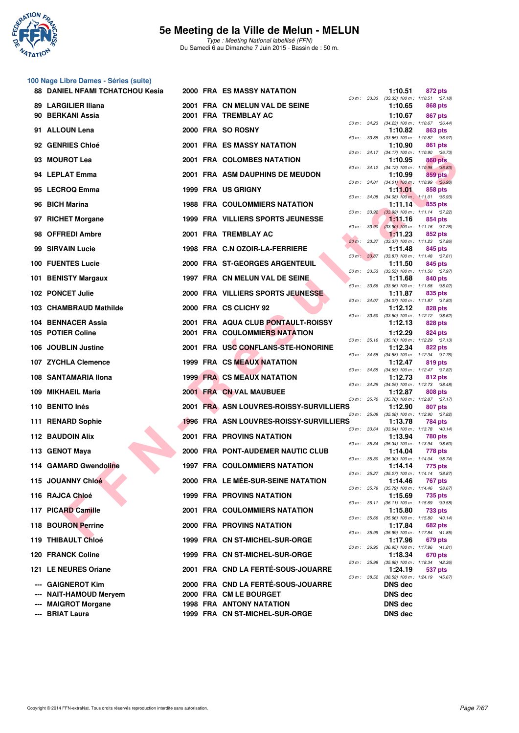# 5e Meeting de la Ville de Melun - MELUN

*Type : Meeting National labellisé (FFN)*
Du Samedi 6 au Dimanche 7 Juin 2015 - Bassin de : 50 m.

## 100 Nage Libre Dames - Séries (suite)

| Rang | Nom | Année | Nat | Club | Temps | Points | Splits |
|---|---|---|---|---|---|---|---|
| 88 | DANIEL NFAMI TCHATCHOU Kesia | 2000 | FRA | ES MASSY NATATION | 1:10.51 | 872 pts | 50 m : 33.33 (33.33) 100 m : 1:10.51 (37.18) |
| 89 | LARGILIER Iliana | 2001 | FRA | CN MELUN VAL DE SEINE | 1:10.65 | 868 pts | |
| 90 | BERKANI Assia | 2001 | FRA | TREMBLAY AC | 1:10.67 | 867 pts | 50 m : 34.23 (34.23) 100 m : 1:10.67 (36.44) |
| 91 | ALLOUN Lena | 2000 | FRA | SO ROSNY | 1:10.82 | 863 pts | 50 m : 33.85 (33.85) 100 m : 1:10.82 (36.97) |
| 92 | GENRIES Chloé | 2001 | FRA | ES MASSY NATATION | 1:10.90 | 861 pts | 50 m : 34.17 (34.17) 100 m : 1:10.90 (36.73) |
| 93 | MOUROT Lea | 2001 | FRA | COLOMBES NATATION | 1:10.95 | 860 pts | 50 m : 34.12 (34.12) 100 m : 1:10.95 (36.83) |
| 94 | LEPLAT Emma | 2001 | FRA | ASM DAUPHINS DE MEUDON | 1:10.99 | 859 pts | 50 m : 34.01 (34.01) 100 m : 1:10.99 (36.98) |
| 95 | LECROQ Emma | 1999 | FRA | US GRIGNY | 1:11.01 | 858 pts | 50 m : 34.08 (34.08) 100 m : 1:11.01 (36.93) |
| 96 | BICH Marina | 1988 | FRA | COULOMMIERS NATATION | 1:11.14 | 855 pts | 50 m : 33.92 (33.92) 100 m : 1:11.14 (37.22) |
| 97 | RICHET Morgane | 1999 | FRA | VILLIERS SPORTS JEUNESSE | 1:11.16 | 854 pts | 50 m : 33.90 (33.90) 100 m : 1:11.16 (37.26) |
| 98 | OFFREDI Ambre | 2001 | FRA | TREMBLAY AC | 1:11.23 | 852 pts | 50 m : 33.37 (33.37) 100 m : 1:11.23 (37.86) |
| 99 | SIRVAIN Lucie | 1998 | FRA | C.N OZOIR-LA-FERRIERE | 1:11.48 | 845 pts | 50 m : 33.87 (33.87) 100 m : 1:11.48 (37.61) |
| 100 | FUENTES Lucie | 2000 | FRA | ST-GEORGES ARGENTEUIL | 1:11.50 | 845 pts | 50 m : 33.53 (33.53) 100 m : 1:11.50 (37.97) |
| 101 | BENISTY Margaux | 1997 | FRA | CN MELUN VAL DE SEINE | 1:11.68 | 840 pts | 50 m : 33.66 (33.66) 100 m : 1:11.68 (38.02) |
| 102 | PONCET Julie | 2000 | FRA | VILLIERS SPORTS JEUNESSE | 1:11.87 | 835 pts | 50 m : 34.07 (34.07) 100 m : 1:11.87 (37.80) |
| 103 | CHAMBRAUD Mathilde | 2000 | FRA | CS CLICHY 92 | 1:12.12 | 828 pts | 50 m : 33.50 (33.50) 100 m : 1:12.12 (38.62) |
| 104 | BENNACER Assia | 2001 | FRA | AQUA CLUB PONTAULT-ROISSY | 1:12.13 | 828 pts | |
| 105 | POTIER Coline | 2001 | FRA | COULOMMIERS NATATION | 1:12.29 | 824 pts | 50 m : 35.16 (35.16) 100 m : 1:12.29 (37.13) |
| 106 | JOUBLIN Justine | 2001 | FRA | USC CONFLANS-STE-HONORINE | 1:12.34 | 822 pts | 50 m : 34.58 (34.58) 100 m : 1:12.34 (37.76) |
| 107 | ZYCHLA Clemence | 1999 | FRA | CS MEAUX NATATION | 1:12.47 | 819 pts | 50 m : 34.65 (34.65) 100 m : 1:12.47 (37.82) |
| 108 | SANTAMARIA Ilona | 1999 | FRA | CS MEAUX NATATION | 1:12.73 | 812 pts | 50 m : 34.25 (34.25) 100 m : 1:12.73 (38.48) |
| 109 | MIKHAEIL Maria | 2001 | FRA | CN VAL MAUBUEE | 1:12.87 | 808 pts | 50 m : 35.70 (35.70) 100 m : 1:12.87 (37.17) |
| 110 | BENITO Inés | 2001 | FRA | ASN LOUVRES-ROISSY-SURVILLIERS | 1:12.90 | 807 pts | 50 m : 35.08 (35.08) 100 m : 1:12.90 (37.82) |
| 111 | RENARD Sophie | 1996 | FRA | ASN LOUVRES-ROISSY-SURVILLIERS | 1:13.78 | 784 pts | 50 m : 33.64 (33.64) 100 m : 1:13.78 (40.14) |
| 112 | BAUDOIN Alix | 2001 | FRA | PROVINS NATATION | 1:13.94 | 780 pts | 50 m : 35.34 (35.34) 100 m : 1:13.94 (38.60) |
| 113 | GENOT Maya | 2000 | FRA | PONT-AUDEMER NAUTIC CLUB | 1:14.04 | 778 pts | 50 m : 35.30 (35.30) 100 m : 1:14.04 (38.74) |
| 114 | GAMARD Gwendoline | 1997 | FRA | COULOMMIERS NATATION | 1:14.14 | 775 pts | 50 m : 35.27 (35.27) 100 m : 1:14.14 (38.87) |
| 115 | JOUANNY Chloé | 2000 | FRA | LE MÉE-SUR-SEINE NATATION | 1:14.46 | 767 pts | 50 m : 35.79 (35.79) 100 m : 1:14.46 (38.67) |
| 116 | RAJCA Chloé | 1999 | FRA | PROVINS NATATION | 1:15.69 | 735 pts | 50 m : 36.11 (36.11) 100 m : 1:15.69 (39.58) |
| 117 | PICARD Camille | 2001 | FRA | COULOMMIERS NATATION | 1:15.80 | 733 pts | 50 m : 35.66 (35.66) 100 m : 1:15.80 (40.14) |
| 118 | BOURON Perrine | 2000 | FRA | PROVINS NATATION | 1:17.84 | 682 pts | 50 m : 35.99 (35.99) 100 m : 1:17.84 (41.85) |
| 119 | THIBAULT Chloé | 1999 | FRA | CN ST-MICHEL-SUR-ORGE | 1:17.96 | 679 pts | 50 m : 36.95 (36.95) 100 m : 1:17.96 (41.01) |
| 120 | FRANCK Coline | 1999 | FRA | CN ST-MICHEL-SUR-ORGE | 1:18.34 | 670 pts | 50 m : 35.98 (35.98) 100 m : 1:18.34 (42.36) |
| 121 | LE NEURES Oriane | 2001 | FRA | CND LA FERTÉ-SOUS-JOUARRE | 1:24.19 | 537 pts | 50 m : 38.52 (38.52) 100 m : 1:24.19 (45.67) |
| --- | GAIGNEROT Kim | 2000 | FRA | CND LA FERTÉ-SOUS-JOUARRE | DNS dec | | |
| --- | NAIT-HAMOUD Meryem | 2000 | FRA | CM LE BOURGET | DNS dec | | |
| --- | MAIGROT Morgane | 1998 | FRA | ANTONY NATATION | DNS dec | | |
| --- | BRIAT Laura | 1999 | FRA | CN ST-MICHEL-SUR-ORGE | DNS dec | | |

Copyright © 2014 FFN-extraNat. Tous droits réservés reproduction interdite sans autorisation.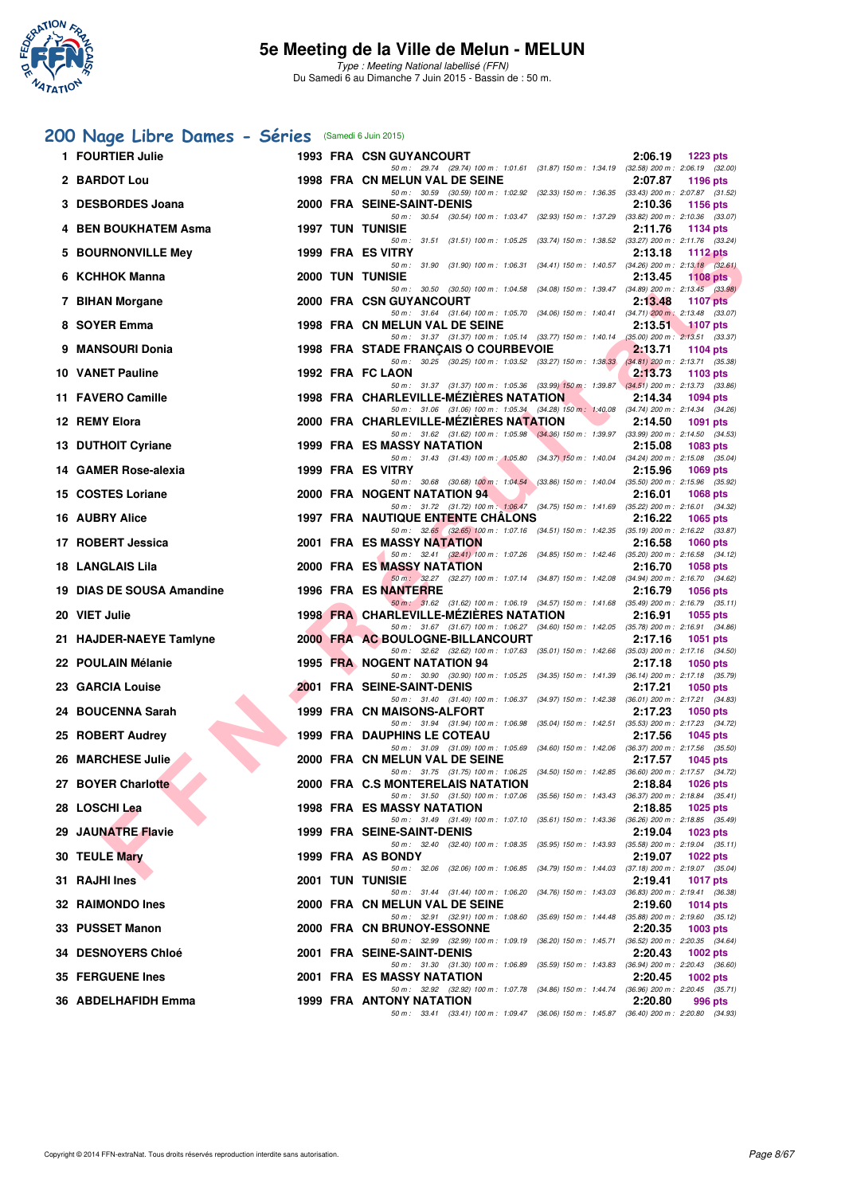# 5e Meeting de la Ville de Melun - MELUN

*Type : Meeting National labellisé (FFN)*
Du Samedi 6 au Dimanche 7 Juin 2015 - Bassin de : 50 m.

## 200 Nage Libre Dames - Séries (Samedi 6 Juin 2015)

| Rang | Nom | Année | Nat | Club | Temps | Points |
|---|---|---|---|---|---|---|
| 1 | FOURTIER Julie | 1993 | FRA | CSN GUYANCOURT | 2:06.19 | 1223 pts |
| | 50 m : 29.74 (29.74) 100 m : 1:01.61 (31.87) 150 m : 1:34.19 (32.58) 200 m : 2:06.19 (32.00) | | | | | |
| 2 | BARDOT Lou | 1998 | FRA | CN MELUN VAL DE SEINE | 2:07.87 | 1196 pts |
| | 50 m : 30.59 (30.59) 100 m : 1:02.92 (32.33) 150 m : 1:36.35 (33.43) 200 m : 2:07.87 (31.52) | | | | | |
| 3 | DESBORDES Joana | 2000 | FRA | SEINE-SAINT-DENIS | 2:10.36 | 1156 pts |
| | 50 m : 30.54 (30.54) 100 m : 1:03.47 (32.93) 150 m : 1:37.29 (33.82) 200 m : 2:10.36 (33.07) | | | | | |
| 4 | BEN BOUKHATEM Asma | 1997 | TUN | TUNISIE | 2:11.76 | 1134 pts |
| | 50 m : 31.51 (31.51) 100 m : 1:05.25 (33.74) 150 m : 1:38.52 (33.27) 200 m : 2:11.76 (33.24) | | | | | |
| 5 | BOURNONVILLE Mey | 1999 | FRA | ES VITRY | 2:13.18 | 1112 pts |
| | 50 m : 31.90 (31.90) 100 m : 1:06.31 (34.41) 150 m : 1:40.57 (34.26) 200 m : 2:13.18 (32.61) | | | | | |
| 6 | KCHHOK Manna | 2000 | TUN | TUNISIE | 2:13.45 | 1108 pts |
| | 50 m : 30.50 (30.50) 100 m : 1:04.58 (34.08) 150 m : 1:39.47 (34.89) 200 m : 2:13.45 (33.98) | | | | | |
| 7 | BIHAN Morgane | 2000 | FRA | CSN GUYANCOURT | 2:13.48 | 1107 pts |
| | 50 m : 31.64 (31.64) 100 m : 1:05.70 (34.06) 150 m : 1:40.41 (34.71) 200 m : 2:13.48 (33.07) | | | | | |
| 8 | SOYER Emma | 1998 | FRA | CN MELUN VAL DE SEINE | 2:13.51 | 1107 pts |
| | 50 m : 31.37 (31.37) 100 m : 1:05.14 (33.77) 150 m : 1:40.14 (35.00) 200 m : 2:13.51 (33.37) | | | | | |
| 9 | MANSOURI Donia | 1998 | FRA | STADE FRANÇAIS O COURBEVOIE | 2:13.71 | 1104 pts |
| | 50 m : 30.25 (30.25) 100 m : 1:03.52 (33.27) 150 m : 1:38.33 (34.81) 200 m : 2:13.71 (35.38) | | | | | |
| 10 | VANET Pauline | 1992 | FRA | FC LAON | 2:13.73 | 1103 pts |
| | 50 m : 31.37 (31.37) 100 m : 1:05.36 (33.99) 150 m : 1:39.87 (34.51) 200 m : 2:13.73 (33.86) | | | | | |
| 11 | FAVERO Camille | 1998 | FRA | CHARLEVILLE-MÉZIÈRES NATATION | 2:14.34 | 1094 pts |
| | 50 m : 31.06 (31.06) 100 m : 1:05.34 (34.28) 150 m : 1:40.08 (34.74) 200 m : 2:14.34 (34.26) | | | | | |
| 12 | REMY Elora | 2000 | FRA | CHARLEVILLE-MÉZIÈRES NATATION | 2:14.50 | 1091 pts |
| | 50 m : 31.62 (31.62) 100 m : 1:05.98 (34.36) 150 m : 1:39.97 (33.99) 200 m : 2:14.50 (34.53) | | | | | |
| 13 | DUTHOIT Cyriane | 1999 | FRA | ES MASSY NATATION | 2:15.08 | 1083 pts |
| | 50 m : 31.43 (31.43) 100 m : 1:05.80 (34.37) 150 m : 1:40.04 (34.24) 200 m : 2:15.08 (35.04) | | | | | |
| 14 | GAMER Rose-alexia | 1999 | FRA | ES VITRY | 2:15.96 | 1069 pts |
| | 50 m : 30.68 (30.68) 100 m : 1:04.54 (33.86) 150 m : 1:40.04 (35.50) 200 m : 2:15.96 (35.92) | | | | | |
| 15 | COSTES Loriane | 2000 | FRA | NOGENT NATATION 94 | 2:16.01 | 1068 pts |
| | 50 m : 31.72 (31.72) 100 m : 1:06.47 (34.75) 150 m : 1:41.69 (35.22) 200 m : 2:16.01 (34.32) | | | | | |
| 16 | AUBRY Alice | 1997 | FRA | NAUTIQUE ENTENTE CHÂLONS | 2:16.22 | 1065 pts |
| | 50 m : 32.65 (32.65) 100 m : 1:07.16 (34.51) 150 m : 1:42.35 (35.19) 200 m : 2:16.22 (33.87) | | | | | |
| 17 | ROBERT Jessica | 2001 | FRA | ES MASSY NATATION | 2:16.58 | 1060 pts |
| | 50 m : 32.41 (32.41) 100 m : 1:07.26 (34.85) 150 m : 1:42.46 (35.20) 200 m : 2:16.58 (34.12) | | | | | |
| 18 | LANGLAIS Lila | 2000 | FRA | ES MASSY NATATION | 2:16.70 | 1058 pts |
| | 50 m : 32.27 (32.27) 100 m : 1:07.14 (34.87) 150 m : 1:42.08 (34.94) 200 m : 2:16.70 (34.62) | | | | | |
| 19 | DIAS DE SOUSA Amandine | 1996 | FRA | ES NANTERRE | 2:16.79 | 1056 pts |
| | 50 m : 31.62 (31.62) 100 m : 1:06.19 (34.57) 150 m : 1:41.68 (35.49) 200 m : 2:16.79 (35.11) | | | | | |
| 20 | VIET Julie | 1998 | FRA | CHARLEVILLE-MÉZIÈRES NATATION | 2:16.91 | 1055 pts |
| | 50 m : 31.67 (31.67) 100 m : 1:06.27 (34.60) 150 m : 1:42.05 (35.78) 200 m : 2:16.91 (34.86) | | | | | |
| 21 | HAJDER-NAEYE Tamlyne | 2000 | FRA | AC BOULOGNE-BILLANCOURT | 2:17.16 | 1051 pts |
| | 50 m : 32.62 (32.62) 100 m : 1:07.63 (35.01) 150 m : 1:42.66 (35.03) 200 m : 2:17.16 (34.50) | | | | | |
| 22 | POULAIN Mélanie | 1995 | FRA | NOGENT NATATION 94 | 2:17.18 | 1050 pts |
| | 50 m : 30.90 (30.90) 100 m : 1:05.25 (34.35) 150 m : 1:41.39 (36.14) 200 m : 2:17.18 (35.79) | | | | | |
| 23 | GARCIA Louise | 2001 | FRA | SEINE-SAINT-DENIS | 2:17.21 | 1050 pts |
| | 50 m : 31.40 (31.40) 100 m : 1:06.37 (34.97) 150 m : 1:42.38 (36.01) 200 m : 2:17.21 (34.83) | | | | | |
| 24 | BOUCENNA Sarah | 1999 | FRA | CN MAISONS-ALFORT | 2:17.23 | 1050 pts |
| | 50 m : 31.94 (31.94) 100 m : 1:06.98 (35.04) 150 m : 1:42.51 (35.53) 200 m : 2:17.23 (34.72) | | | | | |
| 25 | ROBERT Audrey | 1999 | FRA | DAUPHINS LE COTEAU | 2:17.56 | 1045 pts |
| | 50 m : 31.09 (31.09) 100 m : 1:05.69 (34.60) 150 m : 1:42.06 (36.37) 200 m : 2:17.56 (35.50) | | | | | |
| 26 | MARCHESE Julie | 2000 | FRA | CN MELUN VAL DE SEINE | 2:17.57 | 1045 pts |
| | 50 m : 31.75 (31.75) 100 m : 1:06.25 (34.50) 150 m : 1:42.85 (36.60) 200 m : 2:17.57 (34.72) | | | | | |
| 27 | BOYER Charlotte | 2000 | FRA | C.S MONTERELAIS NATATION | 2:18.84 | 1026 pts |
| | 50 m : 31.50 (31.50) 100 m : 1:07.06 (35.56) 150 m : 1:43.43 (36.37) 200 m : 2:18.84 (35.41) | | | | | |
| 28 | LOSCHI Lea | 1998 | FRA | ES MASSY NATATION | 2:18.85 | 1025 pts |
| | 50 m : 31.49 (31.49) 100 m : 1:07.10 (35.61) 150 m : 1:43.36 (36.26) 200 m : 2:18.85 (35.49) | | | | | |
| 29 | JAUNATRE Flavie | 1999 | FRA | SEINE-SAINT-DENIS | 2:19.04 | 1023 pts |
| | 50 m : 32.40 (32.40) 100 m : 1:08.35 (35.95) 150 m : 1:43.93 (35.58) 200 m : 2:19.04 (35.11) | | | | | |
| 30 | TEULE Mary | 1999 | FRA | AS BONDY | 2:19.07 | 1022 pts |
| | 50 m : 32.06 (32.06) 100 m : 1:06.85 (34.79) 150 m : 1:44.03 (37.18) 200 m : 2:19.07 (35.04) | | | | | |
| 31 | RAJHI Ines | 2001 | TUN | TUNISIE | 2:19.41 | 1017 pts |
| | 50 m : 31.44 (31.44) 100 m : 1:06.20 (34.76) 150 m : 1:43.03 (36.83) 200 m : 2:19.41 (36.38) | | | | | |
| 32 | RAIMONDO Ines | 2000 | FRA | CN MELUN VAL DE SEINE | 2:19.60 | 1014 pts |
| | 50 m : 32.91 (32.91) 100 m : 1:08.60 (35.69) 150 m : 1:44.48 (35.88) 200 m : 2:19.60 (35.12) | | | | | |
| 33 | PUSSET Manon | 2000 | FRA | CN BRUNOY-ESSONNE | 2:20.35 | 1003 pts |
| | 50 m : 32.99 (32.99) 100 m : 1:09.19 (36.20) 150 m : 1:45.71 (36.52) 200 m : 2:20.35 (34.64) | | | | | |
| 34 | DESNOYERS Chloé | 2001 | FRA | SEINE-SAINT-DENIS | 2:20.43 | 1002 pts |
| | 50 m : 31.30 (31.30) 100 m : 1:06.89 (35.59) 150 m : 1:43.83 (36.94) 200 m : 2:20.43 (36.60) | | | | | |
| 35 | FERGUENE Ines | 2001 | FRA | ES MASSY NATATION | 2:20.45 | 1002 pts |
| | 50 m : 32.92 (32.92) 100 m : 1:07.78 (34.86) 150 m : 1:44.74 (36.96) 200 m : 2:20.45 (35.71) | | | | | |
| 36 | ABDELHAFIDH Emma | 1999 | FRA | ANTONY NATATION | 2:20.80 | 996 pts |
| | 50 m : 33.41 (33.41) 100 m : 1:09.47 (36.06) 150 m : 1:45.87 (36.40) 200 m : 2:20.80 (34.93) | | | | | |

Copyright © 2014 FFN-extraNat. Tous droits réservés reproduction interdite sans autorisation.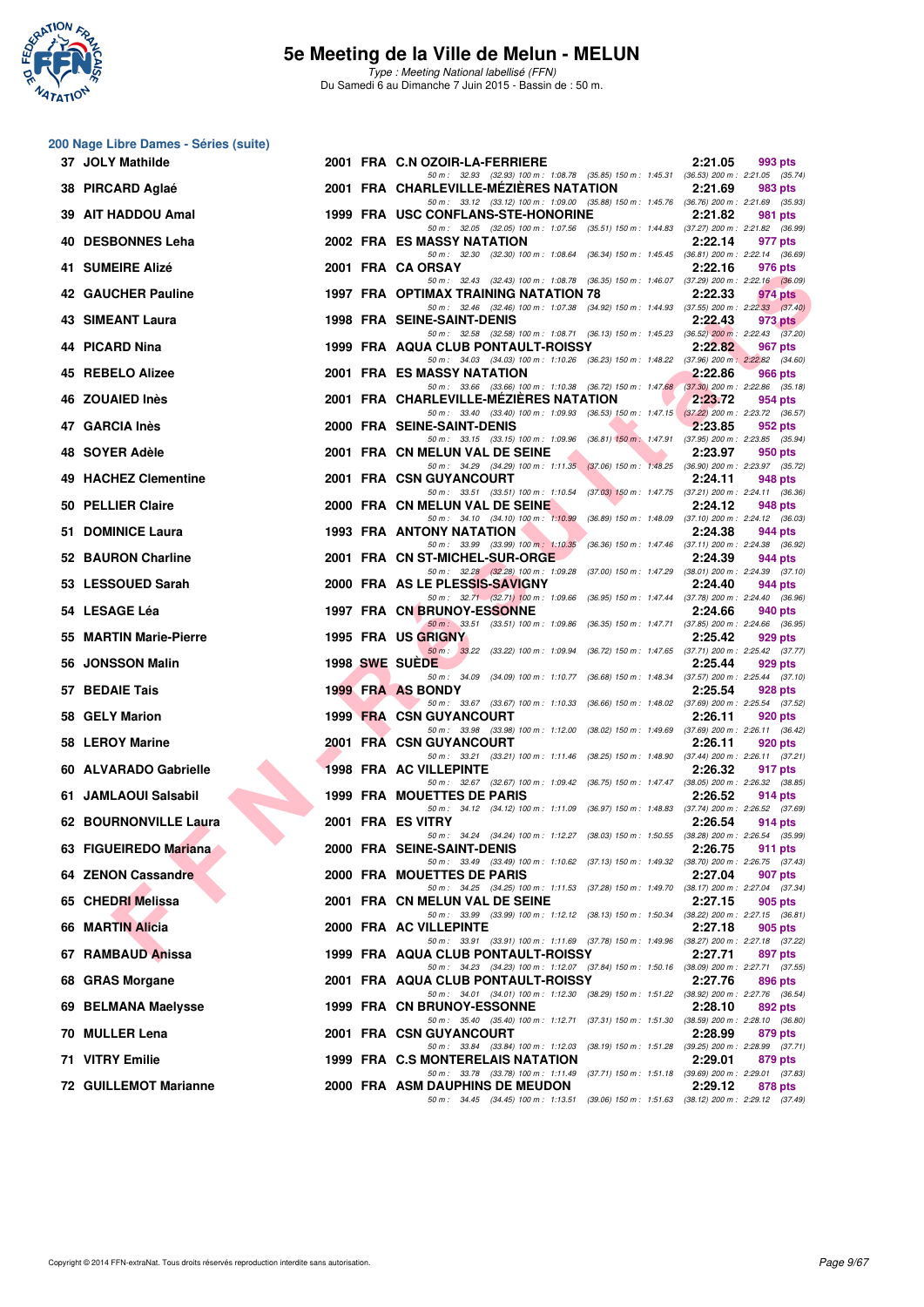## 200 Nage Libre Dames - Séries (suite)

| Rang | Nom | Année | Nat. | Club | Temps | Points |
|---|---|---|---|---|---|---|
| 37 | JOLY Mathilde | 2001 | FRA | C.N OZOIR-LA-FERRIERE | 2:21.05 | 993 pts |
| | 50 m : 32.93 (32.93) 100 m : 1:08.78 (35.85) 150 m : 1:45.31 (36.53) 200 m : 2:21.05 (35.74) | | | | | |
| 38 | PIRCARD Aglaé | 2001 | FRA | CHARLEVILLE-MÉZIÈRES NATATION | 2:21.69 | 983 pts |
| | 50 m : 33.12 (33.12) 100 m : 1:09.00 (35.88) 150 m : 1:45.76 (36.76) 200 m : 2:21.69 (35.93) | | | | | |
| 39 | AIT HADDOU Amal | 1999 | FRA | USC CONFLANS-STE-HONORINE | 2:21.82 | 981 pts |
| | 50 m : 32.05 (32.05) 100 m : 1:07.56 (35.51) 150 m : 1:44.83 (37.27) 200 m : 2:21.82 (36.99) | | | | | |
| 40 | DESBONNES Leha | 2002 | FRA | ES MASSY NATATION | 2:22.14 | 977 pts |
| | 50 m : 32.30 (32.30) 100 m : 1:08.64 (36.34) 150 m : 1:45.45 (36.81) 200 m : 2:22.14 (36.69) | | | | | |
| 41 | SUMEIRE Alizé | 2001 | FRA | CA ORSAY | 2:22.16 | 976 pts |
| | 50 m : 32.43 (32.43) 100 m : 1:08.78 (36.35) 150 m : 1:46.07 (37.29) 200 m : 2:22.16 (36.09) | | | | | |
| 42 | GAUCHER Pauline | 1997 | FRA | OPTIMAX TRAINING NATATION 78 | 2:22.33 | 974 pts |
| | 50 m : 32.46 (32.46) 100 m : 1:07.38 (34.92) 150 m : 1:44.93 (37.55) 200 m : 2:22.33 (37.40) | | | | | |
| 43 | SIMEANT Laura | 1998 | FRA | SEINE-SAINT-DENIS | 2:22.43 | 973 pts |
| | 50 m : 32.58 (32.58) 100 m : 1:08.71 (36.13) 150 m : 1:45.23 (36.52) 200 m : 2:22.43 (37.20) | | | | | |
| 44 | PICARD Nina | 1999 | FRA | AQUA CLUB PONTAULT-ROISSY | 2:22.82 | 967 pts |
| | 50 m : 34.03 (34.03) 100 m : 1:10.26 (36.23) 150 m : 1:48.22 (37.96) 200 m : 2:22.82 (34.60) | | | | | |
| 45 | REBELO Alizee | 2001 | FRA | ES MASSY NATATION | 2:22.86 | 966 pts |
| | 50 m : 33.66 (33.66) 100 m : 1:10.38 (36.72) 150 m : 1:47.68 (37.30) 200 m : 2:22.86 (35.18) | | | | | |
| 46 | ZOUAIED Inès | 2001 | FRA | CHARLEVILLE-MÉZIÈRES NATATION | 2:23.72 | 954 pts |
| | 50 m : 33.40 (33.40) 100 m : 1:09.93 (36.53) 150 m : 1:47.15 (37.22) 200 m : 2:23.72 (36.57) | | | | | |
| 47 | GARCIA Inès | 2000 | FRA | SEINE-SAINT-DENIS | 2:23.85 | 952 pts |
| | 50 m : 33.15 (33.15) 100 m : 1:09.96 (36.81) 150 m : 1:47.91 (37.95) 200 m : 2:23.85 (35.94) | | | | | |
| 48 | SOYER Adèle | 2001 | FRA | CN MELUN VAL DE SEINE | 2:23.97 | 950 pts |
| | 50 m : 34.29 (34.29) 100 m : 1:11.35 (37.06) 150 m : 1:48.25 (36.90) 200 m : 2:23.97 (35.72) | | | | | |
| 49 | HACHEZ Clementine | 2001 | FRA | CSN GUYANCOURT | 2:24.11 | 948 pts |
| | 50 m : 33.51 (33.51) 100 m : 1:10.54 (37.03) 150 m : 1:47.75 (37.21) 200 m : 2:24.11 (36.36) | | | | | |
| 50 | PELLIER Claire | 2000 | FRA | CN MELUN VAL DE SEINE | 2:24.12 | 948 pts |
| | 50 m : 34.10 (34.10) 100 m : 1:10.99 (36.89) 150 m : 1:48.09 (37.10) 200 m : 2:24.12 (36.03) | | | | | |
| 51 | DOMINICE Laura | 1993 | FRA | ANTONY NATATION | 2:24.38 | 944 pts |
| | 50 m : 33.99 (33.99) 100 m : 1:10.35 (36.36) 150 m : 1:47.46 (37.11) 200 m : 2:24.38 (36.92) | | | | | |
| 52 | BAURON Charline | 2001 | FRA | CN ST-MICHEL-SUR-ORGE | 2:24.39 | 944 pts |
| | 50 m : 32.28 (32.28) 100 m : 1:09.28 (37.00) 150 m : 1:47.29 (38.01) 200 m : 2:24.39 (37.10) | | | | | |
| 53 | LESSOUED Sarah | 2000 | FRA | AS LE PLESSIS-SAVIGNY | 2:24.40 | 944 pts |
| | 50 m : 32.71 (32.71) 100 m : 1:09.66 (36.95) 150 m : 1:47.44 (37.78) 200 m : 2:24.40 (36.96) | | | | | |
| 54 | LESAGE Léa | 1997 | FRA | CN BRUNOY-ESSONNE | 2:24.66 | 940 pts |
| | 50 m : 33.51 (33.51) 100 m : 1:09.86 (36.35) 150 m : 1:47.71 (37.85) 200 m : 2:24.66 (36.95) | | | | | |
| 55 | MARTIN Marie-Pierre | 1995 | FRA | US GRIGNY | 2:25.42 | 929 pts |
| | 50 m : 33.22 (33.22) 100 m : 1:09.94 (36.72) 150 m : 1:47.65 (37.71) 200 m : 2:25.42 (37.77) | | | | | |
| 56 | JONSSON Malin | 1998 | SWE | SUÈDE | 2:25.44 | 929 pts |
| | 50 m : 34.09 (34.09) 100 m : 1:10.77 (36.68) 150 m : 1:48.34 (37.57) 200 m : 2:25.44 (37.10) | | | | | |
| 57 | BEDAIE Tais | 1999 | FRA | AS BONDY | 2:25.54 | 928 pts |
| | 50 m : 33.67 (33.67) 100 m : 1:10.33 (36.66) 150 m : 1:48.02 (37.69) 200 m : 2:25.54 (37.52) | | | | | |
| 58 | GELY Marion | 1999 | FRA | CSN GUYANCOURT | 2:26.11 | 920 pts |
| | 50 m : 33.98 (33.98) 100 m : 1:12.00 (38.02) 150 m : 1:49.69 (37.69) 200 m : 2:26.11 (36.42) | | | | | |
| 58 | LEROY Marine | 2001 | FRA | CSN GUYANCOURT | 2:26.11 | 920 pts |
| | 50 m : 33.21 (33.21) 100 m : 1:11.46 (38.25) 150 m : 1:48.90 (37.44) 200 m : 2:26.11 (37.21) | | | | | |
| 60 | ALVARADO Gabrielle | 1998 | FRA | AC VILLEPINTE | 2:26.32 | 917 pts |
| | 50 m : 32.67 (32.67) 100 m : 1:09.42 (36.75) 150 m : 1:47.47 (38.05) 200 m : 2:26.32 (38.85) | | | | | |
| 61 | JAMLAOUI Salsabil | 1999 | FRA | MOUETTES DE PARIS | 2:26.52 | 914 pts |
| | 50 m : 34.12 (34.12) 100 m : 1:11.09 (36.97) 150 m : 1:48.83 (37.74) 200 m : 2:26.52 (37.69) | | | | | |
| 62 | BOURNONVILLE Laura | 2001 | FRA | ES VITRY | 2:26.54 | 914 pts |
| | 50 m : 34.24 (34.24) 100 m : 1:12.27 (38.03) 150 m : 1:50.55 (38.28) 200 m : 2:26.54 (35.99) | | | | | |
| 63 | FIGUEIREDO Mariana | 2000 | FRA | SEINE-SAINT-DENIS | 2:26.75 | 911 pts |
| | 50 m : 33.49 (33.49) 100 m : 1:10.62 (37.13) 150 m : 1:49.32 (38.70) 200 m : 2:26.75 (37.43) | | | | | |
| 64 | ZENON Cassandre | 2000 | FRA | MOUETTES DE PARIS | 2:27.04 | 907 pts |
| | 50 m : 34.25 (34.25) 100 m : 1:11.53 (37.28) 150 m : 1:49.70 (38.17) 200 m : 2:27.04 (37.34) | | | | | |
| 65 | CHEDRI Melissa | 2001 | FRA | CN MELUN VAL DE SEINE | 2:27.15 | 905 pts |
| | 50 m : 33.99 (33.99) 100 m : 1:12.12 (38.13) 150 m : 1:50.34 (38.22) 200 m : 2:27.15 (36.81) | | | | | |
| 66 | MARTIN Alicia | 2000 | FRA | AC VILLEPINTE | 2:27.18 | 905 pts |
| | 50 m : 33.91 (33.91) 100 m : 1:11.69 (37.78) 150 m : 1:49.96 (38.27) 200 m : 2:27.18 (37.22) | | | | | |
| 67 | RAMBAUD Anissa | 1999 | FRA | AQUA CLUB PONTAULT-ROISSY | 2:27.71 | 897 pts |
| | 50 m : 34.23 (34.23) 100 m : 1:12.07 (37.84) 150 m : 1:50.16 (38.09) 200 m : 2:27.71 (37.55) | | | | | |
| 68 | GRAS Morgane | 2001 | FRA | AQUA CLUB PONTAULT-ROISSY | 2:27.76 | 896 pts |
| | 50 m : 34.01 (34.01) 100 m : 1:12.30 (38.29) 150 m : 1:51.22 (38.92) 200 m : 2:27.76 (36.54) | | | | | |
| 69 | BELMANA Maelysse | 1999 | FRA | CN BRUNOY-ESSONNE | 2:28.10 | 892 pts |
| | 50 m : 35.40 (35.40) 100 m : 1:12.71 (37.31) 150 m : 1:51.30 (38.59) 200 m : 2:28.10 (36.80) | | | | | |
| 70 | MULLER Lena | 2001 | FRA | CSN GUYANCOURT | 2:28.99 | 879 pts |
| | 50 m : 33.84 (33.84) 100 m : 1:12.03 (38.19) 150 m : 1:51.28 (39.25) 200 m : 2:28.99 (37.71) | | | | | |
| 71 | VITRY Emilie | 1999 | FRA | C.S MONTERELAIS NATATION | 2:29.01 | 879 pts |
| | 50 m : 33.78 (33.78) 100 m : 1:11.49 (37.71) 150 m : 1:51.18 (39.69) 200 m : 2:29.01 (37.83) | | | | | |
| 72 | GUILLEMOT Marianne | 2000 | FRA | ASM DAUPHINS DE MEUDON | 2:29.12 | 878 pts |
| | 50 m : 34.45 (34.45) 100 m : 1:13.51 (39.06) 150 m : 1:51.63 (38.12) 200 m : 2:29.12 (37.49) | | | | | |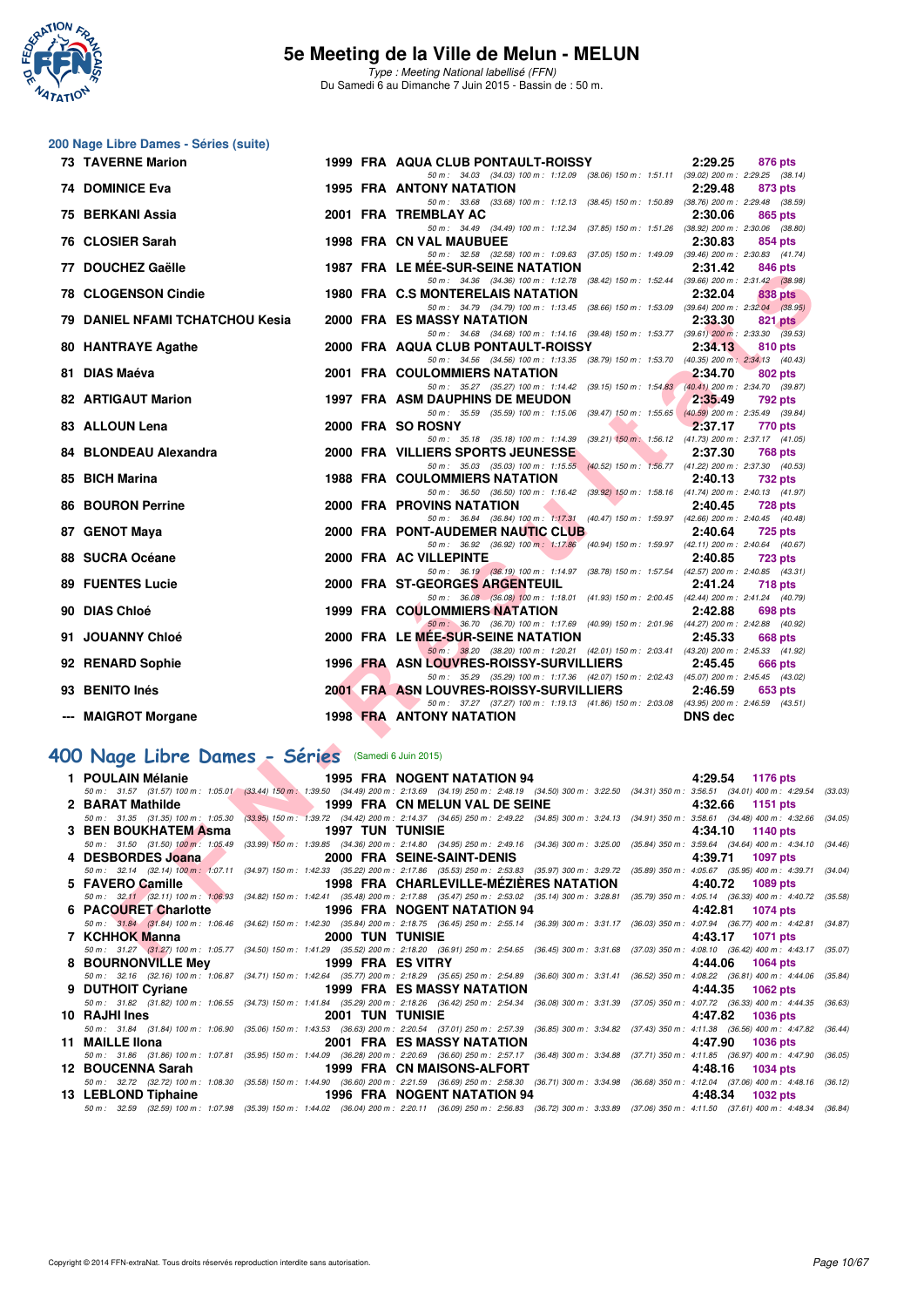# 5e Meeting de la Ville de Melun - MELUN

*Type : Meeting National labellisé (FFN)*
Du Samedi 6 au Dimanche 7 Juin 2015 - Bassin de : 50 m.

## 200 Nage Libre Dames - Séries (suite)

| Rang | Nom | Année | Nat | Club | Temps | Points |
|---|---|---|---|---|---|---|
| 73 | TAVERNE Marion | 1999 | FRA | AQUA CLUB PONTAULT-ROISSY | 2:29.25 | 876 pts |
| | 50 m : 34.03 (34.03) 100 m : 1:12.09 (38.06) 150 m : 1:51.11 (39.02) 200 m : 2:29.25 (38.14) | | | | | |
| 74 | DOMINICE Eva | 1995 | FRA | ANTONY NATATION | 2:29.48 | 873 pts |
| | 50 m : 33.68 (33.68) 100 m : 1:12.13 (38.45) 150 m : 1:50.89 (38.76) 200 m : 2:29.48 (38.59) | | | | | |
| 75 | BERKANI Assia | 2001 | FRA | TREMBLAY AC | 2:30.06 | 865 pts |
| | 50 m : 34.49 (34.49) 100 m : 1:12.34 (37.85) 150 m : 1:51.26 (38.92) 200 m : 2:30.06 (38.80) | | | | | |
| 76 | CLOSIER Sarah | 1998 | FRA | CN VAL MAUBUEE | 2:30.83 | 854 pts |
| | 50 m : 32.58 (32.58) 100 m : 1:09.63 (37.05) 150 m : 1:49.09 (39.46) 200 m : 2:30.83 (41.74) | | | | | |
| 77 | DOUCHEZ Gaëlle | 1987 | FRA | LE MÉE-SUR-SEINE NATATION | 2:31.42 | 846 pts |
| | 50 m : 34.36 (34.36) 100 m : 1:12.78 (38.42) 150 m : 1:52.44 (39.66) 200 m : 2:31.42 (38.98) | | | | | |
| 78 | CLOGENSON Cindie | 1980 | FRA | C.S MONTERELAIS NATATION | 2:32.04 | 838 pts |
| | 50 m : 34.79 (34.79) 100 m : 1:13.45 (38.66) 150 m : 1:53.09 (39.64) 200 m : 2:32.04 (38.95) | | | | | |
| 79 | DANIEL NFAMI TCHATCHOU Kesia | 2000 | FRA | ES MASSY NATATION | 2:33.30 | 821 pts |
| | 50 m : 34.68 (34.68) 100 m : 1:14.16 (39.48) 150 m : 1:53.77 (39.61) 200 m : 2:33.30 (39.53) | | | | | |
| 80 | HANTRAYE Agathe | 2000 | FRA | AQUA CLUB PONTAULT-ROISSY | 2:34.13 | 810 pts |
| | 50 m : 34.56 (34.56) 100 m : 1:13.35 (38.79) 150 m : 1:53.70 (40.35) 200 m : 2:34.13 (40.43) | | | | | |
| 81 | DIAS Maéva | 2001 | FRA | COULOMMIERS NATATION | 2:34.70 | 802 pts |
| | 50 m : 35.27 (35.27) 100 m : 1:14.42 (39.15) 150 m : 1:54.83 (40.41) 200 m : 2:34.70 (39.87) | | | | | |
| 82 | ARTIGAUT Marion | 1997 | FRA | ASM DAUPHINS DE MEUDON | 2:35.49 | 792 pts |
| | 50 m : 35.59 (35.59) 100 m : 1:15.06 (39.47) 150 m : 1:55.65 (40.59) 200 m : 2:35.49 (39.84) | | | | | |
| 83 | ALLOUN Lena | 2000 | FRA | SO ROSNY | 2:37.17 | 770 pts |
| | 50 m : 35.18 (35.18) 100 m : 1:14.39 (39.21) 150 m : 1:56.12 (41.73) 200 m : 2:37.17 (41.05) | | | | | |
| 84 | BLONDEAU Alexandra | 2000 | FRA | VILLIERS SPORTS JEUNESSE | 2:37.30 | 768 pts |
| | 50 m : 35.03 (35.03) 100 m : 1:15.55 (40.52) 150 m : 1:56.77 (41.22) 200 m : 2:37.30 (40.53) | | | | | |
| 85 | BICH Marina | 1988 | FRA | COULOMMIERS NATATION | 2:40.13 | 732 pts |
| | 50 m : 36.50 (36.50) 100 m : 1:16.42 (39.92) 150 m : 1:58.16 (41.74) 200 m : 2:40.13 (41.97) | | | | | |
| 86 | BOURON Perrine | 2000 | FRA | PROVINS NATATION | 2:40.45 | 728 pts |
| | 50 m : 36.84 (36.84) 100 m : 1:17.31 (40.47) 150 m : 1:59.97 (42.66) 200 m : 2:40.45 (40.48) | | | | | |
| 87 | GENOT Maya | 2000 | FRA | PONT-AUDEMER NAUTIC CLUB | 2:40.64 | 725 pts |
| | 50 m : 36.92 (36.92) 100 m : 1:17.86 (40.94) 150 m : 1:59.97 (42.11) 200 m : 2:40.64 (40.67) | | | | | |
| 88 | SUCRA Océane | 2000 | FRA | AC VILLEPINTE | 2:40.85 | 723 pts |
| | 50 m : 36.19 (36.19) 100 m : 1:14.97 (38.78) 150 m : 1:57.54 (42.57) 200 m : 2:40.85 (43.31) | | | | | |
| 89 | FUENTES Lucie | 2000 | FRA | ST-GEORGES ARGENTEUIL | 2:41.24 | 718 pts |
| | 50 m : 36.08 (36.08) 100 m : 1:18.01 (41.93) 150 m : 2:00.45 (42.44) 200 m : 2:41.24 (40.79) | | | | | |
| 90 | DIAS Chloé | 1999 | FRA | COULOMMIERS NATATION | 2:42.88 | 698 pts |
| | 50 m : 36.70 (36.70) 100 m : 1:17.69 (40.99) 150 m : 2:01.96 (44.27) 200 m : 2:42.88 (40.92) | | | | | |
| 91 | JOUANNY Chloé | 2000 | FRA | LE MÉE-SUR-SEINE NATATION | 2:45.33 | 668 pts |
| | 50 m : 38.20 (38.20) 100 m : 1:20.21 (42.01) 150 m : 2:03.41 (43.20) 200 m : 2:45.33 (41.92) | | | | | |
| 92 | RENARD Sophie | 1996 | FRA | ASN LOUVRES-ROISSY-SURVILLIERS | 2:45.45 | 666 pts |
| | 50 m : 35.29 (35.29) 100 m : 1:17.36 (42.07) 150 m : 2:02.43 (45.07) 200 m : 2:45.45 (43.02) | | | | | |
| 93 | BENITO Inés | 2001 | FRA | ASN LOUVRES-ROISSY-SURVILLIERS | 2:46.59 | 653 pts |
| | 50 m : 37.27 (37.27) 100 m : 1:19.13 (41.86) 150 m : 2:03.08 (43.95) 200 m : 2:46.59 (43.51) | | | | | |
| --- | MAIGROT Morgane | 1998 | FRA | ANTONY NATATION | DNS dec | |

## 400 Nage Libre Dames - Séries (Samedi 6 Juin 2015)

| Rang | Nom | Année | Nat | Club | Temps | Points |
|---|---|---|---|---|---|---|
| 1 | POULAIN Mélanie | 1995 | FRA | NOGENT NATATION 94 | 4:29.54 | 1176 pts |
| | 50 m : 31.57 (31.57) 100 m : 1:05.01 (33.44) 150 m : 1:39.50 (34.49) 200 m : 2:13.69 (34.19) 250 m : 2:48.19 (34.50) 300 m : 3:22.50 (34.31) 350 m : 3:56.51 (34.01) 400 m : 4:29.54 (33.03) | | | | | |
| 2 | BARAT Mathilde | 1999 | FRA | CN MELUN VAL DE SEINE | 4:32.66 | 1151 pts |
| | 50 m : 31.35 (31.35) 100 m : 1:05.30 (33.95) 150 m : 1:39.72 (34.42) 200 m : 2:14.37 (34.65) 250 m : 2:49.22 (34.85) 300 m : 3:24.13 (34.91) 350 m : 3:58.61 (34.48) 400 m : 4:32.66 (34.05) | | | | | |
| 3 | BEN BOUKHATEM Asma | 1997 | TUN | TUNISIE | 4:34.10 | 1140 pts |
| | 50 m : 31.50 (31.50) 100 m : 1:05.49 (33.99) 150 m : 1:39.85 (34.36) 200 m : 2:14.80 (34.95) 250 m : 2:49.16 (34.36) 300 m : 3:25.00 (35.84) 350 m : 3:59.64 (34.64) 400 m : 4:34.10 (34.46) | | | | | |
| 4 | DESBORDES Joana | 2000 | FRA | SEINE-SAINT-DENIS | 4:39.71 | 1097 pts |
| | 50 m : 32.14 (32.14) 100 m : 1:07.11 (34.97) 150 m : 1:42.33 (35.22) 200 m : 2:17.86 (35.53) 250 m : 2:53.83 (35.97) 300 m : 3:29.72 (35.89) 350 m : 4:05.67 (35.95) 400 m : 4:39.71 (34.04) | | | | | |
| 5 | FAVERO Camille | 1998 | FRA | CHARLEVILLE-MÉZIÈRES NATATION | 4:40.72 | 1089 pts |
| | 50 m : 32.11 (32.11) 100 m : 1:06.93 (34.82) 150 m : 1:42.41 (35.48) 200 m : 2:17.88 (35.47) 250 m : 2:53.02 (35.14) 300 m : 3:28.81 (35.79) 350 m : 4:05.14 (36.33) 400 m : 4:40.72 (35.58) | | | | | |
| 6 | PACOURET Charlotte | 1996 | FRA | NOGENT NATATION 94 | 4:42.81 | 1074 pts |
| | 50 m : 31.84 (31.84) 100 m : 1:06.46 (34.62) 150 m : 1:42.30 (35.84) 200 m : 2:18.75 (36.45) 250 m : 2:55.14 (36.39) 300 m : 3:31.17 (36.03) 350 m : 4:07.94 (36.77) 400 m : 4:42.81 (34.87) | | | | | |
| 7 | KCHHOK Manna | 2000 | TUN | TUNISIE | 4:43.17 | 1071 pts |
| | 50 m : 31.27 (31.27) 100 m : 1:05.77 (34.50) 150 m : 1:41.29 (35.52) 200 m : 2:18.20 (36.91) 250 m : 2:54.65 (36.45) 300 m : 3:31.68 (37.03) 350 m : 4:08.10 (36.42) 400 m : 4:43.17 (35.07) | | | | | |
| 8 | BOURNONVILLE Mey | 1999 | FRA | ES VITRY | 4:44.06 | 1064 pts |
| | 50 m : 32.16 (32.16) 100 m : 1:06.87 (34.71) 150 m : 1:42.64 (35.77) 200 m : 2:18.29 (35.65) 250 m : 2:54.89 (36.60) 300 m : 3:31.41 (36.52) 350 m : 4:08.22 (36.81) 400 m : 4:44.06 (35.84) | | | | | |
| 9 | DUTHOIT Cyriane | 1999 | FRA | ES MASSY NATATION | 4:44.35 | 1062 pts |
| | 50 m : 31.82 (31.82) 100 m : 1:06.55 (34.73) 150 m : 1:41.84 (35.29) 200 m : 2:18.26 (36.42) 250 m : 2:54.34 (36.08) 300 m : 3:31.39 (37.05) 350 m : 4:07.72 (36.33) 400 m : 4:44.35 (36.63) | | | | | |
| 10 | RAJHI Ines | 2001 | TUN | TUNISIE | 4:47.82 | 1036 pts |
| | 50 m : 31.84 (31.84) 100 m : 1:06.90 (35.06) 150 m : 1:43.53 (36.63) 200 m : 2:20.54 (37.01) 250 m : 2:57.39 (36.85) 300 m : 3:34.82 (37.43) 350 m : 4:11.38 (36.56) 400 m : 4:47.82 (36.44) | | | | | |
| 11 | MAILLE Ilona | 2001 | FRA | ES MASSY NATATION | 4:47.90 | 1036 pts |
| | 50 m : 31.86 (31.86) 100 m : 1:07.81 (35.95) 150 m : 1:44.09 (36.28) 200 m : 2:20.69 (36.60) 250 m : 2:57.17 (36.48) 300 m : 3:34.88 (37.71) 350 m : 4:11.85 (36.97) 400 m : 4:47.90 (36.05) | | | | | |
| 12 | BOUCENNA Sarah | 1999 | FRA | CN MAISONS-ALFORT | 4:48.16 | 1034 pts |
| | 50 m : 32.72 (32.72) 100 m : 1:08.30 (35.58) 150 m : 1:44.90 (36.60) 200 m : 2:21.59 (36.69) 250 m : 2:58.30 (36.71) 300 m : 3:34.98 (36.68) 350 m : 4:12.04 (37.06) 400 m : 4:48.16 (36.12) | | | | | |
| 13 | LEBLOND Tiphaine | 1996 | FRA | NOGENT NATATION 94 | 4:48.34 | 1032 pts |
| | 50 m : 32.59 (32.59) 100 m : 1:07.98 (35.39) 150 m : 1:44.02 (36.04) 200 m : 2:20.11 (36.09) 250 m : 2:56.83 (36.72) 300 m : 3:33.89 (37.06) 350 m : 4:11.50 (37.61) 400 m : 4:48.34 (36.84) | | | | | |

Copyright © 2014 FFN-extraNat. Tous droits réservés reproduction interdite sans autorisation.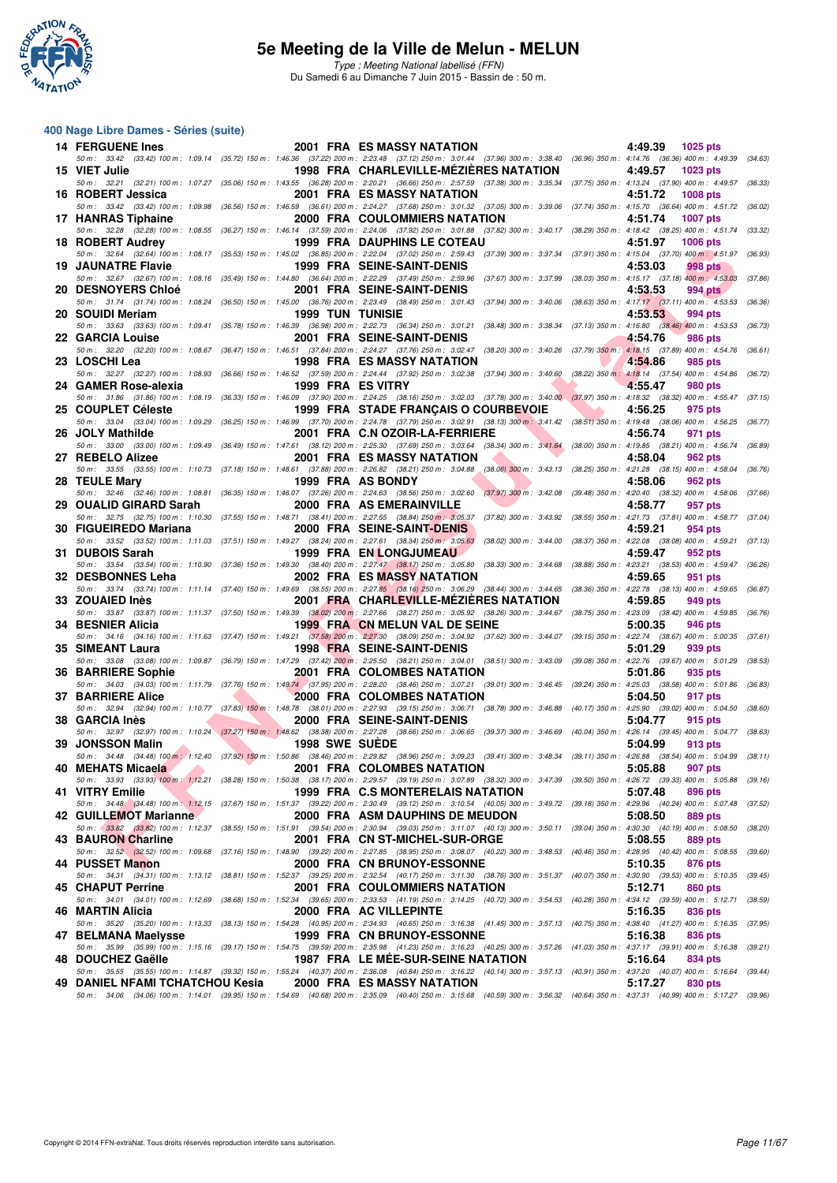## 400 Nage Libre Dames - Séries (suite)

| Rang | Nom | Année | Nat | Club | Temps | Points |
|---|---|---|---|---|---|---|
| 14 | FERGUENE Ines | 2001 | FRA | ES MASSY NATATION | 4:49.39 | 1025 pts |
| | 50 m : 33.42 (33.42) 100 m : 1:09.14 (35.72) 150 m : 1:46.36 (37.22) 200 m : 2:23.48 (37.12) 250 m : 3:01.44 (37.96) 300 m : 3:38.40 (36.96) 350 m : 4:14.76 (36.36) 400 m : 4:49.39 (34.63) | | | | | |
| 15 | VIET Julie | 1998 | FRA | CHARLEVILLE-MÉZIÈRES NATATION | 4:49.57 | 1023 pts |
| | 50 m : 32.21 (32.21) 100 m : 1:07.27 (35.06) 150 m : 1:43.55 (36.28) 200 m : 2:20.21 (36.66) 250 m : 2:57.59 (37.38) 300 m : 3:35.34 (37.75) 350 m : 4:13.24 (37.90) 400 m : 4:49.57 (36.33) | | | | | |
| 16 | ROBERT Jessica | 2001 | FRA | ES MASSY NATATION | 4:51.72 | 1008 pts |
| | 50 m : 33.42 (33.42) 100 m : 1:09.98 (36.56) 150 m : 1:46.59 (36.61) 200 m : 2:24.27 (37.68) 250 m : 3:01.32 (37.05) 300 m : 3:39.06 (37.74) 350 m : 4:15.70 (36.64) 400 m : 4:51.72 (36.02) | | | | | |
| 17 | HANRAS Tiphaine | 2000 | FRA | COULOMMIERS NATATION | 4:51.74 | 1007 pts |
| | 50 m : 32.28 (32.28) 100 m : 1:08.55 (36.27) 150 m : 1:46.14 (37.59) 200 m : 2:24.06 (37.92) 250 m : 3:01.88 (37.82) 300 m : 3:40.17 (38.29) 350 m : 4:18.42 (38.25) 400 m : 4:51.74 (33.32) | | | | | |
| 18 | ROBERT Audrey | 1999 | FRA | DAUPHINS LE COTEAU | 4:51.97 | 1006 pts |
| | 50 m : 32.64 (32.64) 100 m : 1:08.17 (35.53) 150 m : 1:45.02 (36.85) 200 m : 2:22.04 (37.02) 250 m : 2:59.43 (37.39) 300 m : 3:37.34 (37.91) 350 m : 4:15.04 (37.70) 400 m : 4:51.97 (36.93) | | | | | |
| 19 | JAUNATRE Flavie | 1999 | FRA | SEINE-SAINT-DENIS | 4:53.03 | 998 pts |
| | 50 m : 32.67 (32.67) 100 m : 1:08.16 (35.49) 150 m : 1:44.80 (36.64) 200 m : 2:22.29 (37.49) 250 m : 2:59.96 (37.67) 300 m : 3:37.99 (38.03) 350 m : 4:15.17 (37.18) 400 m : 4:53.03 (37.86) | | | | | |
| 20 | DESNOYERS Chloé | 2001 | FRA | SEINE-SAINT-DENIS | 4:53.53 | 994 pts |
| | 50 m : 31.74 (31.74) 100 m : 1:08.24 (36.50) 150 m : 1:45.00 (36.76) 200 m : 2:23.49 (38.49) 250 m : 3:01.43 (37.94) 300 m : 3:40.06 (38.63) 350 m : 4:17.17 (37.11) 400 m : 4:53.53 (36.36) | | | | | |
| 20 | SOUIDI Meriam | 1999 | TUN | TUNISIE | 4:53.53 | 994 pts |
| | 50 m : 33.63 (33.63) 100 m : 1:09.41 (35.78) 150 m : 1:46.39 (36.98) 200 m : 2:22.73 (36.34) 250 m : 3:01.21 (38.48) 300 m : 3:38.34 (37.13) 350 m : 4:16.80 (38.46) 400 m : 4:53.53 (36.73) | | | | | |
| 22 | GARCIA Louise | 2001 | FRA | SEINE-SAINT-DENIS | 4:54.76 | 986 pts |
| | 50 m : 32.20 (32.20) 100 m : 1:08.67 (36.47) 150 m : 1:46.51 (37.84) 200 m : 2:24.27 (37.76) 250 m : 3:02.47 (38.20) 300 m : 3:40.26 (37.79) 350 m : 4:18.15 (37.89) 400 m : 4:54.76 (36.61) | | | | | |
| 23 | LOSCHI Lea | 1998 | FRA | ES MASSY NATATION | 4:54.86 | 985 pts |
| | 50 m : 32.27 (32.27) 100 m : 1:08.93 (36.66) 150 m : 1:46.52 (37.59) 200 m : 2:24.44 (37.92) 250 m : 3:02.38 (37.94) 300 m : 3:40.60 (38.22) 350 m : 4:18.14 (37.54) 400 m : 4:54.86 (36.72) | | | | | |
| 24 | GAMER Rose-alexia | 1999 | FRA | ES VITRY | 4:55.47 | 980 pts |
| | 50 m : 31.86 (31.86) 100 m : 1:08.19 (36.33) 150 m : 1:46.09 (37.90) 200 m : 2:24.25 (38.16) 250 m : 3:02.03 (37.78) 300 m : 3:40.00 (37.97) 350 m : 4:18.32 (38.32) 400 m : 4:55.47 (37.15) | | | | | |
| 25 | COUPLET Céleste | 1999 | FRA | STADE FRANÇAIS O COURBEVOIE | 4:56.25 | 975 pts |
| | 50 m : 33.04 (33.04) 100 m : 1:09.29 (36.25) 150 m : 1:46.99 (37.70) 200 m : 2:24.78 (37.79) 250 m : 3:02.91 (38.13) 300 m : 3:41.42 (38.51) 350 m : 4:19.48 (38.06) 400 m : 4:56.25 (36.77) | | | | | |
| 26 | JOLY Mathilde | 2001 | FRA | C.N OZOIR-LA-FERRIERE | 4:56.74 | 971 pts |
| | 50 m : 33.00 (33.00) 100 m : 1:09.49 (36.49) 150 m : 1:47.61 (38.12) 200 m : 2:25.30 (37.69) 250 m : 3:03.64 (38.34) 300 m : 3:41.64 (38.00) 350 m : 4:19.85 (38.21) 400 m : 4:56.74 (36.89) | | | | | |
| 27 | REBELO Alizee | 2001 | FRA | ES MASSY NATATION | 4:58.04 | 962 pts |
| | 50 m : 33.55 (33.55) 100 m : 1:10.73 (37.18) 150 m : 1:48.61 (37.88) 200 m : 2:26.82 (38.21) 250 m : 3:04.88 (38.06) 300 m : 3:43.13 (38.25) 350 m : 4:21.28 (38.15) 400 m : 4:58.04 (36.76) | | | | | |
| 28 | TEULE Mary | 1999 | FRA | AS BONDY | 4:58.06 | 962 pts |
| | 50 m : 32.46 (32.46) 100 m : 1:08.81 (36.35) 150 m : 1:46.07 (37.26) 200 m : 2:24.63 (38.56) 250 m : 3:02.60 (37.97) 300 m : 3:42.08 (39.48) 350 m : 4:20.40 (38.32) 400 m : 4:58.06 (37.66) | | | | | |
| 29 | OUALID GIRARD Sarah | 2000 | FRA | AS EMERAINVILLE | 4:58.77 | 957 pts |
| | 50 m : 32.75 (32.75) 100 m : 1:10.30 (37.55) 150 m : 1:48.71 (38.41) 200 m : 2:27.55 (38.84) 250 m : 3:05.37 (37.82) 300 m : 3:43.92 (38.55) 350 m : 4:21.73 (37.81) 400 m : 4:58.77 (37.04) | | | | | |
| 30 | FIGUEIREDO Mariana | 2000 | FRA | SEINE-SAINT-DENIS | 4:59.21 | 954 pts |
| | 50 m : 33.52 (33.52) 100 m : 1:11.03 (37.51) 150 m : 1:49.27 (38.24) 200 m : 2:27.61 (38.34) 250 m : 3:05.63 (38.02) 300 m : 3:44.00 (38.37) 350 m : 4:22.08 (38.08) 400 m : 4:59.21 (37.13) | | | | | |
| 31 | DUBOIS Sarah | 1999 | FRA | EN LONGJUMEAU | 4:59.47 | 952 pts |
| | 50 m : 33.54 (33.54) 100 m : 1:10.90 (37.36) 150 m : 1:49.30 (38.40) 200 m : 2:27.47 (38.17) 250 m : 3:05.80 (38.33) 300 m : 3:44.68 (38.88) 350 m : 4:23.21 (38.53) 400 m : 4:59.47 (36.26) | | | | | |
| 32 | DESBONNES Leha | 2002 | FRA | ES MASSY NATATION | 4:59.65 | 951 pts |
| | 50 m : 33.74 (33.74) 100 m : 1:11.14 (37.40) 150 m : 1:49.69 (38.55) 200 m : 2:27.85 (38.16) 250 m : 3:06.29 (38.44) 300 m : 3:44.65 (38.36) 350 m : 4:22.78 (38.13) 400 m : 4:59.65 (36.87) | | | | | |
| 33 | ZOUAIED Inès | 2001 | FRA | CHARLEVILLE-MÉZIÈRES NATATION | 4:59.85 | 949 pts |
| | 50 m : 33.87 (33.87) 100 m : 1:11.37 (37.50) 150 m : 1:49.39 (38.02) 200 m : 2:27.66 (38.27) 250 m : 3:05.92 (38.26) 300 m : 3:44.67 (38.75) 350 m : 4:23.09 (38.42) 400 m : 4:59.85 (36.76) | | | | | |
| 34 | BESNIER Alicia | 1999 | FRA | CN MELUN VAL DE SEINE | 5:00.35 | 946 pts |
| | 50 m : 34.16 (34.16) 100 m : 1:11.63 (37.47) 150 m : 1:49.21 (37.58) 200 m : 2:27.30 (38.09) 250 m : 3:04.92 (37.62) 300 m : 3:44.07 (39.15) 350 m : 4:22.74 (38.67) 400 m : 5:00.35 (37.61) | | | | | |
| 35 | SIMEANT Laura | 1998 | FRA | SEINE-SAINT-DENIS | 5:01.29 | 939 pts |
| | 50 m : 33.08 (33.08) 100 m : 1:09.87 (36.79) 150 m : 1:47.29 (37.42) 200 m : 2:25.50 (38.21) 250 m : 3:04.01 (38.51) 300 m : 3:43.09 (39.08) 350 m : 4:22.76 (39.67) 400 m : 5:01.29 (38.53) | | | | | |
| 36 | BARRIERE Sophie | 2001 | FRA | COLOMBES NATATION | 5:01.86 | 935 pts |
| | 50 m : 34.03 (34.03) 100 m : 1:11.79 (37.76) 150 m : 1:49.74 (37.95) 200 m : 2:28.20 (38.46) 250 m : 3:07.21 (39.01) 300 m : 3:46.45 (39.24) 350 m : 4:25.03 (38.58) 400 m : 5:01.86 (36.83) | | | | | |
| 37 | BARRIERE Alice | 2000 | FRA | COLOMBES NATATION | 5:04.50 | 917 pts |
| | 50 m : 32.94 (32.94) 100 m : 1:10.77 (37.83) 150 m : 1:48.78 (38.01) 200 m : 2:27.93 (39.15) 250 m : 3:06.71 (38.78) 300 m : 3:46.88 (40.17) 350 m : 4:25.90 (39.02) 400 m : 5:04.50 (38.60) | | | | | |
| 38 | GARCIA Inès | 2000 | FRA | SEINE-SAINT-DENIS | 5:04.77 | 915 pts |
| | 50 m : 32.97 (32.97) 100 m : 1:10.24 (37.27) 150 m : 1:48.62 (38.38) 200 m : 2:27.28 (38.66) 250 m : 3:06.65 (39.37) 300 m : 3:46.69 (40.04) 350 m : 4:26.14 (39.45) 400 m : 5:04.77 (38.63) | | | | | |
| 39 | JONSSON Malin | 1998 | SWE | SUÈDE | 5:04.99 | 913 pts |
| | 50 m : 34.48 (34.48) 100 m : 1:12.40 (37.92) 150 m : 1:50.86 (38.46) 200 m : 2:29.82 (38.96) 250 m : 3:09.23 (39.41) 300 m : 3:48.34 (39.11) 350 m : 4:26.88 (38.54) 400 m : 5:04.99 (38.11) | | | | | |
| 40 | MEHATS Micaela | 2001 | FRA | COLOMBES NATATION | 5:05.88 | 907 pts |
| | 50 m : 33.93 (33.93) 100 m : 1:12.21 (38.28) 150 m : 1:50.38 (38.17) 200 m : 2:29.57 (39.19) 250 m : 3:07.89 (38.32) 300 m : 3:47.39 (39.50) 350 m : 4:26.72 (39.33) 400 m : 5:05.88 (39.16) | | | | | |
| 41 | VITRY Emilie | 1999 | FRA | C.S MONTERELAIS NATATION | 5:07.48 | 896 pts |
| | 50 m : 34.48 (34.48) 100 m : 1:12.15 (37.67) 150 m : 1:51.37 (39.22) 200 m : 2:30.49 (39.12) 250 m : 3:10.54 (40.05) 300 m : 3:49.72 (39.18) 350 m : 4:29.96 (40.24) 400 m : 5:07.48 (37.52) | | | | | |
| 42 | GUILLEMOT Marianne | 2000 | FRA | ASM DAUPHINS DE MEUDON | 5:08.50 | 889 pts |
| | 50 m : 33.82 (33.82) 100 m : 1:12.37 (38.55) 150 m : 1:51.91 (39.54) 200 m : 2:30.94 (39.03) 250 m : 3:11.07 (40.13) 300 m : 3:50.11 (39.04) 350 m : 4:30.30 (40.19) 400 m : 5:08.50 (38.20) | | | | | |
| 43 | BAURON Charline | 2001 | FRA | CN ST-MICHEL-SUR-ORGE | 5:08.55 | 889 pts |
| | 50 m : 32.52 (32.52) 100 m : 1:09.68 (37.16) 150 m : 1:48.90 (39.22) 200 m : 2:27.85 (38.95) 250 m : 3:08.07 (40.22) 300 m : 3:48.53 (40.46) 350 m : 4:28.95 (40.42) 400 m : 5:08.55 (39.60) | | | | | |
| 44 | PUSSET Manon | 2000 | FRA | CN BRUNOY-ESSONNE | 5:10.35 | 876 pts |
| | 50 m : 34.31 (34.31) 100 m : 1:13.12 (38.81) 150 m : 1:52.37 (39.25) 200 m : 2:32.54 (40.17) 250 m : 3:11.30 (38.76) 300 m : 3:51.37 (40.07) 350 m : 4:30.90 (39.53) 400 m : 5:10.35 (39.45) | | | | | |
| 45 | CHAPUT Perrine | 2001 | FRA | COULOMMIERS NATATION | 5:12.71 | 860 pts |
| | 50 m : 34.01 (34.01) 100 m : 1:12.69 (38.68) 150 m : 1:52.34 (39.65) 200 m : 2:33.53 (41.19) 250 m : 3:14.25 (40.72) 300 m : 3:54.53 (40.28) 350 m : 4:34.12 (39.59) 400 m : 5:12.71 (38.59) | | | | | |
| 46 | MARTIN Alicia | 2000 | FRA | AC VILLEPINTE | 5:16.35 | 836 pts |
| | 50 m : 35.20 (35.20) 100 m : 1:13.33 (38.13) 150 m : 1:54.28 (40.95) 200 m : 2:34.93 (40.65) 250 m : 3:16.38 (41.45) 300 m : 3:57.13 (40.75) 350 m : 4:38.40 (41.27) 400 m : 5:16.35 (37.95) | | | | | |
| 47 | BELMANA Maelysse | 1999 | FRA | CN BRUNOY-ESSONNE | 5:16.38 | 836 pts |
| | 50 m : 35.99 (35.99) 100 m : 1:15.16 (39.17) 150 m : 1:54.75 (39.59) 200 m : 2:35.98 (41.23) 250 m : 3:16.23 (40.25) 300 m : 3:57.26 (41.03) 350 m : 4:37.17 (39.91) 400 m : 5:16.38 (39.21) | | | | | |
| 48 | DOUCHEZ Gaëlle | 1987 | FRA | LE MÉE-SUR-SEINE NATATION | 5:16.64 | 834 pts |
| | 50 m : 35.55 (35.55) 100 m : 1:14.87 (39.32) 150 m : 1:55.24 (40.37) 200 m : 2:36.08 (40.84) 250 m : 3:16.22 (40.14) 300 m : 3:57.13 (40.91) 350 m : 4:37.20 (40.07) 400 m : 5:16.64 (39.44) | | | | | |
| 49 | DANIEL NFAMI TCHATCHOU Kesia | 2000 | FRA | ES MASSY NATATION | 5:17.27 | 830 pts |
| | 50 m : 34.06 (34.06) 100 m : 1:14.01 (39.95) 150 m : 1:54.69 (40.68) 200 m : 2:35.09 (40.40) 250 m : 3:15.68 (40.59) 300 m : 3:56.32 (40.64) 350 m : 4:37.31 (40.99) 400 m : 5:17.27 (39.96) | | | | | |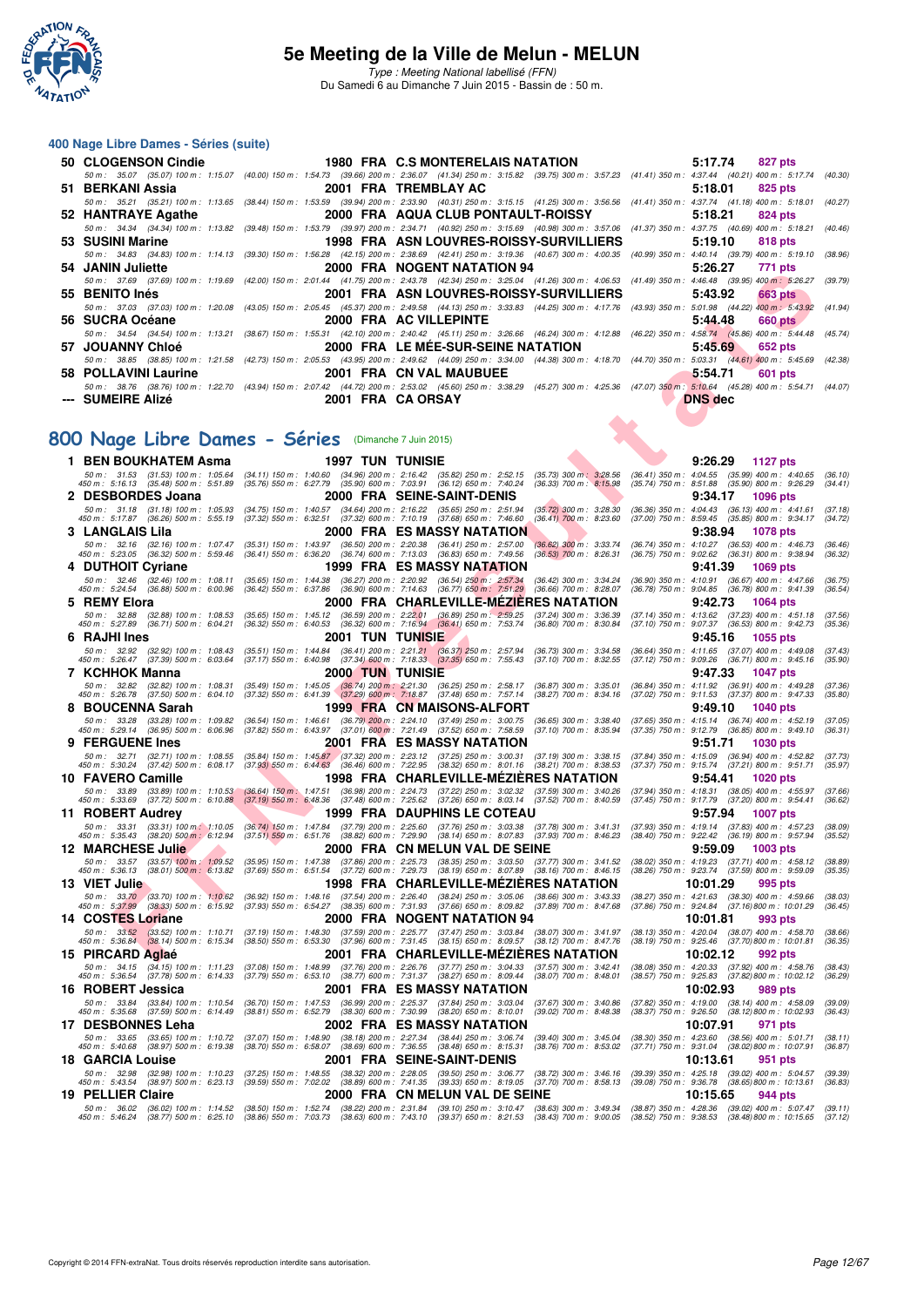## 400 Nage Libre Dames - Séries (suite)

**50 CLOGENSON Cindie** 1980 FRA C.S MONTERELAIS NATATION 5:17.74 827 pts
50 m : 35.07 (35.07) 100 m : 1:15.07 (40.00) 150 m : 1:54.73 (39.66) 200 m : 2:36.07 (41.34) 250 m : 3:15.82 (39.75) 300 m : 3:57.23 (41.41) 350 m : 4:37.44 (40.21) 400 m : 5:17.74 (40.30)

**51 BERKANI Assia** 2001 FRA TREMBLAY AC 5:18.01 825 pts
50 m : 35.21 (35.21) 100 m : 1:13.65 (38.44) 150 m : 1:53.59 (39.94) 200 m : 2:33.90 (40.31) 250 m : 3:15.15 (41.25) 300 m : 3:56.56 (41.41) 350 m : 4:37.74 (41.18) 400 m : 5:18.01 (40.27)

**52 HANTRAYE Agathe** 2000 FRA AQUA CLUB PONTAULT-ROISSY 5:18.21 824 pts
50 m : 34.34 (34.34) 100 m : 1:13.82 (39.48) 150 m : 1:53.79 (39.97) 200 m : 2:34.71 (40.92) 250 m : 3:15.69 (40.98) 300 m : 3:57.06 (41.37) 350 m : 4:37.75 (40.69) 400 m : 5:18.21 (40.46)

**53 SUSINI Marine** 1998 FRA ASN LOUVRES-ROISSY-SURVILLIERS 5:19.10 818 pts
50 m : 34.83 (34.83) 100 m : 1:14.13 (39.30) 150 m : 1:56.28 (42.15) 200 m : 2:38.69 (42.41) 250 m : 3:19.36 (40.67) 300 m : 4:00.35 (40.99) 350 m : 4:40.14 (39.79) 400 m : 5:19.10 (38.96)

**54 JANIN Juliette** 2000 FRA NOGENT NATATION 94 5:26.27 771 pts
50 m : 37.69 (37.69) 100 m : 1:19.69 (42.00) 150 m : 2:01.44 (41.75) 200 m : 2:43.78 (42.34) 250 m : 3:25.04 (41.26) 300 m : 4:06.53 (41.49) 350 m : 4:46.48 (39.95) 400 m : 5:26.27 (39.79)

**55 BENITO Inés** 2001 FRA ASN LOUVRES-ROISSY-SURVILLIERS 5:43.92 663 pts
50 m : 37.03 (37.03) 100 m : 1:20.08 (43.05) 150 m : 2:05.45 (45.37) 200 m : 2:49.58 (44.13) 250 m : 3:33.83 (44.25) 300 m : 4:17.76 (43.93) 350 m : 5:01.98 (44.22) 400 m : 5:43.92 (41.94)

**56 SUCRA Océane** 2000 FRA AC VILLEPINTE 5:44.48 660 pts
50 m : 34.54 (34.54) 100 m : 1:13.21 (38.67) 150 m : 1:55.31 (42.10) 200 m : 2:40.42 (45.11) 250 m : 3:26.66 (46.24) 300 m : 4:12.88 (46.22) 350 m : 4:58.74 (45.86) 400 m : 5:44.48 (45.74)

**57 JOUANNY Chloé** 2000 FRA LE MÉE-SUR-SEINE NATATION 5:45.69 652 pts
50 m : 38.85 (38.85) 100 m : 1:21.58 (42.73) 150 m : 2:05.53 (43.95) 200 m : 2:49.62 (44.09) 250 m : 3:34.00 (44.38) 300 m : 4:18.70 (44.70) 350 m : 5:03.31 (44.61) 400 m : 5:45.69 (42.38)

**58 POLLAVINI Laurine** 2001 FRA CN VAL MAUBUEE 5:54.71 601 pts
50 m : 38.76 (38.76) 100 m : 1:22.70 (43.94) 150 m : 2:07.42 (44.72) 200 m : 2:53.02 (45.60) 250 m : 3:38.29 (45.27) 300 m : 4:25.36 (47.07) 350 m : 5:10.64 (45.28) 400 m : 5:54.71 (44.07)

**--- SUMEIRE Alizé** 2001 FRA CA ORSAY DNS dec

## 800 Nage Libre Dames - Séries (Dimanche 7 Juin 2015)

**1 BEN BOUKHATEM Asma** 1997 TUN TUNISIE 9:26.29 1127 pts
50 m : 31.53 (31.53) 100 m : 1:05.64 (34.11) 150 m : 1:40.60 (34.96) 200 m : 2:16.42 (35.82) 250 m : 2:52.15 (35.73) 300 m : 3:28.56 (36.41) 350 m : 4:04.55 (35.99) 400 m : 4:40.65 (36.10)
450 m : 5:16.13 (35.48) 500 m : 5:51.89 (35.76) 550 m : 6:27.79 (35.90) 600 m : 7:03.91 (36.12) 650 m : 7:40.24 (36.33) 700 m : 8:15.98 (35.74) 750 m : 8:51.88 (35.90) 800 m : 9:26.29 (34.41)

**2 DESBORDES Joana** 2000 FRA SEINE-SAINT-DENIS 9:34.17 1096 pts
50 m : 31.18 (31.18) 100 m : 1:05.93 (34.75) 150 m : 1:40.57 (34.64) 200 m : 2:16.22 (35.65) 250 m : 2:51.94 (35.72) 300 m : 3:28.30 (36.36) 350 m : 4:04.43 (36.13) 400 m : 4:41.61 (37.18)
450 m : 5:17.87 (36.26) 500 m : 5:55.19 (37.32) 550 m : 6:32.51 (37.32) 600 m : 7:10.19 (37.68) 650 m : 7:46.60 (36.41) 700 m : 8:23.60 (37.00) 750 m : 8:59.45 (35.85) 800 m : 9:34.17 (34.72)

**3 LANGLAIS Lila** 2000 FRA ES MASSY NATATION 9:38.94 1078 pts
50 m : 32.16 (32.16) 100 m : 1:07.47 (35.31) 150 m : 1:43.97 (36.50) 200 m : 2:20.38 (36.41) 250 m : 2:57.00 (36.62) 300 m : 3:33.74 (36.74) 350 m : 4:10.27 (36.53) 400 m : 4:46.73 (36.46)
450 m : 5:23.05 (36.32) 500 m : 5:59.46 (36.41) 550 m : 6:36.20 (36.74) 600 m : 7:13.03 (36.83) 650 m : 7:49.56 (36.53) 700 m : 8:26.31 (36.75) 750 m : 9:02.62 (36.31) 800 m : 9:38.94 (36.32)

**4 DUTHOIT Cyriane** 1999 FRA ES MASSY NATATION 9:41.39 1069 pts
50 m : 32.46 (32.46) 100 m : 1:08.11 (35.65) 150 m : 1:44.38 (36.27) 200 m : 2:20.92 (36.54) 250 m : 2:57.34 (36.42) 300 m : 3:34.24 (36.90) 350 m : 4:10.91 (36.67) 400 m : 4:47.66 (36.75)
450 m : 5:24.54 (36.88) 500 m : 6:00.96 (36.42) 550 m : 6:37.86 (36.90) 600 m : 7:14.63 (36.77) 650 m : 7:51.29 (36.66) 700 m : 8:28.07 (36.78) 750 m : 9:04.85 (36.78) 800 m : 9:41.39 (36.54)

**5 REMY Elora** 2000 FRA CHARLEVILLE-MÉZIÈRES NATATION 9:42.73 1064 pts
50 m : 32.88 (32.88) 100 m : 1:08.53 (35.65) 150 m : 1:45.12 (36.59) 200 m : 2:22.01 (36.89) 250 m : 2:59.25 (37.24) 300 m : 3:36.39 (37.14) 350 m : 4:13.62 (37.23) 400 m : 4:51.18 (37.56)
450 m : 5:27.89 (36.71) 500 m : 6:04.21 (36.32) 550 m : 6:40.53 (36.32) 600 m : 7:16.94 (36.41) 650 m : 7:53.74 (36.80) 700 m : 8:30.84 (37.10) 750 m : 9:07.37 (36.53) 800 m : 9:42.73 (35.36)

**6 RAJHI Ines** 2001 TUN TUNISIE 9:45.16 1055 pts
50 m : 32.92 (32.92) 100 m : 1:08.43 (35.51) 150 m : 1:44.84 (36.41) 200 m : 2:21.21 (36.37) 250 m : 2:57.94 (36.73) 300 m : 3:34.58 (36.64) 350 m : 4:11.65 (37.07) 400 m : 4:49.08 (37.43)
450 m : 5:26.47 (37.39) 500 m : 6:03.64 (37.17) 550 m : 6:40.98 (37.34) 600 m : 7:18.33 (37.35) 650 m : 7:55.43 (37.10) 700 m : 8:32.55 (37.12) 750 m : 9:09.26 (36.71) 800 m : 9:45.16 (35.90)

**7 KCHHOK Manna** 2000 TUN TUNISIE 9:47.33 1047 pts
50 m : 32.82 (32.82) 100 m : 1:08.31 (35.49) 150 m : 1:45.05 (36.74) 200 m : 2:21.30 (36.25) 250 m : 2:58.17 (36.87) 300 m : 3:35.01 (36.84) 350 m : 4:11.92 (36.91) 400 m : 4:49.28 (37.36)
450 m : 5:26.78 (37.50) 500 m : 6:04.10 (37.32) 550 m : 6:41.39 (37.29) 600 m : 7:18.87 (37.48) 650 m : 7:57.14 (38.27) 700 m : 8:34.16 (37.02) 750 m : 9:11.53 (37.37) 800 m : 9:47.33 (35.80)

**8 BOUCENNA Sarah** 1999 FRA CN MAISONS-ALFORT 9:49.10 1040 pts
50 m : 33.28 (33.28) 100 m : 1:09.82 (36.54) 150 m : 1:46.61 (36.79) 200 m : 2:24.10 (37.49) 250 m : 3:00.75 (36.65) 300 m : 3:38.40 (37.65) 350 m : 4:15.14 (36.74) 400 m : 4:52.19 (37.05)
450 m : 5:29.14 (36.95) 500 m : 6:06.96 (37.82) 550 m : 6:43.97 (37.01) 600 m : 7:21.49 (37.52) 650 m : 7:58.59 (37.10) 700 m : 8:35.94 (37.35) 750 m : 9:12.79 (36.85) 800 m : 9:49.10 (36.31)

**9 FERGUENE Ines** 2001 FRA ES MASSY NATATION 9:51.71 1030 pts
50 m : 32.71 (32.71) 100 m : 1:08.55 (35.84) 150 m : 1:45.87 (37.32) 200 m : 2:23.12 (37.25) 250 m : 3:00.31 (37.19) 300 m : 3:38.15 (37.84) 350 m : 4:15.09 (36.94) 400 m : 4:52.82 (37.73)
450 m : 5:30.24 (37.42) 500 m : 6:08.17 (37.93) 550 m : 6:44.63 (36.46) 600 m : 7:22.95 (38.32) 650 m : 8:01.16 (38.21) 700 m : 8:38.53 (37.37) 750 m : 9:15.74 (37.21) 800 m : 9:51.71 (35.97)

**10 FAVERO Camille** 1998 FRA CHARLEVILLE-MÉZIÈRES NATATION 9:54.41 1020 pts
50 m : 33.89 (33.89) 100 m : 1:10.53 (36.64) 150 m : 1:47.51 (36.98) 200 m : 2:24.73 (37.22) 250 m : 3:02.32 (37.59) 300 m : 3:40.26 (37.94) 350 m : 4:18.31 (38.05) 400 m : 4:55.97 (37.66)
450 m : 5:33.69 (37.72) 500 m : 6:10.88 (37.19) 550 m : 6:48.36 (37.48) 600 m : 7:25.62 (37.26) 650 m : 8:03.14 (37.52) 700 m : 8:40.59 (37.45) 750 m : 9:17.79 (37.20) 800 m : 9:54.41 (36.62)

**11 ROBERT Audrey** 1999 FRA DAUPHINS LE COTEAU 9:57.94 1007 pts
50 m : 33.31 (33.31) 100 m : 1:10.05 (36.74) 150 m : 1:47.84 (37.79) 200 m : 2:25.60 (37.76) 250 m : 3:03.38 (37.78) 300 m : 3:41.31 (37.93) 350 m : 4:19.14 (37.83) 400 m : 4:57.23 (38.09)
450 m : 5:35.43 (38.20) 500 m : 6:12.94 (37.51) 550 m : 6:51.76 (38.82) 600 m : 7:29.90 (38.14) 650 m : 8:07.83 (37.93) 700 m : 8:46.23 (38.40) 750 m : 9:22.42 (36.19) 800 m : 9:57.94 (35.52)

**12 MARCHESE Julie** 2000 FRA CN MELUN VAL DE SEINE 9:59.09 1003 pts
50 m : 33.57 (33.57) 100 m : 1:09.52 (35.95) 150 m : 1:47.38 (37.86) 200 m : 2:25.73 (38.35) 250 m : 3:03.50 (37.77) 300 m : 3:41.52 (38.02) 350 m : 4:19.23 (37.71) 400 m : 4:58.12 (38.89)
450 m : 5:36.13 (38.01) 500 m : 6:13.82 (37.69) 550 m : 6:51.54 (37.72) 600 m : 7:29.73 (38.19) 650 m : 8:07.89 (38.16) 700 m : 8:46.15 (38.26) 750 m : 9:23.74 (37.59) 800 m : 9:59.09 (35.35)

**13 VIET Julie** 1998 FRA CHARLEVILLE-MÉZIÈRES NATATION 10:01.29 995 pts
50 m : 33.70 (33.70) 100 m : 1:10.62 (36.92) 150 m : 1:48.16 (37.54) 200 m : 2:26.40 (38.24) 250 m : 3:05.06 (38.66) 300 m : 3:43.33 (38.27) 350 m : 4:21.63 (38.30) 400 m : 4:59.66 (38.03)
450 m : 5:37.99 (38.33) 500 m : 6:15.92 (37.93) 550 m : 6:54.27 (38.35) 600 m : 7:31.93 (37.66) 650 m : 8:09.82 (37.89) 700 m : 8:47.68 (37.86) 750 m : 9:24.84 (37.16) 800 m : 10:01.29 (36.45)

**14 COSTES Loriane** 2000 FRA NOGENT NATATION 94 10:01.81 993 pts
50 m : 33.52 (33.52) 100 m : 1:10.71 (37.19) 150 m : 1:48.30 (37.59) 200 m : 2:25.77 (37.47) 250 m : 3:03.84 (38.07) 300 m : 3:41.97 (38.13) 350 m : 4:20.04 (38.07) 400 m : 4:58.70 (38.66)
450 m : 5:36.84 (38.14) 500 m : 6:15.34 (38.50) 550 m : 6:53.30 (37.96) 600 m : 7:31.45 (38.15) 650 m : 8:09.57 (38.12) 700 m : 8:47.76 (38.19) 750 m : 9:25.46 (37.70) 800 m : 10:01.81 (36.35)

**15 PIRCARD Aglaé** 2001 FRA CHARLEVILLE-MÉZIÈRES NATATION 10:02.12 992 pts
50 m : 34.15 (34.15) 100 m : 1:11.23 (37.08) 150 m : 1:48.99 (37.76) 200 m : 2:26.76 (37.77) 250 m : 3:04.33 (37.57) 300 m : 3:42.41 (38.08) 350 m : 4:20.33 (37.92) 400 m : 4:58.76 (38.43)
450 m : 5:36.54 (37.78) 500 m : 6:14.33 (37.79) 550 m : 6:53.10 (38.77) 600 m : 7:31.37 (38.27) 650 m : 8:09.44 (38.07) 700 m : 8:48.01 (38.57) 750 m : 9:25.83 (37.82) 800 m : 10:02.12 (36.29)

**16 ROBERT Jessica** 2001 FRA ES MASSY NATATION 10:02.93 989 pts
50 m : 33.84 (33.84) 100 m : 1:10.54 (36.70) 150 m : 1:47.53 (36.99) 200 m : 2:25.37 (37.84) 250 m : 3:03.04 (37.67) 300 m : 3:40.86 (37.82) 350 m : 4:19.00 (38.14) 400 m : 4:58.09 (39.09)
450 m : 5:35.68 (37.59) 500 m : 6:14.49 (38.81) 550 m : 6:52.79 (38.30) 600 m : 7:30.99 (38.20) 650 m : 8:10.01 (39.02) 700 m : 8:48.38 (38.37) 750 m : 9:26.50 (38.12) 800 m : 10:02.93 (36.43)

**17 DESBONNES Leha** 2002 FRA ES MASSY NATATION 10:07.91 971 pts
50 m : 33.65 (33.65) 100 m : 1:10.72 (37.07) 150 m : 1:48.90 (38.18) 200 m : 2:27.34 (38.44) 250 m : 3:06.74 (39.40) 300 m : 3:45.04 (38.30) 350 m : 4:23.60 (38.56) 400 m : 5:01.71 (38.11)
450 m : 5:40.68 (38.97) 500 m : 6:19.38 (38.70) 550 m : 6:58.07 (38.69) 600 m : 7:36.55 (38.48) 650 m : 8:15.31 (38.76) 700 m : 8:53.02 (37.71) 750 m : 9:31.04 (38.02) 800 m : 10:07.91 (36.87)

**18 GARCIA Louise** 2001 FRA SEINE-SAINT-DENIS 10:13.61 951 pts
50 m : 32.98 (32.98) 100 m : 1:10.23 (37.25) 150 m : 1:48.55 (38.32) 200 m : 2:28.05 (39.50) 250 m : 3:06.77 (38.72) 300 m : 3:46.16 (39.39) 350 m : 4:25.18 (39.02) 400 m : 5:04.57 (39.39)
450 m : 5:43.54 (38.97) 500 m : 6:23.13 (39.59) 550 m : 7:02.02 (38.89) 600 m : 7:41.35 (39.33) 650 m : 8:19.05 (37.70) 700 m : 8:58.13 (39.08) 750 m : 9:36.78 (38.65) 800 m : 10:13.61 (36.83)

**19 PELLIER Claire** 2000 FRA CN MELUN VAL DE SEINE 10:15.65 944 pts
50 m : 36.02 (36.02) 100 m : 1:14.52 (38.50) 150 m : 1:52.74 (38.22) 200 m : 2:31.84 (39.10) 250 m : 3:10.47 (38.63) 300 m : 3:49.34 (38.87) 350 m : 4:28.36 (39.02) 400 m : 5:07.47 (39.11)
450 m : 5:46.24 (38.77) 500 m : 6:25.10 (38.86) 550 m : 7:03.73 (38.63) 600 m : 7:43.10 (39.37) 650 m : 8:21.53 (38.43) 700 m : 9:00.05 (38.52) 750 m : 9:38.53 (38.48) 800 m : 10:15.65 (37.12)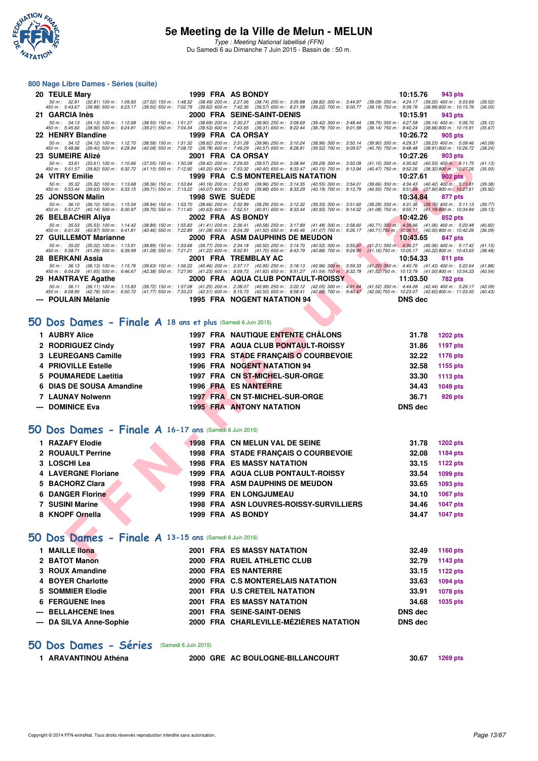# 5e Meeting de la Ville de Melun - MELUN

*Type : Meeting National labellisé (FFN)*
Du Samedi 6 au Dimanche 7 Juin 2015 - Bassin de : 50 m.

## 800 Nage Libre Dames - Séries (suite)

| | Nom | Année | Nat | Club | Temps | Points |
|---|---|---|---|---|---|---|
| 20 | TEULE Mary | 1999 | FRA | AS BONDY | 10:15.76 | 943 pts |
| | 50 m : 32.81 (32.81) 100 m : 1:09.83 (37.02) 150 m : 1:48.32 (38.49) 200 m : 2:27.06 (38.74) 250 m : 3:05.88 (38.82) 300 m : 3:44.97 (39.09) 350 m : 4:24.17 (39.20) 400 m : 5:03.69 (39.52) 450 m : 5:43.67 (39.98) 500 m : 6:23.17 (39.50) 550 m : 7:02.79 (39.62) 600 m : 7:42.36 (39.57) 650 m : 8:21.58 (39.22) 700 m : 9:00.77 (39.19) 750 m : 9:39.76 (38.99) 800 m : 10:15.76 (36.00) | | | | | |
| 21 | GARCIA Inès | 2000 | FRA | SEINE-SAINT-DENIS | 10:15.91 | 943 pts |
| | 50 m : 34.13 (34.13) 100 m : 1:12.68 (38.55) 150 m : 1:51.37 (38.69) 200 m : 2:30.27 (38.90) 250 m : 3:09.69 (39.42) 300 m : 3:48.44 (38.75) 350 m : 4:27.58 (39.14) 400 m : 5:06.70 (39.12) 450 m : 5:45.60 (38.90) 500 m : 6:24.81 (39.21) 550 m : 7:04.34 (39.53) 600 m : 7:43.65 (39.31) 650 m : 8:22.44 (38.79) 700 m : 9:01.58 (39.14) 750 m : 9:40.24 (38.66) 800 m : 10:15.91 (35.67) | | | | | |
| 22 | HENRY Blandine | 1999 | FRA | CA ORSAY | 10:26.72 | 905 pts |
| | 50 m : 34.12 (34.12) 100 m : 1:12.70 (38.58) 150 m : 1:51.32 (38.62) 200 m : 2:31.28 (39.96) 250 m : 3:10.24 (38.96) 300 m : 3:50.14 (39.90) 350 m : 4:29.37 (39.23) 400 m : 5:09.46 (40.09) 450 m : 5:48.86 (39.40) 500 m : 6:28.94 (40.08) 550 m : 7:08.72 (39.78) 600 m : 7:49.29 (40.57) 650 m : 8:28.81 (39.52) 700 m : 9:09.57 (40.76) 750 m : 9:48.48 (38.91) 800 m : 10:26.72 (38.24) | | | | | |
| 23 | SUMEIRE Alizé | 2001 | FRA | CA ORSAY | 10:27.26 | 903 pts |
| | 50 m : 33.61 (33.61) 100 m : 1:10.66 (37.05) 150 m : 1:50.08 (39.42) 200 m : 2:29.65 (39.57) 250 m : 3:08.94 (39.29) 300 m : 3:50.09 (41.15) 350 m : 4:30.62 (40.53) 400 m : 5:11.75 (41.13) 450 m : 5:51.57 (39.82) 500 m : 6:32.72 (41.15) 550 m : 7:12.92 (40.20) 600 m : 7:53.32 (40.40) 650 m : 8:33.47 (40.15) 700 m : 9:13.94 (40.47) 750 m : 9:52.26 (38.32) 800 m : 10:27.26 (35.00) | | | | | |
| 24 | VITRY Emilie | 1999 | FRA | C.S MONTERELAIS NATATION | 10:27.61 | 902 pts |
| | 50 m : 35.32 (35.32) 100 m : 1:13.68 (38.36) 150 m : 1:53.84 (40.16) 200 m : 2:33.80 (39.96) 250 m : 3:14.35 (40.55) 300 m : 3:54.01 (39.66) 350 m : 4:34.43 (40.42) 400 m : 5:13.81 (39.38) 450 m : 5:53.44 (39.63) 500 m : 6:33.15 (39.71) 550 m : 7:13.22 (40.07) 600 m : 7:53.10 (39.88) 650 m : 8:33.29 (40.19) 700 m : 9:13.79 (40.50) 750 m : 9:51.69 (37.90) 800 m : 10:27.61 (35.92) | | | | | |
| 25 | JONSSON Malin | 1998 | SWE | SUÈDE | 10:34.84 | 877 pts |
| | 50 m : 36.10 (36.10) 100 m : 1:15.04 (38.94) 150 m : 1:53.70 (38.66) 200 m : 2:32.99 (39.29) 250 m : 3:12.32 (39.33) 300 m : 3:51.60 (39.28) 350 m : 4:31.36 (39.76) 400 m : 5:11.13 (39.77) 450 m : 5:51.27 (40.14) 500 m : 6:30.97 (39.70) 550 m : 7:11.60 (40.63) 600 m : 7:52.51 (40.91) 650 m : 8:33.44 (40.93) 700 m : 9:14.52 (41.08) 750 m : 9:55.71 (41.19) 800 m : 10:34.84 (39.13) | | | | | |
| 26 | BELBACHIR Aliya | 2002 | FRA | AS BONDY | 10:42.26 | 852 pts |
| | 50 m : 35.53 (35.53) 100 m : 1:14.42 (38.89) 150 m : 1:55.83 (41.41) 200 m : 2:36.41 (40.58) 250 m : 3:17.89 (41.48) 300 m : 3:58.60 (40.71) 350 m : 4:39.66 (41.06) 400 m : 5:20.48 (40.82) 450 m : 6:01.35 (40.87) 500 m : 6:41.81 (40.46) 550 m : 7:22.89 (41.08) 600 m : 8:04.39 (41.50) 650 m : 8:45.46 (41.07) 700 m : 9:26.17 (40.71) 750 m : 10:06.17 (40.00) 800 m : 10:42.26 (36.09) | | | | | |
| 27 | GUILLEMOT Marianne | 2000 | FRA | ASM DAUPHINS DE MEUDON | 10:43.65 | 847 pts |
| | 50 m : 35.02 (35.02) 100 m : 1:13.91 (38.89) 150 m : 1:53.68 (39.77) 200 m : 2:34.18 (40.50) 250 m : 3:14.70 (40.52) 300 m : 3:55.91 (41.21) 350 m : 4:36.27 (40.36) 400 m : 5:17.42 (41.15) 450 m : 5:58.71 (41.29) 500 m : 6:39.99 (41.28) 550 m : 7:21.21 (41.22) 600 m : 8:02.91 (41.70) 650 m : 8:43.79 (40.88) 700 m : 9:24.95 (41.16) 750 m : 10:05.17 (40.22) 800 m : 10:43.65 (38.48) | | | | | |
| 28 | BERKANI Assia | 2001 | FRA | TREMBLAY AC | 10:54.33 | 811 pts |
| | 50 m : 36.13 (36.13) 100 m : 1:15.76 (39.63) 150 m : 1:56.22 (40.46) 200 m : 2:37.17 (40.95) 250 m : 3:18.13 (40.96) 300 m : 3:59.33 (41.20) 350 m : 4:40.76 (41.43) 400 m : 5:22.64 (41.88) 450 m : 6:04.29 (41.65) 500 m : 6:46.67 (42.38) 550 m : 7:27.90 (41.23) 600 m : 8:09.73 (41.83) 650 m : 8:51.27 (41.54) 700 m : 9:32.79 (41.52) 750 m : 10:13.79 (41.00) 800 m : 10:54.33 (40.54) | | | | | |
| 29 | HANTRAYE Agathe | 2000 | FRA | AQUA CLUB PONTAULT-ROISSY | 11:03.50 | 782 pts |
| | 50 m : 36.11 (36.11) 100 m : 1:15.83 (39.72) 150 m : 1:57.08 (41.25) 200 m : 2:38.07 (40.99) 250 m : 3:20.12 (42.05) 300 m : 4:01.64 (41.52) 350 m : 4:44.08 (42.44) 400 m : 5:26.17 (42.09) 450 m : 6:08.95 (42.78) 500 m : 6:50.72 (41.77) 550 m : 7:33.23 (42.51) 600 m : 8:15.73 (42.50) 650 m : 8:58.41 (42.68) 700 m : 9:40.47 (42.06) 750 m : 10:23.07 (42.60) 800 m : 11:03.50 (40.43) | | | | | |
| --- | POULAIN Mélanie | 1995 | FRA | NOGENT NATATION 94 | DNS dec | |

## 50 Dos Dames - Finale A 18 ans et plus (Samedi 6 Juin 2015)

| | Nom | Année | Nat | Club | Temps | Points |
|---|---|---|---|---|---|---|
| 1 | AUBRY Alice | 1997 | FRA | NAUTIQUE ENTENTE CHÂLONS | 31.78 | 1202 pts |
| 2 | RODRIGUEZ Cindy | 1997 | FRA | AQUA CLUB PONTAULT-ROISSY | 31.86 | 1197 pts |
| 3 | LEUREGANS Camille | 1993 | FRA | STADE FRANÇAIS O COURBEVOIE | 32.22 | 1176 pts |
| 4 | PRIOVILLE Estelle | 1996 | FRA | NOGENT NATATION 94 | 32.58 | 1155 pts |
| 5 | POUMAREDE Laetitia | 1997 | FRA | CN ST-MICHEL-SUR-ORGE | 33.30 | 1113 pts |
| 6 | DIAS DE SOUSA Amandine | 1996 | FRA | ES NANTERRE | 34.43 | 1049 pts |
| 7 | LAUNAY Nolwenn | 1997 | FRA | CN ST-MICHEL-SUR-ORGE | 36.71 | 926 pts |
| --- | DOMINICE Eva | 1995 | FRA | ANTONY NATATION | DNS dec | |

## 50 Dos Dames - Finale A 16-17 ans (Samedi 6 Juin 2015)

| | Nom | Année | Nat | Club | Temps | Points |
|---|---|---|---|---|---|---|
| 1 | RAZAFY Elodie | 1998 | FRA | CN MELUN VAL DE SEINE | 31.78 | 1202 pts |
| 2 | ROUAULT Perrine | 1998 | FRA | STADE FRANÇAIS O COURBEVOIE | 32.08 | 1184 pts |
| 3 | LOSCHI Lea | 1998 | FRA | ES MASSY NATATION | 33.15 | 1122 pts |
| 4 | LAVERGNE Floriane | 1999 | FRA | AQUA CLUB PONTAULT-ROISSY | 33.54 | 1099 pts |
| 5 | BACHORZ Clara | 1998 | FRA | ASM DAUPHINS DE MEUDON | 33.65 | 1093 pts |
| 6 | DANGER Florine | 1999 | FRA | EN LONGJUMEAU | 34.10 | 1067 pts |
| 7 | SUSINI Marine | 1998 | FRA | ASN LOUVRES-ROISSY-SURVILLIERS | 34.46 | 1047 pts |
| 8 | KNOPF Ornella | 1999 | FRA | AS BONDY | 34.47 | 1047 pts |

## 50 Dos Dames - Finale A 13-15 ans (Samedi 6 Juin 2015)

| | Nom | Année | Nat | Club | Temps | Points |
|---|---|---|---|---|---|---|
| 1 | MAILLE Ilona | 2001 | FRA | ES MASSY NATATION | 32.49 | 1160 pts |
| 2 | BATOT Manon | 2000 | FRA | RUEIL ATHLETIC CLUB | 32.79 | 1143 pts |
| 3 | ROUX Amandine | 2000 | FRA | ES NANTERRE | 33.15 | 1122 pts |
| 4 | BOYER Charlotte | 2000 | FRA | C.S MONTERELAIS NATATION | 33.63 | 1094 pts |
| 5 | SOMMIER Elodie | 2001 | FRA | U.S CRETEIL NATATION | 33.91 | 1078 pts |
| 6 | FERGUENE Ines | 2001 | FRA | ES MASSY NATATION | 34.68 | 1035 pts |
| --- | BELLAHCENE Ines | 2001 | FRA | SEINE-SAINT-DENIS | DNS dec | |
| --- | DA SILVA Anne-Sophie | 2000 | FRA | CHARLEVILLE-MÉZIÈRES NATATION | DNS dec | |

## 50 Dos Dames - Séries (Samedi 6 Juin 2015)

| | Nom | Année | Nat | Club | Temps | Points |
|---|---|---|---|---|---|---|
| 1 | ARAVANTINOU Athéna | 2000 | GRE | AC BOULOGNE-BILLANCOURT | 30.67 | 1269 pts |

Copyright © 2014 FFN-extraNat. Tous droits réservés reproduction interdite sans autorisation.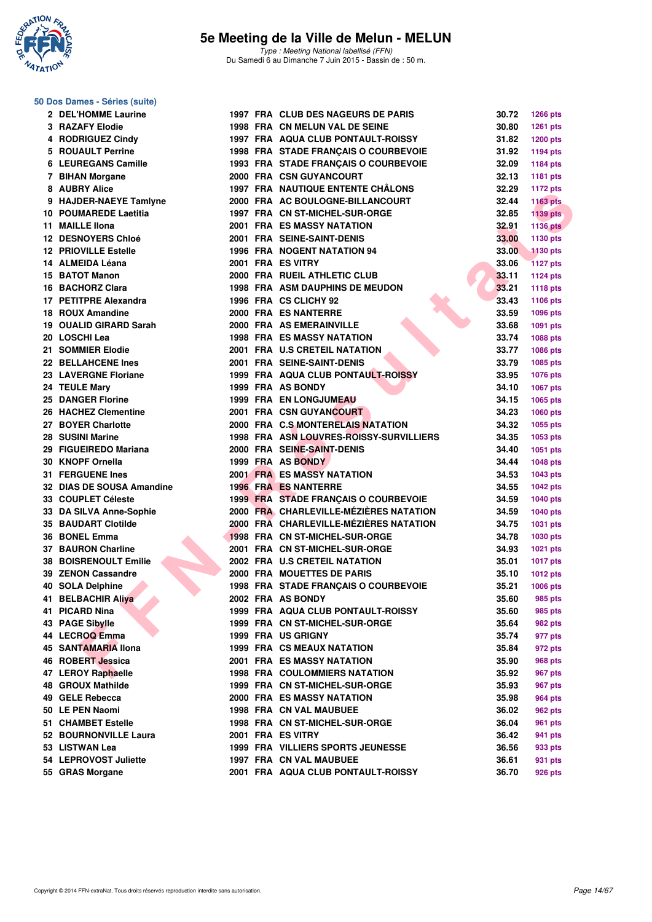# 5e Meeting de la Ville de Melun - MELUN

*Type : Meeting National labellisé (FFN)*
Du Samedi 6 au Dimanche 7 Juin 2015 - Bassin de : 50 m.

## 50 Dos Dames - Séries (suite)

| Rang | Nom | Année | Nat. | Club | Temps | Points |
|---|---|---|---|---|---|---|
| 2 | DEL'HOMME Laurine | 1997 | FRA | CLUB DES NAGEURS DE PARIS | 30.72 | 1266 pts |
| 3 | RAZAFY Elodie | 1998 | FRA | CN MELUN VAL DE SEINE | 30.80 | 1261 pts |
| 4 | RODRIGUEZ Cindy | 1997 | FRA | AQUA CLUB PONTAULT-ROISSY | 31.82 | 1200 pts |
| 5 | ROUAULT Perrine | 1998 | FRA | STADE FRANÇAIS O COURBEVOIE | 31.92 | 1194 pts |
| 6 | LEUREGANS Camille | 1993 | FRA | STADE FRANÇAIS O COURBEVOIE | 32.09 | 1184 pts |
| 7 | BIHAN Morgane | 2000 | FRA | CSN GUYANCOURT | 32.13 | 1181 pts |
| 8 | AUBRY Alice | 1997 | FRA | NAUTIQUE ENTENTE CHÂLONS | 32.29 | 1172 pts |
| 9 | HAJDER-NAEYE Tamlyne | 2000 | FRA | AC BOULOGNE-BILLANCOURT | 32.44 | 1163 pts |
| 10 | POUMAREDE Laetitia | 1997 | FRA | CN ST-MICHEL-SUR-ORGE | 32.85 | 1139 pts |
| 11 | MAILLE Ilona | 2001 | FRA | ES MASSY NATATION | 32.91 | 1136 pts |
| 12 | DESNOYERS Chloé | 2001 | FRA | SEINE-SAINT-DENIS | 33.00 | 1130 pts |
| 12 | PRIOVILLE Estelle | 1996 | FRA | NOGENT NATATION 94 | 33.00 | 1130 pts |
| 14 | ALMEIDA Léana | 2001 | FRA | ES VITRY | 33.06 | 1127 pts |
| 15 | BATOT Manon | 2000 | FRA | RUEIL ATHLETIC CLUB | 33.11 | 1124 pts |
| 16 | BACHORZ Clara | 1998 | FRA | ASM DAUPHINS DE MEUDON | 33.21 | 1118 pts |
| 17 | PETITPRE Alexandra | 1996 | FRA | CS CLICHY 92 | 33.43 | 1106 pts |
| 18 | ROUX Amandine | 2000 | FRA | ES NANTERRE | 33.59 | 1096 pts |
| 19 | OUALID GIRARD Sarah | 2000 | FRA | AS EMERAINVILLE | 33.68 | 1091 pts |
| 20 | LOSCHI Lea | 1998 | FRA | ES MASSY NATATION | 33.74 | 1088 pts |
| 21 | SOMMIER Elodie | 2001 | FRA | U.S CRETEIL NATATION | 33.77 | 1086 pts |
| 22 | BELLAHCENE Ines | 2001 | FRA | SEINE-SAINT-DENIS | 33.79 | 1085 pts |
| 23 | LAVERGNE Floriane | 1999 | FRA | AQUA CLUB PONTAULT-ROISSY | 33.95 | 1076 pts |
| 24 | TEULE Mary | 1999 | FRA | AS BONDY | 34.10 | 1067 pts |
| 25 | DANGER Florine | 1999 | FRA | EN LONGJUMEAU | 34.15 | 1065 pts |
| 26 | HACHEZ Clementine | 2001 | FRA | CSN GUYANCOURT | 34.23 | 1060 pts |
| 27 | BOYER Charlotte | 2000 | FRA | C.S MONTERELAIS NATATION | 34.32 | 1055 pts |
| 28 | SUSINI Marine | 1998 | FRA | ASN LOUVRES-ROISSY-SURVILLIERS | 34.35 | 1053 pts |
| 29 | FIGUEIREDO Mariana | 2000 | FRA | SEINE-SAINT-DENIS | 34.40 | 1051 pts |
| 30 | KNOPF Ornella | 1999 | FRA | AS BONDY | 34.44 | 1048 pts |
| 31 | FERGUENE Ines | 2001 | FRA | ES MASSY NATATION | 34.53 | 1043 pts |
| 32 | DIAS DE SOUSA Amandine | 1996 | FRA | ES NANTERRE | 34.55 | 1042 pts |
| 33 | COUPLET Céleste | 1999 | FRA | STADE FRANÇAIS O COURBEVOIE | 34.59 | 1040 pts |
| 33 | DA SILVA Anne-Sophie | 2000 | FRA | CHARLEVILLE-MÉZIÈRES NATATION | 34.59 | 1040 pts |
| 35 | BAUDART Clotilde | 2000 | FRA | CHARLEVILLE-MÉZIÈRES NATATION | 34.75 | 1031 pts |
| 36 | BONEL Emma | 1998 | FRA | CN ST-MICHEL-SUR-ORGE | 34.78 | 1030 pts |
| 37 | BAURON Charline | 2001 | FRA | CN ST-MICHEL-SUR-ORGE | 34.93 | 1021 pts |
| 38 | BOISRENOULT Emilie | 2002 | FRA | U.S CRETEIL NATATION | 35.01 | 1017 pts |
| 39 | ZENON Cassandre | 2000 | FRA | MOUETTES DE PARIS | 35.10 | 1012 pts |
| 40 | SOLA Delphine | 1998 | FRA | STADE FRANÇAIS O COURBEVOIE | 35.21 | 1006 pts |
| 41 | BELBACHIR Aliya | 2002 | FRA | AS BONDY | 35.60 | 985 pts |
| 41 | PICARD Nina | 1999 | FRA | AQUA CLUB PONTAULT-ROISSY | 35.60 | 985 pts |
| 43 | PAGE Sibylle | 1999 | FRA | CN ST-MICHEL-SUR-ORGE | 35.64 | 982 pts |
| 44 | LECROQ Emma | 1999 | FRA | US GRIGNY | 35.74 | 977 pts |
| 45 | SANTAMARIA Ilona | 1999 | FRA | CS MEAUX NATATION | 35.84 | 972 pts |
| 46 | ROBERT Jessica | 2001 | FRA | ES MASSY NATATION | 35.90 | 968 pts |
| 47 | LEROY Raphaelle | 1998 | FRA | COULOMMIERS NATATION | 35.92 | 967 pts |
| 48 | GROUX Mathilde | 1999 | FRA | CN ST-MICHEL-SUR-ORGE | 35.93 | 967 pts |
| 49 | GELE Rebecca | 2000 | FRA | ES MASSY NATATION | 35.98 | 964 pts |
| 50 | LE PEN Naomi | 1998 | FRA | CN VAL MAUBUEE | 36.02 | 962 pts |
| 51 | CHAMBET Estelle | 1998 | FRA | CN ST-MICHEL-SUR-ORGE | 36.04 | 961 pts |
| 52 | BOURNONVILLE Laura | 2001 | FRA | ES VITRY | 36.42 | 941 pts |
| 53 | LISTWAN Lea | 1999 | FRA | VILLIERS SPORTS JEUNESSE | 36.56 | 933 pts |
| 54 | LEPROVOST Juliette | 1997 | FRA | CN VAL MAUBUEE | 36.61 | 931 pts |
| 55 | GRAS Morgane | 2001 | FRA | AQUA CLUB PONTAULT-ROISSY | 36.70 | 926 pts |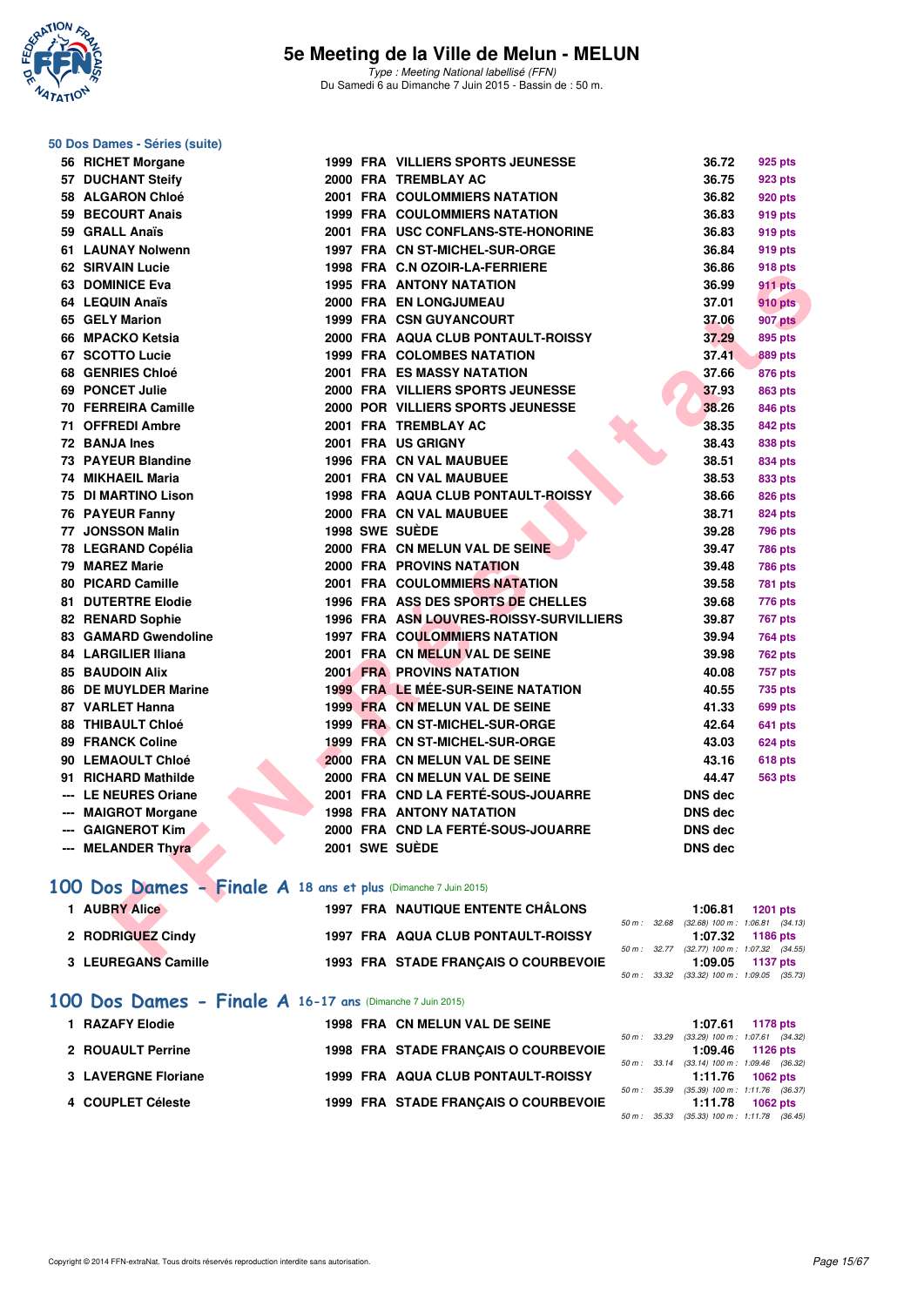# 5e Meeting de la Ville de Melun - MELUN

*Type : Meeting National labellisé (FFN)*
Du Samedi 6 au Dimanche 7 Juin 2015 - Bassin de : 50 m.

## 50 Dos Dames - Séries (suite)

| Rang | Nom | Année | Nat | Club | Temps | Points |
|---|---|---|---|---|---|---|
| 56 | RICHET Morgane | 1999 | FRA | VILLIERS SPORTS JEUNESSE | 36.72 | 925 pts |
| 57 | DUCHANT Steify | 2000 | FRA | TREMBLAY AC | 36.75 | 923 pts |
| 58 | ALGARON Chloé | 2001 | FRA | COULOMMIERS NATATION | 36.82 | 920 pts |
| 59 | BECOURT Anais | 1999 | FRA | COULOMMIERS NATATION | 36.83 | 919 pts |
| 59 | GRALL Anaïs | 2001 | FRA | USC CONFLANS-STE-HONORINE | 36.83 | 919 pts |
| 61 | LAUNAY Nolwenn | 1997 | FRA | CN ST-MICHEL-SUR-ORGE | 36.84 | 919 pts |
| 62 | SIRVAIN Lucie | 1998 | FRA | C.N OZOIR-LA-FERRIERE | 36.86 | 918 pts |
| 63 | DOMINICE Eva | 1995 | FRA | ANTONY NATATION | 36.99 | 911 pts |
| 64 | LEQUIN Anaïs | 2000 | FRA | EN LONGJUMEAU | 37.01 | 910 pts |
| 65 | GELY Marion | 1999 | FRA | CSN GUYANCOURT | 37.06 | 907 pts |
| 66 | MPACKO Ketsia | 2000 | FRA | AQUA CLUB PONTAULT-ROISSY | 37.29 | 895 pts |
| 67 | SCOTTO Lucie | 1999 | FRA | COLOMBES NATATION | 37.41 | 889 pts |
| 68 | GENRIES Chloé | 2001 | FRA | ES MASSY NATATION | 37.66 | 876 pts |
| 69 | PONCET Julie | 2000 | FRA | VILLIERS SPORTS JEUNESSE | 37.93 | 863 pts |
| 70 | FERREIRA Camille | 2000 | POR | VILLIERS SPORTS JEUNESSE | 38.26 | 846 pts |
| 71 | OFFREDI Ambre | 2001 | FRA | TREMBLAY AC | 38.35 | 842 pts |
| 72 | BANJA Ines | 2001 | FRA | US GRIGNY | 38.43 | 838 pts |
| 73 | PAYEUR Blandine | 1996 | FRA | CN VAL MAUBUEE | 38.51 | 834 pts |
| 74 | MIKHAEIL Maria | 2001 | FRA | CN VAL MAUBUEE | 38.53 | 833 pts |
| 75 | DI MARTINO Lison | 1998 | FRA | AQUA CLUB PONTAULT-ROISSY | 38.66 | 826 pts |
| 76 | PAYEUR Fanny | 2000 | FRA | CN VAL MAUBUEE | 38.71 | 824 pts |
| 77 | JONSSON Malin | 1998 | SWE | SUÈDE | 39.28 | 796 pts |
| 78 | LEGRAND Copélia | 2000 | FRA | CN MELUN VAL DE SEINE | 39.47 | 786 pts |
| 79 | MAREZ Marie | 2000 | FRA | PROVINS NATATION | 39.48 | 786 pts |
| 80 | PICARD Camille | 2001 | FRA | COULOMMIERS NATATION | 39.58 | 781 pts |
| 81 | DUTERTRE Elodie | 1996 | FRA | ASS DES SPORTS DE CHELLES | 39.68 | 776 pts |
| 82 | RENARD Sophie | 1996 | FRA | ASN LOUVRES-ROISSY-SURVILLIERS | 39.87 | 767 pts |
| 83 | GAMARD Gwendoline | 1997 | FRA | COULOMMIERS NATATION | 39.94 | 764 pts |
| 84 | LARGILIER Iliana | 2001 | FRA | CN MELUN VAL DE SEINE | 39.98 | 762 pts |
| 85 | BAUDOIN Alix | 2001 | FRA | PROVINS NATATION | 40.08 | 757 pts |
| 86 | DE MUYLDER Marine | 1999 | FRA | LE MÉE-SUR-SEINE NATATION | 40.55 | 735 pts |
| 87 | VARLET Hanna | 1999 | FRA | CN MELUN VAL DE SEINE | 41.33 | 699 pts |
| 88 | THIBAULT Chloé | 1999 | FRA | CN ST-MICHEL-SUR-ORGE | 42.64 | 641 pts |
| 89 | FRANCK Coline | 1999 | FRA | CN ST-MICHEL-SUR-ORGE | 43.03 | 624 pts |
| 90 | LEMAOULT Chloé | 2000 | FRA | CN MELUN VAL DE SEINE | 43.16 | 618 pts |
| 91 | RICHARD Mathilde | 2000 | FRA | CN MELUN VAL DE SEINE | 44.47 | 563 pts |
| --- | LE NEURES Oriane | 2001 | FRA | CND LA FERTÉ-SOUS-JOUARRE | DNS dec | |
| --- | MAIGROT Morgane | 1998 | FRA | ANTONY NATATION | DNS dec | |
| --- | GAIGNEROT Kim | 2000 | FRA | CND LA FERTÉ-SOUS-JOUARRE | DNS dec | |
| --- | MELANDER Thyra | 2001 | SWE | SUÈDE | DNS dec | |

## 100 Dos Dames - Finale A 18 ans et plus (Dimanche 7 Juin 2015)

| Rang | Nom | Année | Nat | Club | Temps | Points | Intermédiaires |
|---|---|---|---|---|---|---|---|
| 1 | AUBRY Alice | 1997 | FRA | NAUTIQUE ENTENTE CHÂLONS | 1:06.81 | 1201 pts | 50 m : 32.68 (32.68) 100 m : 1:06.81 (34.13) |
| 2 | RODRIGUEZ Cindy | 1997 | FRA | AQUA CLUB PONTAULT-ROISSY | 1:07.32 | 1186 pts | 50 m : 32.77 (32.77) 100 m : 1:07.32 (34.55) |
| 3 | LEUREGANS Camille | 1993 | FRA | STADE FRANÇAIS O COURBEVOIE | 1:09.05 | 1137 pts | 50 m : 33.32 (33.32) 100 m : 1:09.05 (35.73) |

## 100 Dos Dames - Finale A 16-17 ans (Dimanche 7 Juin 2015)

| Rang | Nom | Année | Nat | Club | Temps | Points | Intermédiaires |
|---|---|---|---|---|---|---|---|
| 1 | RAZAFY Elodie | 1998 | FRA | CN MELUN VAL DE SEINE | 1:07.61 | 1178 pts | 50 m : 33.29 (33.29) 100 m : 1:07.61 (34.32) |
| 2 | ROUAULT Perrine | 1998 | FRA | STADE FRANÇAIS O COURBEVOIE | 1:09.46 | 1126 pts | 50 m : 33.14 (33.14) 100 m : 1:09.46 (36.32) |
| 3 | LAVERGNE Floriane | 1999 | FRA | AQUA CLUB PONTAULT-ROISSY | 1:11.76 | 1062 pts | 50 m : 35.39 (35.39) 100 m : 1:11.76 (36.37) |
| 4 | COUPLET Céleste | 1999 | FRA | STADE FRANÇAIS O COURBEVOIE | 1:11.78 | 1062 pts | 50 m : 35.33 (35.33) 100 m : 1:11.78 (36.45) |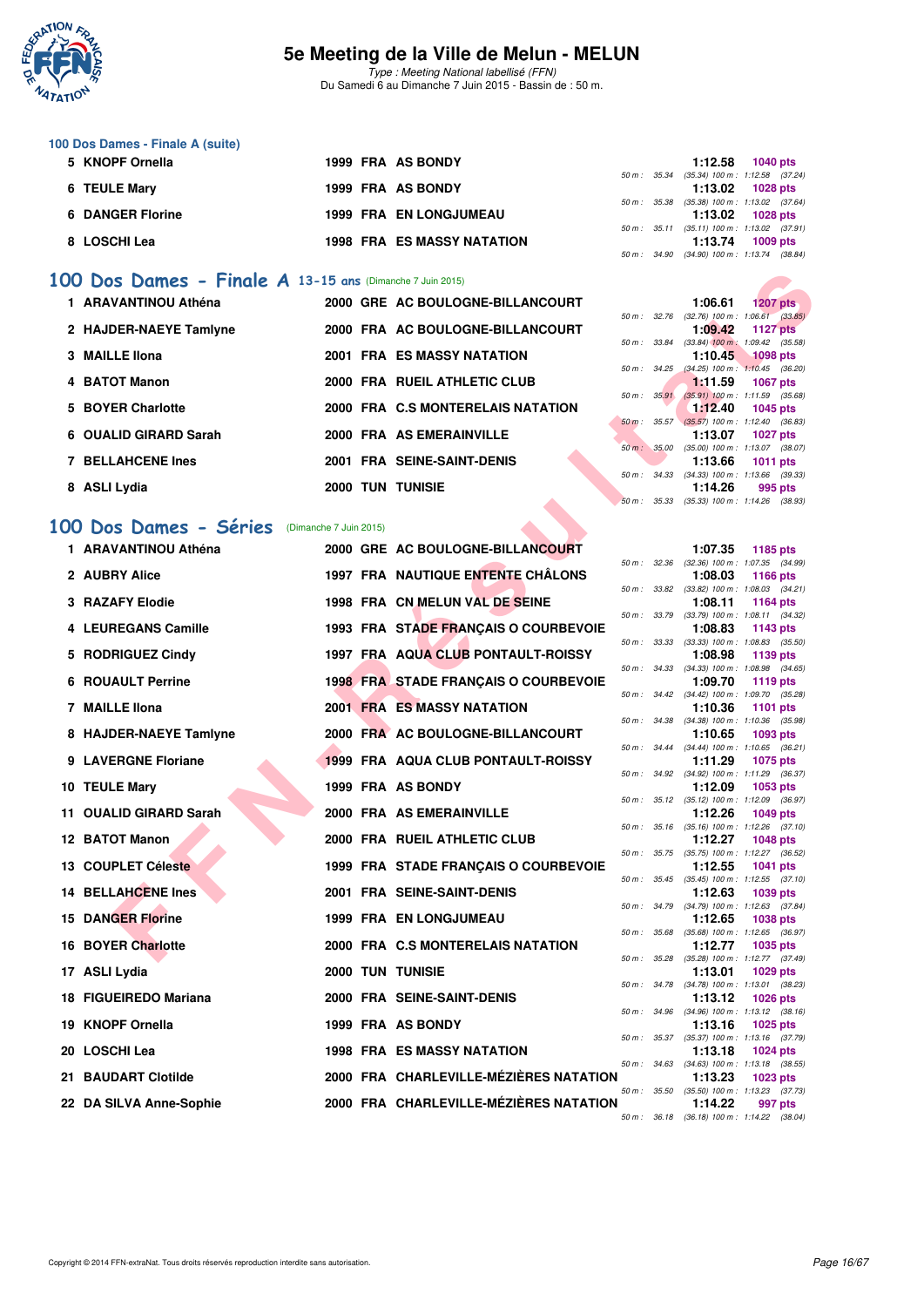# 5e Meeting de la Ville de Melun - MELUN

*Type : Meeting National labellisé (FFN)*
Du Samedi 6 au Dimanche 7 Juin 2015 - Bassin de : 50 m.

### 100 Dos Dames - Finale A (suite)

| Place | Nom | Année | Nat. | Club | Temps | Points | Splits |
|---|---|---|---|---|---|---|---|
| 5 | KNOPF Ornella | 1999 | FRA | AS BONDY | 1:12.58 | 1040 pts | 50 m : 35.34 (35.34) 100 m : 1:12.58 (37.24) |
| 6 | TEULE Mary | 1999 | FRA | AS BONDY | 1:13.02 | 1028 pts | 50 m : 35.38 (35.38) 100 m : 1:13.02 (37.64) |
| 6 | DANGER Florine | 1999 | FRA | EN LONGJUMEAU | 1:13.02 | 1028 pts | 50 m : 35.11 (35.11) 100 m : 1:13.02 (37.91) |
| 8 | LOSCHI Lea | 1998 | FRA | ES MASSY NATATION | 1:13.74 | 1009 pts | 50 m : 34.90 (34.90) 100 m : 1:13.74 (38.84) |

## 100 Dos Dames - Finale A 13-15 ans (Dimanche 7 Juin 2015)

| Place | Nom | Année | Nat. | Club | Temps | Points | Splits |
|---|---|---|---|---|---|---|---|
| 1 | ARAVANTINOU Athéna | 2000 | GRE | AC BOULOGNE-BILLANCOURT | 1:06.61 | 1207 pts | 50 m : 32.76 (32.76) 100 m : 1:06.61 (33.85) |
| 2 | HAJDER-NAEYE Tamlyne | 2000 | FRA | AC BOULOGNE-BILLANCOURT | 1:09.42 | 1127 pts | 50 m : 33.84 (33.84) 100 m : 1:09.42 (35.58) |
| 3 | MAILLE Ilona | 2001 | FRA | ES MASSY NATATION | 1:10.45 | 1098 pts | 50 m : 34.25 (34.25) 100 m : 1:10.45 (36.20) |
| 4 | BATOT Manon | 2000 | FRA | RUEIL ATHLETIC CLUB | 1:11.59 | 1067 pts | 50 m : 35.91 (35.91) 100 m : 1:11.59 (35.68) |
| 5 | BOYER Charlotte | 2000 | FRA | C.S MONTERELAIS NATATION | 1:12.40 | 1045 pts | 50 m : 35.57 (35.57) 100 m : 1:12.40 (36.83) |
| 6 | OUALID GIRARD Sarah | 2000 | FRA | AS EMERAINVILLE | 1:13.07 | 1027 pts | 50 m : 35.00 (35.00) 100 m : 1:13.07 (38.07) |
| 7 | BELLAHCENE Ines | 2001 | FRA | SEINE-SAINT-DENIS | 1:13.66 | 1011 pts | 50 m : 34.33 (34.33) 100 m : 1:13.66 (39.33) |
| 8 | ASLI Lydia | 2000 | TUN | TUNISIE | 1:14.26 | 995 pts | 50 m : 35.33 (35.33) 100 m : 1:14.26 (38.93) |

## 100 Dos Dames - Séries (Dimanche 7 Juin 2015)

| Place | Nom | Année | Nat. | Club | Temps | Points | Splits |
|---|---|---|---|---|---|---|---|
| 1 | ARAVANTINOU Athéna | 2000 | GRE | AC BOULOGNE-BILLANCOURT | 1:07.35 | 1185 pts | 50 m : 32.36 (32.36) 100 m : 1:07.35 (34.99) |
| 2 | AUBRY Alice | 1997 | FRA | NAUTIQUE ENTENTE CHÂLONS | 1:08.03 | 1166 pts | 50 m : 33.82 (33.82) 100 m : 1:08.03 (34.21) |
| 3 | RAZAFY Elodie | 1998 | FRA | CN MELUN VAL DE SEINE | 1:08.11 | 1164 pts | 50 m : 33.79 (33.79) 100 m : 1:08.11 (34.32) |
| 4 | LEUREGANS Camille | 1993 | FRA | STADE FRANÇAIS O COURBEVOIE | 1:08.83 | 1143 pts | 50 m : 33.33 (33.33) 100 m : 1:08.83 (35.50) |
| 5 | RODRIGUEZ Cindy | 1997 | FRA | AQUA CLUB PONTAULT-ROISSY | 1:08.98 | 1139 pts | 50 m : 34.33 (34.33) 100 m : 1:08.98 (34.65) |
| 6 | ROUAULT Perrine | 1998 | FRA | STADE FRANÇAIS O COURBEVOIE | 1:09.70 | 1119 pts | 50 m : 34.42 (34.42) 100 m : 1:09.70 (35.28) |
| 7 | MAILLE Ilona | 2001 | FRA | ES MASSY NATATION | 1:10.36 | 1101 pts | 50 m : 34.38 (34.38) 100 m : 1:10.36 (35.98) |
| 8 | HAJDER-NAEYE Tamlyne | 2000 | FRA | AC BOULOGNE-BILLANCOURT | 1:10.65 | 1093 pts | 50 m : 34.44 (34.44) 100 m : 1:10.65 (36.21) |
| 9 | LAVERGNE Floriane | 1999 | FRA | AQUA CLUB PONTAULT-ROISSY | 1:11.29 | 1075 pts | 50 m : 34.92 (34.92) 100 m : 1:11.29 (36.37) |
| 10 | TEULE Mary | 1999 | FRA | AS BONDY | 1:12.09 | 1053 pts | 50 m : 35.12 (35.12) 100 m : 1:12.09 (36.97) |
| 11 | OUALID GIRARD Sarah | 2000 | FRA | AS EMERAINVILLE | 1:12.26 | 1049 pts | 50 m : 35.16 (35.16) 100 m : 1:12.26 (37.10) |
| 12 | BATOT Manon | 2000 | FRA | RUEIL ATHLETIC CLUB | 1:12.27 | 1048 pts | 50 m : 35.75 (35.75) 100 m : 1:12.27 (36.52) |
| 13 | COUPLET Céleste | 1999 | FRA | STADE FRANÇAIS O COURBEVOIE | 1:12.55 | 1041 pts | 50 m : 35.45 (35.45) 100 m : 1:12.55 (37.10) |
| 14 | BELLAHCENE Ines | 2001 | FRA | SEINE-SAINT-DENIS | 1:12.63 | 1039 pts | 50 m : 34.79 (34.79) 100 m : 1:12.63 (37.84) |
| 15 | DANGER Florine | 1999 | FRA | EN LONGJUMEAU | 1:12.65 | 1038 pts | 50 m : 35.68 (35.68) 100 m : 1:12.65 (36.97) |
| 16 | BOYER Charlotte | 2000 | FRA | C.S MONTERELAIS NATATION | 1:12.77 | 1035 pts | 50 m : 35.28 (35.28) 100 m : 1:12.77 (37.49) |
| 17 | ASLI Lydia | 2000 | TUN | TUNISIE | 1:13.01 | 1029 pts | 50 m : 34.78 (34.78) 100 m : 1:13.01 (38.23) |
| 18 | FIGUEIREDO Mariana | 2000 | FRA | SEINE-SAINT-DENIS | 1:13.12 | 1026 pts | 50 m : 34.96 (34.96) 100 m : 1:13.12 (38.16) |
| 19 | KNOPF Ornella | 1999 | FRA | AS BONDY | 1:13.16 | 1025 pts | 50 m : 35.37 (35.37) 100 m : 1:13.16 (37.79) |
| 20 | LOSCHI Lea | 1998 | FRA | ES MASSY NATATION | 1:13.18 | 1024 pts | 50 m : 34.63 (34.63) 100 m : 1:13.18 (38.55) |
| 21 | BAUDART Clotilde | 2000 | FRA | CHARLEVILLE-MÉZIÈRES NATATION | 1:13.23 | 1023 pts | 50 m : 35.50 (35.50) 100 m : 1:13.23 (37.73) |
| 22 | DA SILVA Anne-Sophie | 2000 | FRA | CHARLEVILLE-MÉZIÈRES NATATION | 1:14.22 | 997 pts | 50 m : 36.18 (36.18) 100 m : 1:14.22 (38.04) |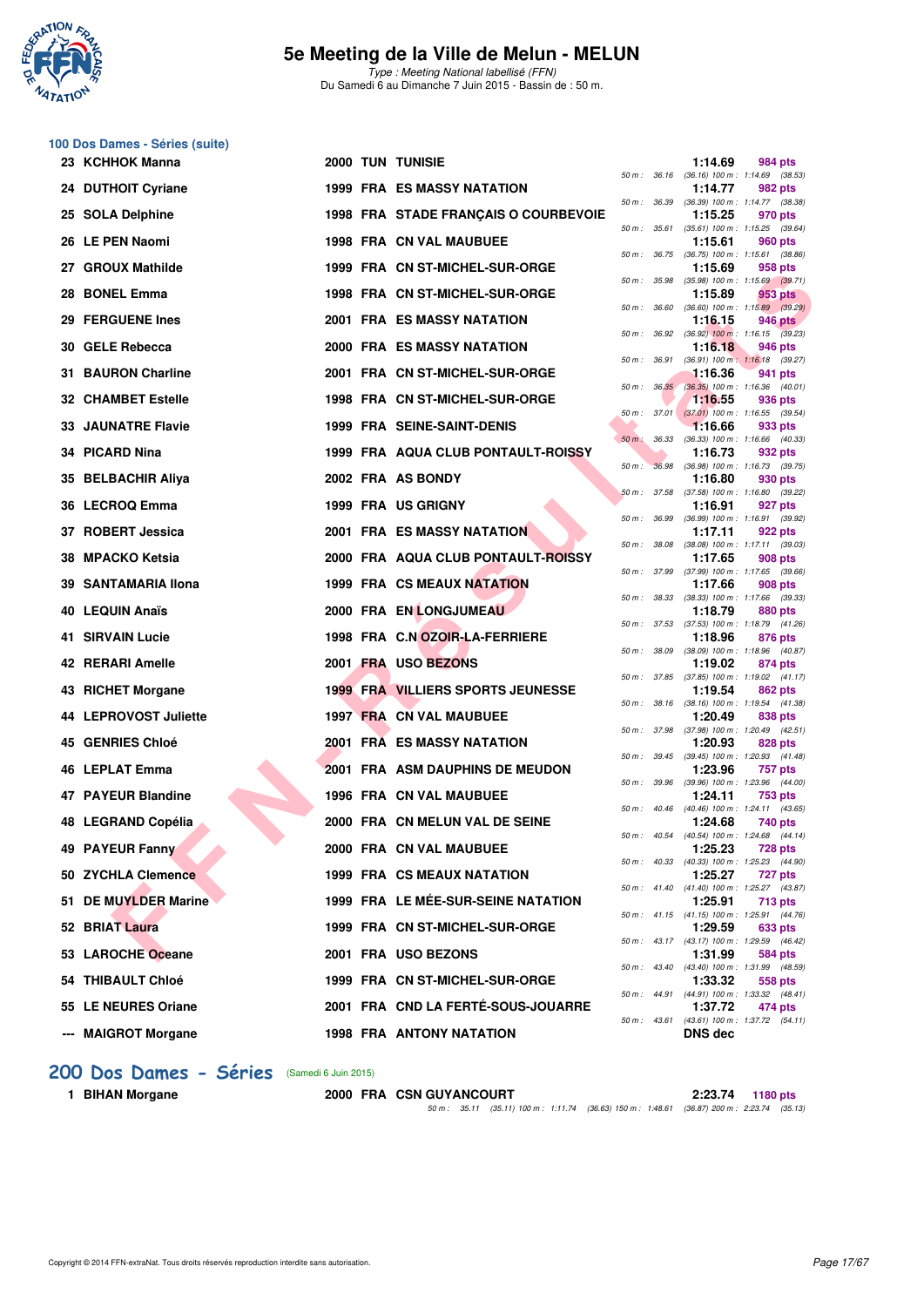# 5e Meeting de la Ville de Melun - MELUN

*Type : Meeting National labellisé (FFN)*
Du Samedi 6 au Dimanche 7 Juin 2015 - Bassin de : 50 m.

## 100 Dos Dames - Séries (suite)

| Place | Nom | Année | Nat. | Club | Temps | Points | Splits |
|---|---|---|---|---|---|---|---|
| 23 | KCHHOK Manna | 2000 | TUN | TUNISIE | 1:14.69 | 984 pts | 50 m : 36.16 (36.16) 100 m : 1:14.69 (38.53) |
| 24 | DUTHOIT Cyriane | 1999 | FRA | ES MASSY NATATION | 1:14.77 | 982 pts | 50 m : 36.39 (36.39) 100 m : 1:14.77 (38.38) |
| 25 | SOLA Delphine | 1998 | FRA | STADE FRANÇAIS O COURBEVOIE | 1:15.25 | 970 pts | 50 m : 35.61 (35.61) 100 m : 1:15.25 (39.64) |
| 26 | LE PEN Naomi | 1998 | FRA | CN VAL MAUBUEE | 1:15.61 | 960 pts | 50 m : 36.75 (36.75) 100 m : 1:15.61 (38.86) |
| 27 | GROUX Mathilde | 1999 | FRA | CN ST-MICHEL-SUR-ORGE | 1:15.69 | 958 pts | 50 m : 35.98 (35.98) 100 m : 1:15.69 (39.71) |
| 28 | BONEL Emma | 1998 | FRA | CN ST-MICHEL-SUR-ORGE | 1:15.89 | 953 pts | 50 m : 36.60 (36.60) 100 m : 1:15.89 (39.29) |
| 29 | FERGUENE Ines | 2001 | FRA | ES MASSY NATATION | 1:16.15 | 946 pts | 50 m : 36.92 (36.92) 100 m : 1:16.15 (39.23) |
| 30 | GELE Rebecca | 2000 | FRA | ES MASSY NATATION | 1:16.18 | 946 pts | 50 m : 36.91 (36.91) 100 m : 1:16.18 (39.27) |
| 31 | BAURON Charline | 2001 | FRA | CN ST-MICHEL-SUR-ORGE | 1:16.36 | 941 pts | 50 m : 36.35 (36.35) 100 m : 1:16.36 (40.01) |
| 32 | CHAMBET Estelle | 1998 | FRA | CN ST-MICHEL-SUR-ORGE | 1:16.55 | 936 pts | 50 m : 37.01 (37.01) 100 m : 1:16.55 (39.54) |
| 33 | JAUNATRE Flavie | 1999 | FRA | SEINE-SAINT-DENIS | 1:16.66 | 933 pts | 50 m : 36.33 (36.33) 100 m : 1:16.66 (40.33) |
| 34 | PICARD Nina | 1999 | FRA | AQUA CLUB PONTAULT-ROISSY | 1:16.73 | 932 pts | 50 m : 36.98 (36.98) 100 m : 1:16.73 (39.75) |
| 35 | BELBACHIR Aliya | 2002 | FRA | AS BONDY | 1:16.80 | 930 pts | 50 m : 37.58 (37.58) 100 m : 1:16.80 (39.22) |
| 36 | LECROQ Emma | 1999 | FRA | US GRIGNY | 1:16.91 | 927 pts | 50 m : 36.99 (36.99) 100 m : 1:16.91 (39.92) |
| 37 | ROBERT Jessica | 2001 | FRA | ES MASSY NATATION | 1:17.11 | 922 pts | 50 m : 38.08 (38.08) 100 m : 1:17.11 (39.03) |
| 38 | MPACKO Ketsia | 2000 | FRA | AQUA CLUB PONTAULT-ROISSY | 1:17.65 | 908 pts | 50 m : 37.99 (37.99) 100 m : 1:17.65 (39.66) |
| 39 | SANTAMARIA Ilona | 1999 | FRA | CS MEAUX NATATION | 1:17.66 | 908 pts | 50 m : 38.33 (38.33) 100 m : 1:17.66 (39.33) |
| 40 | LEQUIN Anaïs | 2000 | FRA | EN LONGJUMEAU | 1:18.79 | 880 pts | 50 m : 37.53 (37.53) 100 m : 1:18.79 (41.26) |
| 41 | SIRVAIN Lucie | 1998 | FRA | C.N OZOIR-LA-FERRIERE | 1:18.96 | 876 pts | 50 m : 38.09 (38.09) 100 m : 1:18.96 (40.87) |
| 42 | RERARI Amelle | 2001 | FRA | USO BEZONS | 1:19.02 | 874 pts | 50 m : 37.85 (37.85) 100 m : 1:19.02 (41.17) |
| 43 | RICHET Morgane | 1999 | FRA | VILLIERS SPORTS JEUNESSE | 1:19.54 | 862 pts | 50 m : 38.16 (38.16) 100 m : 1:19.54 (41.38) |
| 44 | LEPROVOST Juliette | 1997 | FRA | CN VAL MAUBUEE | 1:20.49 | 838 pts | 50 m : 37.98 (37.98) 100 m : 1:20.49 (42.51) |
| 45 | GENRIES Chloé | 2001 | FRA | ES MASSY NATATION | 1:20.93 | 828 pts | 50 m : 39.45 (39.45) 100 m : 1:20.93 (41.48) |
| 46 | LEPLAT Emma | 2001 | FRA | ASM DAUPHINS DE MEUDON | 1:23.96 | 757 pts | 50 m : 39.96 (39.96) 100 m : 1:23.96 (44.00) |
| 47 | PAYEUR Blandine | 1996 | FRA | CN VAL MAUBUEE | 1:24.11 | 753 pts | 50 m : 40.46 (40.46) 100 m : 1:24.11 (43.65) |
| 48 | LEGRAND Copélia | 2000 | FRA | CN MELUN VAL DE SEINE | 1:24.68 | 740 pts | 50 m : 40.54 (40.54) 100 m : 1:24.68 (44.14) |
| 49 | PAYEUR Fanny | 2000 | FRA | CN VAL MAUBUEE | 1:25.23 | 728 pts | 50 m : 40.33 (40.33) 100 m : 1:25.23 (44.90) |
| 50 | ZYCHLA Clemence | 1999 | FRA | CS MEAUX NATATION | 1:25.27 | 727 pts | 50 m : 41.40 (41.40) 100 m : 1:25.27 (43.87) |
| 51 | DE MUYLDER Marine | 1999 | FRA | LE MÉE-SUR-SEINE NATATION | 1:25.91 | 713 pts | 50 m : 41.15 (41.15) 100 m : 1:25.91 (44.76) |
| 52 | BRIAT Laura | 1999 | FRA | CN ST-MICHEL-SUR-ORGE | 1:29.59 | 633 pts | 50 m : 43.17 (43.17) 100 m : 1:29.59 (46.42) |
| 53 | LAROCHE Oceane | 2001 | FRA | USO BEZONS | 1:31.99 | 584 pts | 50 m : 43.40 (43.40) 100 m : 1:31.99 (48.59) |
| 54 | THIBAULT Chloé | 1999 | FRA | CN ST-MICHEL-SUR-ORGE | 1:33.32 | 558 pts | 50 m : 44.91 (44.91) 100 m : 1:33.32 (48.41) |
| 55 | LE NEURES Oriane | 2001 | FRA | CND LA FERTÉ-SOUS-JOUARRE | 1:37.72 | 474 pts | 50 m : 43.61 (43.61) 100 m : 1:37.72 (54.11) |
| --- | MAIGROT Morgane | 1998 | FRA | ANTONY NATATION | DNS dec | | |

## 200 Dos Dames - Séries (Samedi 6 Juin 2015)

| Place | Nom | Année | Nat. | Club | Temps | Points | Splits |
|---|---|---|---|---|---|---|---|
| 1 | BIHAN Morgane | 2000 | FRA | CSN GUYANCOURT | 2:23.74 | 1180 pts | 50 m : 35.11 (35.11) 100 m : 1:11.74 (36.63) 150 m : 1:48.61 (36.87) 200 m : 2:23.74 (35.13) |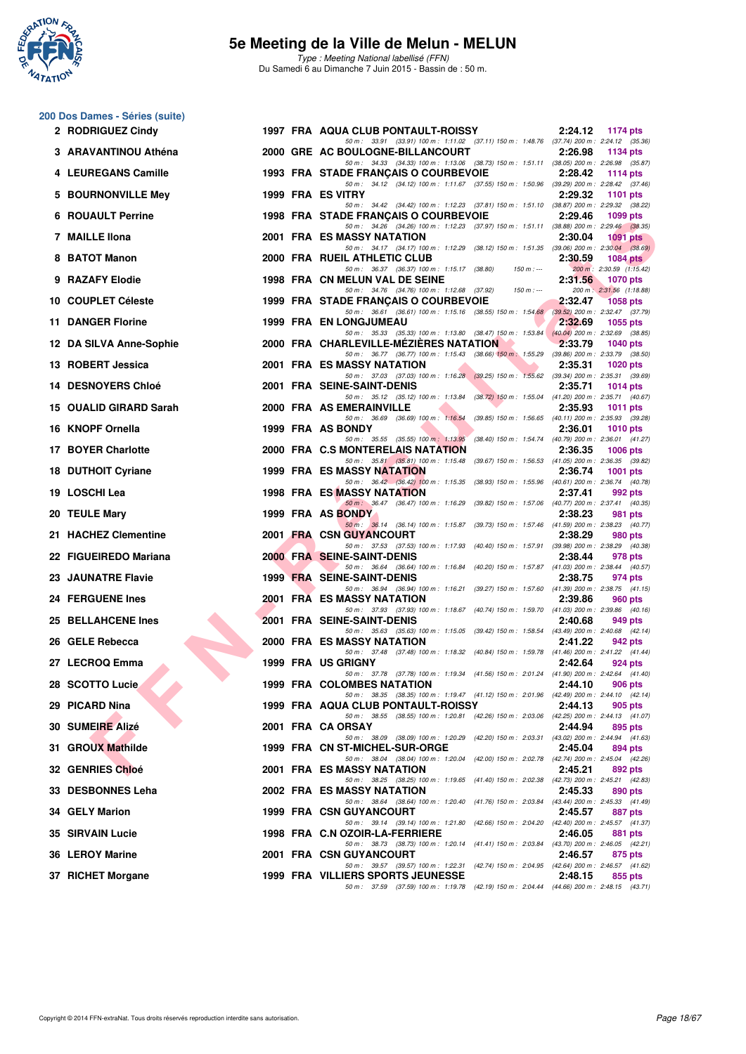## 200 Dos Dames - Séries (suite)

| Rang | Nom | Année | Nat | Club | Temps | Points |
|---|---|---|---|---|---|---|
| 2 | RODRIGUEZ Cindy | 1997 | FRA | AQUA CLUB PONTAULT-ROISSY | 2:24.12 | 1174 pts |
| | 50 m : 33.91 (33.91) 100 m : 1:11.02 (37.11) 150 m : 1:48.76 (37.74) 200 m : 2:24.12 (35.36) | | | | | |
| 3 | ARAVANTINOU Athéna | 2000 | GRE | AC BOULOGNE-BILLANCOURT | 2:26.98 | 1134 pts |
| | 50 m : 34.33 (34.33) 100 m : 1:13.06 (38.73) 150 m : 1:51.11 (38.05) 200 m : 2:26.98 (35.87) | | | | | |
| 4 | LEUREGANS Camille | 1993 | FRA | STADE FRANÇAIS O COURBEVOIE | 2:28.42 | 1114 pts |
| | 50 m : 34.12 (34.12) 100 m : 1:11.67 (37.55) 150 m : 1:50.96 (39.29) 200 m : 2:28.42 (37.46) | | | | | |
| 5 | BOURNONVILLE Mey | 1999 | FRA | ES VITRY | 2:29.32 | 1101 pts |
| | 50 m : 34.42 (34.42) 100 m : 1:12.23 (37.81) 150 m : 1:51.10 (38.87) 200 m : 2:29.32 (38.22) | | | | | |
| 6 | ROUAULT Perrine | 1998 | FRA | STADE FRANÇAIS O COURBEVOIE | 2:29.46 | 1099 pts |
| | 50 m : 34.26 (34.26) 100 m : 1:12.23 (37.97) 150 m : 1:51.11 (38.88) 200 m : 2:29.46 (38.35) | | | | | |
| 7 | MAILLE Ilona | 2001 | FRA | ES MASSY NATATION | 2:30.04 | 1091 pts |
| | 50 m : 34.17 (34.17) 100 m : 1:12.29 (38.12) 150 m : 1:51.35 (39.06) 200 m : 2:30.04 (38.69) | | | | | |
| 8 | BATOT Manon | 2000 | FRA | RUEIL ATHLETIC CLUB | 2:30.59 | 1084 pts |
| | 50 m : 36.37 (36.37) 100 m : 1:15.17 (38.80) 150 m : --- 200 m : 2:30.59 (1:15.42) | | | | | |
| 9 | RAZAFY Elodie | 1998 | FRA | CN MELUN VAL DE SEINE | 2:31.56 | 1070 pts |
| | 50 m : 34.76 (34.76) 100 m : 1:12.68 (37.92) 150 m : --- 200 m : 2:31.56 (1:18.88) | | | | | |
| 10 | COUPLET Céleste | 1999 | FRA | STADE FRANÇAIS O COURBEVOIE | 2:32.47 | 1058 pts |
| | 50 m : 36.61 (36.61) 100 m : 1:15.16 (38.55) 150 m : 1:54.68 (39.52) 200 m : 2:32.47 (37.79) | | | | | |
| 11 | DANGER Florine | 1999 | FRA | EN LONGJUMEAU | 2:32.69 | 1055 pts |
| | 50 m : 35.33 (35.33) 100 m : 1:13.80 (38.47) 150 m : 1:53.84 (40.04) 200 m : 2:32.69 (38.85) | | | | | |
| 12 | DA SILVA Anne-Sophie | 2000 | FRA | CHARLEVILLE-MÉZIÈRES NATATION | 2:33.79 | 1040 pts |
| | 50 m : 36.77 (36.77) 100 m : 1:15.43 (38.66) 150 m : 1:55.29 (39.86) 200 m : 2:33.79 (38.50) | | | | | |
| 13 | ROBERT Jessica | 2001 | FRA | ES MASSY NATATION | 2:35.31 | 1020 pts |
| | 50 m : 37.03 (37.03) 100 m : 1:16.28 (39.25) 150 m : 1:55.62 (39.34) 200 m : 2:35.31 (39.69) | | | | | |
| 14 | DESNOYERS Chloé | 2001 | FRA | SEINE-SAINT-DENIS | 2:35.71 | 1014 pts |
| | 50 m : 35.12 (35.12) 100 m : 1:13.84 (38.72) 150 m : 1:55.04 (41.20) 200 m : 2:35.71 (40.67) | | | | | |
| 15 | OUALID GIRARD Sarah | 2000 | FRA | AS EMERAINVILLE | 2:35.93 | 1011 pts |
| | 50 m : 36.69 (36.69) 100 m : 1:16.54 (39.85) 150 m : 1:56.65 (40.11) 200 m : 2:35.93 (39.28) | | | | | |
| 16 | KNOPF Ornella | 1999 | FRA | AS BONDY | 2:36.01 | 1010 pts |
| | 50 m : 35.55 (35.55) 100 m : 1:13.95 (38.40) 150 m : 1:54.74 (40.79) 200 m : 2:36.01 (41.27) | | | | | |
| 17 | BOYER Charlotte | 2000 | FRA | C.S MONTERELAIS NATATION | 2:36.35 | 1006 pts |
| | 50 m : 35.81 (35.81) 100 m : 1:15.48 (39.67) 150 m : 1:56.53 (41.05) 200 m : 2:36.35 (39.82) | | | | | |
| 18 | DUTHOIT Cyriane | 1999 | FRA | ES MASSY NATATION | 2:36.74 | 1001 pts |
| | 50 m : 36.42 (36.42) 100 m : 1:15.35 (38.93) 150 m : 1:55.96 (40.61) 200 m : 2:36.74 (40.78) | | | | | |
| 19 | LOSCHI Lea | 1998 | FRA | ES MASSY NATATION | 2:37.41 | 992 pts |
| | 50 m : 36.47 (36.47) 100 m : 1:16.29 (39.82) 150 m : 1:57.06 (40.77) 200 m : 2:37.41 (40.35) | | | | | |
| 20 | TEULE Mary | 1999 | FRA | AS BONDY | 2:38.23 | 981 pts |
| | 50 m : 36.14 (36.14) 100 m : 1:15.87 (39.73) 150 m : 1:57.46 (41.59) 200 m : 2:38.23 (40.77) | | | | | |
| 21 | HACHEZ Clementine | 2001 | FRA | CSN GUYANCOURT | 2:38.29 | 980 pts |
| | 50 m : 37.53 (37.53) 100 m : 1:17.93 (40.40) 150 m : 1:57.91 (39.98) 200 m : 2:38.29 (40.38) | | | | | |
| 22 | FIGUEIREDO Mariana | 2000 | FRA | SEINE-SAINT-DENIS | 2:38.44 | 978 pts |
| | 50 m : 36.64 (36.64) 100 m : 1:16.84 (40.20) 150 m : 1:57.87 (41.03) 200 m : 2:38.44 (40.57) | | | | | |
| 23 | JAUNATRE Flavie | 1999 | FRA | SEINE-SAINT-DENIS | 2:38.75 | 974 pts |
| | 50 m : 36.94 (36.94) 100 m : 1:16.21 (39.27) 150 m : 1:57.60 (41.39) 200 m : 2:38.75 (41.15) | | | | | |
| 24 | FERGUENE Ines | 2001 | FRA | ES MASSY NATATION | 2:39.86 | 960 pts |
| | 50 m : 37.93 (37.93) 100 m : 1:18.67 (40.74) 150 m : 1:59.70 (41.03) 200 m : 2:39.86 (40.16) | | | | | |
| 25 | BELLAHCENE Ines | 2001 | FRA | SEINE-SAINT-DENIS | 2:40.68 | 949 pts |
| | 50 m : 35.63 (35.63) 100 m : 1:15.05 (39.42) 150 m : 1:58.54 (43.49) 200 m : 2:40.68 (42.14) | | | | | |
| 26 | GELE Rebecca | 2000 | FRA | ES MASSY NATATION | 2:41.22 | 942 pts |
| | 50 m : 37.48 (37.48) 100 m : 1:18.32 (40.84) 150 m : 1:59.78 (41.46) 200 m : 2:41.22 (41.44) | | | | | |
| 27 | LECROQ Emma | 1999 | FRA | US GRIGNY | 2:42.64 | 924 pts |
| | 50 m : 37.78 (37.78) 100 m : 1:19.34 (41.56) 150 m : 2:01.24 (41.90) 200 m : 2:42.64 (41.40) | | | | | |
| 28 | SCOTTO Lucie | 1999 | FRA | COLOMBES NATATION | 2:44.10 | 906 pts |
| | 50 m : 38.35 (38.35) 100 m : 1:19.47 (41.12) 150 m : 2:01.96 (42.49) 200 m : 2:44.10 (42.14) | | | | | |
| 29 | PICARD Nina | 1999 | FRA | AQUA CLUB PONTAULT-ROISSY | 2:44.13 | 905 pts |
| | 50 m : 38.55 (38.55) 100 m : 1:20.81 (42.26) 150 m : 2:03.06 (42.25) 200 m : 2:44.13 (41.07) | | | | | |
| 30 | SUMEIRE Alizé | 2001 | FRA | CA ORSAY | 2:44.94 | 895 pts |
| | 50 m : 38.09 (38.09) 100 m : 1:20.29 (42.20) 150 m : 2:03.31 (43.02) 200 m : 2:44.94 (41.63) | | | | | |
| 31 | GROUX Mathilde | 1999 | FRA | CN ST-MICHEL-SUR-ORGE | 2:45.04 | 894 pts |
| | 50 m : 38.04 (38.04) 100 m : 1:20.04 (42.00) 150 m : 2:02.78 (42.74) 200 m : 2:45.04 (42.26) | | | | | |
| 32 | GENRIES Chloé | 2001 | FRA | ES MASSY NATATION | 2:45.21 | 892 pts |
| | 50 m : 38.25 (38.25) 100 m : 1:19.65 (41.40) 150 m : 2:02.38 (42.73) 200 m : 2:45.21 (42.83) | | | | | |
| 33 | DESBONNES Leha | 2002 | FRA | ES MASSY NATATION | 2:45.33 | 890 pts |
| | 50 m : 38.64 (38.64) 100 m : 1:20.40 (41.76) 150 m : 2:03.84 (43.44) 200 m : 2:45.33 (41.49) | | | | | |
| 34 | GELY Marion | 1999 | FRA | CSN GUYANCOURT | 2:45.57 | 887 pts |
| | 50 m : 39.14 (39.14) 100 m : 1:21.80 (42.66) 150 m : 2:04.20 (42.40) 200 m : 2:45.57 (41.37) | | | | | |
| 35 | SIRVAIN Lucie | 1998 | FRA | C.N OZOIR-LA-FERRIERE | 2:46.05 | 881 pts |
| | 50 m : 38.73 (38.73) 100 m : 1:20.14 (41.41) 150 m : 2:03.84 (43.70) 200 m : 2:46.05 (42.21) | | | | | |
| 36 | LEROY Marine | 2001 | FRA | CSN GUYANCOURT | 2:46.57 | 875 pts |
| | 50 m : 39.57 (39.57) 100 m : 1:22.31 (42.74) 150 m : 2:04.95 (42.64) 200 m : 2:46.57 (41.62) | | | | | |
| 37 | RICHET Morgane | 1999 | FRA | VILLIERS SPORTS JEUNESSE | 2:48.15 | 855 pts |
| | 50 m : 37.59 (37.59) 100 m : 1:19.78 (42.19) 150 m : 2:04.44 (44.66) 200 m : 2:48.15 (43.71) | | | | | |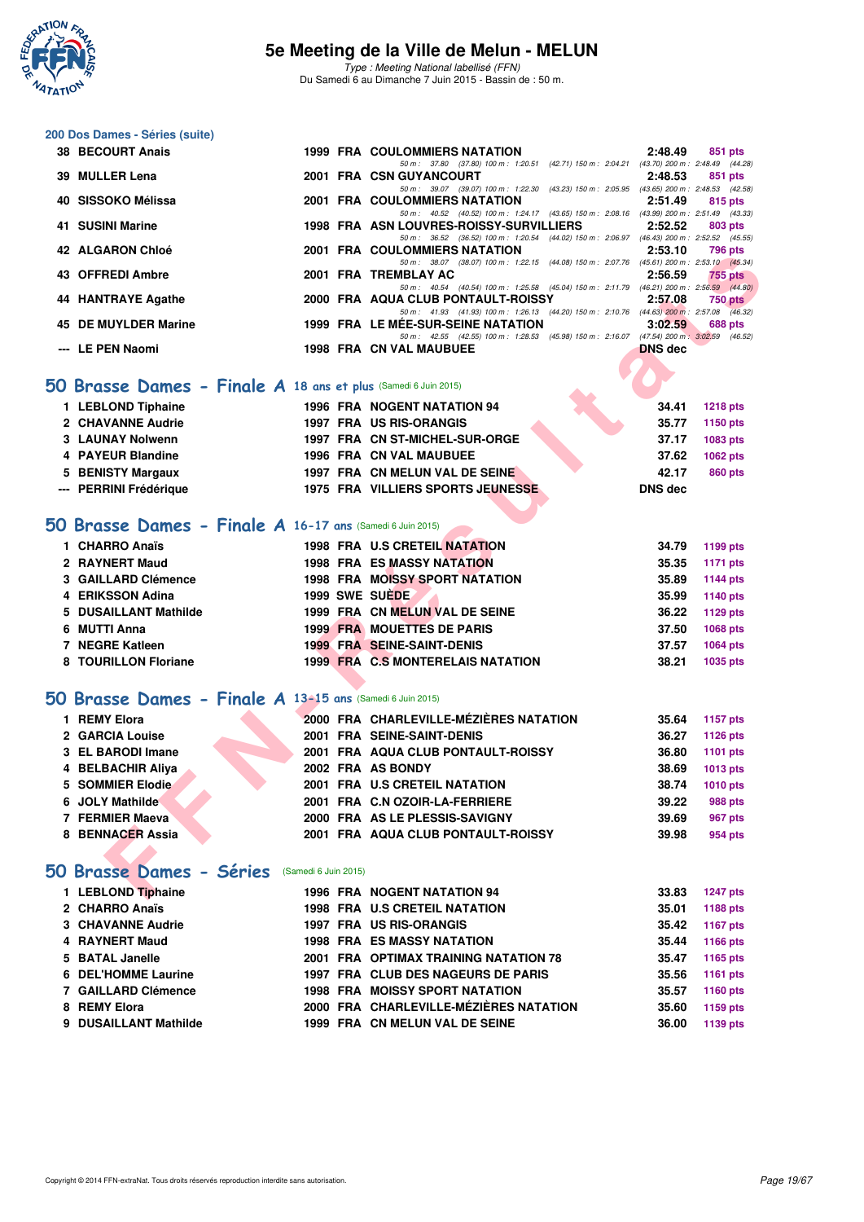## 200 Dos Dames - Séries (suite)

| Place | Nom | Année | Nat | Club | Temps | Points |
|---|---|---|---|---|---|---|
| 38 | BECOURT Anais | 1999 | FRA | COULOMMIERS NATATION | 2:48.49 | 851 pts |
| | 50 m : 37.80 (37.80) 100 m : 1:20.51 (42.71) 150 m : 2:04.21 (43.70) 200 m : 2:48.49 (44.28) | | | | | |
| 39 | MULLER Lena | 2001 | FRA | CSN GUYANCOURT | 2:48.53 | 851 pts |
| | 50 m : 39.07 (39.07) 100 m : 1:22.30 (43.23) 150 m : 2:05.95 (43.65) 200 m : 2:48.53 (42.58) | | | | | |
| 40 | SISSOKO Mélissa | 2001 | FRA | COULOMMIERS NATATION | 2:51.49 | 815 pts |
| | 50 m : 40.52 (40.52) 100 m : 1:24.17 (43.65) 150 m : 2:08.16 (43.99) 200 m : 2:51.49 (43.33) | | | | | |
| 41 | SUSINI Marine | 1998 | FRA | ASN LOUVRES-ROISSY-SURVILLIERS | 2:52.52 | 803 pts |
| | 50 m : 36.52 (36.52) 100 m : 1:20.54 (44.02) 150 m : 2:06.97 (46.43) 200 m : 2:52.52 (45.55) | | | | | |
| 42 | ALGARON Chloé | 2001 | FRA | COULOMMIERS NATATION | 2:53.10 | 796 pts |
| | 50 m : 38.07 (38.07) 100 m : 1:22.15 (44.08) 150 m : 2:07.76 (45.61) 200 m : 2:53.10 (45.34) | | | | | |
| 43 | OFFREDI Ambre | 2001 | FRA | TREMBLAY AC | 2:56.59 | 755 pts |
| | 50 m : 40.54 (40.54) 100 m : 1:25.58 (45.04) 150 m : 2:11.79 (46.21) 200 m : 2:56.59 (44.80) | | | | | |
| 44 | HANTRAYE Agathe | 2000 | FRA | AQUA CLUB PONTAULT-ROISSY | 2:57.08 | 750 pts |
| | 50 m : 41.93 (41.93) 100 m : 1:26.13 (44.20) 150 m : 2:10.76 (44.63) 200 m : 2:57.08 (46.32) | | | | | |
| 45 | DE MUYLDER Marine | 1999 | FRA | LE MÉE-SUR-SEINE NATATION | 3:02.59 | 688 pts |
| | 50 m : 42.55 (42.55) 100 m : 1:28.53 (45.98) 150 m : 2:16.07 (47.54) 200 m : 3:02.59 (46.52) | | | | | |
| --- | LE PEN Naomi | 1998 | FRA | CN VAL MAUBUEE | DNS dec | |

## 50 Brasse Dames - Finale A 18 ans et plus (Samedi 6 Juin 2015)

| Place | Nom | Année | Nat | Club | Temps | Points |
|---|---|---|---|---|---|---|
| 1 | LEBLOND Tiphaine | 1996 | FRA | NOGENT NATATION 94 | 34.41 | 1218 pts |
| 2 | CHAVANNE Audrie | 1997 | FRA | US RIS-ORANGIS | 35.77 | 1150 pts |
| 3 | LAUNAY Nolwenn | 1997 | FRA | CN ST-MICHEL-SUR-ORGE | 37.17 | 1083 pts |
| 4 | PAYEUR Blandine | 1996 | FRA | CN VAL MAUBUEE | 37.62 | 1062 pts |
| 5 | BENISTY Margaux | 1997 | FRA | CN MELUN VAL DE SEINE | 42.17 | 860 pts |
| --- | PERRINI Frédérique | 1975 | FRA | VILLIERS SPORTS JEUNESSE | DNS dec | |

## 50 Brasse Dames - Finale A 16-17 ans (Samedi 6 Juin 2015)

| Place | Nom | Année | Nat | Club | Temps | Points |
|---|---|---|---|---|---|---|
| 1 | CHARRO Anaïs | 1998 | FRA | U.S CRETEIL NATATION | 34.79 | 1199 pts |
| 2 | RAYNERT Maud | 1998 | FRA | ES MASSY NATATION | 35.35 | 1171 pts |
| 3 | GAILLARD Clémence | 1998 | FRA | MOISSY SPORT NATATION | 35.89 | 1144 pts |
| 4 | ERIKSSON Adina | 1999 | SWE | SUÈDE | 35.99 | 1140 pts |
| 5 | DUSAILLANT Mathilde | 1999 | FRA | CN MELUN VAL DE SEINE | 36.22 | 1129 pts |
| 6 | MUTTI Anna | 1999 | FRA | MOUETTES DE PARIS | 37.50 | 1068 pts |
| 7 | NEGRE Katleen | 1999 | FRA | SEINE-SAINT-DENIS | 37.57 | 1064 pts |
| 8 | TOURILLON Floriane | 1999 | FRA | C.S MONTERELAIS NATATION | 38.21 | 1035 pts |

## 50 Brasse Dames - Finale A 13-15 ans (Samedi 6 Juin 2015)

| Place | Nom | Année | Nat | Club | Temps | Points |
|---|---|---|---|---|---|---|
| 1 | REMY Elora | 2000 | FRA | CHARLEVILLE-MÉZIÈRES NATATION | 35.64 | 1157 pts |
| 2 | GARCIA Louise | 2001 | FRA | SEINE-SAINT-DENIS | 36.27 | 1126 pts |
| 3 | EL BARODI Imane | 2001 | FRA | AQUA CLUB PONTAULT-ROISSY | 36.80 | 1101 pts |
| 4 | BELBACHIR Aliya | 2002 | FRA | AS BONDY | 38.69 | 1013 pts |
| 5 | SOMMIER Elodie | 2001 | FRA | U.S CRETEIL NATATION | 38.74 | 1010 pts |
| 6 | JOLY Mathilde | 2001 | FRA | C.N OZOIR-LA-FERRIERE | 39.22 | 988 pts |
| 7 | FERMIER Maeva | 2000 | FRA | AS LE PLESSIS-SAVIGNY | 39.69 | 967 pts |
| 8 | BENNACER Assia | 2001 | FRA | AQUA CLUB PONTAULT-ROISSY | 39.98 | 954 pts |

## 50 Brasse Dames - Séries (Samedi 6 Juin 2015)

| Place | Nom | Année | Nat | Club | Temps | Points |
|---|---|---|---|---|---|---|
| 1 | LEBLOND Tiphaine | 1996 | FRA | NOGENT NATATION 94 | 33.83 | 1247 pts |
| 2 | CHARRO Anaïs | 1998 | FRA | U.S CRETEIL NATATION | 35.01 | 1188 pts |
| 3 | CHAVANNE Audrie | 1997 | FRA | US RIS-ORANGIS | 35.42 | 1167 pts |
| 4 | RAYNERT Maud | 1998 | FRA | ES MASSY NATATION | 35.44 | 1166 pts |
| 5 | BATAL Janelle | 2001 | FRA | OPTIMAX TRAINING NATATION 78 | 35.47 | 1165 pts |
| 6 | DEL'HOMME Laurine | 1997 | FRA | CLUB DES NAGEURS DE PARIS | 35.56 | 1161 pts |
| 7 | GAILLARD Clémence | 1998 | FRA | MOISSY SPORT NATATION | 35.57 | 1160 pts |
| 8 | REMY Elora | 2000 | FRA | CHARLEVILLE-MÉZIÈRES NATATION | 35.60 | 1159 pts |
| 9 | DUSAILLANT Mathilde | 1999 | FRA | CN MELUN VAL DE SEINE | 36.00 | 1139 pts |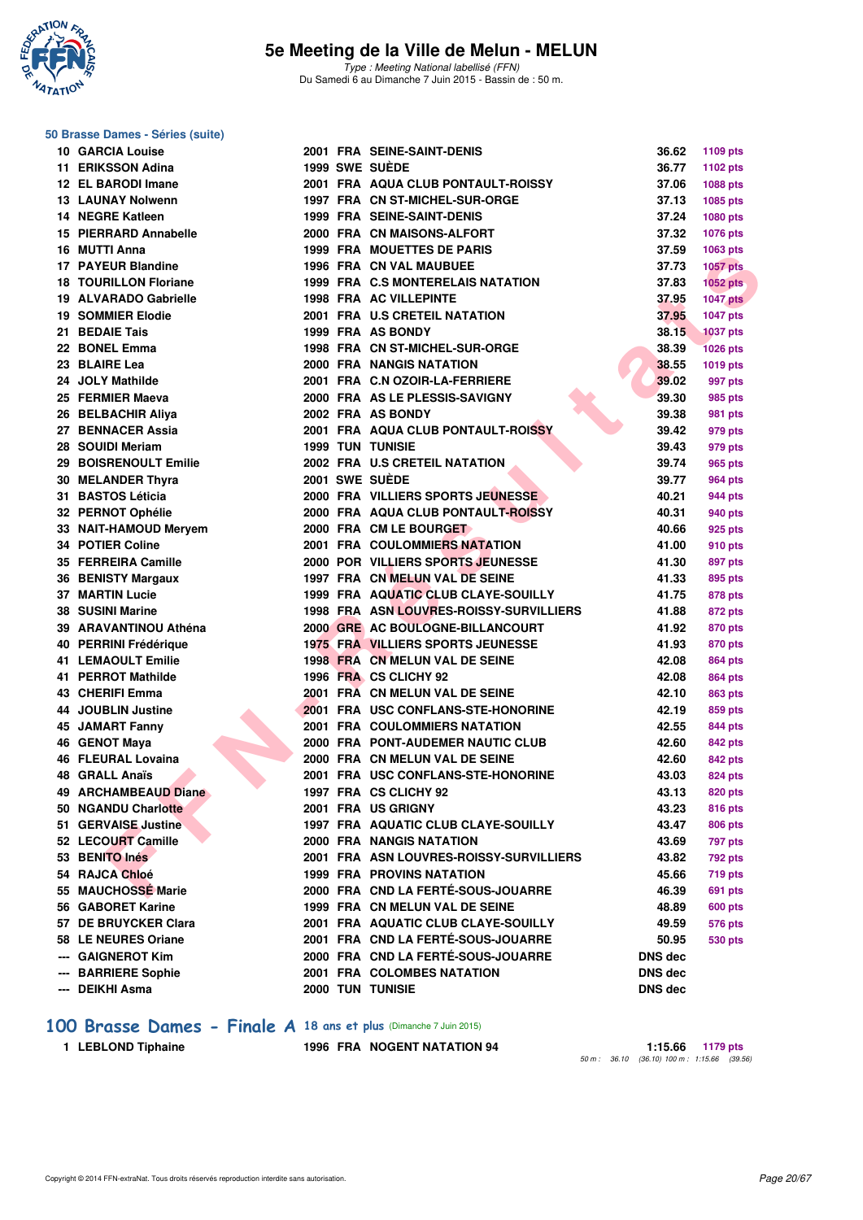# 5e Meeting de la Ville de Melun - MELUN

*Type : Meeting National labellisé (FFN)*
Du Samedi 6 au Dimanche 7 Juin 2015 - Bassin de : 50 m.

## 50 Brasse Dames - Séries (suite)

| Rang | Nom | Année | Nat. | Club | Temps | Points |
|---|---|---|---|---|---|---|
| 10 | GARCIA Louise | 2001 | FRA | SEINE-SAINT-DENIS | 36.62 | 1109 pts |
| 11 | ERIKSSON Adina | 1999 | SWE | SUÈDE | 36.77 | 1102 pts |
| 12 | EL BARODI Imane | 2001 | FRA | AQUA CLUB PONTAULT-ROISSY | 37.06 | 1088 pts |
| 13 | LAUNAY Nolwenn | 1997 | FRA | CN ST-MICHEL-SUR-ORGE | 37.13 | 1085 pts |
| 14 | NEGRE Katleen | 1999 | FRA | SEINE-SAINT-DENIS | 37.24 | 1080 pts |
| 15 | PIERRARD Annabelle | 2000 | FRA | CN MAISONS-ALFORT | 37.32 | 1076 pts |
| 16 | MUTTI Anna | 1999 | FRA | MOUETTES DE PARIS | 37.59 | 1063 pts |
| 17 | PAYEUR Blandine | 1996 | FRA | CN VAL MAUBUEE | 37.73 | 1057 pts |
| 18 | TOURILLON Floriane | 1999 | FRA | C.S MONTERELAIS NATATION | 37.83 | 1052 pts |
| 19 | ALVARADO Gabrielle | 1998 | FRA | AC VILLEPINTE | 37.95 | 1047 pts |
| 19 | SOMMIER Elodie | 2001 | FRA | U.S CRETEIL NATATION | 37.95 | 1047 pts |
| 21 | BEDAIE Tais | 1999 | FRA | AS BONDY | 38.15 | 1037 pts |
| 22 | BONEL Emma | 1998 | FRA | CN ST-MICHEL-SUR-ORGE | 38.39 | 1026 pts |
| 23 | BLAIRE Lea | 2000 | FRA | NANGIS NATATION | 38.55 | 1019 pts |
| 24 | JOLY Mathilde | 2001 | FRA | C.N OZOIR-LA-FERRIERE | 39.02 | 997 pts |
| 25 | FERMIER Maeva | 2000 | FRA | AS LE PLESSIS-SAVIGNY | 39.30 | 985 pts |
| 26 | BELBACHIR Aliya | 2002 | FRA | AS BONDY | 39.38 | 981 pts |
| 27 | BENNACER Assia | 2001 | FRA | AQUA CLUB PONTAULT-ROISSY | 39.42 | 979 pts |
| 28 | SOUIDI Meriam | 1999 | TUN | TUNISIE | 39.43 | 979 pts |
| 29 | BOISRENOULT Emilie | 2002 | FRA | U.S CRETEIL NATATION | 39.74 | 965 pts |
| 30 | MELANDER Thyra | 2001 | SWE | SUÈDE | 39.77 | 964 pts |
| 31 | BASTOS Léticia | 2000 | FRA | VILLIERS SPORTS JEUNESSE | 40.21 | 944 pts |
| 32 | PERNOT Ophélie | 2000 | FRA | AQUA CLUB PONTAULT-ROISSY | 40.31 | 940 pts |
| 33 | NAIT-HAMOUD Meryem | 2000 | FRA | CM LE BOURGET | 40.66 | 925 pts |
| 34 | POTIER Coline | 2001 | FRA | COULOMMIERS NATATION | 41.00 | 910 pts |
| 35 | FERREIRA Camille | 2000 | POR | VILLIERS SPORTS JEUNESSE | 41.30 | 897 pts |
| 36 | BENISTY Margaux | 1997 | FRA | CN MELUN VAL DE SEINE | 41.33 | 895 pts |
| 37 | MARTIN Lucie | 1999 | FRA | AQUATIC CLUB CLAYE-SOUILLY | 41.75 | 878 pts |
| 38 | SUSINI Marine | 1998 | FRA | ASN LOUVRES-ROISSY-SURVILLIERS | 41.88 | 872 pts |
| 39 | ARAVANTINOU Athéna | 2000 | GRE | AC BOULOGNE-BILLANCOURT | 41.92 | 870 pts |
| 40 | PERRINI Frédérique | 1975 | FRA | VILLIERS SPORTS JEUNESSE | 41.93 | 870 pts |
| 41 | LEMAOULT Emilie | 1998 | FRA | CN MELUN VAL DE SEINE | 42.08 | 864 pts |
| 41 | PERROT Mathilde | 1996 | FRA | CS CLICHY 92 | 42.08 | 864 pts |
| 43 | CHERIFI Emma | 2001 | FRA | CN MELUN VAL DE SEINE | 42.10 | 863 pts |
| 44 | JOUBLIN Justine | 2001 | FRA | USC CONFLANS-STE-HONORINE | 42.19 | 859 pts |
| 45 | JAMART Fanny | 2001 | FRA | COULOMMIERS NATATION | 42.55 | 844 pts |
| 46 | GENOT Maya | 2000 | FRA | PONT-AUDEMER NAUTIC CLUB | 42.60 | 842 pts |
| 46 | FLEURAL Lovaina | 2000 | FRA | CN MELUN VAL DE SEINE | 42.60 | 842 pts |
| 48 | GRALL Anaïs | 2001 | FRA | USC CONFLANS-STE-HONORINE | 43.03 | 824 pts |
| 49 | ARCHAMBEAUD Diane | 1997 | FRA | CS CLICHY 92 | 43.13 | 820 pts |
| 50 | NGANDU Charlotte | 2001 | FRA | US GRIGNY | 43.23 | 816 pts |
| 51 | GERVAISE Justine | 1997 | FRA | AQUATIC CLUB CLAYE-SOUILLY | 43.47 | 806 pts |
| 52 | LECOURT Camille | 2000 | FRA | NANGIS NATATION | 43.69 | 797 pts |
| 53 | BENITO Inés | 2001 | FRA | ASN LOUVRES-ROISSY-SURVILLIERS | 43.82 | 792 pts |
| 54 | RAJCA Chloé | 1999 | FRA | PROVINS NATATION | 45.66 | 719 pts |
| 55 | MAUCHOSSÉ Marie | 2000 | FRA | CND LA FERTÉ-SOUS-JOUARRE | 46.39 | 691 pts |
| 56 | GABORET Karine | 1999 | FRA | CN MELUN VAL DE SEINE | 48.89 | 600 pts |
| 57 | DE BRUYCKER Clara | 2001 | FRA | AQUATIC CLUB CLAYE-SOUILLY | 49.59 | 576 pts |
| 58 | LE NEURES Oriane | 2001 | FRA | CND LA FERTÉ-SOUS-JOUARRE | 50.95 | 530 pts |
| --- | GAIGNEROT Kim | 2000 | FRA | CND LA FERTÉ-SOUS-JOUARRE | DNS dec | |
| --- | BARRIERE Sophie | 2001 | FRA | COLOMBES NATATION | DNS dec | |
| --- | DEIKHI Asma | 2000 | TUN | TUNISIE | DNS dec | |

## 100 Brasse Dames - Finale A 18 ans et plus (Dimanche 7 Juin 2015)

| Rang | Nom | Année | Nat. | Club | Temps | Points |
|---|---|---|---|---|---|---|
| 1 | LEBLOND Tiphaine | 1996 | FRA | NOGENT NATATION 94 | 1:15.66 | 1179 pts |

*50 m : 36.10 (36.10) 100 m : 1:15.66 (39.56)*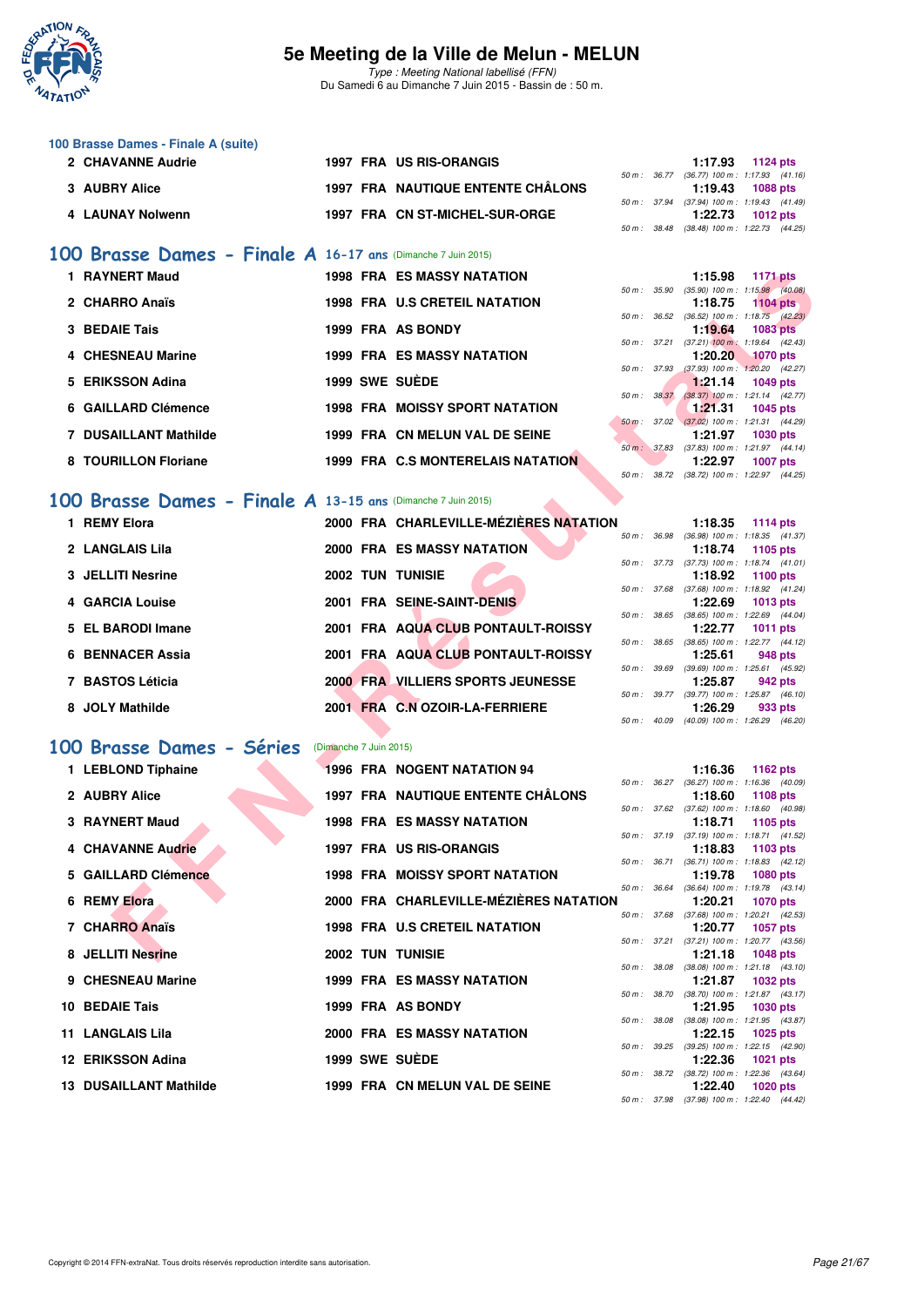## 100 Brasse Dames - Finale A (suite)

| Rang | Nom | Année | Nat. | Club | Temps | Points | Splits |
|---|---|---|---|---|---|---|---|
| 2 | CHAVANNE Audrie | 1997 | FRA | US RIS-ORANGIS | 1:17.93 | 1124 pts | 50 m : 36.77 (36.77) 100 m : 1:17.93 (41.16) |
| 3 | AUBRY Alice | 1997 | FRA | NAUTIQUE ENTENTE CHÂLONS | 1:19.43 | 1088 pts | 50 m : 37.94 (37.94) 100 m : 1:19.43 (41.49) |
| 4 | LAUNAY Nolwenn | 1997 | FRA | CN ST-MICHEL-SUR-ORGE | 1:22.73 | 1012 pts | 50 m : 38.48 (38.48) 100 m : 1:22.73 (44.25) |

## 100 Brasse Dames - Finale A 16-17 ans (Dimanche 7 Juin 2015)

| Rang | Nom | Année | Nat. | Club | Temps | Points | Splits |
|---|---|---|---|---|---|---|---|
| 1 | RAYNERT Maud | 1998 | FRA | ES MASSY NATATION | 1:15.98 | 1171 pts | 50 m : 35.90 (35.90) 100 m : 1:15.98 (40.08) |
| 2 | CHARRO Anaïs | 1998 | FRA | U.S CRETEIL NATATION | 1:18.75 | 1104 pts | 50 m : 36.52 (36.52) 100 m : 1:18.75 (42.23) |
| 3 | BEDAIE Tais | 1999 | FRA | AS BONDY | 1:19.64 | 1083 pts | 50 m : 37.21 (37.21) 100 m : 1:19.64 (42.43) |
| 4 | CHESNEAU Marine | 1999 | FRA | ES MASSY NATATION | 1:20.20 | 1070 pts | 50 m : 37.93 (37.93) 100 m : 1:20.20 (42.27) |
| 5 | ERIKSSON Adina | 1999 | SWE | SUÈDE | 1:21.14 | 1049 pts | 50 m : 38.37 (38.37) 100 m : 1:21.14 (42.77) |
| 6 | GAILLARD Clémence | 1998 | FRA | MOISSY SPORT NATATION | 1:21.31 | 1045 pts | 50 m : 37.02 (37.02) 100 m : 1:21.31 (44.29) |
| 7 | DUSAILLANT Mathilde | 1999 | FRA | CN MELUN VAL DE SEINE | 1:21.97 | 1030 pts | 50 m : 37.83 (37.83) 100 m : 1:21.97 (44.14) |
| 8 | TOURILLON Floriane | 1999 | FRA | C.S MONTERELAIS NATATION | 1:22.97 | 1007 pts | 50 m : 38.72 (38.72) 100 m : 1:22.97 (44.25) |

## 100 Brasse Dames - Finale A 13-15 ans (Dimanche 7 Juin 2015)

| Rang | Nom | Année | Nat. | Club | Temps | Points | Splits |
|---|---|---|---|---|---|---|---|
| 1 | REMY Elora | 2000 | FRA | CHARLEVILLE-MÉZIÈRES NATATION | 1:18.35 | 1114 pts | 50 m : 36.98 (36.98) 100 m : 1:18.35 (41.37) |
| 2 | LANGLAIS Lila | 2000 | FRA | ES MASSY NATATION | 1:18.74 | 1105 pts | 50 m : 37.73 (37.73) 100 m : 1:18.74 (41.01) |
| 3 | JELLITI Nesrine | 2002 | TUN | TUNISIE | 1:18.92 | 1100 pts | 50 m : 37.68 (37.68) 100 m : 1:18.92 (41.24) |
| 4 | GARCIA Louise | 2001 | FRA | SEINE-SAINT-DENIS | 1:22.69 | 1013 pts | 50 m : 38.65 (38.65) 100 m : 1:22.69 (44.04) |
| 5 | EL BARODI Imane | 2001 | FRA | AQUA CLUB PONTAULT-ROISSY | 1:22.77 | 1011 pts | 50 m : 38.65 (38.65) 100 m : 1:22.77 (44.12) |
| 6 | BENNACER Assia | 2001 | FRA | AQUA CLUB PONTAULT-ROISSY | 1:25.61 | 948 pts | 50 m : 39.69 (39.69) 100 m : 1:25.61 (45.92) |
| 7 | BASTOS Léticia | 2000 | FRA | VILLIERS SPORTS JEUNESSE | 1:25.87 | 942 pts | 50 m : 39.77 (39.77) 100 m : 1:25.87 (46.10) |
| 8 | JOLY Mathilde | 2001 | FRA | C.N OZOIR-LA-FERRIERE | 1:26.29 | 933 pts | 50 m : 40.09 (40.09) 100 m : 1:26.29 (46.20) |

## 100 Brasse Dames - Séries (Dimanche 7 Juin 2015)

| Rang | Nom | Année | Nat. | Club | Temps | Points | Splits |
|---|---|---|---|---|---|---|---|
| 1 | LEBLOND Tiphaine | 1996 | FRA | NOGENT NATATION 94 | 1:16.36 | 1162 pts | 50 m : 36.27 (36.27) 100 m : 1:16.36 (40.09) |
| 2 | AUBRY Alice | 1997 | FRA | NAUTIQUE ENTENTE CHÂLONS | 1:18.60 | 1108 pts | 50 m : 37.62 (37.62) 100 m : 1:18.60 (40.98) |
| 3 | RAYNERT Maud | 1998 | FRA | ES MASSY NATATION | 1:18.71 | 1105 pts | 50 m : 37.19 (37.19) 100 m : 1:18.71 (41.52) |
| 4 | CHAVANNE Audrie | 1997 | FRA | US RIS-ORANGIS | 1:18.83 | 1103 pts | 50 m : 36.71 (36.71) 100 m : 1:18.83 (42.12) |
| 5 | GAILLARD Clémence | 1998 | FRA | MOISSY SPORT NATATION | 1:19.78 | 1080 pts | 50 m : 36.64 (36.64) 100 m : 1:19.78 (43.14) |
| 6 | REMY Elora | 2000 | FRA | CHARLEVILLE-MÉZIÈRES NATATION | 1:20.21 | 1070 pts | 50 m : 37.68 (37.68) 100 m : 1:20.21 (42.53) |
| 7 | CHARRO Anaïs | 1998 | FRA | U.S CRETEIL NATATION | 1:20.77 | 1057 pts | 50 m : 37.21 (37.21) 100 m : 1:20.77 (43.56) |
| 8 | JELLITI Nesrine | 2002 | TUN | TUNISIE | 1:21.18 | 1048 pts | 50 m : 38.08 (38.08) 100 m : 1:21.18 (43.10) |
| 9 | CHESNEAU Marine | 1999 | FRA | ES MASSY NATATION | 1:21.87 | 1032 pts | 50 m : 38.70 (38.70) 100 m : 1:21.87 (43.17) |
| 10 | BEDAIE Tais | 1999 | FRA | AS BONDY | 1:21.95 | 1030 pts | 50 m : 38.08 (38.08) 100 m : 1:21.95 (43.87) |
| 11 | LANGLAIS Lila | 2000 | FRA | ES MASSY NATATION | 1:22.15 | 1025 pts | 50 m : 39.25 (39.25) 100 m : 1:22.15 (42.90) |
| 12 | ERIKSSON Adina | 1999 | SWE | SUÈDE | 1:22.36 | 1021 pts | 50 m : 38.72 (38.72) 100 m : 1:22.36 (43.64) |
| 13 | DUSAILLANT Mathilde | 1999 | FRA | CN MELUN VAL DE SEINE | 1:22.40 | 1020 pts | 50 m : 37.98 (37.98) 100 m : 1:22.40 (44.42) |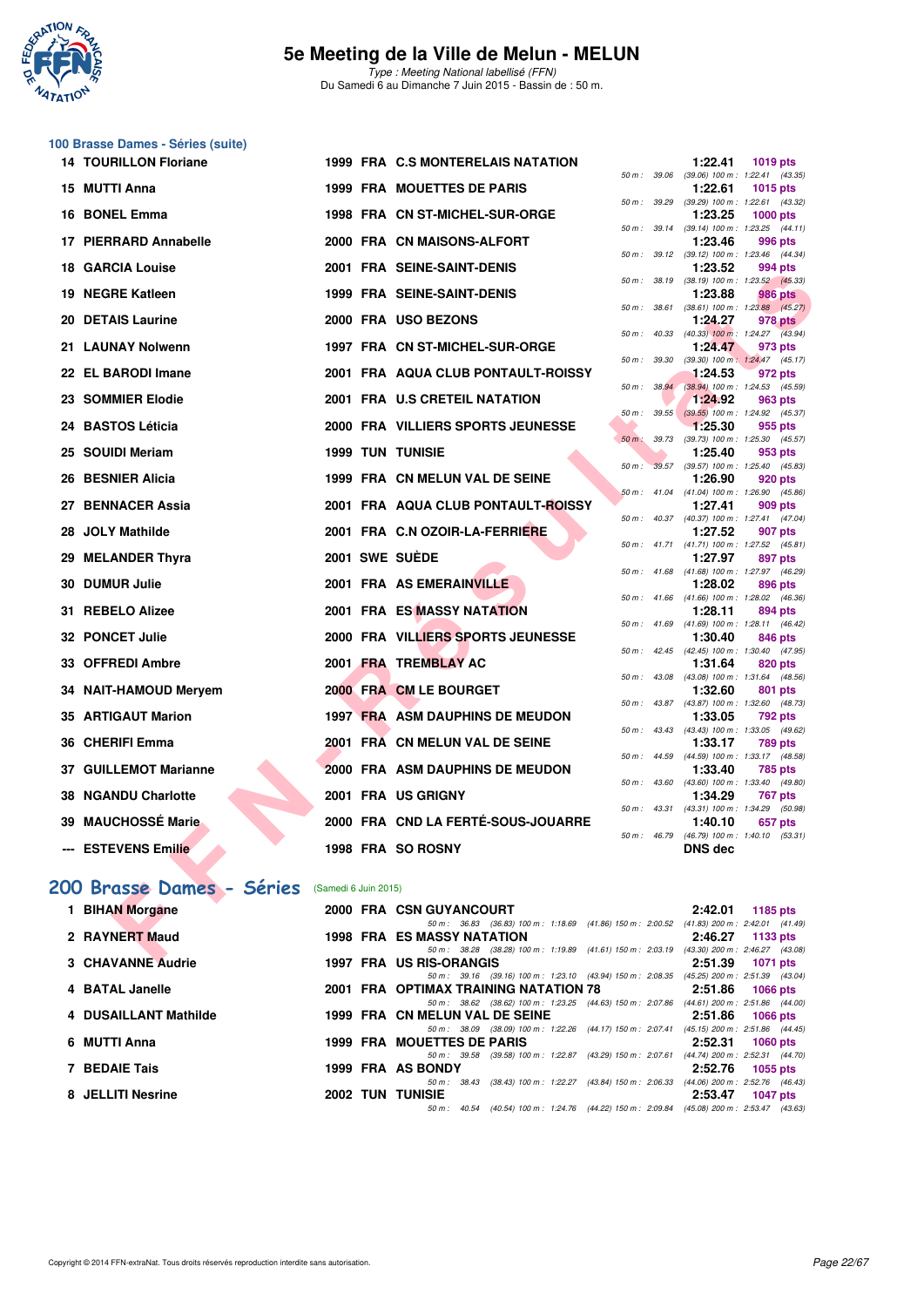# 5e Meeting de la Ville de Melun - MELUN

*Type : Meeting National labellisé (FFN)*
Du Samedi 6 au Dimanche 7 Juin 2015 - Bassin de : 50 m.

## 100 Brasse Dames - Séries (suite)

| Rang | Nom | Année | Nat | Club | Temps | Points | Splits |
|---|---|---|---|---|---|---|---|
| 14 | TOURILLON Floriane | 1999 | FRA | C.S MONTERELAIS NATATION | 1:22.41 | 1019 pts | 50 m : 39.06 (39.06) 100 m : 1:22.41 (43.35) |
| 15 | MUTTI Anna | 1999 | FRA | MOUETTES DE PARIS | 1:22.61 | 1015 pts | 50 m : 39.29 (39.29) 100 m : 1:22.61 (43.32) |
| 16 | BONEL Emma | 1998 | FRA | CN ST-MICHEL-SUR-ORGE | 1:23.25 | 1000 pts | 50 m : 39.14 (39.14) 100 m : 1:23.25 (44.11) |
| 17 | PIERRARD Annabelle | 2000 | FRA | CN MAISONS-ALFORT | 1:23.46 | 996 pts | 50 m : 39.12 (39.12) 100 m : 1:23.46 (44.34) |
| 18 | GARCIA Louise | 2001 | FRA | SEINE-SAINT-DENIS | 1:23.52 | 994 pts | 50 m : 38.19 (38.19) 100 m : 1:23.52 (45.33) |
| 19 | NEGRE Katleen | 1999 | FRA | SEINE-SAINT-DENIS | 1:23.88 | 986 pts | 50 m : 38.61 (38.61) 100 m : 1:23.88 (45.27) |
| 20 | DETAIS Laurine | 2000 | FRA | USO BEZONS | 1:24.27 | 978 pts | 50 m : 40.33 (40.33) 100 m : 1:24.27 (43.94) |
| 21 | LAUNAY Nolwenn | 1997 | FRA | CN ST-MICHEL-SUR-ORGE | 1:24.47 | 973 pts | 50 m : 39.30 (39.30) 100 m : 1:24.47 (45.17) |
| 22 | EL BARODI Imane | 2001 | FRA | AQUA CLUB PONTAULT-ROISSY | 1:24.53 | 972 pts | 50 m : 38.94 (38.94) 100 m : 1:24.53 (45.59) |
| 23 | SOMMIER Elodie | 2001 | FRA | U.S CRETEIL NATATION | 1:24.92 | 963 pts | 50 m : 39.55 (39.55) 100 m : 1:24.92 (45.37) |
| 24 | BASTOS Léticia | 2000 | FRA | VILLIERS SPORTS JEUNESSE | 1:25.30 | 955 pts | 50 m : 39.73 (39.73) 100 m : 1:25.30 (45.57) |
| 25 | SOUIDI Meriam | 1999 | TUN | TUNISIE | 1:25.40 | 953 pts | 50 m : 39.57 (39.57) 100 m : 1:25.40 (45.83) |
| 26 | BESNIER Alicia | 1999 | FRA | CN MELUN VAL DE SEINE | 1:26.90 | 920 pts | 50 m : 41.04 (41.04) 100 m : 1:26.90 (45.86) |
| 27 | BENNACER Assia | 2001 | FRA | AQUA CLUB PONTAULT-ROISSY | 1:27.41 | 909 pts | 50 m : 40.37 (40.37) 100 m : 1:27.41 (47.04) |
| 28 | JOLY Mathilde | 2001 | FRA | C.N OZOIR-LA-FERRIERE | 1:27.52 | 907 pts | 50 m : 41.71 (41.71) 100 m : 1:27.52 (45.81) |
| 29 | MELANDER Thyra | 2001 | SWE | SUÈDE | 1:27.97 | 897 pts | 50 m : 41.68 (41.68) 100 m : 1:27.97 (46.29) |
| 30 | DUMUR Julie | 2001 | FRA | AS EMERAINVILLE | 1:28.02 | 896 pts | 50 m : 41.66 (41.66) 100 m : 1:28.02 (46.36) |
| 31 | REBELO Alizee | 2001 | FRA | ES MASSY NATATION | 1:28.11 | 894 pts | 50 m : 41.69 (41.69) 100 m : 1:28.11 (46.42) |
| 32 | PONCET Julie | 2000 | FRA | VILLIERS SPORTS JEUNESSE | 1:30.40 | 846 pts | 50 m : 42.45 (42.45) 100 m : 1:30.40 (47.95) |
| 33 | OFFREDI Ambre | 2001 | FRA | TREMBLAY AC | 1:31.64 | 820 pts | 50 m : 43.08 (43.08) 100 m : 1:31.64 (48.56) |
| 34 | NAIT-HAMOUD Meryem | 2000 | FRA | CM LE BOURGET | 1:32.60 | 801 pts | 50 m : 43.87 (43.87) 100 m : 1:32.60 (48.73) |
| 35 | ARTIGAUT Marion | 1997 | FRA | ASM DAUPHINS DE MEUDON | 1:33.05 | 792 pts | 50 m : 43.43 (43.43) 100 m : 1:33.05 (49.62) |
| 36 | CHERIFI Emma | 2001 | FRA | CN MELUN VAL DE SEINE | 1:33.17 | 789 pts | 50 m : 44.59 (44.59) 100 m : 1:33.17 (48.58) |
| 37 | GUILLEMOT Marianne | 2000 | FRA | ASM DAUPHINS DE MEUDON | 1:33.40 | 785 pts | 50 m : 43.60 (43.60) 100 m : 1:33.40 (49.80) |
| 38 | NGANDU Charlotte | 2001 | FRA | US GRIGNY | 1:34.29 | 767 pts | 50 m : 43.31 (43.31) 100 m : 1:34.29 (50.98) |
| 39 | MAUCHOSSÉ Marie | 2000 | FRA | CND LA FERTÉ-SOUS-JOUARRE | 1:40.10 | 657 pts | 50 m : 46.79 (46.79) 100 m : 1:40.10 (53.31) |
| --- | ESTEVENS Emilie | 1998 | FRA | SO ROSNY | DNS dec | | |

## 200 Brasse Dames - Séries (Samedi 6 Juin 2015)

| Rang | Nom | Année | Nat | Club | Temps | Points | Splits |
|---|---|---|---|---|---|---|---|
| 1 | BIHAN Morgane | 2000 | FRA | CSN GUYANCOURT | 2:42.01 | 1185 pts | 50 m : 36.83 (36.83) 100 m : 1:18.69 (41.86) 150 m : 2:00.52 (41.83) 200 m : 2:42.01 (41.49) |
| 2 | RAYNERT Maud | 1998 | FRA | ES MASSY NATATION | 2:46.27 | 1133 pts | 50 m : 38.28 (38.28) 100 m : 1:19.89 (41.61) 150 m : 2:03.19 (43.30) 200 m : 2:46.27 (43.08) |
| 3 | CHAVANNE Audrie | 1997 | FRA | US RIS-ORANGIS | 2:51.39 | 1071 pts | 50 m : 39.16 (39.16) 100 m : 1:23.10 (43.94) 150 m : 2:08.35 (45.25) 200 m : 2:51.39 (43.04) |
| 4 | BATAL Janelle | 2001 | FRA | OPTIMAX TRAINING NATATION 78 | 2:51.86 | 1066 pts | 50 m : 38.62 (38.62) 100 m : 1:23.25 (44.63) 150 m : 2:07.86 (44.61) 200 m : 2:51.86 (44.00) |
| 4 | DUSAILLANT Mathilde | 1999 | FRA | CN MELUN VAL DE SEINE | 2:51.86 | 1066 pts | 50 m : 38.09 (38.09) 100 m : 1:22.26 (44.17) 150 m : 2:07.41 (45.15) 200 m : 2:51.86 (44.45) |
| 6 | MUTTI Anna | 1999 | FRA | MOUETTES DE PARIS | 2:52.31 | 1060 pts | 50 m : 39.58 (39.58) 100 m : 1:22.87 (43.29) 150 m : 2:07.61 (44.74) 200 m : 2:52.31 (44.70) |
| 7 | BEDAIE Tais | 1999 | FRA | AS BONDY | 2:52.76 | 1055 pts | 50 m : 38.43 (38.43) 100 m : 1:22.27 (43.84) 150 m : 2:06.33 (44.06) 200 m : 2:52.76 (46.43) |
| 8 | JELLITI Nesrine | 2002 | TUN | TUNISIE | 2:53.47 | 1047 pts | 50 m : 40.54 (40.54) 100 m : 1:24.76 (44.22) 150 m : 2:09.84 (45.08) 200 m : 2:53.47 (43.63) |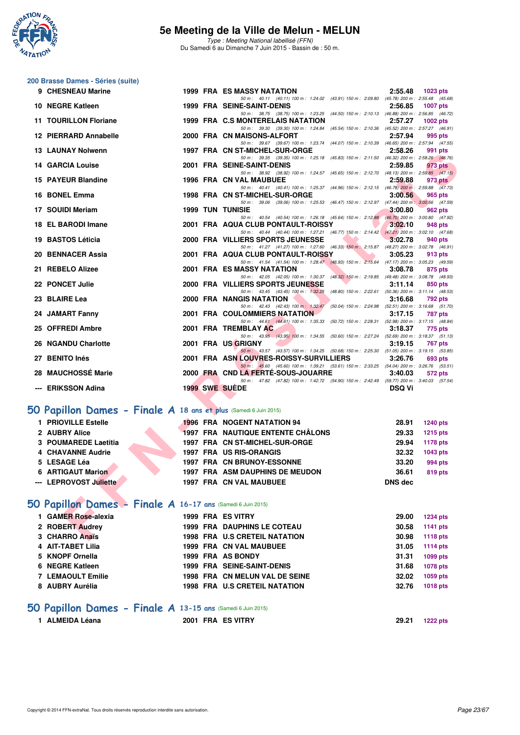# 5e Meeting de la Ville de Melun - MELUN

*Type : Meeting National labellisé (FFN)*
Du Samedi 6 au Dimanche 7 Juin 2015 - Bassin de : 50 m.

## 200 Brasse Dames - Séries (suite)

| Rang | Nom | Année | Nat | Club | Temps | Points |
|---|---|---|---|---|---|---|
| 9 | CHESNEAU Marine | 1999 | FRA | ES MASSY NATATION | 2:55.48 | 1023 pts |
| | 50 m : 40.11 (40.11) 100 m : 1:24.02 (43.91) 150 m : 2:09.80 (45.78) 200 m : 2:55.48 (45.68) | | | | | |
| 10 | NEGRE Katleen | 1999 | FRA | SEINE-SAINT-DENIS | 2:56.85 | 1007 pts |
| | 50 m : 38.75 (38.75) 100 m : 1:23.25 (44.50) 150 m : 2:10.13 (46.88) 200 m : 2:56.85 (46.72) | | | | | |
| 11 | TOURILLON Floriane | 1999 | FRA | C.S MONTERELAIS NATATION | 2:57.27 | 1002 pts |
| | 50 m : 39.30 (39.30) 100 m : 1:24.84 (45.54) 150 m : 2:10.36 (45.52) 200 m : 2:57.27 (46.91) | | | | | |
| 12 | PIERRARD Annabelle | 2000 | FRA | CN MAISONS-ALFORT | 2:57.94 | 995 pts |
| | 50 m : 39.67 (39.67) 100 m : 1:23.74 (44.07) 150 m : 2:10.39 (46.65) 200 m : 2:57.94 (47.55) | | | | | |
| 13 | LAUNAY Nolwenn | 1997 | FRA | CN ST-MICHEL-SUR-ORGE | 2:58.26 | 991 pts |
| | 50 m : 39.35 (39.35) 100 m : 1:25.18 (45.83) 150 m : 2:11.50 (46.32) 200 m : 2:58.26 (46.76) | | | | | |
| 14 | GARCIA Louise | 2001 | FRA | SEINE-SAINT-DENIS | 2:59.85 | 973 pts |
| | 50 m : 38.92 (38.92) 100 m : 1:24.57 (45.65) 150 m : 2:12.70 (48.13) 200 m : 2:59.85 (47.15) | | | | | |
| 15 | PAYEUR Blandine | 1996 | FRA | CN VAL MAUBUEE | 2:59.88 | 973 pts |
| | 50 m : 40.41 (40.41) 100 m : 1:25.37 (44.96) 150 m : 2:12.15 (46.78) 200 m : 2:59.88 (47.73) | | | | | |
| 16 | BONEL Emma | 1998 | FRA | CN ST-MICHEL-SUR-ORGE | 3:00.56 | 965 pts |
| | 50 m : 39.06 (39.06) 100 m : 1:25.53 (46.47) 150 m : 2:12.97 (47.44) 200 m : 3:00.56 (47.59) | | | | | |
| 17 | SOUIDI Meriam | 1999 | TUN | TUNISIE | 3:00.80 | 962 pts |
| | 50 m : 40.54 (40.54) 100 m : 1:26.18 (45.64) 150 m : 2:12.88 (46.70) 200 m : 3:00.80 (47.92) | | | | | |
| 18 | EL BARODI Imane | 2001 | FRA | AQUA CLUB PONTAULT-ROISSY | 3:02.10 | 948 pts |
| | 50 m : 40.44 (40.44) 100 m : 1:27.21 (46.77) 150 m : 2:14.42 (47.21) 200 m : 3:02.10 (47.68) | | | | | |
| 19 | BASTOS Léticia | 2000 | FRA | VILLIERS SPORTS JEUNESSE | 3:02.78 | 940 pts |
| | 50 m : 41.27 (41.27) 100 m : 1:27.60 (46.33) 150 m : 2:15.87 (48.27) 200 m : 3:02.78 (46.91) | | | | | |
| 20 | BENNACER Assia | 2001 | FRA | AQUA CLUB PONTAULT-ROISSY | 3:05.23 | 913 pts |
| | 50 m : 41.54 (41.54) 100 m : 1:28.47 (46.93) 150 m : 2:15.64 (47.17) 200 m : 3:05.23 (49.59) | | | | | |
| 21 | REBELO Alizee | 2001 | FRA | ES MASSY NATATION | 3:08.78 | 875 pts |
| | 50 m : 42.05 (42.05) 100 m : 1:30.37 (48.32) 150 m : 2:19.85 (49.48) 200 m : 3:08.78 (48.93) | | | | | |
| 22 | PONCET Julie | 2000 | FRA | VILLIERS SPORTS JEUNESSE | 3:11.14 | 850 pts |
| | 50 m : 43.45 (43.45) 100 m : 1:32.25 (48.80) 150 m : 2:22.61 (50.36) 200 m : 3:11.14 (48.53) | | | | | |
| 23 | BLAIRE Lea | 2000 | FRA | NANGIS NATATION | 3:16.68 | 792 pts |
| | 50 m : 42.43 (42.43) 100 m : 1:32.47 (50.04) 150 m : 2:24.98 (52.51) 200 m : 3:16.68 (51.70) | | | | | |
| 24 | JAMART Fanny | 2001 | FRA | COULOMMIERS NATATION | 3:17.15 | 787 pts |
| | 50 m : 44.61 (44.61) 100 m : 1:35.33 (50.72) 150 m : 2:28.31 (52.98) 200 m : 3:17.15 (48.84) | | | | | |
| 25 | OFFREDI Ambre | 2001 | FRA | TREMBLAY AC | 3:18.37 | 775 pts |
| | 50 m : 43.95 (43.95) 100 m : 1:34.55 (50.60) 150 m : 2:27.24 (52.69) 200 m : 3:18.37 (51.13) | | | | | |
| 26 | NGANDU Charlotte | 2001 | FRA | US GRIGNY | 3:19.15 | 767 pts |
| | 50 m : 43.57 (43.57) 100 m : 1:34.25 (50.68) 150 m : 2:25.30 (51.05) 200 m : 3:19.15 (53.85) | | | | | |
| 27 | BENITO Inés | 2001 | FRA | ASN LOUVRES-ROISSY-SURVILLIERS | 3:26.76 | 693 pts |
| | 50 m : 45.60 (45.60) 100 m : 1:39.21 (53.61) 150 m : 2:33.25 (54.04) 200 m : 3:26.76 (53.51) | | | | | |
| 28 | MAUCHOSSÉ Marie | 2000 | FRA | CND LA FERTÉ-SOUS-JOUARRE | 3:40.03 | 572 pts |
| | 50 m : 47.82 (47.82) 100 m : 1:42.72 (54.90) 150 m : 2:42.49 (59.77) 200 m : 3:40.03 (57.54) | | | | | |
| --- | ERIKSSON Adina | 1999 | SWE | SUÈDE | DSQ Vi | |

## 50 Papillon Dames - Finale A 18 ans et plus (Samedi 6 Juin 2015)

| Rang | Nom | Année | Nat | Club | Temps | Points |
|---|---|---|---|---|---|---|
| 1 | PRIOVILLE Estelle | 1996 | FRA | NOGENT NATATION 94 | 28.91 | 1240 pts |
| 2 | AUBRY Alice | 1997 | FRA | NAUTIQUE ENTENTE CHÂLONS | 29.33 | 1215 pts |
| 3 | POUMAREDE Laetitia | 1997 | FRA | CN ST-MICHEL-SUR-ORGE | 29.94 | 1178 pts |
| 4 | CHAVANNE Audrie | 1997 | FRA | US RIS-ORANGIS | 32.32 | 1043 pts |
| 5 | LESAGE Léa | 1997 | FRA | CN BRUNOY-ESSONNE | 33.20 | 994 pts |
| 6 | ARTIGAUT Marion | 1997 | FRA | ASM DAUPHINS DE MEUDON | 36.61 | 819 pts |
| --- | LEPROVOST Juliette | 1997 | FRA | CN VAL MAUBUEE | DNS dec | |

## 50 Papillon Dames - Finale A 16-17 ans (Samedi 6 Juin 2015)

| Rang | Nom | Année | Nat | Club | Temps | Points |
|---|---|---|---|---|---|---|
| 1 | GAMER Rose-alexia | 1999 | FRA | ES VITRY | 29.00 | 1234 pts |
| 2 | ROBERT Audrey | 1999 | FRA | DAUPHINS LE COTEAU | 30.58 | 1141 pts |
| 3 | CHARRO Anaïs | 1998 | FRA | U.S CRETEIL NATATION | 30.98 | 1118 pts |
| 4 | AIT-TABET Lilia | 1999 | FRA | CN VAL MAUBUEE | 31.05 | 1114 pts |
| 5 | KNOPF Ornella | 1999 | FRA | AS BONDY | 31.31 | 1099 pts |
| 6 | NEGRE Katleen | 1999 | FRA | SEINE-SAINT-DENIS | 31.68 | 1078 pts |
| 7 | LEMAOULT Emilie | 1998 | FRA | CN MELUN VAL DE SEINE | 32.02 | 1059 pts |
| 8 | AUBRY Aurélia | 1998 | FRA | U.S CRETEIL NATATION | 32.76 | 1018 pts |

## 50 Papillon Dames - Finale A 13-15 ans (Samedi 6 Juin 2015)

| Rang | Nom | Année | Nat | Club | Temps | Points |
|---|---|---|---|---|---|---|
| 1 | ALMEIDA Léana | 2001 | FRA | ES VITRY | 29.21 | 1222 pts |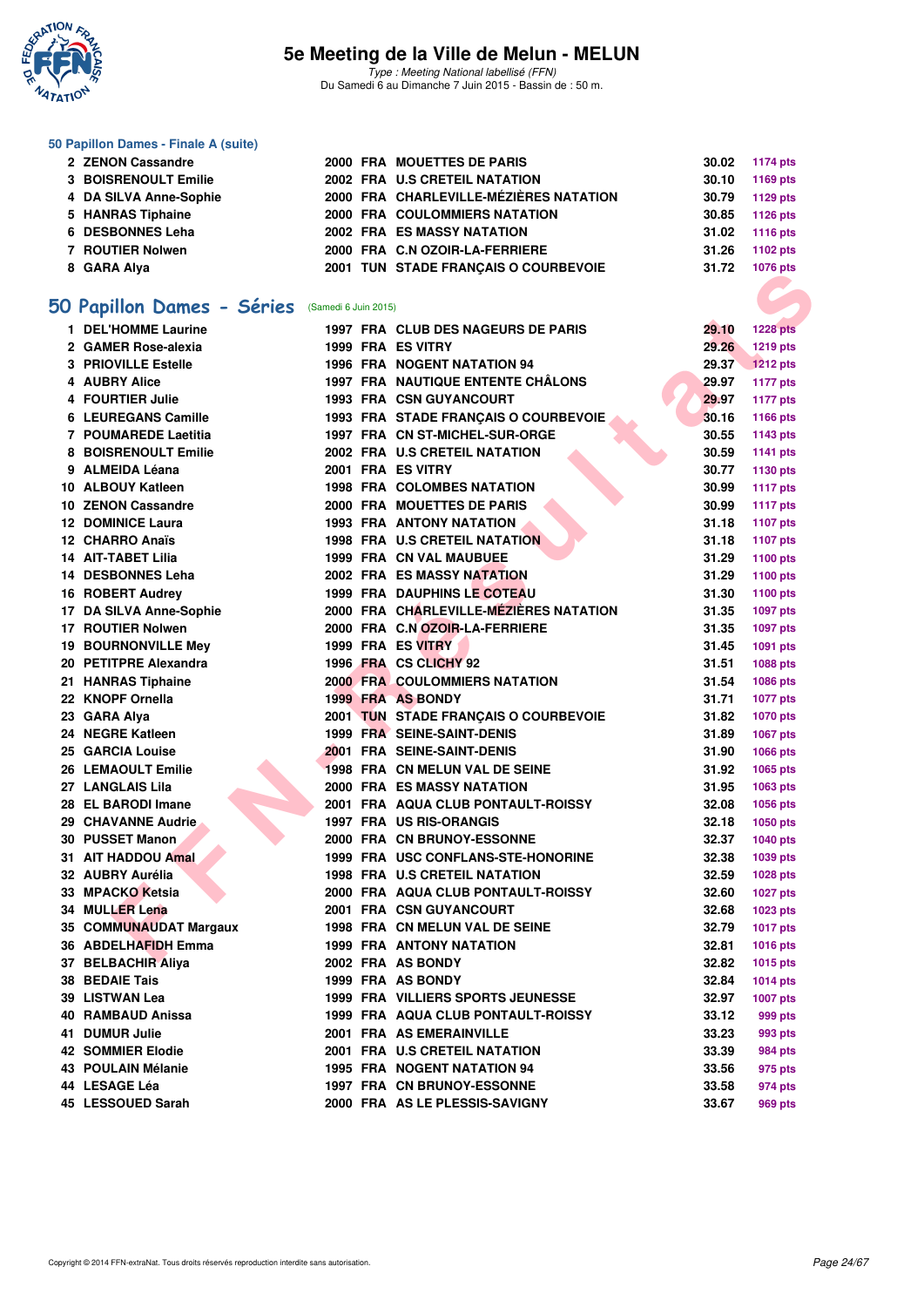### 50 Papillon Dames - Finale A (suite)

| | | | | | | |
|---|---|---|---|---|---|---|
| 2 | ZENON Cassandre | 2000 | FRA | MOUETTES DE PARIS | 30.02 | 1174 pts |
| 3 | BOISRENOULT Emilie | 2002 | FRA | U.S CRETEIL NATATION | 30.10 | 1169 pts |
| 4 | DA SILVA Anne-Sophie | 2000 | FRA | CHARLEVILLE-MÉZIÈRES NATATION | 30.79 | 1129 pts |
| 5 | HANRAS Tiphaine | 2000 | FRA | COULOMMIERS NATATION | 30.85 | 1126 pts |
| 6 | DESBONNES Leha | 2002 | FRA | ES MASSY NATATION | 31.02 | 1116 pts |
| 7 | ROUTIER Nolwen | 2000 | FRA | C.N OZOIR-LA-FERRIERE | 31.26 | 1102 pts |
| 8 | GARA Alya | 2001 | TUN | STADE FRANÇAIS O COURBEVOIE | 31.72 | 1076 pts |

## 50 Papillon Dames - Séries (Samedi 6 Juin 2015)

| | | | | | | |
|---|---|---|---|---|---|---|
| 1 | DEL'HOMME Laurine | 1997 | FRA | CLUB DES NAGEURS DE PARIS | 29.10 | 1228 pts |
| 2 | GAMER Rose-alexia | 1999 | FRA | ES VITRY | 29.26 | 1219 pts |
| 3 | PRIOVILLE Estelle | 1996 | FRA | NOGENT NATATION 94 | 29.37 | 1212 pts |
| 4 | AUBRY Alice | 1997 | FRA | NAUTIQUE ENTENTE CHÂLONS | 29.97 | 1177 pts |
| 4 | FOURTIER Julie | 1993 | FRA | CSN GUYANCOURT | 29.97 | 1177 pts |
| 6 | LEUREGANS Camille | 1993 | FRA | STADE FRANÇAIS O COURBEVOIE | 30.16 | 1166 pts |
| 7 | POUMAREDE Laetitia | 1997 | FRA | CN ST-MICHEL-SUR-ORGE | 30.55 | 1143 pts |
| 8 | BOISRENOULT Emilie | 2002 | FRA | U.S CRETEIL NATATION | 30.59 | 1141 pts |
| 9 | ALMEIDA Léana | 2001 | FRA | ES VITRY | 30.77 | 1130 pts |
| 10 | ALBOUY Katleen | 1998 | FRA | COLOMBES NATATION | 30.99 | 1117 pts |
| 10 | ZENON Cassandre | 2000 | FRA | MOUETTES DE PARIS | 30.99 | 1117 pts |
| 12 | DOMINICE Laura | 1993 | FRA | ANTONY NATATION | 31.18 | 1107 pts |
| 12 | CHARRO Anaïs | 1998 | FRA | U.S CRETEIL NATATION | 31.18 | 1107 pts |
| 14 | AIT-TABET Lilia | 1999 | FRA | CN VAL MAUBUEE | 31.29 | 1100 pts |
| 14 | DESBONNES Leha | 2002 | FRA | ES MASSY NATATION | 31.29 | 1100 pts |
| 16 | ROBERT Audrey | 1999 | FRA | DAUPHINS LE COTEAU | 31.30 | 1100 pts |
| 17 | DA SILVA Anne-Sophie | 2000 | FRA | CHARLEVILLE-MÉZIÈRES NATATION | 31.35 | 1097 pts |
| 17 | ROUTIER Nolwen | 2000 | FRA | C.N OZOIR-LA-FERRIERE | 31.35 | 1097 pts |
| 19 | BOURNONVILLE Mey | 1999 | FRA | ES VITRY | 31.45 | 1091 pts |
| 20 | PETITPRE Alexandra | 1996 | FRA | CS CLICHY 92 | 31.51 | 1088 pts |
| 21 | HANRAS Tiphaine | 2000 | FRA | COULOMMIERS NATATION | 31.54 | 1086 pts |
| 22 | KNOPF Ornella | 1999 | FRA | AS BONDY | 31.71 | 1077 pts |
| 23 | GARA Alya | 2001 | TUN | STADE FRANÇAIS O COURBEVOIE | 31.82 | 1070 pts |
| 24 | NEGRE Katleen | 1999 | FRA | SEINE-SAINT-DENIS | 31.89 | 1067 pts |
| 25 | GARCIA Louise | 2001 | FRA | SEINE-SAINT-DENIS | 31.90 | 1066 pts |
| 26 | LEMAOULT Emilie | 1998 | FRA | CN MELUN VAL DE SEINE | 31.92 | 1065 pts |
| 27 | LANGLAIS Lila | 2000 | FRA | ES MASSY NATATION | 31.95 | 1063 pts |
| 28 | EL BARODI Imane | 2001 | FRA | AQUA CLUB PONTAULT-ROISSY | 32.08 | 1056 pts |
| 29 | CHAVANNE Audrie | 1997 | FRA | US RIS-ORANGIS | 32.18 | 1050 pts |
| 30 | PUSSET Manon | 2000 | FRA | CN BRUNOY-ESSONNE | 32.37 | 1040 pts |
| 31 | AIT HADDOU Amal | 1999 | FRA | USC CONFLANS-STE-HONORINE | 32.38 | 1039 pts |
| 32 | AUBRY Aurélia | 1998 | FRA | U.S CRETEIL NATATION | 32.59 | 1028 pts |
| 33 | MPACKO Ketsia | 2000 | FRA | AQUA CLUB PONTAULT-ROISSY | 32.60 | 1027 pts |
| 34 | MULLER Lena | 2001 | FRA | CSN GUYANCOURT | 32.68 | 1023 pts |
| 35 | COMMUNAUDAT Margaux | 1998 | FRA | CN MELUN VAL DE SEINE | 32.79 | 1017 pts |
| 36 | ABDELHAFIDH Emma | 1999 | FRA | ANTONY NATATION | 32.81 | 1016 pts |
| 37 | BELBACHIR Aliya | 2002 | FRA | AS BONDY | 32.82 | 1015 pts |
| 38 | BEDAIE Tais | 1999 | FRA | AS BONDY | 32.84 | 1014 pts |
| 39 | LISTWAN Lea | 1999 | FRA | VILLIERS SPORTS JEUNESSE | 32.97 | 1007 pts |
| 40 | RAMBAUD Anissa | 1999 | FRA | AQUA CLUB PONTAULT-ROISSY | 33.12 | 999 pts |
| 41 | DUMUR Julie | 2001 | FRA | AS EMERAINVILLE | 33.23 | 993 pts |
| 42 | SOMMIER Elodie | 2001 | FRA | U.S CRETEIL NATATION | 33.39 | 984 pts |
| 43 | POULAIN Mélanie | 1995 | FRA | NOGENT NATATION 94 | 33.56 | 975 pts |
| 44 | LESAGE Léa | 1997 | FRA | CN BRUNOY-ESSONNE | 33.58 | 974 pts |
| 45 | LESSOUED Sarah | 2000 | FRA | AS LE PLESSIS-SAVIGNY | 33.67 | 969 pts |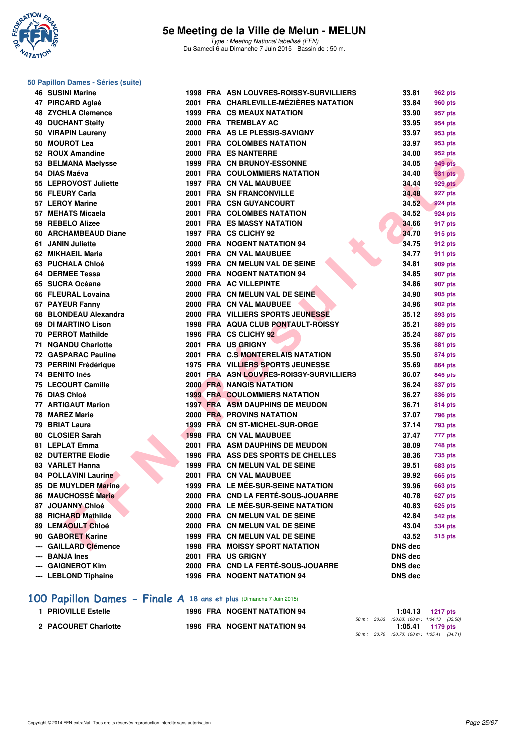# 5e Meeting de la Ville de Melun - MELUN

*Type : Meeting National labellisé (FFN)*
Du Samedi 6 au Dimanche 7 Juin 2015 - Bassin de : 50 m.

### 50 Papillon Dames - Séries (suite)

| Rang | Nom | Année | Nat. | Club | Temps | Points |
|---|---|---|---|---|---|---|
| 46 | SUSINI Marine | 1998 | FRA | ASN LOUVRES-ROISSY-SURVILLIERS | 33.81 | 962 pts |
| 47 | PIRCARD Aglaé | 2001 | FRA | CHARLEVILLE-MÉZIÈRES NATATION | 33.84 | 960 pts |
| 48 | ZYCHLA Clemence | 1999 | FRA | CS MEAUX NATATION | 33.90 | 957 pts |
| 49 | DUCHANT Steify | 2000 | FRA | TREMBLAY AC | 33.95 | 954 pts |
| 50 | VIRAPIN Laureny | 2000 | FRA | AS LE PLESSIS-SAVIGNY | 33.97 | 953 pts |
| 50 | MOUROT Lea | 2001 | FRA | COLOMBES NATATION | 33.97 | 953 pts |
| 52 | ROUX Amandine | 2000 | FRA | ES NANTERRE | 34.00 | 952 pts |
| 53 | BELMANA Maelysse | 1999 | FRA | CN BRUNOY-ESSONNE | 34.05 | 949 pts |
| 54 | DIAS Maéva | 2001 | FRA | COULOMMIERS NATATION | 34.40 | 931 pts |
| 55 | LEPROVOST Juliette | 1997 | FRA | CN VAL MAUBUEE | 34.44 | 929 pts |
| 56 | FLEURY Carla | 2001 | FRA | SN FRANCONVILLE | 34.48 | 927 pts |
| 57 | LEROY Marine | 2001 | FRA | CSN GUYANCOURT | 34.52 | 924 pts |
| 57 | MEHATS Micaela | 2001 | FRA | COLOMBES NATATION | 34.52 | 924 pts |
| 59 | REBELO Alizee | 2001 | FRA | ES MASSY NATATION | 34.66 | 917 pts |
| 60 | ARCHAMBEAUD Diane | 1997 | FRA | CS CLICHY 92 | 34.70 | 915 pts |
| 61 | JANIN Juliette | 2000 | FRA | NOGENT NATATION 94 | 34.75 | 912 pts |
| 62 | MIKHAEIL Maria | 2001 | FRA | CN VAL MAUBUEE | 34.77 | 911 pts |
| 63 | PUCHALA Chloé | 1999 | FRA | CN MELUN VAL DE SEINE | 34.81 | 909 pts |
| 64 | DERMEE Tessa | 2000 | FRA | NOGENT NATATION 94 | 34.85 | 907 pts |
| 65 | SUCRA Océane | 2000 | FRA | AC VILLEPINTE | 34.86 | 907 pts |
| 66 | FLEURAL Lovaina | 2000 | FRA | CN MELUN VAL DE SEINE | 34.90 | 905 pts |
| 67 | PAYEUR Fanny | 2000 | FRA | CN VAL MAUBUEE | 34.96 | 902 pts |
| 68 | BLONDEAU Alexandra | 2000 | FRA | VILLIERS SPORTS JEUNESSE | 35.12 | 893 pts |
| 69 | DI MARTINO Lison | 1998 | FRA | AQUA CLUB PONTAULT-ROISSY | 35.21 | 889 pts |
| 70 | PERROT Mathilde | 1996 | FRA | CS CLICHY 92 | 35.24 | 887 pts |
| 71 | NGANDU Charlotte | 2001 | FRA | US GRIGNY | 35.36 | 881 pts |
| 72 | GASPARAC Pauline | 2001 | FRA | C.S MONTERELAIS NATATION | 35.50 | 874 pts |
| 73 | PERRINI Frédérique | 1975 | FRA | VILLIERS SPORTS JEUNESSE | 35.69 | 864 pts |
| 74 | BENITO Inés | 2001 | FRA | ASN LOUVRES-ROISSY-SURVILLIERS | 36.07 | 845 pts |
| 75 | LECOURT Camille | 2000 | FRA | NANGIS NATATION | 36.24 | 837 pts |
| 76 | DIAS Chloé | 1999 | FRA | COULOMMIERS NATATION | 36.27 | 836 pts |
| 77 | ARTIGAUT Marion | 1997 | FRA | ASM DAUPHINS DE MEUDON | 36.71 | 814 pts |
| 78 | MAREZ Marie | 2000 | FRA | PROVINS NATATION | 37.07 | 796 pts |
| 79 | BRIAT Laura | 1999 | FRA | CN ST-MICHEL-SUR-ORGE | 37.14 | 793 pts |
| 80 | CLOSIER Sarah | 1998 | FRA | CN VAL MAUBUEE | 37.47 | 777 pts |
| 81 | LEPLAT Emma | 2001 | FRA | ASM DAUPHINS DE MEUDON | 38.09 | 748 pts |
| 82 | DUTERTRE Elodie | 1996 | FRA | ASS DES SPORTS DE CHELLES | 38.36 | 735 pts |
| 83 | VARLET Hanna | 1999 | FRA | CN MELUN VAL DE SEINE | 39.51 | 683 pts |
| 84 | POLLAVINI Laurine | 2001 | FRA | CN VAL MAUBUEE | 39.92 | 665 pts |
| 85 | DE MUYLDER Marine | 1999 | FRA | LE MÉE-SUR-SEINE NATATION | 39.96 | 663 pts |
| 86 | MAUCHOSSÉ Marie | 2000 | FRA | CND LA FERTÉ-SOUS-JOUARRE | 40.78 | 627 pts |
| 87 | JOUANNY Chloé | 2000 | FRA | LE MÉE-SUR-SEINE NATATION | 40.83 | 625 pts |
| 88 | RICHARD Mathilde | 2000 | FRA | CN MELUN VAL DE SEINE | 42.84 | 542 pts |
| 89 | LEMAOULT Chloé | 2000 | FRA | CN MELUN VAL DE SEINE | 43.04 | 534 pts |
| 90 | GABORET Karine | 1999 | FRA | CN MELUN VAL DE SEINE | 43.52 | 515 pts |
| --- | GAILLARD Clémence | 1998 | FRA | MOISSY SPORT NATATION | DNS dec | |
| --- | BANJA Ines | 2001 | FRA | US GRIGNY | DNS dec | |
| --- | GAIGNEROT Kim | 2000 | FRA | CND LA FERTÉ-SOUS-JOUARRE | DNS dec | |
| --- | LEBLOND Tiphaine | 1996 | FRA | NOGENT NATATION 94 | DNS dec | |

## 100 Papillon Dames - Finale A 18 ans et plus (Dimanche 7 Juin 2015)

| Rang | Nom | Année | Nat. | Club | Temps | Points |
|---|---|---|---|---|---|---|
| 1 | PRIOVILLE Estelle | 1996 | FRA | NOGENT NATATION 94 | 1:04.13 | 1217 pts |
| | | | | 50 m : 30.63 (30.63) 100 m : 1:04.13 (33.50) | | |
| 2 | PACOURET Charlotte | 1996 | FRA | NOGENT NATATION 94 | 1:05.41 | 1179 pts |
| | | | | 50 m : 30.70 (30.70) 100 m : 1:05.41 (34.71) | | |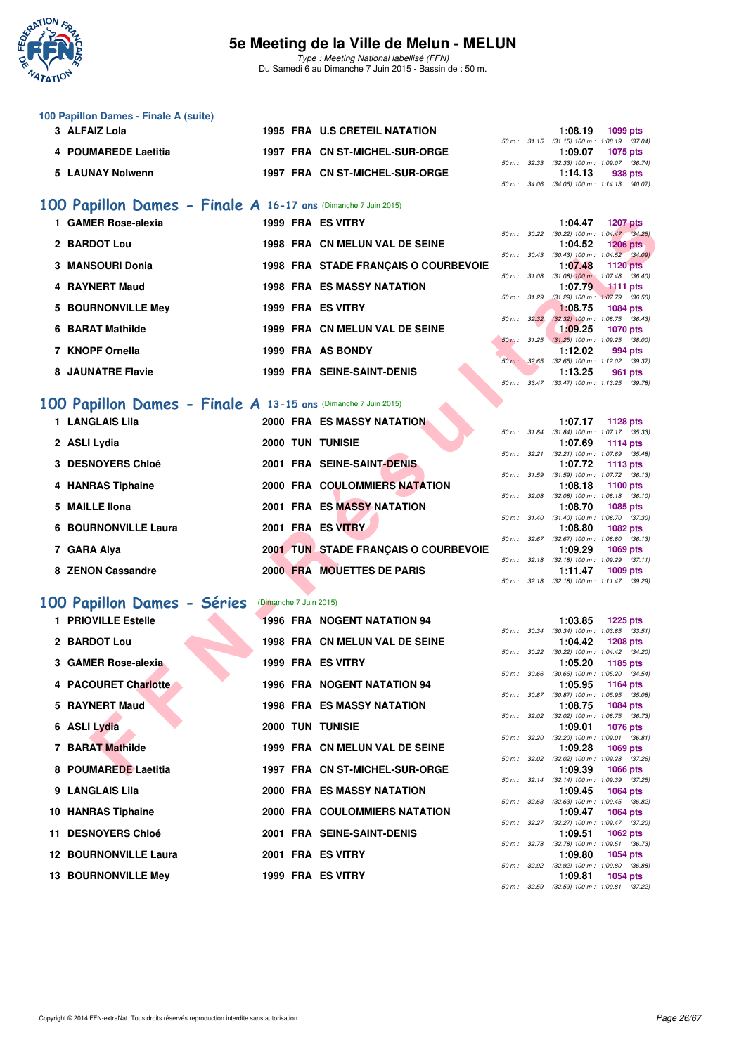## 100 Papillon Dames - Finale A (suite)

| Rang | Nom | Année | Nat | Club | Temps | Points | Splits |
|---|---|---|---|---|---|---|---|
| 3 | ALFAIZ Lola | 1995 | FRA | U.S CRETEIL NATATION | 1:08.19 | 1099 pts | 50 m : 31.15 (31.15) 100 m : 1:08.19 (37.04) |
| 4 | POUMAREDE Laetitia | 1997 | FRA | CN ST-MICHEL-SUR-ORGE | 1:09.07 | 1075 pts | 50 m : 32.33 (32.33) 100 m : 1:09.07 (36.74) |
| 5 | LAUNAY Nolwenn | 1997 | FRA | CN ST-MICHEL-SUR-ORGE | 1:14.13 | 938 pts | 50 m : 34.06 (34.06) 100 m : 1:14.13 (40.07) |

## 100 Papillon Dames - Finale A 16-17 ans (Dimanche 7 Juin 2015)

| Rang | Nom | Année | Nat | Club | Temps | Points | Splits |
|---|---|---|---|---|---|---|---|
| 1 | GAMER Rose-alexia | 1999 | FRA | ES VITRY | 1:04.47 | 1207 pts | 50 m : 30.22 (30.22) 100 m : 1:04.47 (34.25) |
| 2 | BARDOT Lou | 1998 | FRA | CN MELUN VAL DE SEINE | 1:04.52 | 1206 pts | 50 m : 30.43 (30.43) 100 m : 1:04.52 (34.09) |
| 3 | MANSOURI Donia | 1998 | FRA | STADE FRANÇAIS O COURBEVOIE | 1:07.48 | 1120 pts | 50 m : 31.08 (31.08) 100 m : 1:07.48 (36.40) |
| 4 | RAYNERT Maud | 1998 | FRA | ES MASSY NATATION | 1:07.79 | 1111 pts | 50 m : 31.29 (31.29) 100 m : 1:07.79 (36.50) |
| 5 | BOURNONVILLE Mey | 1999 | FRA | ES VITRY | 1:08.75 | 1084 pts | 50 m : 32.32 (32.32) 100 m : 1:08.75 (36.43) |
| 6 | BARAT Mathilde | 1999 | FRA | CN MELUN VAL DE SEINE | 1:09.25 | 1070 pts | 50 m : 31.25 (31.25) 100 m : 1:09.25 (38.00) |
| 7 | KNOPF Ornella | 1999 | FRA | AS BONDY | 1:12.02 | 994 pts | 50 m : 32.65 (32.65) 100 m : 1:12.02 (39.37) |
| 8 | JAUNATRE Flavie | 1999 | FRA | SEINE-SAINT-DENIS | 1:13.25 | 961 pts | 50 m : 33.47 (33.47) 100 m : 1:13.25 (39.78) |

## 100 Papillon Dames - Finale A 13-15 ans (Dimanche 7 Juin 2015)

| Rang | Nom | Année | Nat | Club | Temps | Points | Splits |
|---|---|---|---|---|---|---|---|
| 1 | LANGLAIS Lila | 2000 | FRA | ES MASSY NATATION | 1:07.17 | 1128 pts | 50 m : 31.84 (31.84) 100 m : 1:07.17 (35.33) |
| 2 | ASLI Lydia | 2000 | TUN | TUNISIE | 1:07.69 | 1114 pts | 50 m : 32.21 (32.21) 100 m : 1:07.69 (35.48) |
| 3 | DESNOYERS Chloé | 2001 | FRA | SEINE-SAINT-DENIS | 1:07.72 | 1113 pts | 50 m : 31.59 (31.59) 100 m : 1:07.72 (36.13) |
| 4 | HANRAS Tiphaine | 2000 | FRA | COULOMMIERS NATATION | 1:08.18 | 1100 pts | 50 m : 32.08 (32.08) 100 m : 1:08.18 (36.10) |
| 5 | MAILLE Ilona | 2001 | FRA | ES MASSY NATATION | 1:08.70 | 1085 pts | 50 m : 31.40 (31.40) 100 m : 1:08.70 (37.30) |
| 6 | BOURNONVILLE Laura | 2001 | FRA | ES VITRY | 1:08.80 | 1082 pts | 50 m : 32.67 (32.67) 100 m : 1:08.80 (36.13) |
| 7 | GARA Alya | 2001 | TUN | STADE FRANÇAIS O COURBEVOIE | 1:09.29 | 1069 pts | 50 m : 32.18 (32.18) 100 m : 1:09.29 (37.11) |
| 8 | ZENON Cassandre | 2000 | FRA | MOUETTES DE PARIS | 1:11.47 | 1009 pts | 50 m : 32.18 (32.18) 100 m : 1:11.47 (39.29) |

## 100 Papillon Dames - Séries (Dimanche 7 Juin 2015)

| Rang | Nom | Année | Nat | Club | Temps | Points | Splits |
|---|---|---|---|---|---|---|---|
| 1 | PRIOVILLE Estelle | 1996 | FRA | NOGENT NATATION 94 | 1:03.85 | 1225 pts | 50 m : 30.34 (30.34) 100 m : 1:03.85 (33.51) |
| 2 | BARDOT Lou | 1998 | FRA | CN MELUN VAL DE SEINE | 1:04.42 | 1208 pts | 50 m : 30.22 (30.22) 100 m : 1:04.42 (34.20) |
| 3 | GAMER Rose-alexia | 1999 | FRA | ES VITRY | 1:05.20 | 1185 pts | 50 m : 30.66 (30.66) 100 m : 1:05.20 (34.54) |
| 4 | PACOURET Charlotte | 1996 | FRA | NOGENT NATATION 94 | 1:05.95 | 1164 pts | 50 m : 30.87 (30.87) 100 m : 1:05.95 (35.08) |
| 5 | RAYNERT Maud | 1998 | FRA | ES MASSY NATATION | 1:08.75 | 1084 pts | 50 m : 32.02 (32.02) 100 m : 1:08.75 (36.73) |
| 6 | ASLI Lydia | 2000 | TUN | TUNISIE | 1:09.01 | 1076 pts | 50 m : 32.20 (32.20) 100 m : 1:09.01 (36.81) |
| 7 | BARAT Mathilde | 1999 | FRA | CN MELUN VAL DE SEINE | 1:09.28 | 1069 pts | 50 m : 32.02 (32.02) 100 m : 1:09.28 (37.26) |
| 8 | POUMAREDE Laetitia | 1997 | FRA | CN ST-MICHEL-SUR-ORGE | 1:09.39 | 1066 pts | 50 m : 32.14 (32.14) 100 m : 1:09.39 (37.25) |
| 9 | LANGLAIS Lila | 2000 | FRA | ES MASSY NATATION | 1:09.45 | 1064 pts | 50 m : 32.63 (32.63) 100 m : 1:09.45 (36.82) |
| 10 | HANRAS Tiphaine | 2000 | FRA | COULOMMIERS NATATION | 1:09.47 | 1064 pts | 50 m : 32.27 (32.27) 100 m : 1:09.47 (37.20) |
| 11 | DESNOYERS Chloé | 2001 | FRA | SEINE-SAINT-DENIS | 1:09.51 | 1062 pts | 50 m : 32.78 (32.78) 100 m : 1:09.51 (36.73) |
| 12 | BOURNONVILLE Laura | 2001 | FRA | ES VITRY | 1:09.80 | 1054 pts | 50 m : 32.92 (32.92) 100 m : 1:09.80 (36.88) |
| 13 | BOURNONVILLE Mey | 1999 | FRA | ES VITRY | 1:09.81 | 1054 pts | 50 m : 32.59 (32.59) 100 m : 1:09.81 (37.22) |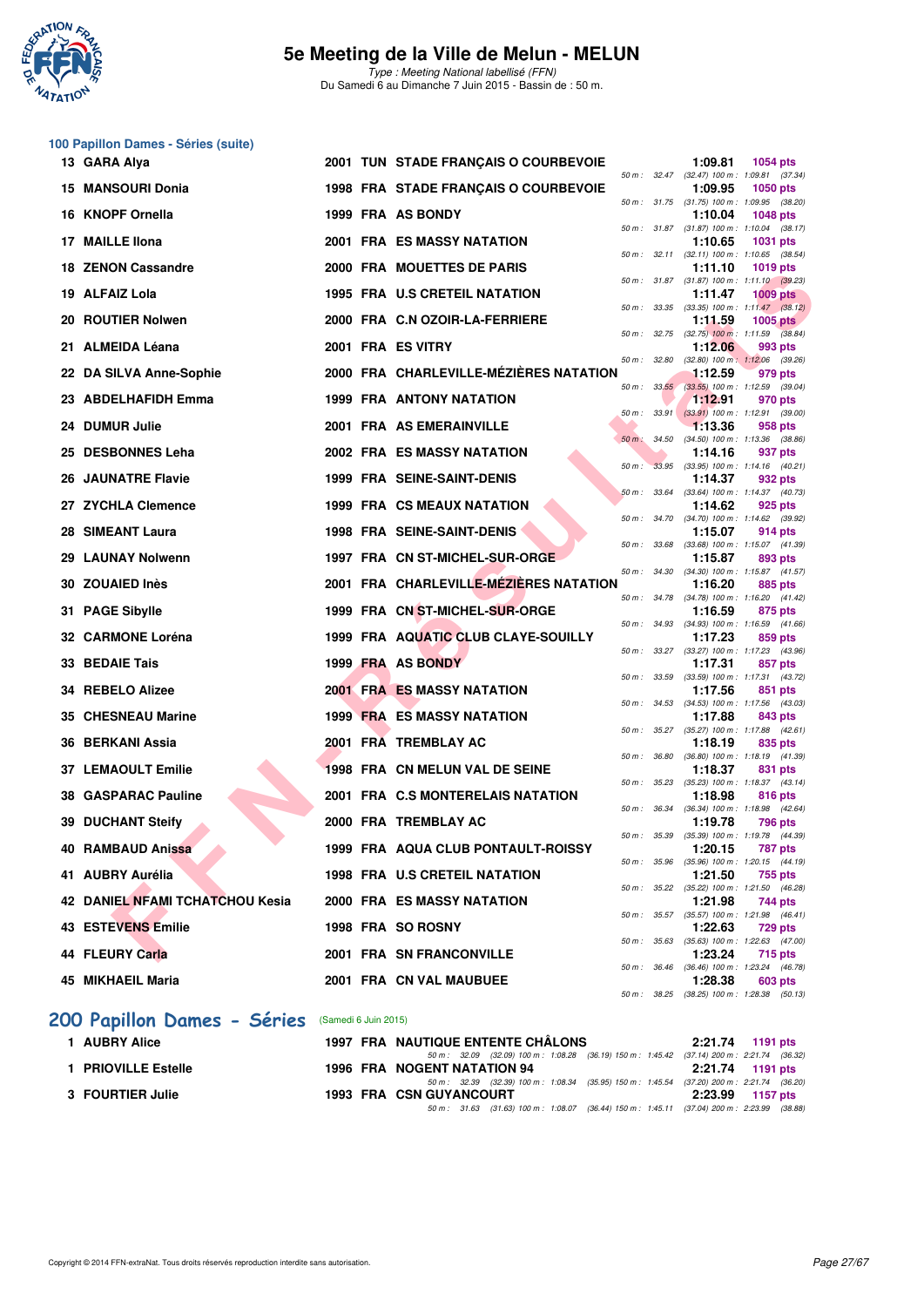# 5e Meeting de la Ville de Melun - MELUN

*Type : Meeting National labellisé (FFN)*
Du Samedi 6 au Dimanche 7 Juin 2015 - Bassin de : 50 m.

## 100 Papillon Dames - Séries (suite)

| Rang | Nom | Année | Nat | Club | Temps | Points | Splits |
|---|---|---|---|---|---|---|---|
| 13 | GARA Alya | 2001 | TUN | STADE FRANÇAIS O COURBEVOIE | 1:09.81 | 1054 pts | 50 m : 32.47 (32.47) 100 m : 1:09.81 (37.34) |
| 15 | MANSOURI Donia | 1998 | FRA | STADE FRANÇAIS O COURBEVOIE | 1:09.95 | 1050 pts | 50 m : 31.75 (31.75) 100 m : 1:09.95 (38.20) |
| 16 | KNOPF Ornella | 1999 | FRA | AS BONDY | 1:10.04 | 1048 pts | 50 m : 31.87 (31.87) 100 m : 1:10.04 (38.17) |
| 17 | MAILLE Ilona | 2001 | FRA | ES MASSY NATATION | 1:10.65 | 1031 pts | 50 m : 32.11 (32.11) 100 m : 1:10.65 (38.54) |
| 18 | ZENON Cassandre | 2000 | FRA | MOUETTES DE PARIS | 1:11.10 | 1019 pts | 50 m : 31.87 (31.87) 100 m : 1:11.10 (39.23) |
| 19 | ALFAIZ Lola | 1995 | FRA | U.S CRETEIL NATATION | 1:11.47 | 1009 pts | 50 m : 33.35 (33.35) 100 m : 1:11.47 (38.12) |
| 20 | ROUTIER Nolwen | 2000 | FRA | C.N OZOIR-LA-FERRIERE | 1:11.59 | 1005 pts | 50 m : 32.75 (32.75) 100 m : 1:11.59 (38.84) |
| 21 | ALMEIDA Léana | 2001 | FRA | ES VITRY | 1:12.06 | 993 pts | 50 m : 32.80 (32.80) 100 m : 1:12.06 (39.26) |
| 22 | DA SILVA Anne-Sophie | 2000 | FRA | CHARLEVILLE-MÉZIÈRES NATATION | 1:12.59 | 979 pts | 50 m : 33.55 (33.55) 100 m : 1:12.59 (39.04) |
| 23 | ABDELHAFIDH Emma | 1999 | FRA | ANTONY NATATION | 1:12.91 | 970 pts | 50 m : 33.91 (33.91) 100 m : 1:12.91 (39.00) |
| 24 | DUMUR Julie | 2001 | FRA | AS EMERAINVILLE | 1:13.36 | 958 pts | 50 m : 34.50 (34.50) 100 m : 1:13.36 (38.86) |
| 25 | DESBONNES Leha | 2002 | FRA | ES MASSY NATATION | 1:14.16 | 937 pts | 50 m : 33.95 (33.95) 100 m : 1:14.16 (40.21) |
| 26 | JAUNATRE Flavie | 1999 | FRA | SEINE-SAINT-DENIS | 1:14.37 | 932 pts | 50 m : 33.64 (33.64) 100 m : 1:14.37 (40.73) |
| 27 | ZYCHLA Clemence | 1999 | FRA | CS MEAUX NATATION | 1:14.62 | 925 pts | 50 m : 34.70 (34.70) 100 m : 1:14.62 (39.92) |
| 28 | SIMEANT Laura | 1998 | FRA | SEINE-SAINT-DENIS | 1:15.07 | 914 pts | 50 m : 33.68 (33.68) 100 m : 1:15.07 (41.39) |
| 29 | LAUNAY Nolwenn | 1997 | FRA | CN ST-MICHEL-SUR-ORGE | 1:15.87 | 893 pts | 50 m : 34.30 (34.30) 100 m : 1:15.87 (41.57) |
| 30 | ZOUAIED Inès | 2001 | FRA | CHARLEVILLE-MÉZIÈRES NATATION | 1:16.20 | 885 pts | 50 m : 34.78 (34.78) 100 m : 1:16.20 (41.42) |
| 31 | PAGE Sibylle | 1999 | FRA | CN ST-MICHEL-SUR-ORGE | 1:16.59 | 875 pts | 50 m : 34.93 (34.93) 100 m : 1:16.59 (41.66) |
| 32 | CARMONE Loréna | 1999 | FRA | AQUATIC CLUB CLAYE-SOUILLY | 1:17.23 | 859 pts | 50 m : 33.27 (33.27) 100 m : 1:17.23 (43.96) |
| 33 | BEDAIE Tais | 1999 | FRA | AS BONDY | 1:17.31 | 857 pts | 50 m : 33.59 (33.59) 100 m : 1:17.31 (43.72) |
| 34 | REBELO Alizee | 2001 | FRA | ES MASSY NATATION | 1:17.56 | 851 pts | 50 m : 34.53 (34.53) 100 m : 1:17.56 (43.03) |
| 35 | CHESNEAU Marine | 1999 | FRA | ES MASSY NATATION | 1:17.88 | 843 pts | 50 m : 35.27 (35.27) 100 m : 1:17.88 (42.61) |
| 36 | BERKANI Assia | 2001 | FRA | TREMBLAY AC | 1:18.19 | 835 pts | 50 m : 36.80 (36.80) 100 m : 1:18.19 (41.39) |
| 37 | LEMAOULT Emilie | 1998 | FRA | CN MELUN VAL DE SEINE | 1:18.37 | 831 pts | 50 m : 35.23 (35.23) 100 m : 1:18.37 (43.14) |
| 38 | GASPARAC Pauline | 2001 | FRA | C.S MONTERELAIS NATATION | 1:18.98 | 816 pts | 50 m : 36.34 (36.34) 100 m : 1:18.98 (42.64) |
| 39 | DUCHANT Steify | 2000 | FRA | TREMBLAY AC | 1:19.78 | 796 pts | 50 m : 35.39 (35.39) 100 m : 1:19.78 (44.39) |
| 40 | RAMBAUD Anissa | 1999 | FRA | AQUA CLUB PONTAULT-ROISSY | 1:20.15 | 787 pts | 50 m : 35.96 (35.96) 100 m : 1:20.15 (44.19) |
| 41 | AUBRY Aurélia | 1998 | FRA | U.S CRETEIL NATATION | 1:21.50 | 755 pts | 50 m : 35.22 (35.22) 100 m : 1:21.50 (46.28) |
| 42 | DANIEL NFAMI TCHATCHOU Kesia | 2000 | FRA | ES MASSY NATATION | 1:21.98 | 744 pts | 50 m : 35.57 (35.57) 100 m : 1:21.98 (46.41) |
| 43 | ESTEVENS Emilie | 1998 | FRA | SO ROSNY | 1:22.63 | 729 pts | 50 m : 35.63 (35.63) 100 m : 1:22.63 (47.00) |
| 44 | FLEURY Carla | 2001 | FRA | SN FRANCONVILLE | 1:23.24 | 715 pts | 50 m : 36.46 (36.46) 100 m : 1:23.24 (46.78) |
| 45 | MIKHAEIL Maria | 2001 | FRA | CN VAL MAUBUEE | 1:28.38 | 603 pts | 50 m : 38.25 (38.25) 100 m : 1:28.38 (50.13) |

## 200 Papillon Dames - Séries (Samedi 6 Juin 2015)

| Rang | Nom | Année | Nat | Club | Temps | Points | Splits |
|---|---|---|---|---|---|---|---|
| 1 | AUBRY Alice | 1997 | FRA | NAUTIQUE ENTENTE CHÂLONS | 2:21.74 | 1191 pts | 50 m : 32.09 (32.09) 100 m : 1:08.28 (36.19) 150 m : 1:45.42 (37.14) 200 m : 2:21.74 (36.32) |
| 1 | PRIOVILLE Estelle | 1996 | FRA | NOGENT NATATION 94 | 2:21.74 | 1191 pts | 50 m : 32.39 (32.39) 100 m : 1:08.34 (35.95) 150 m : 1:45.54 (37.20) 200 m : 2:21.74 (36.20) |
| 3 | FOURTIER Julie | 1993 | FRA | CSN GUYANCOURT | 2:23.99 | 1157 pts | 50 m : 31.63 (31.63) 100 m : 1:08.07 (36.44) 150 m : 1:45.11 (37.04) 200 m : 2:23.99 (38.88) |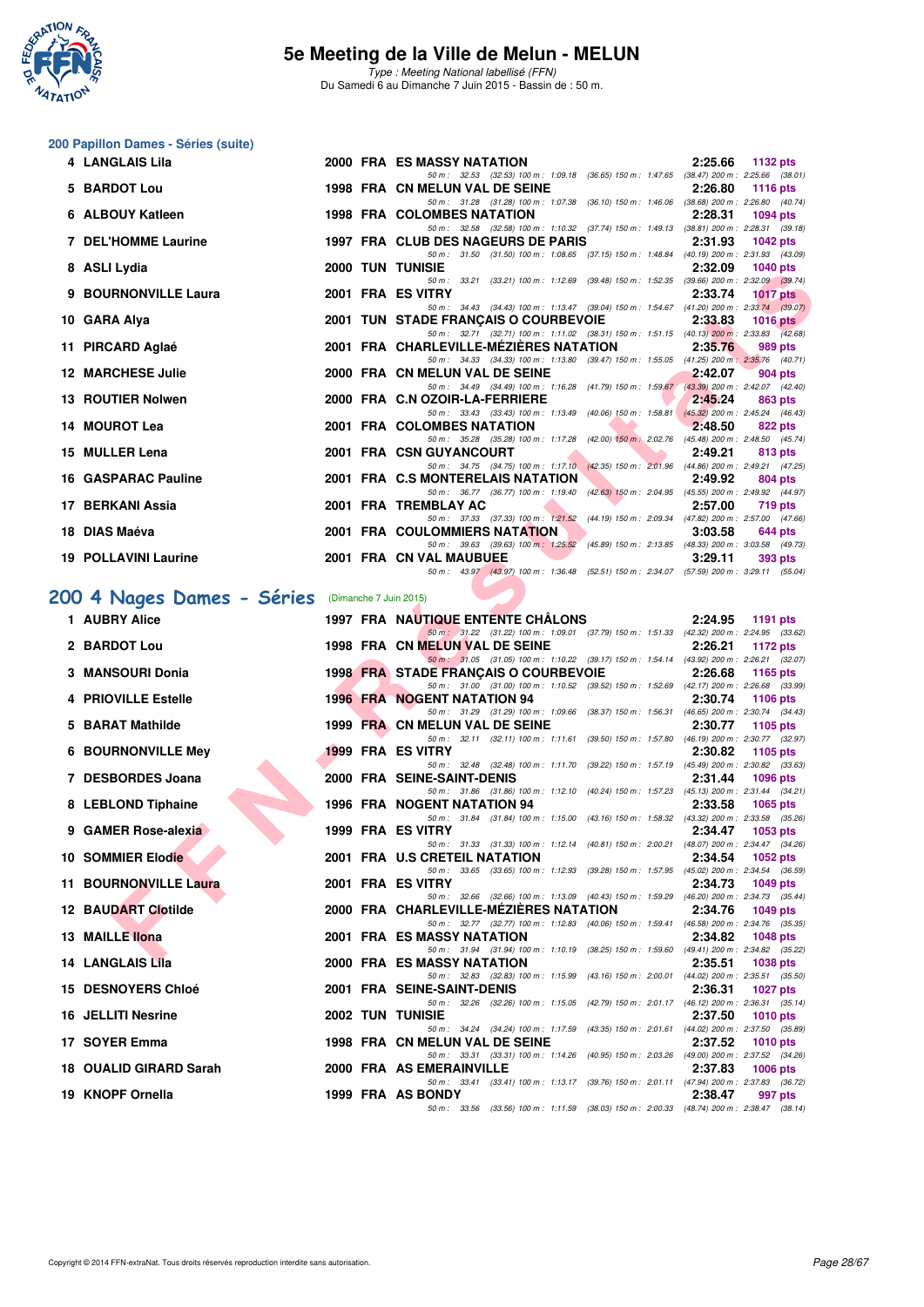# 5e Meeting de la Ville de Melun - MELUN

*Type : Meeting National labellisé (FFN)*
Du Samedi 6 au Dimanche 7 Juin 2015 - Bassin de : 50 m.

## 200 Papillon Dames - Séries (suite)

| Rang | Nom | Année | Nat | Club | Temps | Points |
|---|---|---|---|---|---|---|
| 4 | LANGLAIS Lila | 2000 | FRA | ES MASSY NATATION | 2:25.66 | 1132 pts |
| | 50 m : 32.53 (32.53) 100 m : 1:09.18 (36.65) 150 m : 1:47.65 (38.47) 200 m : 2:25.66 (38.01) | | | | | |
| 5 | BARDOT Lou | 1998 | FRA | CN MELUN VAL DE SEINE | 2:26.80 | 1116 pts |
| | 50 m : 31.28 (31.28) 100 m : 1:07.38 (36.10) 150 m : 1:46.06 (38.68) 200 m : 2:26.80 (40.74) | | | | | |
| 6 | ALBOUY Katleen | 1998 | FRA | COLOMBES NATATION | 2:28.31 | 1094 pts |
| | 50 m : 32.58 (32.58) 100 m : 1:10.32 (37.74) 150 m : 1:49.13 (38.81) 200 m : 2:28.31 (39.18) | | | | | |
| 7 | DEL'HOMME Laurine | 1997 | FRA | CLUB DES NAGEURS DE PARIS | 2:31.93 | 1042 pts |
| | 50 m : 31.50 (31.50) 100 m : 1:08.65 (37.15) 150 m : 1:48.84 (40.19) 200 m : 2:31.93 (43.09) | | | | | |
| 8 | ASLI Lydia | 2000 | TUN | TUNISIE | 2:32.09 | 1040 pts |
| | 50 m : 33.21 (33.21) 100 m : 1:12.69 (39.48) 150 m : 1:52.35 (39.66) 200 m : 2:32.09 (39.74) | | | | | |
| 9 | BOURNONVILLE Laura | 2001 | FRA | ES VITRY | 2:33.74 | 1017 pts |
| | 50 m : 34.43 (34.43) 100 m : 1:13.47 (39.04) 150 m : 1:54.67 (41.20) 200 m : 2:33.74 (39.07) | | | | | |
| 10 | GARA Alya | 2001 | TUN | STADE FRANÇAIS O COURBEVOIE | 2:33.83 | 1016 pts |
| | 50 m : 32.71 (32.71) 100 m : 1:11.02 (38.31) 150 m : 1:51.15 (40.13) 200 m : 2:33.83 (42.68) | | | | | |
| 11 | PIRCARD Aglaé | 2001 | FRA | CHARLEVILLE-MÉZIÈRES NATATION | 2:35.76 | 989 pts |
| | 50 m : 34.33 (34.33) 100 m : 1:13.80 (39.47) 150 m : 1:55.05 (41.25) 200 m : 2:35.76 (40.71) | | | | | |
| 12 | MARCHESE Julie | 2000 | FRA | CN MELUN VAL DE SEINE | 2:42.07 | 904 pts |
| | 50 m : 34.49 (34.49) 100 m : 1:16.28 (41.79) 150 m : 1:59.67 (43.39) 200 m : 2:42.07 (42.40) | | | | | |
| 13 | ROUTIER Nolwen | 2000 | FRA | C.N OZOIR-LA-FERRIERE | 2:45.24 | 863 pts |
| | 50 m : 33.43 (33.43) 100 m : 1:13.49 (40.06) 150 m : 1:58.81 (45.32) 200 m : 2:45.24 (46.43) | | | | | |
| 14 | MOUROT Lea | 2001 | FRA | COLOMBES NATATION | 2:48.50 | 822 pts |
| | 50 m : 35.28 (35.28) 100 m : 1:17.28 (42.00) 150 m : 2:02.76 (45.48) 200 m : 2:48.50 (45.74) | | | | | |
| 15 | MULLER Lena | 2001 | FRA | CSN GUYANCOURT | 2:49.21 | 813 pts |
| | 50 m : 34.75 (34.75) 100 m : 1:17.10 (42.35) 150 m : 2:01.96 (44.86) 200 m : 2:49.21 (47.25) | | | | | |
| 16 | GASPARAC Pauline | 2001 | FRA | C.S MONTERELAIS NATATION | 2:49.92 | 804 pts |
| | 50 m : 36.77 (36.77) 100 m : 1:19.40 (42.63) 150 m : 2:04.95 (45.55) 200 m : 2:49.92 (44.97) | | | | | |
| 17 | BERKANI Assia | 2001 | FRA | TREMBLAY AC | 2:57.00 | 719 pts |
| | 50 m : 37.33 (37.33) 100 m : 1:21.52 (44.19) 150 m : 2:09.34 (47.82) 200 m : 2:57.00 (47.66) | | | | | |
| 18 | DIAS Maéva | 2001 | FRA | COULOMMIERS NATATION | 3:03.58 | 644 pts |
| | 50 m : 39.63 (39.63) 100 m : 1:25.52 (45.89) 150 m : 2:13.85 (48.33) 200 m : 3:03.58 (49.73) | | | | | |
| 19 | POLLAVINI Laurine | 2001 | FRA | CN VAL MAUBUEE | 3:29.11 | 393 pts |
| | 50 m : 43.97 (43.97) 100 m : 1:36.48 (52.51) 150 m : 2:34.07 (57.59) 200 m : 3:29.11 (55.04) | | | | | |

## 200 4 Nages Dames - Séries (Dimanche 7 Juin 2015)

| Rang | Nom | Année | Nat | Club | Temps | Points |
|---|---|---|---|---|---|---|
| 1 | AUBRY Alice | 1997 | FRA | NAUTIQUE ENTENTE CHÂLONS | 2:24.95 | 1191 pts |
| | 50 m : 31.22 (31.22) 100 m : 1:09.01 (37.79) 150 m : 1:51.33 (42.32) 200 m : 2:24.95 (33.62) | | | | | |
| 2 | BARDOT Lou | 1998 | FRA | CN MELUN VAL DE SEINE | 2:26.21 | 1172 pts |
| | 50 m : 31.05 (31.05) 100 m : 1:10.22 (39.17) 150 m : 1:54.14 (43.92) 200 m : 2:26.21 (32.07) | | | | | |
| 3 | MANSOURI Donia | 1998 | FRA | STADE FRANÇAIS O COURBEVOIE | 2:26.68 | 1165 pts |
| | 50 m : 31.00 (31.00) 100 m : 1:10.52 (39.52) 150 m : 1:52.69 (42.17) 200 m : 2:26.68 (33.99) | | | | | |
| 4 | PRIOVILLE Estelle | 1996 | FRA | NOGENT NATATION 94 | 2:30.74 | 1106 pts |
| | 50 m : 31.29 (31.29) 100 m : 1:09.66 (38.37) 150 m : 1:56.31 (46.65) 200 m : 2:30.74 (34.43) | | | | | |
| 5 | BARAT Mathilde | 1999 | FRA | CN MELUN VAL DE SEINE | 2:30.77 | 1105 pts |
| | 50 m : 32.11 (32.11) 100 m : 1:11.61 (39.50) 150 m : 1:57.80 (46.19) 200 m : 2:30.77 (32.97) | | | | | |
| 6 | BOURNONVILLE Mey | 1999 | FRA | ES VITRY | 2:30.82 | 1105 pts |
| | 50 m : 32.48 (32.48) 100 m : 1:11.70 (39.22) 150 m : 1:57.19 (45.49) 200 m : 2:30.82 (33.63) | | | | | |
| 7 | DESBORDES Joana | 2000 | FRA | SEINE-SAINT-DENIS | 2:31.44 | 1096 pts |
| | 50 m : 31.86 (31.86) 100 m : 1:12.10 (40.24) 150 m : 1:57.23 (45.13) 200 m : 2:31.44 (34.21) | | | | | |
| 8 | LEBLOND Tiphaine | 1996 | FRA | NOGENT NATATION 94 | 2:33.58 | 1065 pts |
| | 50 m : 31.84 (31.84) 100 m : 1:15.00 (43.16) 150 m : 1:58.32 (43.32) 200 m : 2:33.58 (35.26) | | | | | |
| 9 | GAMER Rose-alexia | 1999 | FRA | ES VITRY | 2:34.47 | 1053 pts |
| | 50 m : 31.33 (31.33) 100 m : 1:12.14 (40.81) 150 m : 2:00.21 (48.07) 200 m : 2:34.47 (34.26) | | | | | |
| 10 | SOMMIER Elodie | 2001 | FRA | U.S CRETEIL NATATION | 2:34.54 | 1052 pts |
| | 50 m : 33.65 (33.65) 100 m : 1:12.93 (39.28) 150 m : 1:57.95 (45.02) 200 m : 2:34.54 (36.59) | | | | | |
| 11 | BOURNONVILLE Laura | 2001 | FRA | ES VITRY | 2:34.73 | 1049 pts |
| | 50 m : 32.66 (32.66) 100 m : 1:13.09 (40.43) 150 m : 1:59.29 (46.20) 200 m : 2:34.73 (35.44) | | | | | |
| 12 | BAUDART Clotilde | 2000 | FRA | CHARLEVILLE-MÉZIÈRES NATATION | 2:34.76 | 1049 pts |
| | 50 m : 32.77 (32.77) 100 m : 1:12.83 (40.06) 150 m : 1:59.41 (46.58) 200 m : 2:34.76 (35.35) | | | | | |
| 13 | MAILLE Ilona | 2001 | FRA | ES MASSY NATATION | 2:34.82 | 1048 pts |
| | 50 m : 31.94 (31.94) 100 m : 1:10.19 (38.25) 150 m : 1:59.60 (49.41) 200 m : 2:34.82 (35.22) | | | | | |
| 14 | LANGLAIS Lila | 2000 | FRA | ES MASSY NATATION | 2:35.51 | 1038 pts |
| | 50 m : 32.83 (32.83) 100 m : 1:15.99 (43.16) 150 m : 2:00.01 (44.02) 200 m : 2:35.51 (35.50) | | | | | |
| 15 | DESNOYERS Chloé | 2001 | FRA | SEINE-SAINT-DENIS | 2:36.31 | 1027 pts |
| | 50 m : 32.26 (32.26) 100 m : 1:15.05 (42.79) 150 m : 2:01.17 (46.12) 200 m : 2:36.31 (35.14) | | | | | |
| 16 | JELLITI Nesrine | 2002 | TUN | TUNISIE | 2:37.50 | 1010 pts |
| | 50 m : 34.24 (34.24) 100 m : 1:17.59 (43.35) 150 m : 2:01.61 (44.02) 200 m : 2:37.50 (35.89) | | | | | |
| 17 | SOYER Emma | 1998 | FRA | CN MELUN VAL DE SEINE | 2:37.52 | 1010 pts |
| | 50 m : 33.31 (33.31) 100 m : 1:14.26 (40.95) 150 m : 2:03.26 (49.00) 200 m : 2:37.52 (34.26) | | | | | |
| 18 | OUALID GIRARD Sarah | 2000 | FRA | AS EMERAINVILLE | 2:37.83 | 1006 pts |
| | 50 m : 33.41 (33.41) 100 m : 1:13.17 (39.76) 150 m : 2:01.11 (47.94) 200 m : 2:37.83 (36.72) | | | | | |
| 19 | KNOPF Ornella | 1999 | FRA | AS BONDY | 2:38.47 | 997 pts |
| | 50 m : 33.56 (33.56) 100 m : 1:11.59 (38.03) 150 m : 2:00.33 (48.74) 200 m : 2:38.47 (38.14) | | | | | |

Copyright © 2014 FFN-extraNat. Tous droits réservés reproduction interdite sans autorisation.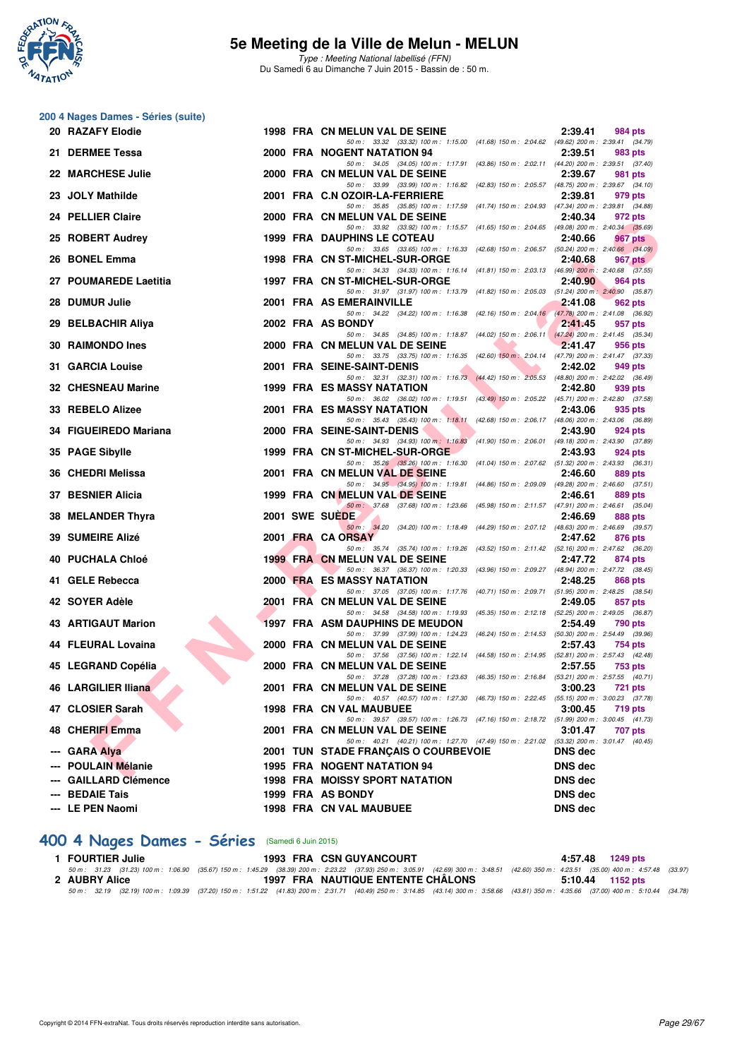# 5e Meeting de la Ville de Melun - MELUN

*Type : Meeting National labellisé (FFN)*
Du Samedi 6 au Dimanche 7 Juin 2015 - Bassin de : 50 m.

## 200 4 Nages Dames - Séries (suite)

| Rang | Nom | Année | Nat | Club | Temps | Points |
|---|---|---|---|---|---|---|
| 20 | RAZAFY Elodie | 1998 | FRA | CN MELUN VAL DE SEINE | 2:39.41 | 984 pts |
| | 50 m : 33.32 (33.32) 100 m : 1:15.00 (41.68) 150 m : 2:04.62 (49.62) 200 m : 2:39.41 (34.79) | | | | | |
| 21 | DERMEE Tessa | 2000 | FRA | NOGENT NATATION 94 | 2:39.51 | 983 pts |
| | 50 m : 34.05 (34.05) 100 m : 1:17.91 (43.86) 150 m : 2:02.11 (44.20) 200 m : 2:39.51 (37.40) | | | | | |
| 22 | MARCHESE Julie | 2000 | FRA | CN MELUN VAL DE SEINE | 2:39.67 | 981 pts |
| | 50 m : 33.99 (33.99) 100 m : 1:16.82 (42.83) 150 m : 2:05.57 (48.75) 200 m : 2:39.67 (34.10) | | | | | |
| 23 | JOLY Mathilde | 2001 | FRA | C.N OZOIR-LA-FERRIERE | 2:39.81 | 979 pts |
| | 50 m : 35.85 (35.85) 100 m : 1:17.59 (41.74) 150 m : 2:04.93 (47.34) 200 m : 2:39.81 (34.88) | | | | | |
| 24 | PELLIER Claire | 2000 | FRA | CN MELUN VAL DE SEINE | 2:40.34 | 972 pts |
| | 50 m : 33.92 (33.92) 100 m : 1:15.57 (41.65) 150 m : 2:04.65 (49.08) 200 m : 2:40.34 (35.69) | | | | | |
| 25 | ROBERT Audrey | 1999 | FRA | DAUPHINS LE COTEAU | 2:40.66 | 967 pts |
| | 50 m : 33.65 (33.65) 100 m : 1:16.33 (42.68) 150 m : 2:06.57 (50.24) 200 m : 2:40.66 (34.09) | | | | | |
| 26 | BONEL Emma | 1998 | FRA | CN ST-MICHEL-SUR-ORGE | 2:40.68 | 967 pts |
| | 50 m : 34.33 (34.33) 100 m : 1:16.14 (41.81) 150 m : 2:03.13 (46.99) 200 m : 2:40.68 (37.55) | | | | | |
| 27 | POUMAREDE Laetitia | 1997 | FRA | CN ST-MICHEL-SUR-ORGE | 2:40.90 | 964 pts |
| | 50 m : 31.97 (31.97) 100 m : 1:13.79 (41.82) 150 m : 2:05.03 (51.24) 200 m : 2:40.90 (35.87) | | | | | |
| 28 | DUMUR Julie | 2001 | FRA | AS EMERAINVILLE | 2:41.08 | 962 pts |
| | 50 m : 34.22 (34.22) 100 m : 1:16.38 (42.16) 150 m : 2:04.16 (47.78) 200 m : 2:41.08 (36.92) | | | | | |
| 29 | BELBACHIR Aliya | 2002 | FRA | AS BONDY | 2:41.45 | 957 pts |
| | 50 m : 34.85 (34.85) 100 m : 1:18.87 (44.02) 150 m : 2:06.11 (47.24) 200 m : 2:41.45 (35.34) | | | | | |
| 30 | RAIMONDO Ines | 2000 | FRA | CN MELUN VAL DE SEINE | 2:41.47 | 956 pts |
| | 50 m : 33.75 (33.75) 100 m : 1:16.35 (42.60) 150 m : 2:04.14 (47.79) 200 m : 2:41.47 (37.33) | | | | | |
| 31 | GARCIA Louise | 2001 | FRA | SEINE-SAINT-DENIS | 2:42.02 | 949 pts |
| | 50 m : 32.31 (32.31) 100 m : 1:16.73 (44.42) 150 m : 2:05.53 (48.80) 200 m : 2:42.02 (36.49) | | | | | |
| 32 | CHESNEAU Marine | 1999 | FRA | ES MASSY NATATION | 2:42.80 | 939 pts |
| | 50 m : 36.02 (36.02) 100 m : 1:19.51 (43.49) 150 m : 2:05.22 (45.71) 200 m : 2:42.80 (37.58) | | | | | |
| 33 | REBELO Alizee | 2001 | FRA | ES MASSY NATATION | 2:43.06 | 935 pts |
| | 50 m : 35.43 (35.43) 100 m : 1:18.11 (42.68) 150 m : 2:06.17 (48.06) 200 m : 2:43.06 (36.89) | | | | | |
| 34 | FIGUEIREDO Mariana | 2000 | FRA | SEINE-SAINT-DENIS | 2:43.90 | 924 pts |
| | 50 m : 34.93 (34.93) 100 m : 1:16.83 (41.90) 150 m : 2:06.01 (49.18) 200 m : 2:43.90 (37.89) | | | | | |
| 35 | PAGE Sibylle | 1999 | FRA | CN ST-MICHEL-SUR-ORGE | 2:43.93 | 924 pts |
| | 50 m : 35.26 (35.26) 100 m : 1:16.30 (41.04) 150 m : 2:07.62 (51.32) 200 m : 2:43.93 (36.31) | | | | | |
| 36 | CHEDRI Melissa | 2001 | FRA | CN MELUN VAL DE SEINE | 2:46.60 | 889 pts |
| | 50 m : 34.95 (34.95) 100 m : 1:19.81 (44.86) 150 m : 2:09.09 (49.28) 200 m : 2:46.60 (37.51) | | | | | |
| 37 | BESNIER Alicia | 1999 | FRA | CN MELUN VAL DE SEINE | 2:46.61 | 889 pts |
| | 50 m : 37.68 (37.68) 100 m : 1:23.66 (45.98) 150 m : 2:11.57 (47.91) 200 m : 2:46.61 (35.04) | | | | | |
| 38 | MELANDER Thyra | 2001 | SWE | SUÈDE | 2:46.69 | 888 pts |
| | 50 m : 34.20 (34.20) 100 m : 1:18.49 (44.29) 150 m : 2:07.12 (48.63) 200 m : 2:46.69 (39.57) | | | | | |
| 39 | SUMEIRE Alizé | 2001 | FRA | CA ORSAY | 2:47.62 | 876 pts |
| | 50 m : 35.74 (35.74) 100 m : 1:19.26 (43.52) 150 m : 2:11.42 (52.16) 200 m : 2:47.62 (36.20) | | | | | |
| 40 | PUCHALA Chloé | 1999 | FRA | CN MELUN VAL DE SEINE | 2:47.72 | 874 pts |
| | 50 m : 36.37 (36.37) 100 m : 1:20.33 (43.96) 150 m : 2:09.27 (48.94) 200 m : 2:47.72 (38.45) | | | | | |
| 41 | GELE Rebecca | 2000 | FRA | ES MASSY NATATION | 2:48.25 | 868 pts |
| | 50 m : 37.05 (37.05) 100 m : 1:17.76 (40.71) 150 m : 2:09.71 (51.95) 200 m : 2:48.25 (38.54) | | | | | |
| 42 | SOYER Adèle | 2001 | FRA | CN MELUN VAL DE SEINE | 2:49.05 | 857 pts |
| | 50 m : 34.58 (34.58) 100 m : 1:19.93 (45.35) 150 m : 2:12.18 (52.25) 200 m : 2:49.05 (36.87) | | | | | |
| 43 | ARTIGAUT Marion | 1997 | FRA | ASM DAUPHINS DE MEUDON | 2:54.49 | 790 pts |
| | 50 m : 37.99 (37.99) 100 m : 1:24.23 (46.24) 150 m : 2:14.53 (50.30) 200 m : 2:54.49 (39.96) | | | | | |
| 44 | FLEURAL Lovaina | 2000 | FRA | CN MELUN VAL DE SEINE | 2:57.43 | 754 pts |
| | 50 m : 37.56 (37.56) 100 m : 1:22.14 (44.58) 150 m : 2:14.95 (52.81) 200 m : 2:57.43 (42.48) | | | | | |
| 45 | LEGRAND Copélia | 2000 | FRA | CN MELUN VAL DE SEINE | 2:57.55 | 753 pts |
| | 50 m : 37.28 (37.28) 100 m : 1:23.63 (46.35) 150 m : 2:16.84 (53.21) 200 m : 2:57.55 (40.71) | | | | | |
| 46 | LARGILIER Iliana | 2001 | FRA | CN MELUN VAL DE SEINE | 3:00.23 | 721 pts |
| | 50 m : 40.57 (40.57) 100 m : 1:27.30 (46.73) 150 m : 2:22.45 (55.15) 200 m : 3:00.23 (37.78) | | | | | |
| 47 | CLOSIER Sarah | 1998 | FRA | CN VAL MAUBUEE | 3:00.45 | 719 pts |
| | 50 m : 39.57 (39.57) 100 m : 1:26.73 (47.16) 150 m : 2:18.72 (51.99) 200 m : 3:00.45 (41.73) | | | | | |
| 48 | CHERIFI Emma | 2001 | FRA | CN MELUN VAL DE SEINE | 3:01.47 | 707 pts |
| | 50 m : 40.21 (40.21) 100 m : 1:27.70 (47.49) 150 m : 2:21.02 (53.32) 200 m : 3:01.47 (40.45) | | | | | |
| --- | GARA Alya | 2001 | TUN | STADE FRANÇAIS O COURBEVOIE | DNS dec | |
| --- | POULAIN Mélanie | 1995 | FRA | NOGENT NATATION 94 | DNS dec | |
| --- | GAILLARD Clémence | 1998 | FRA | MOISSY SPORT NATATION | DNS dec | |
| --- | BEDAIE Tais | 1999 | FRA | AS BONDY | DNS dec | |
| --- | LE PEN Naomi | 1998 | FRA | CN VAL MAUBUEE | DNS dec | |

## 400 4 Nages Dames - Séries (Samedi 6 Juin 2015)

| Rang | Nom | Année | Nat | Club | Temps | Points |
|---|---|---|---|---|---|---|
| 1 | FOURTIER Julie | 1993 | FRA | CSN GUYANCOURT | 4:57.48 | 1249 pts |
| | 50 m : 31.23 (31.23) 100 m : 1:06.90 (35.67) 150 m : 1:45.29 (38.39) 200 m : 2:23.22 (37.93) 250 m : 3:05.91 (42.69) 300 m : 3:48.51 (42.60) 350 m : 4:23.51 (35.00) 400 m : 4:57.48 (33.97) | | | | | |
| 2 | AUBRY Alice | 1997 | FRA | NAUTIQUE ENTENTE CHÂLONS | 5:10.44 | 1152 pts |
| | 50 m : 32.19 (32.19) 100 m : 1:09.39 (37.20) 150 m : 1:51.22 (41.83) 200 m : 2:31.71 (40.49) 250 m : 3:14.85 (43.14) 300 m : 3:58.66 (43.81) 350 m : 4:35.66 (37.00) 400 m : 5:10.44 (34.78) | | | | | |

Copyright © 2014 FFN-extraNat. Tous droits réservés reproduction interdite sans autorisation.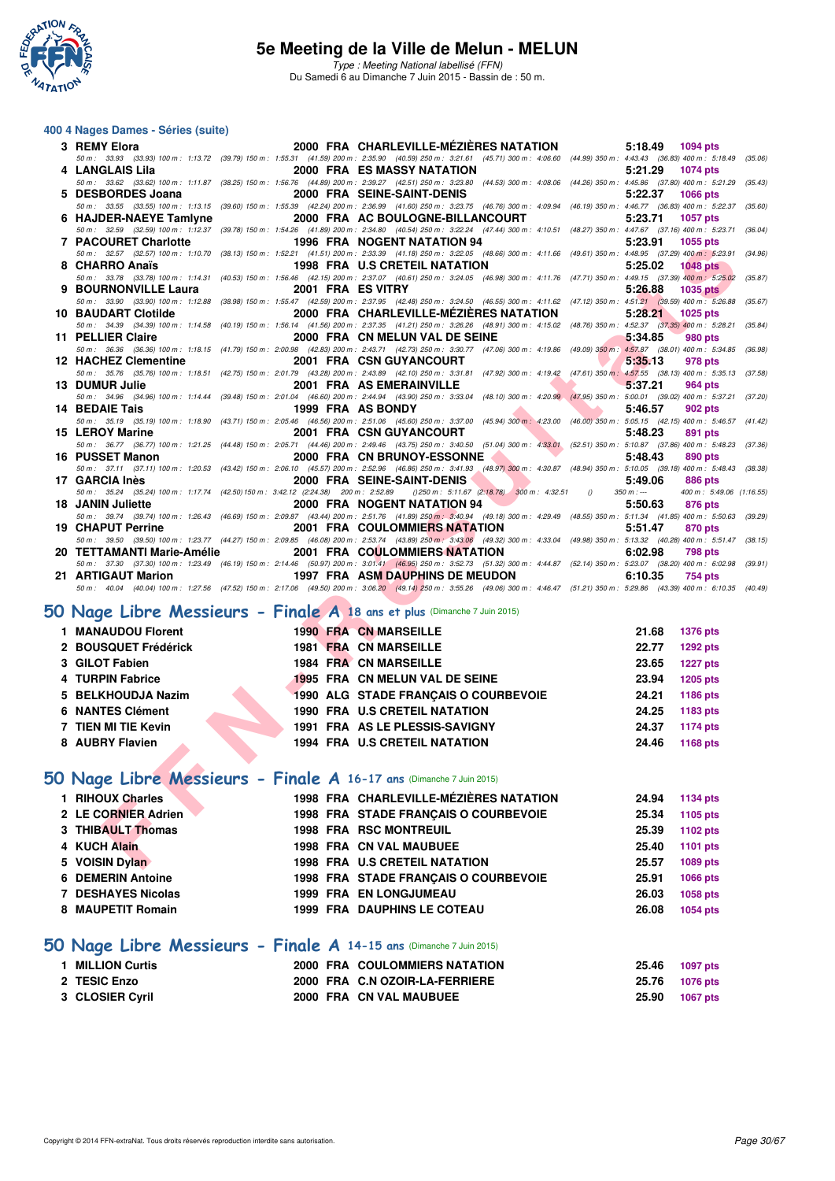## 400 4 Nages Dames - Séries (suite)

| Place | Nom | Année | Nat | Club | Temps | Points |
|---|---|---|---|---|---|---|
| 3 | REMY Elora | 2000 | FRA | CHARLEVILLE-MÉZIÈRES NATATION | 5:18.49 | 1094 pts |
| | 50 m : 33.93 (33.93) 100 m : 1:13.72 (39.79) 150 m : 1:55.31 (41.59) 200 m : 2:35.90 (40.59) 250 m : 3:21.61 (45.71) 300 m : 4:06.60 (44.99) 350 m : 4:43.43 (36.83) 400 m : 5:18.49 (35.06) | | | | | |
| 4 | LANGLAIS Lila | 2000 | FRA | ES MASSY NATATION | 5:21.29 | 1074 pts |
| | 50 m : 33.62 (33.62) 100 m : 1:11.87 (38.25) 150 m : 1:56.76 (44.89) 200 m : 2:39.27 (42.51) 250 m : 3:23.80 (44.53) 300 m : 4:08.06 (44.26) 350 m : 4:45.86 (37.80) 400 m : 5:21.29 (35.43) | | | | | |
| 5 | DESBORDES Joana | 2000 | FRA | SEINE-SAINT-DENIS | 5:22.37 | 1066 pts |
| | 50 m : 33.55 (33.55) 100 m : 1:13.15 (39.60) 150 m : 1:55.39 (42.24) 200 m : 2:36.99 (41.60) 250 m : 3:23.75 (46.76) 300 m : 4:09.94 (46.19) 350 m : 4:46.77 (36.83) 400 m : 5:22.37 (35.60) | | | | | |
| 6 | HAJDER-NAEYE Tamlyne | 2000 | FRA | AC BOULOGNE-BILLANCOURT | 5:23.71 | 1057 pts |
| | 50 m : 32.59 (32.59) 100 m : 1:12.37 (39.78) 150 m : 1:54.26 (41.89) 200 m : 2:34.80 (40.54) 250 m : 3:22.24 (47.44) 300 m : 4:10.51 (48.27) 350 m : 4:47.67 (37.16) 400 m : 5:23.71 (36.04) | | | | | |
| 7 | PACOURET Charlotte | 1996 | FRA | NOGENT NATATION 94 | 5:23.91 | 1055 pts |
| | 50 m : 32.57 (32.57) 100 m : 1:10.70 (38.13) 150 m : 1:52.21 (41.51) 200 m : 2:33.39 (41.18) 250 m : 3:22.05 (48.66) 300 m : 4:11.66 (49.61) 350 m : 4:48.95 (37.29) 400 m : 5:23.91 (34.96) | | | | | |
| 8 | CHARRO Anaïs | 1998 | FRA | U.S CRETEIL NATATION | 5:25.02 | 1048 pts |
| | 50 m : 33.78 (33.78) 100 m : 1:14.31 (40.53) 150 m : 1:56.46 (42.15) 200 m : 2:37.07 (40.61) 250 m : 3:24.05 (46.98) 300 m : 4:11.76 (47.71) 350 m : 4:49.15 (37.39) 400 m : 5:25.02 (35.87) | | | | | |
| 9 | BOURNONVILLE Laura | 2001 | FRA | ES VITRY | 5:26.88 | 1035 pts |
| | 50 m : 33.90 (33.90) 100 m : 1:12.88 (38.98) 150 m : 1:55.47 (42.59) 200 m : 2:37.95 (42.48) 250 m : 3:24.50 (46.55) 300 m : 4:11.62 (47.12) 350 m : 4:51.21 (39.59) 400 m : 5:26.88 (35.67) | | | | | |
| 10 | BAUDART Clotilde | 2000 | FRA | CHARLEVILLE-MÉZIÈRES NATATION | 5:28.21 | 1025 pts |
| | 50 m : 34.39 (34.39) 100 m : 1:14.58 (40.19) 150 m : 1:56.14 (41.56) 200 m : 2:37.35 (41.21) 250 m : 3:26.26 (48.91) 300 m : 4:15.02 (48.76) 350 m : 4:52.37 (37.35) 400 m : 5:28.21 (35.84) | | | | | |
| 11 | PELLIER Claire | 2000 | FRA | CN MELUN VAL DE SEINE | 5:34.85 | 980 pts |
| | 50 m : 36.36 (36.36) 100 m : 1:18.15 (41.79) 150 m : 2:00.98 (42.83) 200 m : 2:43.71 (42.73) 250 m : 3:30.77 (47.06) 300 m : 4:19.86 (49.09) 350 m : 4:57.87 (38.01) 400 m : 5:34.85 (36.98) | | | | | |
| 12 | HACHEZ Clementine | 2001 | FRA | CSN GUYANCOURT | 5:35.13 | 978 pts |
| | 50 m : 35.76 (35.76) 100 m : 1:18.51 (42.75) 150 m : 2:01.79 (43.28) 200 m : 2:43.89 (42.10) 250 m : 3:31.81 (47.92) 300 m : 4:19.42 (47.61) 350 m : 4:57.55 (38.13) 400 m : 5:35.13 (37.58) | | | | | |
| 13 | DUMUR Julie | 2001 | FRA | AS EMERAINVILLE | 5:37.21 | 964 pts |
| | 50 m : 34.96 (34.96) 100 m : 1:14.44 (39.48) 150 m : 2:01.04 (46.60) 200 m : 2:44.94 (43.90) 250 m : 3:33.04 (48.10) 300 m : 4:20.99 (47.95) 350 m : 5:00.01 (39.02) 400 m : 5:37.21 (37.20) | | | | | |
| 14 | BEDAIE Tais | 1999 | FRA | AS BONDY | 5:46.57 | 902 pts |
| | 50 m : 35.19 (35.19) 100 m : 1:18.90 (43.71) 150 m : 2:05.46 (46.56) 200 m : 2:51.06 (45.60) 250 m : 3:37.00 (45.94) 300 m : 4:23.00 (46.00) 350 m : 5:05.15 (42.15) 400 m : 5:46.57 (41.42) | | | | | |
| 15 | LEROY Marine | 2001 | FRA | CSN GUYANCOURT | 5:48.23 | 891 pts |
| | 50 m : 36.77 (36.77) 100 m : 1:21.25 (44.48) 150 m : 2:05.71 (44.46) 200 m : 2:49.46 (43.75) 250 m : 3:40.50 (51.04) 300 m : 4:33.01 (52.51) 350 m : 5:10.87 (37.86) 400 m : 5:48.23 (37.36) | | | | | |
| 16 | PUSSET Manon | 2000 | FRA | CN BRUNOY-ESSONNE | 5:48.43 | 890 pts |
| | 50 m : 37.11 (37.11) 100 m : 1:20.53 (43.42) 150 m : 2:06.10 (45.57) 200 m : 2:52.96 (46.86) 250 m : 3:41.93 (48.97) 300 m : 4:30.87 (48.94) 350 m : 5:10.05 (39.18) 400 m : 5:48.43 (38.38) | | | | | |
| 17 | GARCIA Inès | 2000 | FRA | SEINE-SAINT-DENIS | 5:49.06 | 886 pts |
| | 50 m : 35.24 (35.24) 100 m : 1:17.74 (42.50) 150 m : 3:42.12 (2:24.38) 200 m : 2:52.89 () 250 m : 5:11.67 (2:18.78) 300 m : 4:32.51 () 350 m : --- 400 m : 5:49.06 (1:16.55) | | | | | |
| 18 | JANIN Juliette | 2000 | FRA | NOGENT NATATION 94 | 5:50.63 | 876 pts |
| | 50 m : 39.74 (39.74) 100 m : 1:26.43 (46.69) 150 m : 2:09.87 (43.44) 200 m : 2:51.76 (41.89) 250 m : 3:40.94 (49.18) 300 m : 4:29.49 (48.55) 350 m : 5:11.34 (41.85) 400 m : 5:50.63 (39.29) | | | | | |
| 19 | CHAPUT Perrine | 2001 | FRA | COULOMMIERS NATATION | 5:51.47 | 870 pts |
| | 50 m : 39.50 (39.50) 100 m : 1:23.77 (44.27) 150 m : 2:09.85 (46.08) 200 m : 2:53.74 (43.89) 250 m : 3:43.06 (49.32) 300 m : 4:33.04 (49.98) 350 m : 5:13.32 (40.28) 400 m : 5:51.47 (38.15) | | | | | |
| 20 | TETTAMANTI Marie-Amélie | 2001 | FRA | COULOMMIERS NATATION | 6:02.98 | 798 pts |
| | 50 m : 37.30 (37.30) 100 m : 1:23.49 (46.19) 150 m : 2:14.46 (50.97) 200 m : 3:01.41 (46.95) 250 m : 3:52.73 (51.32) 300 m : 4:44.87 (52.14) 350 m : 5:23.07 (38.20) 400 m : 6:02.98 (39.91) | | | | | |
| 21 | ARTIGAUT Marion | 1997 | FRA | ASM DAUPHINS DE MEUDON | 6:10.35 | 754 pts |
| | 50 m : 40.04 (40.04) 100 m : 1:27.56 (47.52) 150 m : 2:17.06 (49.50) 200 m : 3:06.20 (49.14) 250 m : 3:55.26 (49.06) 300 m : 4:46.47 (51.21) 350 m : 5:29.86 (43.39) 400 m : 6:10.35 (40.49) | | | | | |

## 50 Nage Libre Messieurs - Finale A 18 ans et plus (Dimanche 7 Juin 2015)

| Place | Nom | Année | Nat | Club | Temps | Points |
|---|---|---|---|---|---|---|
| 1 | MANAUDOU Florent | 1990 | FRA | CN MARSEILLE | 21.68 | 1376 pts |
| 2 | BOUSQUET Frédérick | 1981 | FRA | CN MARSEILLE | 22.77 | 1292 pts |
| 3 | GILOT Fabien | 1984 | FRA | CN MARSEILLE | 23.65 | 1227 pts |
| 4 | TURPIN Fabrice | 1995 | FRA | CN MELUN VAL DE SEINE | 23.94 | 1205 pts |
| 5 | BELKHOUDJA Nazim | 1990 | ALG | STADE FRANÇAIS O COURBEVOIE | 24.21 | 1186 pts |
| 6 | NANTES Clément | 1990 | FRA | U.S CRETEIL NATATION | 24.25 | 1183 pts |
| 7 | TIEN MI TIE Kevin | 1991 | FRA | AS LE PLESSIS-SAVIGNY | 24.37 | 1174 pts |
| 8 | AUBRY Flavien | 1994 | FRA | U.S CRETEIL NATATION | 24.46 | 1168 pts |

## 50 Nage Libre Messieurs - Finale A 16-17 ans (Dimanche 7 Juin 2015)

| Place | Nom | Année | Nat | Club | Temps | Points |
|---|---|---|---|---|---|---|
| 1 | RIHOUX Charles | 1998 | FRA | CHARLEVILLE-MÉZIÈRES NATATION | 24.94 | 1134 pts |
| 2 | LE CORNIER Adrien | 1998 | FRA | STADE FRANÇAIS O COURBEVOIE | 25.34 | 1105 pts |
| 3 | THIBAULT Thomas | 1998 | FRA | RSC MONTREUIL | 25.39 | 1102 pts |
| 4 | KUCH Alain | 1998 | FRA | CN VAL MAUBUEE | 25.40 | 1101 pts |
| 5 | VOISIN Dylan | 1998 | FRA | U.S CRETEIL NATATION | 25.57 | 1089 pts |
| 6 | DEMERIN Antoine | 1998 | FRA | STADE FRANÇAIS O COURBEVOIE | 25.91 | 1066 pts |
| 7 | DESHAYES Nicolas | 1999 | FRA | EN LONGJUMEAU | 26.03 | 1058 pts |
| 8 | MAUPETIT Romain | 1999 | FRA | DAUPHINS LE COTEAU | 26.08 | 1054 pts |

## 50 Nage Libre Messieurs - Finale A 14-15 ans (Dimanche 7 Juin 2015)

| Place | Nom | Année | Nat | Club | Temps | Points |
|---|---|---|---|---|---|---|
| 1 | MILLION Curtis | 2000 | FRA | COULOMMIERS NATATION | 25.46 | 1097 pts |
| 2 | TESIC Enzo | 2000 | FRA | C.N OZOIR-LA-FERRIERE | 25.76 | 1076 pts |
| 3 | CLOSIER Cyril | 2000 | FRA | CN VAL MAUBUEE | 25.90 | 1067 pts |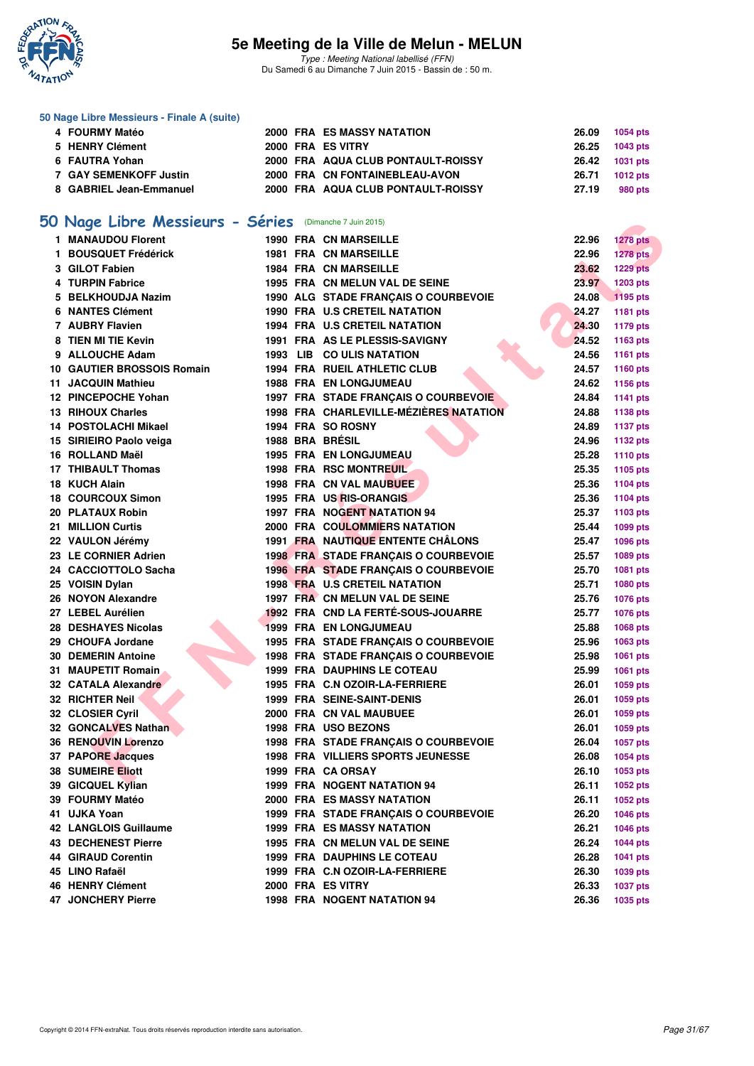### 50 Nage Libre Messieurs - Finale A (suite)

| | | | | | | |
|---|---|---|---|---|---|---|
| 4 | FOURMY Matéo | 2000 | FRA | ES MASSY NATATION | 26.09 | 1054 pts |
| 5 | HENRY Clément | 2000 | FRA | ES VITRY | 26.25 | 1043 pts |
| 6 | FAUTRA Yohan | 2000 | FRA | AQUA CLUB PONTAULT-ROISSY | 26.42 | 1031 pts |
| 7 | GAY SEMENKOFF Justin | 2000 | FRA | CN FONTAINEBLEAU-AVON | 26.71 | 1012 pts |
| 8 | GABRIEL Jean-Emmanuel | 2000 | FRA | AQUA CLUB PONTAULT-ROISSY | 27.19 | 980 pts |

## 50 Nage Libre Messieurs - Séries (Dimanche 7 Juin 2015)

| | | | | | | |
|---|---|---|---|---|---|---|
| 1 | MANAUDOU Florent | 1990 | FRA | CN MARSEILLE | 22.96 | 1278 pts |
| 1 | BOUSQUET Frédérick | 1981 | FRA | CN MARSEILLE | 22.96 | 1278 pts |
| 3 | GILOT Fabien | 1984 | FRA | CN MARSEILLE | 23.62 | 1229 pts |
| 4 | TURPIN Fabrice | 1995 | FRA | CN MELUN VAL DE SEINE | 23.97 | 1203 pts |
| 5 | BELKHOUDJA Nazim | 1990 | ALG | STADE FRANÇAIS O COURBEVOIE | 24.08 | 1195 pts |
| 6 | NANTES Clément | 1990 | FRA | U.S CRETEIL NATATION | 24.27 | 1181 pts |
| 7 | AUBRY Flavien | 1994 | FRA | U.S CRETEIL NATATION | 24.30 | 1179 pts |
| 8 | TIEN MI TIE Kevin | 1991 | FRA | AS LE PLESSIS-SAVIGNY | 24.52 | 1163 pts |
| 9 | ALLOUCHE Adam | 1993 | LIB | CO ULIS NATATION | 24.56 | 1161 pts |
| 10 | GAUTIER BROSSOIS Romain | 1994 | FRA | RUEIL ATHLETIC CLUB | 24.57 | 1160 pts |
| 11 | JACQUIN Mathieu | 1988 | FRA | EN LONGJUMEAU | 24.62 | 1156 pts |
| 12 | PINCEPOCHE Yohan | 1997 | FRA | STADE FRANÇAIS O COURBEVOIE | 24.84 | 1141 pts |
| 13 | RIHOUX Charles | 1998 | FRA | CHARLEVILLE-MÉZIÈRES NATATION | 24.88 | 1138 pts |
| 14 | POSTOLACHI Mikael | 1994 | FRA | SO ROSNY | 24.89 | 1137 pts |
| 15 | SIRIEIRO Paolo veiga | 1988 | BRA | BRÉSIL | 24.96 | 1132 pts |
| 16 | ROLLAND Maël | 1995 | FRA | EN LONGJUMEAU | 25.28 | 1110 pts |
| 17 | THIBAULT Thomas | 1998 | FRA | RSC MONTREUIL | 25.35 | 1105 pts |
| 18 | KUCH Alain | 1998 | FRA | CN VAL MAUBUEE | 25.36 | 1104 pts |
| 18 | COURCOUX Simon | 1995 | FRA | US RIS-ORANGIS | 25.36 | 1104 pts |
| 20 | PLATAUX Robin | 1997 | FRA | NOGENT NATATION 94 | 25.37 | 1103 pts |
| 21 | MILLION Curtis | 2000 | FRA | COULOMMIERS NATATION | 25.44 | 1099 pts |
| 22 | VAULON Jérémy | 1991 | FRA | NAUTIQUE ENTENTE CHÂLONS | 25.47 | 1096 pts |
| 23 | LE CORNIER Adrien | 1998 | FRA | STADE FRANÇAIS O COURBEVOIE | 25.57 | 1089 pts |
| 24 | CACCIOTTOLO Sacha | 1996 | FRA | STADE FRANÇAIS O COURBEVOIE | 25.70 | 1081 pts |
| 25 | VOISIN Dylan | 1998 | FRA | U.S CRETEIL NATATION | 25.71 | 1080 pts |
| 26 | NOYON Alexandre | 1997 | FRA | CN MELUN VAL DE SEINE | 25.76 | 1076 pts |
| 27 | LEBEL Aurélien | 1992 | FRA | CND LA FERTÉ-SOUS-JOUARRE | 25.77 | 1076 pts |
| 28 | DESHAYES Nicolas | 1999 | FRA | EN LONGJUMEAU | 25.88 | 1068 pts |
| 29 | CHOUFA Jordane | 1995 | FRA | STADE FRANÇAIS O COURBEVOIE | 25.96 | 1063 pts |
| 30 | DEMERIN Antoine | 1998 | FRA | STADE FRANÇAIS O COURBEVOIE | 25.98 | 1061 pts |
| 31 | MAUPETIT Romain | 1999 | FRA | DAUPHINS LE COTEAU | 25.99 | 1061 pts |
| 32 | CATALA Alexandre | 1995 | FRA | C.N OZOIR-LA-FERRIERE | 26.01 | 1059 pts |
| 32 | RICHTER Neil | 1999 | FRA | SEINE-SAINT-DENIS | 26.01 | 1059 pts |
| 32 | CLOSIER Cyril | 2000 | FRA | CN VAL MAUBUEE | 26.01 | 1059 pts |
| 32 | GONCALVES Nathan | 1998 | FRA | USO BEZONS | 26.01 | 1059 pts |
| 36 | RENOUVIN Lorenzo | 1998 | FRA | STADE FRANÇAIS O COURBEVOIE | 26.04 | 1057 pts |
| 37 | PAPORE Jacques | 1998 | FRA | VILLIERS SPORTS JEUNESSE | 26.08 | 1054 pts |
| 38 | SUMEIRE Eliott | 1999 | FRA | CA ORSAY | 26.10 | 1053 pts |
| 39 | GICQUEL Kylian | 1999 | FRA | NOGENT NATATION 94 | 26.11 | 1052 pts |
| 39 | FOURMY Matéo | 2000 | FRA | ES MASSY NATATION | 26.11 | 1052 pts |
| 41 | UJKA Yoan | 1999 | FRA | STADE FRANÇAIS O COURBEVOIE | 26.20 | 1046 pts |
| 42 | LANGLOIS Guillaume | 1999 | FRA | ES MASSY NATATION | 26.21 | 1046 pts |
| 43 | DECHENEST Pierre | 1995 | FRA | CN MELUN VAL DE SEINE | 26.24 | 1044 pts |
| 44 | GIRAUD Corentin | 1999 | FRA | DAUPHINS LE COTEAU | 26.28 | 1041 pts |
| 45 | LINO Rafaël | 1999 | FRA | C.N OZOIR-LA-FERRIERE | 26.30 | 1039 pts |
| 46 | HENRY Clément | 2000 | FRA | ES VITRY | 26.33 | 1037 pts |
| 47 | JONCHERY Pierre | 1998 | FRA | NOGENT NATATION 94 | 26.36 | 1035 pts |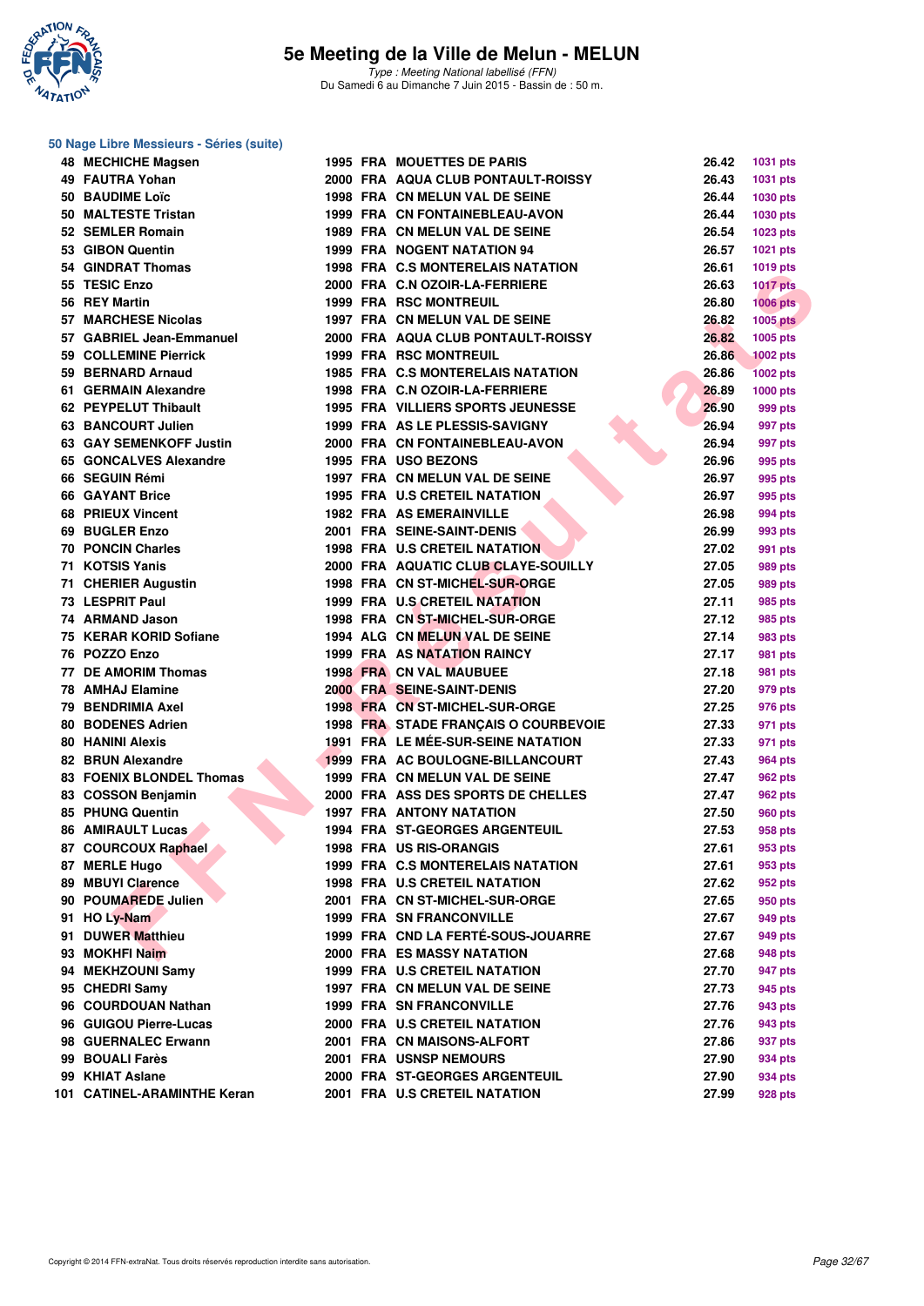# 5e Meeting de la Ville de Melun - MELUN

*Type : Meeting National labellisé (FFN)*
Du Samedi 6 au Dimanche 7 Juin 2015 - Bassin de : 50 m.

## 50 Nage Libre Messieurs - Séries (suite)

| Rang | Nom | Année | Nat. | Club | Temps | Points |
|---|---|---|---|---|---|---|
| 48 | MECHICHE Magsen | 1995 | FRA | MOUETTES DE PARIS | 26.42 | 1031 pts |
| 49 | FAUTRA Yohan | 2000 | FRA | AQUA CLUB PONTAULT-ROISSY | 26.43 | 1031 pts |
| 50 | BAUDIME Loïc | 1998 | FRA | CN MELUN VAL DE SEINE | 26.44 | 1030 pts |
| 50 | MALTESTE Tristan | 1999 | FRA | CN FONTAINEBLEAU-AVON | 26.44 | 1030 pts |
| 52 | SEMLER Romain | 1989 | FRA | CN MELUN VAL DE SEINE | 26.54 | 1023 pts |
| 53 | GIBON Quentin | 1999 | FRA | NOGENT NATATION 94 | 26.57 | 1021 pts |
| 54 | GINDRAT Thomas | 1998 | FRA | C.S MONTERELAIS NATATION | 26.61 | 1019 pts |
| 55 | TESIC Enzo | 2000 | FRA | C.N OZOIR-LA-FERRIERE | 26.63 | 1017 pts |
| 56 | REY Martin | 1999 | FRA | RSC MONTREUIL | 26.80 | 1006 pts |
| 57 | MARCHESE Nicolas | 1997 | FRA | CN MELUN VAL DE SEINE | 26.82 | 1005 pts |
| 57 | GABRIEL Jean-Emmanuel | 2000 | FRA | AQUA CLUB PONTAULT-ROISSY | 26.82 | 1005 pts |
| 59 | COLLEMINE Pierrick | 1999 | FRA | RSC MONTREUIL | 26.86 | 1002 pts |
| 59 | BERNARD Arnaud | 1985 | FRA | C.S MONTERELAIS NATATION | 26.86 | 1002 pts |
| 61 | GERMAIN Alexandre | 1998 | FRA | C.N OZOIR-LA-FERRIERE | 26.89 | 1000 pts |
| 62 | PEYPELUT Thibault | 1995 | FRA | VILLIERS SPORTS JEUNESSE | 26.90 | 999 pts |
| 63 | BANCOURT Julien | 1999 | FRA | AS LE PLESSIS-SAVIGNY | 26.94 | 997 pts |
| 63 | GAY SEMENKOFF Justin | 2000 | FRA | CN FONTAINEBLEAU-AVON | 26.94 | 997 pts |
| 65 | GONCALVES Alexandre | 1995 | FRA | USO BEZONS | 26.96 | 995 pts |
| 66 | SEGUIN Rémi | 1997 | FRA | CN MELUN VAL DE SEINE | 26.97 | 995 pts |
| 66 | GAYANT Brice | 1995 | FRA | U.S CRETEIL NATATION | 26.97 | 995 pts |
| 68 | PRIEUX Vincent | 1982 | FRA | AS EMERAINVILLE | 26.98 | 994 pts |
| 69 | BUGLER Enzo | 2001 | FRA | SEINE-SAINT-DENIS | 26.99 | 993 pts |
| 70 | PONCIN Charles | 1998 | FRA | U.S CRETEIL NATATION | 27.02 | 991 pts |
| 71 | KOTSIS Yanis | 2000 | FRA | AQUATIC CLUB CLAYE-SOUILLY | 27.05 | 989 pts |
| 71 | CHERIER Augustin | 1998 | FRA | CN ST-MICHEL-SUR-ORGE | 27.05 | 989 pts |
| 73 | LESPRIT Paul | 1999 | FRA | U.S CRETEIL NATATION | 27.11 | 985 pts |
| 74 | ARMAND Jason | 1998 | FRA | CN ST-MICHEL-SUR-ORGE | 27.12 | 985 pts |
| 75 | KERAR KORID Sofiane | 1994 | ALG | CN MELUN VAL DE SEINE | 27.14 | 983 pts |
| 76 | POZZO Enzo | 1999 | FRA | AS NATATION RAINCY | 27.17 | 981 pts |
| 77 | DE AMORIM Thomas | 1998 | FRA | CN VAL MAUBUEE | 27.18 | 981 pts |
| 78 | AMHAJ Elamine | 2000 | FRA | SEINE-SAINT-DENIS | 27.20 | 979 pts |
| 79 | BENDRIMIA Axel | 1998 | FRA | CN ST-MICHEL-SUR-ORGE | 27.25 | 976 pts |
| 80 | BODENES Adrien | 1998 | FRA | STADE FRANÇAIS O COURBEVOIE | 27.33 | 971 pts |
| 80 | HANINI Alexis | 1991 | FRA | LE MÉE-SUR-SEINE NATATION | 27.33 | 971 pts |
| 82 | BRUN Alexandre | 1999 | FRA | AC BOULOGNE-BILLANCOURT | 27.43 | 964 pts |
| 83 | FOENIX BLONDEL Thomas | 1999 | FRA | CN MELUN VAL DE SEINE | 27.47 | 962 pts |
| 83 | COSSON Benjamin | 2000 | FRA | ASS DES SPORTS DE CHELLES | 27.47 | 962 pts |
| 85 | PHUNG Quentin | 1997 | FRA | ANTONY NATATION | 27.50 | 960 pts |
| 86 | AMIRAULT Lucas | 1994 | FRA | ST-GEORGES ARGENTEUIL | 27.53 | 958 pts |
| 87 | COURCOUX Raphael | 1998 | FRA | US RIS-ORANGIS | 27.61 | 953 pts |
| 87 | MERLE Hugo | 1999 | FRA | C.S MONTERELAIS NATATION | 27.61 | 953 pts |
| 89 | MBUYI Clarence | 1998 | FRA | U.S CRETEIL NATATION | 27.62 | 952 pts |
| 90 | POUMAREDE Julien | 2001 | FRA | CN ST-MICHEL-SUR-ORGE | 27.65 | 950 pts |
| 91 | HO Ly-Nam | 1999 | FRA | SN FRANCONVILLE | 27.67 | 949 pts |
| 91 | DUWER Matthieu | 1999 | FRA | CND LA FERTÉ-SOUS-JOUARRE | 27.67 | 949 pts |
| 93 | MOKHFI Naim | 2000 | FRA | ES MASSY NATATION | 27.68 | 948 pts |
| 94 | MEKHZOUNI Samy | 1999 | FRA | U.S CRETEIL NATATION | 27.70 | 947 pts |
| 95 | CHEDRI Samy | 1997 | FRA | CN MELUN VAL DE SEINE | 27.73 | 945 pts |
| 96 | COURDOUAN Nathan | 1999 | FRA | SN FRANCONVILLE | 27.76 | 943 pts |
| 96 | GUIGOU Pierre-Lucas | 2000 | FRA | U.S CRETEIL NATATION | 27.76 | 943 pts |
| 98 | GUERNALEC Erwann | 2001 | FRA | CN MAISONS-ALFORT | 27.86 | 937 pts |
| 99 | BOUALI Farès | 2001 | FRA | USNSP NEMOURS | 27.90 | 934 pts |
| 99 | KHIAT Aslane | 2000 | FRA | ST-GEORGES ARGENTEUIL | 27.90 | 934 pts |
| 101 | CATINEL-ARAMINTHE Keran | 2001 | FRA | U.S CRETEIL NATATION | 27.99 | 928 pts |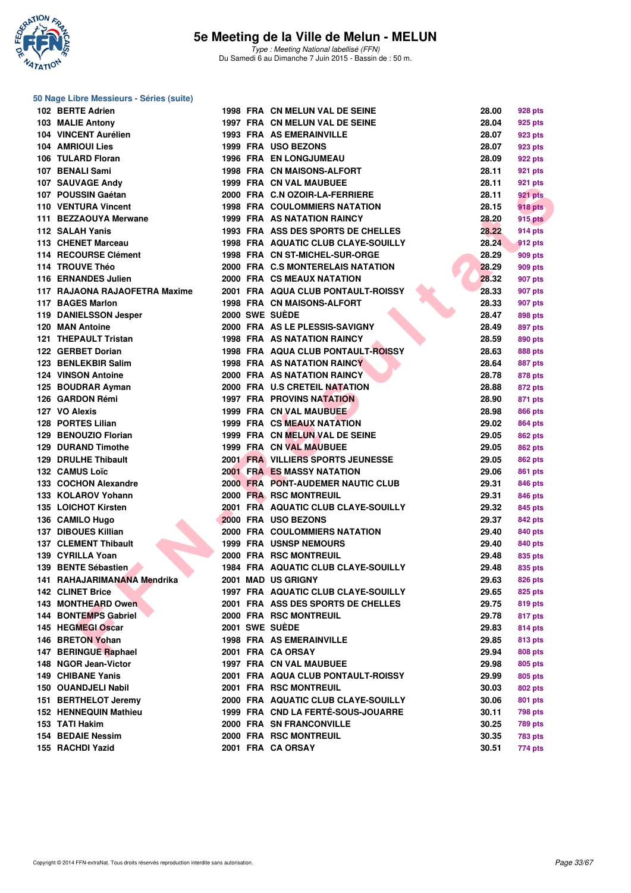# 5e Meeting de la Ville de Melun - MELUN

*Type : Meeting National labellisé (FFN)*
Du Samedi 6 au Dimanche 7 Juin 2015 - Bassin de : 50 m.

## 50 Nage Libre Messieurs - Séries (suite)

| Place | Nom | Année | Nat. | Club | Temps | Points |
|---|---|---|---|---|---|---|
| 102 | BERTE Adrien | 1998 | FRA | CN MELUN VAL DE SEINE | 28.00 | 928 pts |
| 103 | MALIE Antony | 1997 | FRA | CN MELUN VAL DE SEINE | 28.04 | 925 pts |
| 104 | VINCENT Aurélien | 1993 | FRA | AS EMERAINVILLE | 28.07 | 923 pts |
| 104 | AMRIOUI Lies | 1999 | FRA | USO BEZONS | 28.07 | 923 pts |
| 106 | TULARD Floran | 1996 | FRA | EN LONGJUMEAU | 28.09 | 922 pts |
| 107 | BENALI Sami | 1998 | FRA | CN MAISONS-ALFORT | 28.11 | 921 pts |
| 107 | SAUVAGE Andy | 1999 | FRA | CN VAL MAUBUEE | 28.11 | 921 pts |
| 107 | POUSSIN Gaétan | 2000 | FRA | C.N OZOIR-LA-FERRIERE | 28.11 | 921 pts |
| 110 | VENTURA Vincent | 1998 | FRA | COULOMMIERS NATATION | 28.15 | 918 pts |
| 111 | BEZZAOUYA Merwane | 1999 | FRA | AS NATATION RAINCY | 28.20 | 915 pts |
| 112 | SALAH Yanis | 1993 | FRA | ASS DES SPORTS DE CHELLES | 28.22 | 914 pts |
| 113 | CHENET Marceau | 1998 | FRA | AQUATIC CLUB CLAYE-SOUILLY | 28.24 | 912 pts |
| 114 | RECOURSE Clément | 1998 | FRA | CN ST-MICHEL-SUR-ORGE | 28.29 | 909 pts |
| 114 | TROUVE Théo | 2000 | FRA | C.S MONTERELAIS NATATION | 28.29 | 909 pts |
| 116 | ERNANDES Julien | 2000 | FRA | CS MEAUX NATATION | 28.32 | 907 pts |
| 117 | RAJAONA RAJAOFETRA Maxime | 2001 | FRA | AQUA CLUB PONTAULT-ROISSY | 28.33 | 907 pts |
| 117 | BAGES Marlon | 1998 | FRA | CN MAISONS-ALFORT | 28.33 | 907 pts |
| 119 | DANIELSSON Jesper | 2000 | SWE | SUÈDE | 28.47 | 898 pts |
| 120 | MAN Antoine | 2000 | FRA | AS LE PLESSIS-SAVIGNY | 28.49 | 897 pts |
| 121 | THEPAULT Tristan | 1998 | FRA | AS NATATION RAINCY | 28.59 | 890 pts |
| 122 | GERBET Dorian | 1998 | FRA | AQUA CLUB PONTAULT-ROISSY | 28.63 | 888 pts |
| 123 | BENLEKBIR Salim | 1998 | FRA | AS NATATION RAINCY | 28.64 | 887 pts |
| 124 | VINSON Antoine | 2000 | FRA | AS NATATION RAINCY | 28.78 | 878 pts |
| 125 | BOUDRAR Ayman | 2000 | FRA | U.S CRETEIL NATATION | 28.88 | 872 pts |
| 126 | GARDON Rémi | 1997 | FRA | PROVINS NATATION | 28.90 | 871 pts |
| 127 | VO Alexis | 1999 | FRA | CN VAL MAUBUEE | 28.98 | 866 pts |
| 128 | PORTES Lilian | 1999 | FRA | CS MEAUX NATATION | 29.02 | 864 pts |
| 129 | BENOUZIO Florian | 1999 | FRA | CN MELUN VAL DE SEINE | 29.05 | 862 pts |
| 129 | DURAND Timothe | 1999 | FRA | CN VAL MAUBUEE | 29.05 | 862 pts |
| 129 | DRULHE Thibault | 2001 | FRA | VILLIERS SPORTS JEUNESSE | 29.05 | 862 pts |
| 132 | CAMUS Loïc | 2001 | FRA | ES MASSY NATATION | 29.06 | 861 pts |
| 133 | COCHON Alexandre | 2000 | FRA | PONT-AUDEMER NAUTIC CLUB | 29.31 | 846 pts |
| 133 | KOLAROV Yohann | 2000 | FRA | RSC MONTREUIL | 29.31 | 846 pts |
| 135 | LOICHOT Kirsten | 2001 | FRA | AQUATIC CLUB CLAYE-SOUILLY | 29.32 | 845 pts |
| 136 | CAMILO Hugo | 2000 | FRA | USO BEZONS | 29.37 | 842 pts |
| 137 | DIBOUES Killian | 2000 | FRA | COULOMMIERS NATATION | 29.40 | 840 pts |
| 137 | CLEMENT Thibault | 1999 | FRA | USNSP NEMOURS | 29.40 | 840 pts |
| 139 | CYRILLA Yoan | 2000 | FRA | RSC MONTREUIL | 29.48 | 835 pts |
| 139 | BENTE Sébastien | 1984 | FRA | AQUATIC CLUB CLAYE-SOUILLY | 29.48 | 835 pts |
| 141 | RAHAJARIMANANA Mendrika | 2001 | MAD | US GRIGNY | 29.63 | 826 pts |
| 142 | CLINET Brice | 1997 | FRA | AQUATIC CLUB CLAYE-SOUILLY | 29.65 | 825 pts |
| 143 | MONTHEARD Owen | 2001 | FRA | ASS DES SPORTS DE CHELLES | 29.75 | 819 pts |
| 144 | BONTEMPS Gabriel | 2000 | FRA | RSC MONTREUIL | 29.78 | 817 pts |
| 145 | HEGMEGI Oscar | 2001 | SWE | SUÈDE | 29.83 | 814 pts |
| 146 | BRETON Yohan | 1998 | FRA | AS EMERAINVILLE | 29.85 | 813 pts |
| 147 | BERINGUE Raphael | 2001 | FRA | CA ORSAY | 29.94 | 808 pts |
| 148 | NGOR Jean-Victor | 1997 | FRA | CN VAL MAUBUEE | 29.98 | 805 pts |
| 149 | CHIBANE Yanis | 2001 | FRA | AQUA CLUB PONTAULT-ROISSY | 29.99 | 805 pts |
| 150 | OUANDJELI Nabil | 2001 | FRA | RSC MONTREUIL | 30.03 | 802 pts |
| 151 | BERTHELOT Jeremy | 2000 | FRA | AQUATIC CLUB CLAYE-SOUILLY | 30.06 | 801 pts |
| 152 | HENNEQUIN Mathieu | 1999 | FRA | CND LA FERTÉ-SOUS-JOUARRE | 30.11 | 798 pts |
| 153 | TATI Hakim | 2000 | FRA | SN FRANCONVILLE | 30.25 | 789 pts |
| 154 | BEDAIE Nessim | 2000 | FRA | RSC MONTREUIL | 30.35 | 783 pts |
| 155 | RACHDI Yazid | 2001 | FRA | CA ORSAY | 30.51 | 774 pts |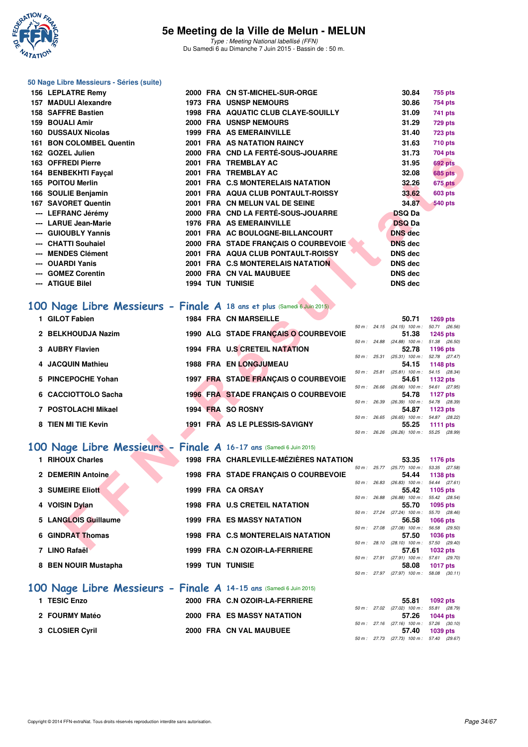# 5e Meeting de la Ville de Melun - MELUN

*Type : Meeting National labellisé (FFN)*
Du Samedi 6 au Dimanche 7 Juin 2015 - Bassin de : 50 m.

## 50 Nage Libre Messieurs - Séries (suite)

| Rang | Nom | Année | Nat | Club | Temps | Points |
|---|---|---|---|---|---|---|
| 156 | LEPLATRE Remy | 2000 | FRA | CN ST-MICHEL-SUR-ORGE | 30.84 | 755 pts |
| 157 | MADULI Alexandre | 1973 | FRA | USNSP NEMOURS | 30.86 | 754 pts |
| 158 | SAFFRE Bastien | 1998 | FRA | AQUATIC CLUB CLAYE-SOUILLY | 31.09 | 741 pts |
| 159 | BOUALI Amir | 2000 | FRA | USNSP NEMOURS | 31.29 | 729 pts |
| 160 | DUSSAUX Nicolas | 1999 | FRA | AS EMERAINVILLE | 31.40 | 723 pts |
| 161 | BON COLOMBEL Quentin | 2001 | FRA | AS NATATION RAINCY | 31.63 | 710 pts |
| 162 | GOZEL Julien | 2000 | FRA | CND LA FERTÉ-SOUS-JOUARRE | 31.73 | 704 pts |
| 163 | OFFREDI Pierre | 2001 | FRA | TREMBLAY AC | 31.95 | 692 pts |
| 164 | BENBEKHTI Fayçal | 2001 | FRA | TREMBLAY AC | 32.08 | 685 pts |
| 165 | POITOU Merlin | 2001 | FRA | C.S MONTERELAIS NATATION | 32.26 | 675 pts |
| 166 | SOULIE Benjamin | 2001 | FRA | AQUA CLUB PONTAULT-ROISSY | 33.62 | 603 pts |
| 167 | SAVORET Quentin | 2001 | FRA | CN MELUN VAL DE SEINE | 34.87 | 540 pts |
| --- | LEFRANC Jérémy | 2000 | FRA | CND LA FERTÉ-SOUS-JOUARRE | DSQ Da | |
| --- | LARUE Jean-Marie | 1976 | FRA | AS EMERAINVILLE | DSQ Da | |
| --- | GUIOUBLY Yannis | 2001 | FRA | AC BOULOGNE-BILLANCOURT | DNS dec | |
| --- | CHATTI Souhaiel | 2000 | FRA | STADE FRANÇAIS O COURBEVOIE | DNS dec | |
| --- | MENDES Clément | 2001 | FRA | AQUA CLUB PONTAULT-ROISSY | DNS dec | |
| --- | OUARDI Yanis | 2001 | FRA | C.S MONTERELAIS NATATION | DNS dec | |
| --- | GOMEZ Corentin | 2000 | FRA | CN VAL MAUBUEE | DNS dec | |
| --- | ATIGUE Bilel | 1994 | TUN | TUNISIE | DNS dec | |

## 100 Nage Libre Messieurs - Finale A 18 ans et plus (Samedi 6 Juin 2015)

| Rang | Nom | Année | Nat | Club | Temps | Points | 50 m | 100 m |
|---|---|---|---|---|---|---|---|---|
| 1 | GILOT Fabien | 1984 | FRA | CN MARSEILLE | 50.71 | 1269 pts | 24.15 (24.15) | 50.71 (26.56) |
| 2 | BELKHOUDJA Nazim | 1990 | ALG | STADE FRANÇAIS O COURBEVOIE | 51.38 | 1245 pts | 24.88 (24.88) | 51.38 (26.50) |
| 3 | AUBRY Flavien | 1994 | FRA | U.S CRETEIL NATATION | 52.78 | 1196 pts | 25.31 (25.31) | 52.78 (27.47) |
| 4 | JACQUIN Mathieu | 1988 | FRA | EN LONGJUMEAU | 54.15 | 1148 pts | 25.81 (25.81) | 54.15 (28.34) |
| 5 | PINCEPOCHE Yohan | 1997 | FRA | STADE FRANÇAIS O COURBEVOIE | 54.61 | 1132 pts | 26.66 (26.66) | 54.61 (27.95) |
| 6 | CACCIOTTOLO Sacha | 1996 | FRA | STADE FRANÇAIS O COURBEVOIE | 54.78 | 1127 pts | 26.39 (26.39) | 54.78 (28.39) |
| 7 | POSTOLACHI Mikael | 1994 | FRA | SO ROSNY | 54.87 | 1123 pts | 26.65 (26.65) | 54.87 (28.22) |
| 8 | TIEN MI TIE Kevin | 1991 | FRA | AS LE PLESSIS-SAVIGNY | 55.25 | 1111 pts | 26.26 (26.26) | 55.25 (28.99) |

## 100 Nage Libre Messieurs - Finale A 16-17 ans (Samedi 6 Juin 2015)

| Rang | Nom | Année | Nat | Club | Temps | Points | 50 m | 100 m |
|---|---|---|---|---|---|---|---|---|
| 1 | RIHOUX Charles | 1998 | FRA | CHARLEVILLE-MÉZIÈRES NATATION | 53.35 | 1176 pts | 25.77 (25.77) | 53.35 (27.58) |
| 2 | DEMERIN Antoine | 1998 | FRA | STADE FRANÇAIS O COURBEVOIE | 54.44 | 1138 pts | 26.83 (26.83) | 54.44 (27.61) |
| 3 | SUMEIRE Eliott | 1999 | FRA | CA ORSAY | 55.42 | 1105 pts | 26.88 (26.88) | 55.42 (28.54) |
| 4 | VOISIN Dylan | 1998 | FRA | U.S CRETEIL NATATION | 55.70 | 1095 pts | 27.24 (27.24) | 55.70 (28.46) |
| 5 | LANGLOIS Guillaume | 1999 | FRA | ES MASSY NATATION | 56.58 | 1066 pts | 27.08 (27.08) | 56.58 (29.50) |
| 6 | GINDRAT Thomas | 1998 | FRA | C.S MONTERELAIS NATATION | 57.50 | 1036 pts | 28.10 (28.10) | 57.50 (29.40) |
| 7 | LINO Rafaël | 1999 | FRA | C.N OZOIR-LA-FERRIERE | 57.61 | 1032 pts | 27.91 (27.91) | 57.61 (29.70) |
| 8 | BEN NOUIR Mustapha | 1999 | TUN | TUNISIE | 58.08 | 1017 pts | 27.97 (27.97) | 58.08 (30.11) |

## 100 Nage Libre Messieurs - Finale A 14-15 ans (Samedi 6 Juin 2015)

| Rang | Nom | Année | Nat | Club | Temps | Points | 50 m | 100 m |
|---|---|---|---|---|---|---|---|---|
| 1 | TESIC Enzo | 2000 | FRA | C.N OZOIR-LA-FERRIERE | 55.81 | 1092 pts | 27.02 (27.02) | 55.81 (28.79) |
| 2 | FOURMY Matéo | 2000 | FRA | ES MASSY NATATION | 57.26 | 1044 pts | 27.16 (27.16) | 57.26 (30.10) |
| 3 | CLOSIER Cyril | 2000 | FRA | CN VAL MAUBUEE | 57.40 | 1039 pts | 27.73 (27.73) | 57.40 (29.67) |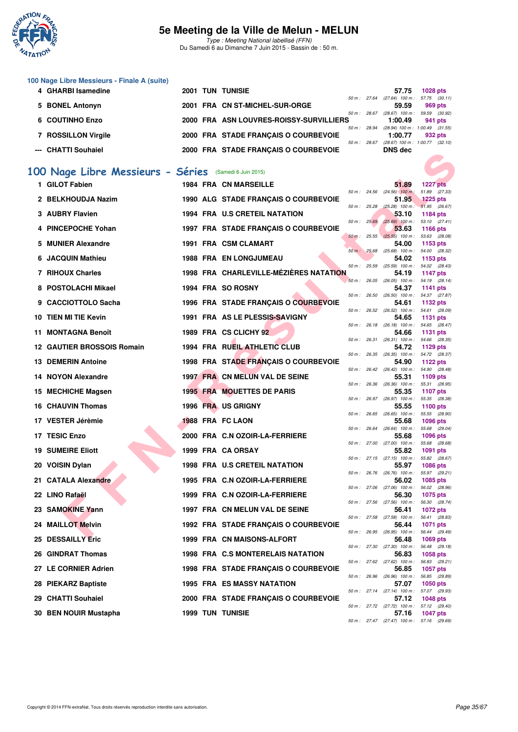### 100 Nage Libre Messieurs - Finale A (suite)

| Pl. | Nom | Année | Nat. | Club | Temps | Points |
|---|---|---|---|---|---|---|
| 4 | GHARBI Isamedine | 2001 | TUN | TUNISIE | 57.75 | 1028 pts |
| | | | | 50 m : 27.64 (27.64) 100 m : 57.75 (30.11) | | |
| 5 | BONEL Antonyn | 2001 | FRA | CN ST-MICHEL-SUR-ORGE | 59.59 | 969 pts |
| | | | | 50 m : 28.67 (28.67) 100 m : 59.59 (30.92) | | |
| 6 | COUTINHO Enzo | 2000 | FRA | ASN LOUVRES-ROISSY-SURVILLIERS | 1:00.49 | 941 pts |
| | | | | 50 m : 28.94 (28.94) 100 m : 1:00.49 (31.55) | | |
| 7 | ROSSILLON Virgile | 2000 | FRA | STADE FRANÇAIS O COURBEVOIE | 1:00.77 | 932 pts |
| | | | | 50 m : 28.67 (28.67) 100 m : 1:00.77 (32.10) | | |
| --- | CHATTI Souhaiel | 2000 | FRA | STADE FRANÇAIS O COURBEVOIE | DNS dec | |

## 100 Nage Libre Messieurs - Séries (Samedi 6 Juin 2015)

| Pl. | Nom | Année | Nat. | Club | Temps | Points |
|---|---|---|---|---|---|---|
| 1 | GILOT Fabien | 1984 | FRA | CN MARSEILLE | 51.89 | 1227 pts |
| | | | | 50 m : 24.56 (24.56) 100 m : 51.89 (27.33) | | |
| 2 | BELKHOUDJA Nazim | 1990 | ALG | STADE FRANÇAIS O COURBEVOIE | 51.95 | 1225 pts |
| | | | | 50 m : 25.28 (25.28) 100 m : 51.95 (26.67) | | |
| 3 | AUBRY Flavien | 1994 | FRA | U.S CRETEIL NATATION | 53.10 | 1184 pts |
| | | | | 50 m : 25.69 (25.69) 100 m : 53.10 (27.41) | | |
| 4 | PINCEPOCHE Yohan | 1997 | FRA | STADE FRANÇAIS O COURBEVOIE | 53.63 | 1166 pts |
| | | | | 50 m : 25.55 (25.55) 100 m : 53.63 (28.08) | | |
| 5 | MUNIER Alexandre | 1991 | FRA | CSM CLAMART | 54.00 | 1153 pts |
| | | | | 50 m : 25.68 (25.68) 100 m : 54.00 (28.32) | | |
| 6 | JACQUIN Mathieu | 1988 | FRA | EN LONGJUMEAU | 54.02 | 1153 pts |
| | | | | 50 m : 25.59 (25.59) 100 m : 54.02 (28.43) | | |
| 7 | RIHOUX Charles | 1998 | FRA | CHARLEVILLE-MÉZIÈRES NATATION | 54.19 | 1147 pts |
| | | | | 50 m : 26.05 (26.05) 100 m : 54.19 (28.14) | | |
| 8 | POSTOLACHI Mikael | 1994 | FRA | SO ROSNY | 54.37 | 1141 pts |
| | | | | 50 m : 26.50 (26.50) 100 m : 54.37 (27.87) | | |
| 9 | CACCIOTTOLO Sacha | 1996 | FRA | STADE FRANÇAIS O COURBEVOIE | 54.61 | 1132 pts |
| | | | | 50 m : 26.52 (26.52) 100 m : 54.61 (28.09) | | |
| 10 | TIEN MI TIE Kevin | 1991 | FRA | AS LE PLESSIS-SAVIGNY | 54.65 | 1131 pts |
| | | | | 50 m : 26.18 (26.18) 100 m : 54.65 (28.47) | | |
| 11 | MONTAGNA Benoît | 1989 | FRA | CS CLICHY 92 | 54.66 | 1131 pts |
| | | | | 50 m : 26.31 (26.31) 100 m : 54.66 (28.35) | | |
| 12 | GAUTIER BROSSOIS Romain | 1994 | FRA | RUEIL ATHLETIC CLUB | 54.72 | 1129 pts |
| | | | | 50 m : 26.35 (26.35) 100 m : 54.72 (28.37) | | |
| 13 | DEMERIN Antoine | 1998 | FRA | STADE FRANÇAIS O COURBEVOIE | 54.90 | 1122 pts |
| | | | | 50 m : 26.42 (26.42) 100 m : 54.90 (28.48) | | |
| 14 | NOYON Alexandre | 1997 | FRA | CN MELUN VAL DE SEINE | 55.31 | 1109 pts |
| | | | | 50 m : 26.36 (26.36) 100 m : 55.31 (28.95) | | |
| 15 | MECHICHE Magsen | 1995 | FRA | MOUETTES DE PARIS | 55.35 | 1107 pts |
| | | | | 50 m : 26.97 (26.97) 100 m : 55.35 (28.38) | | |
| 16 | CHAUVIN Thomas | 1996 | FRA | US GRIGNY | 55.55 | 1100 pts |
| | | | | 50 m : 26.65 (26.65) 100 m : 55.55 (28.90) | | |
| 17 | VESTER Jérèmie | 1988 | FRA | FC LAON | 55.68 | 1096 pts |
| | | | | 50 m : 26.64 (26.64) 100 m : 55.68 (29.04) | | |
| 17 | TESIC Enzo | 2000 | FRA | C.N OZOIR-LA-FERRIERE | 55.68 | 1096 pts |
| | | | | 50 m : 27.00 (27.00) 100 m : 55.68 (28.68) | | |
| 19 | SUMEIRE Eliott | 1999 | FRA | CA ORSAY | 55.82 | 1091 pts |
| | | | | 50 m : 27.15 (27.15) 100 m : 55.82 (28.67) | | |
| 20 | VOISIN Dylan | 1998 | FRA | U.S CRETEIL NATATION | 55.97 | 1086 pts |
| | | | | 50 m : 26.76 (26.76) 100 m : 55.97 (29.21) | | |
| 21 | CATALA Alexandre | 1995 | FRA | C.N OZOIR-LA-FERRIERE | 56.02 | 1085 pts |
| | | | | 50 m : 27.06 (27.06) 100 m : 56.02 (28.96) | | |
| 22 | LINO Rafaël | 1999 | FRA | C.N OZOIR-LA-FERRIERE | 56.30 | 1075 pts |
| | | | | 50 m : 27.56 (27.56) 100 m : 56.30 (28.74) | | |
| 23 | SAMOKINE Yann | 1997 | FRA | CN MELUN VAL DE SEINE | 56.41 | 1072 pts |
| | | | | 50 m : 27.58 (27.58) 100 m : 56.41 (28.83) | | |
| 24 | MAILLOT Melvin | 1992 | FRA | STADE FRANÇAIS O COURBEVOIE | 56.44 | 1071 pts |
| | | | | 50 m : 26.95 (26.95) 100 m : 56.44 (29.49) | | |
| 25 | DESSAILLY Eric | 1999 | FRA | CN MAISONS-ALFORT | 56.48 | 1069 pts |
| | | | | 50 m : 27.30 (27.30) 100 m : 56.48 (29.18) | | |
| 26 | GINDRAT Thomas | 1998 | FRA | C.S MONTERELAIS NATATION | 56.83 | 1058 pts |
| | | | | 50 m : 27.62 (27.62) 100 m : 56.83 (29.21) | | |
| 27 | LE CORNIER Adrien | 1998 | FRA | STADE FRANÇAIS O COURBEVOIE | 56.85 | 1057 pts |
| | | | | 50 m : 26.96 (26.96) 100 m : 56.85 (29.89) | | |
| 28 | PIEKARZ Baptiste | 1995 | FRA | ES MASSY NATATION | 57.07 | 1050 pts |
| | | | | 50 m : 27.14 (27.14) 100 m : 57.07 (29.93) | | |
| 29 | CHATTI Souhaiel | 2000 | FRA | STADE FRANÇAIS O COURBEVOIE | 57.12 | 1048 pts |
| | | | | 50 m : 27.72 (27.72) 100 m : 57.12 (29.40) | | |
| 30 | BEN NOUIR Mustapha | 1999 | TUN | TUNISIE | 57.16 | 1047 pts |
| | | | | 50 m : 27.47 (27.47) 100 m : 57.16 (29.69) | | |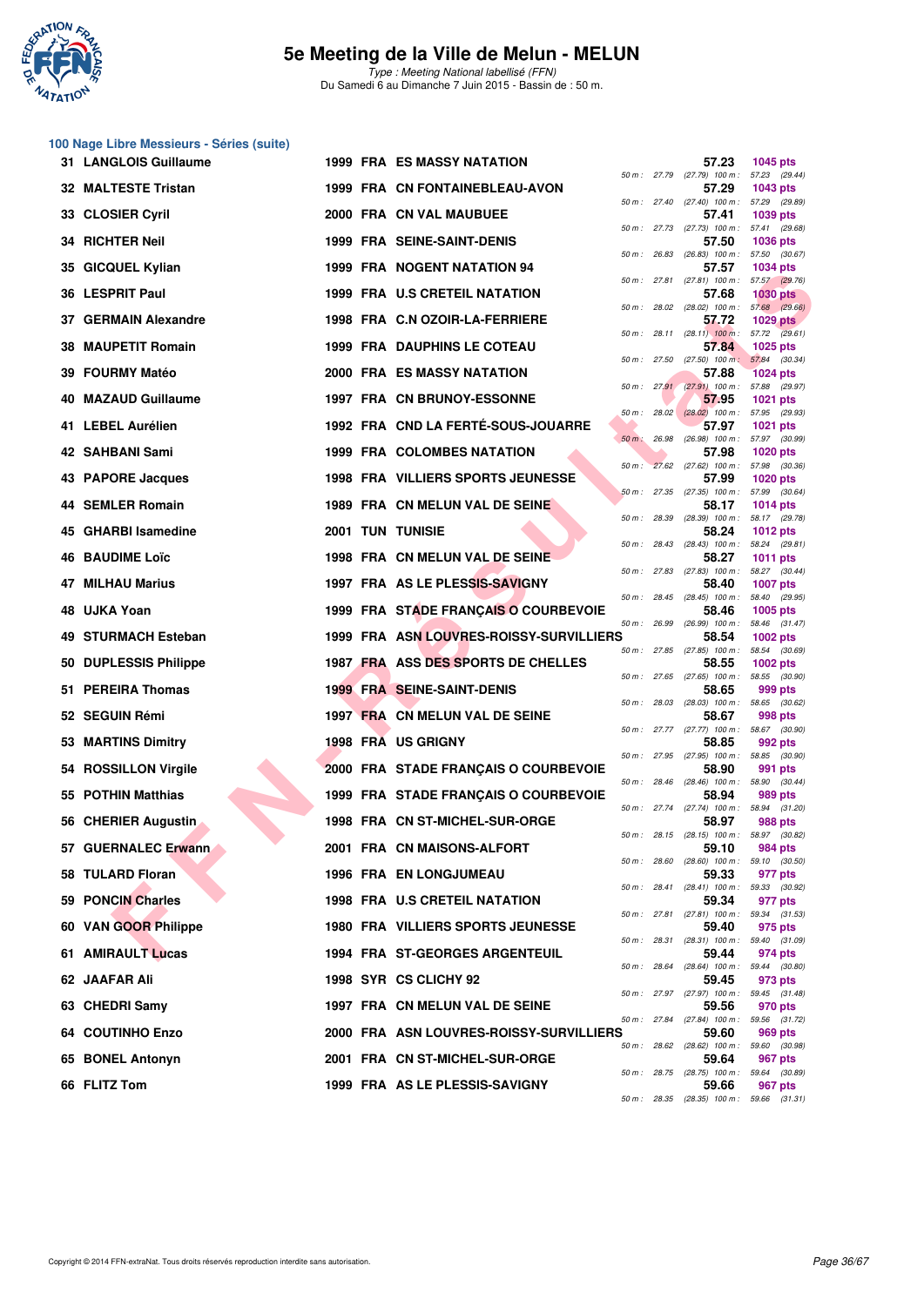# 5e Meeting de la Ville de Melun - MELUN

*Type : Meeting National labellisé (FFN)*
Du Samedi 6 au Dimanche 7 Juin 2015 - Bassin de : 50 m.

## 100 Nage Libre Messieurs - Séries (suite)

| Rg | Nom | Année | Nat | Club | Temps | Points | 50 m | 100 m |
|---|---|---|---|---|---|---|---|---|
| 31 | LANGLOIS Guillaume | 1999 | FRA | ES MASSY NATATION | 57.23 | 1045 pts | 27.79 (27.79) | 57.23 (29.44) |
| 32 | MALTESTE Tristan | 1999 | FRA | CN FONTAINEBLEAU-AVON | 57.29 | 1043 pts | 27.40 (27.40) | 57.29 (29.89) |
| 33 | CLOSIER Cyril | 2000 | FRA | CN VAL MAUBUEE | 57.41 | 1039 pts | 27.73 (27.73) | 57.41 (29.68) |
| 34 | RICHTER Neil | 1999 | FRA | SEINE-SAINT-DENIS | 57.50 | 1036 pts | 26.83 (26.83) | 57.50 (30.67) |
| 35 | GICQUEL Kylian | 1999 | FRA | NOGENT NATATION 94 | 57.57 | 1034 pts | 27.81 (27.81) | 57.57 (29.76) |
| 36 | LESPRIT Paul | 1999 | FRA | U.S CRETEIL NATATION | 57.68 | 1030 pts | 28.02 (28.02) | 57.68 (29.66) |
| 37 | GERMAIN Alexandre | 1998 | FRA | C.N OZOIR-LA-FERRIERE | 57.72 | 1029 pts | 28.11 (28.11) | 57.72 (29.61) |
| 38 | MAUPETIT Romain | 1999 | FRA | DAUPHINS LE COTEAU | 57.84 | 1025 pts | 27.50 (27.50) | 57.84 (30.34) |
| 39 | FOURMY Matéo | 2000 | FRA | ES MASSY NATATION | 57.88 | 1024 pts | 27.91 (27.91) | 57.88 (29.97) |
| 40 | MAZAUD Guillaume | 1997 | FRA | CN BRUNOY-ESSONNE | 57.95 | 1021 pts | 28.02 (28.02) | 57.95 (29.93) |
| 41 | LEBEL Aurélien | 1992 | FRA | CND LA FERTÉ-SOUS-JOUARRE | 57.97 | 1021 pts | 26.98 (26.98) | 57.97 (30.99) |
| 42 | SAHBANI Sami | 1999 | FRA | COLOMBES NATATION | 57.98 | 1020 pts | 27.62 (27.62) | 57.98 (30.36) |
| 43 | PAPORE Jacques | 1998 | FRA | VILLIERS SPORTS JEUNESSE | 57.99 | 1020 pts | 27.35 (27.35) | 57.99 (30.64) |
| 44 | SEMLER Romain | 1989 | FRA | CN MELUN VAL DE SEINE | 58.17 | 1014 pts | 28.39 (28.39) | 58.17 (29.78) |
| 45 | GHARBI Isamedine | 2001 | TUN | TUNISIE | 58.24 | 1012 pts | 28.43 (28.43) | 58.24 (29.81) |
| 46 | BAUDIME Loïc | 1998 | FRA | CN MELUN VAL DE SEINE | 58.27 | 1011 pts | 27.83 (27.83) | 58.27 (30.44) |
| 47 | MILHAU Marius | 1997 | FRA | AS LE PLESSIS-SAVIGNY | 58.40 | 1007 pts | 28.45 (28.45) | 58.40 (29.95) |
| 48 | UJKA Yoan | 1999 | FRA | STADE FRANÇAIS O COURBEVOIE | 58.46 | 1005 pts | 26.99 (26.99) | 58.46 (31.47) |
| 49 | STURMACH Esteban | 1999 | FRA | ASN LOUVRES-ROISSY-SURVILLIERS | 58.54 | 1002 pts | 27.85 (27.85) | 58.54 (30.69) |
| 50 | DUPLESSIS Philippe | 1987 | FRA | ASS DES SPORTS DE CHELLES | 58.55 | 1002 pts | 27.65 (27.65) | 58.55 (30.90) |
| 51 | PEREIRA Thomas | 1999 | FRA | SEINE-SAINT-DENIS | 58.65 | 999 pts | 28.03 (28.03) | 58.65 (30.62) |
| 52 | SEGUIN Rémi | 1997 | FRA | CN MELUN VAL DE SEINE | 58.67 | 998 pts | 27.77 (27.77) | 58.67 (30.90) |
| 53 | MARTINS Dimitry | 1998 | FRA | US GRIGNY | 58.85 | 992 pts | 27.95 (27.95) | 58.85 (30.90) |
| 54 | ROSSILLON Virgile | 2000 | FRA | STADE FRANÇAIS O COURBEVOIE | 58.90 | 991 pts | 28.46 (28.46) | 58.90 (30.44) |
| 55 | POTHIN Matthias | 1999 | FRA | STADE FRANÇAIS O COURBEVOIE | 58.94 | 989 pts | 27.74 (27.74) | 58.94 (31.20) |
| 56 | CHERIER Augustin | 1998 | FRA | CN ST-MICHEL-SUR-ORGE | 58.97 | 988 pts | 28.15 (28.15) | 58.97 (30.82) |
| 57 | GUERNALEC Erwann | 2001 | FRA | CN MAISONS-ALFORT | 59.10 | 984 pts | 28.60 (28.60) | 59.10 (30.50) |
| 58 | TULARD Floran | 1996 | FRA | EN LONGJUMEAU | 59.33 | 977 pts | 28.41 (28.41) | 59.33 (30.92) |
| 59 | PONCIN Charles | 1998 | FRA | U.S CRETEIL NATATION | 59.34 | 977 pts | 27.81 (27.81) | 59.34 (31.53) |
| 60 | VAN GOOR Philippe | 1980 | FRA | VILLIERS SPORTS JEUNESSE | 59.40 | 975 pts | 28.31 (28.31) | 59.40 (31.09) |
| 61 | AMIRAULT Lucas | 1994 | FRA | ST-GEORGES ARGENTEUIL | 59.44 | 974 pts | 28.64 (28.64) | 59.44 (30.80) |
| 62 | JAAFAR Ali | 1998 | SYR | CS CLICHY 92 | 59.45 | 973 pts | 27.97 (27.97) | 59.45 (31.48) |
| 63 | CHEDRI Samy | 1997 | FRA | CN MELUN VAL DE SEINE | 59.56 | 970 pts | 27.84 (27.84) | 59.56 (31.72) |
| 64 | COUTINHO Enzo | 2000 | FRA | ASN LOUVRES-ROISSY-SURVILLIERS | 59.60 | 969 pts | 28.62 (28.62) | 59.60 (30.98) |
| 65 | BONEL Antonyn | 2001 | FRA | CN ST-MICHEL-SUR-ORGE | 59.64 | 967 pts | 28.75 (28.75) | 59.64 (30.89) |
| 66 | FLITZ Tom | 1999 | FRA | AS LE PLESSIS-SAVIGNY | 59.66 | 967 pts | 28.35 (28.35) | 59.66 (31.31) |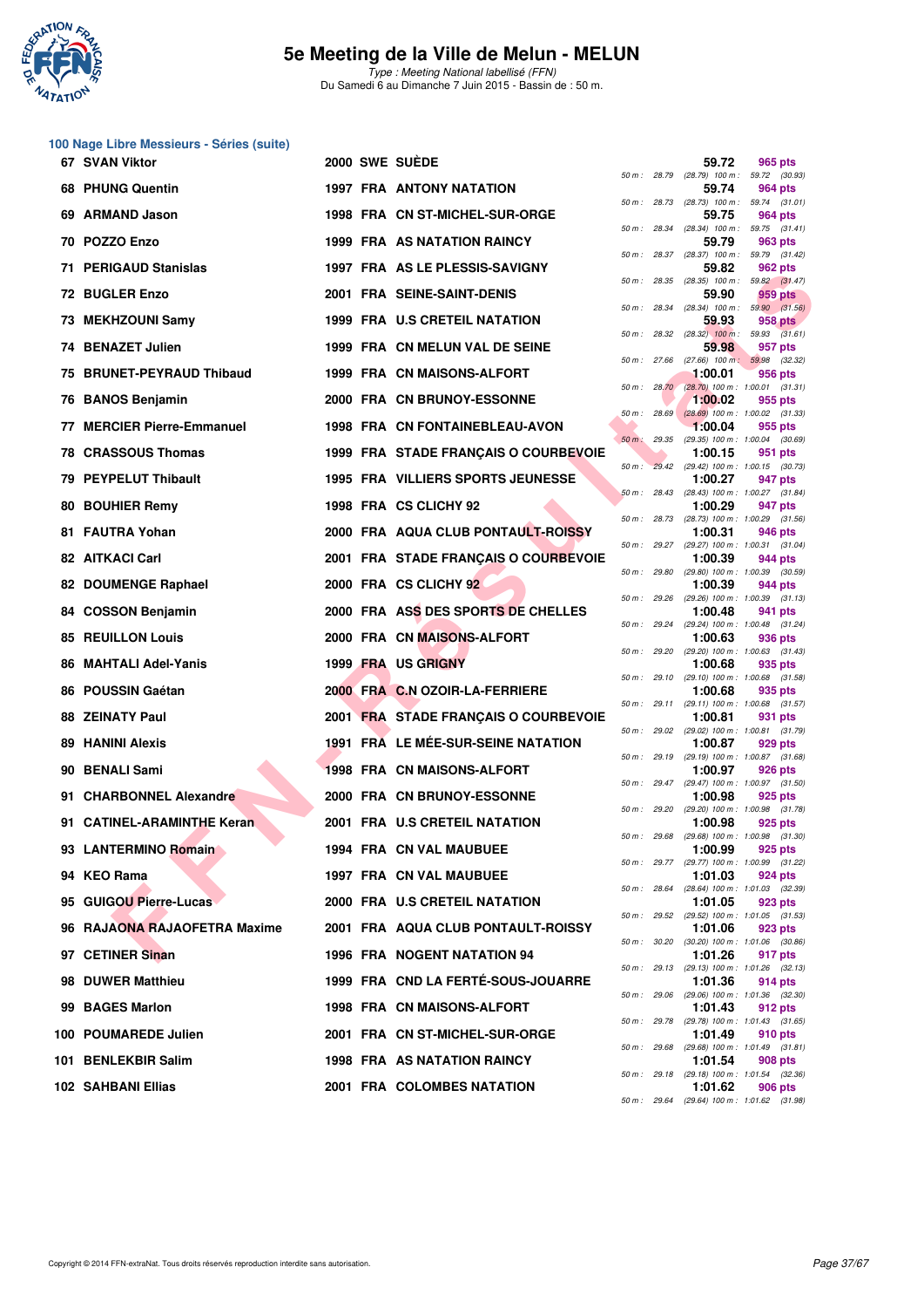# 5e Meeting de la Ville de Melun - MELUN

*Type : Meeting National labellisé (FFN)*
Du Samedi 6 au Dimanche 7 Juin 2015 - Bassin de : 50 m.

## 100 Nage Libre Messieurs - Séries (suite)

| Rang | Nom | Année | Nat. | Club | Temps | Points | 50 m | 100 m |
|---|---|---|---|---|---|---|---|---|
| 67 | SVAN Viktor | 2000 | SWE | SUÈDE | 59.72 | 965 pts | 28.79 | 59.72 (30.93) |
| 68 | PHUNG Quentin | 1997 | FRA | ANTONY NATATION | 59.74 | 964 pts | 28.73 | 59.74 (31.01) |
| 69 | ARMAND Jason | 1998 | FRA | CN ST-MICHEL-SUR-ORGE | 59.75 | 964 pts | 28.34 | 59.75 (31.41) |
| 70 | POZZO Enzo | 1999 | FRA | AS NATATION RAINCY | 59.79 | 963 pts | 28.37 | 59.79 (31.42) |
| 71 | PERIGAUD Stanislas | 1997 | FRA | AS LE PLESSIS-SAVIGNY | 59.82 | 962 pts | 28.35 | 59.82 (31.47) |
| 72 | BUGLER Enzo | 2001 | FRA | SEINE-SAINT-DENIS | 59.90 | 959 pts | 28.34 | 59.90 (31.56) |
| 73 | MEKHZOUNI Samy | 1999 | FRA | U.S CRETEIL NATATION | 59.93 | 958 pts | 28.32 | 59.93 (31.61) |
| 74 | BENAZET Julien | 1999 | FRA | CN MELUN VAL DE SEINE | 59.98 | 957 pts | 27.66 | 59.98 (32.32) |
| 75 | BRUNET-PEYRAUD Thibaud | 1999 | FRA | CN MAISONS-ALFORT | 1:00.01 | 956 pts | 28.70 | 1:00.01 (31.31) |
| 76 | BANOS Benjamin | 2000 | FRA | CN BRUNOY-ESSONNE | 1:00.02 | 955 pts | 28.69 | 1:00.02 (31.33) |
| 77 | MERCIER Pierre-Emmanuel | 1998 | FRA | CN FONTAINEBLEAU-AVON | 1:00.04 | 955 pts | 29.35 | 1:00.04 (30.69) |
| 78 | CRASSOUS Thomas | 1999 | FRA | STADE FRANÇAIS O COURBEVOIE | 1:00.15 | 951 pts | 29.42 | 1:00.15 (30.73) |
| 79 | PEYPELUT Thibault | 1995 | FRA | VILLIERS SPORTS JEUNESSE | 1:00.27 | 947 pts | 28.43 | 1:00.27 (31.84) |
| 80 | BOUHIER Remy | 1998 | FRA | CS CLICHY 92 | 1:00.29 | 947 pts | 28.73 | 1:00.29 (31.56) |
| 81 | FAUTRA Yohan | 2000 | FRA | AQUA CLUB PONTAULT-ROISSY | 1:00.31 | 946 pts | 29.27 | 1:00.31 (31.04) |
| 82 | AITKACI Carl | 2001 | FRA | STADE FRANÇAIS O COURBEVOIE | 1:00.39 | 944 pts | 29.80 | 1:00.39 (30.59) |
| 82 | DOUMENGE Raphael | 2000 | FRA | CS CLICHY 92 | 1:00.39 | 944 pts | 29.26 | 1:00.39 (31.13) |
| 84 | COSSON Benjamin | 2000 | FRA | ASS DES SPORTS DE CHELLES | 1:00.48 | 941 pts | 29.24 | 1:00.48 (31.24) |
| 85 | REUILLON Louis | 2000 | FRA | CN MAISONS-ALFORT | 1:00.63 | 936 pts | 29.20 | 1:00.63 (31.43) |
| 86 | MAHTALI Adel-Yanis | 1999 | FRA | US GRIGNY | 1:00.68 | 935 pts | 29.10 | 1:00.68 (31.58) |
| 86 | POUSSIN Gaétan | 2000 | FRA | C.N OZOIR-LA-FERRIERE | 1:00.68 | 935 pts | 29.11 | 1:00.68 (31.57) |
| 88 | ZEINATY Paul | 2001 | FRA | STADE FRANÇAIS O COURBEVOIE | 1:00.81 | 931 pts | 29.02 | 1:00.81 (31.79) |
| 89 | HANINI Alexis | 1991 | FRA | LE MÉE-SUR-SEINE NATATION | 1:00.87 | 929 pts | 29.19 | 1:00.87 (31.68) |
| 90 | BENALI Sami | 1998 | FRA | CN MAISONS-ALFORT | 1:00.97 | 926 pts | 29.47 | 1:00.97 (31.50) |
| 91 | CHARBONNEL Alexandre | 2000 | FRA | CN BRUNOY-ESSONNE | 1:00.98 | 925 pts | 29.20 | 1:00.98 (31.78) |
| 91 | CATINEL-ARAMINTHE Keran | 2001 | FRA | U.S CRETEIL NATATION | 1:00.98 | 925 pts | 29.68 | 1:00.98 (31.30) |
| 93 | LANTERMINO Romain | 1994 | FRA | CN VAL MAUBUEE | 1:00.99 | 925 pts | 29.77 | 1:00.99 (31.22) |
| 94 | KEO Rama | 1997 | FRA | CN VAL MAUBUEE | 1:01.03 | 924 pts | 28.64 | 1:01.03 (32.39) |
| 95 | GUIGOU Pierre-Lucas | 2000 | FRA | U.S CRETEIL NATATION | 1:01.05 | 923 pts | 29.52 | 1:01.05 (31.53) |
| 96 | RAJAONA RAJAOFETRA Maxime | 2001 | FRA | AQUA CLUB PONTAULT-ROISSY | 1:01.06 | 923 pts | 30.20 | 1:01.06 (30.86) |
| 97 | CETINER Sinan | 1996 | FRA | NOGENT NATATION 94 | 1:01.26 | 917 pts | 29.13 | 1:01.26 (32.13) |
| 98 | DUWER Matthieu | 1999 | FRA | CND LA FERTÉ-SOUS-JOUARRE | 1:01.36 | 914 pts | 29.06 | 1:01.36 (32.30) |
| 99 | BAGES Marlon | 1998 | FRA | CN MAISONS-ALFORT | 1:01.43 | 912 pts | 29.78 | 1:01.43 (31.65) |
| 100 | POUMAREDE Julien | 2001 | FRA | CN ST-MICHEL-SUR-ORGE | 1:01.49 | 910 pts | 29.68 | 1:01.49 (31.81) |
| 101 | BENLEKBIR Salim | 1998 | FRA | AS NATATION RAINCY | 1:01.54 | 908 pts | 29.18 | 1:01.54 (32.36) |
| 102 | SAHBANI Ellias | 2001 | FRA | COLOMBES NATATION | 1:01.62 | 906 pts | 29.64 | 1:01.62 (31.98) |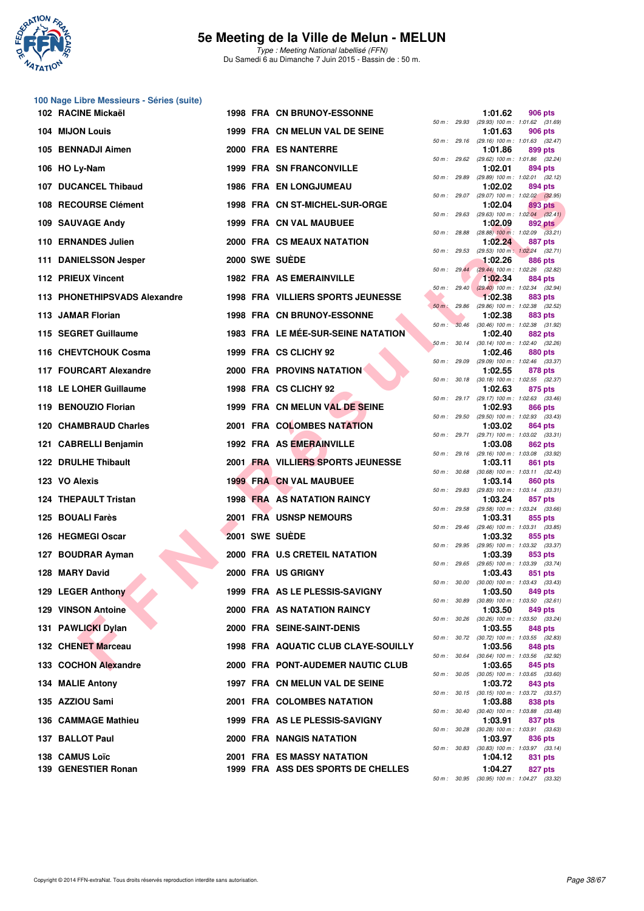# 5e Meeting de la Ville de Melun - MELUN

*Type : Meeting National labellisé (FFN)*
Du Samedi 6 au Dimanche 7 Juin 2015 - Bassin de : 50 m.

## 100 Nage Libre Messieurs - Séries (suite)

| Rang | Nom | Année | Nat. | Club | Temps | Points | Splits |
|---|---|---|---|---|---|---|---|
| 102 | RACINE Mickaël | 1998 | FRA | CN BRUNOY-ESSONNE | 1:01.62 | 906 pts | 50 m : 29.93 (29.93) 100 m : 1:01.62 (31.69) |
| 104 | MIJON Louis | 1999 | FRA | CN MELUN VAL DE SEINE | 1:01.63 | 906 pts | 50 m : 29.16 (29.16) 100 m : 1:01.63 (32.47) |
| 105 | BENNADJI Aimen | 2000 | FRA | ES NANTERRE | 1:01.86 | 899 pts | 50 m : 29.62 (29.62) 100 m : 1:01.86 (32.24) |
| 106 | HO Ly-Nam | 1999 | FRA | SN FRANCONVILLE | 1:02.01 | 894 pts | 50 m : 29.89 (29.89) 100 m : 1:02.01 (32.12) |
| 107 | DUCANCEL Thibaud | 1986 | FRA | EN LONGJUMEAU | 1:02.02 | 894 pts | 50 m : 29.07 (29.07) 100 m : 1:02.02 (32.95) |
| 108 | RECOURSE Clément | 1998 | FRA | CN ST-MICHEL-SUR-ORGE | 1:02.04 | 893 pts | 50 m : 29.63 (29.63) 100 m : 1:02.04 (32.41) |
| 109 | SAUVAGE Andy | 1999 | FRA | CN VAL MAUBUEE | 1:02.09 | 892 pts | 50 m : 28.88 (28.88) 100 m : 1:02.09 (33.21) |
| 110 | ERNANDES Julien | 2000 | FRA | CS MEAUX NATATION | 1:02.24 | 887 pts | 50 m : 29.53 (29.53) 100 m : 1:02.24 (32.71) |
| 111 | DANIELSSON Jesper | 2000 | SWE | SUÈDE | 1:02.26 | 886 pts | 50 m : 29.44 (29.44) 100 m : 1:02.26 (32.82) |
| 112 | PRIEUX Vincent | 1982 | FRA | AS EMERAINVILLE | 1:02.34 | 884 pts | 50 m : 29.40 (29.40) 100 m : 1:02.34 (32.94) |
| 113 | PHONETHIPSVADS Alexandre | 1998 | FRA | VILLIERS SPORTS JEUNESSE | 1:02.38 | 883 pts | 50 m : 29.86 (29.86) 100 m : 1:02.38 (32.52) |
| 113 | JAMAR Florian | 1998 | FRA | CN BRUNOY-ESSONNE | 1:02.38 | 883 pts | 50 m : 30.46 (30.46) 100 m : 1:02.38 (31.92) |
| 115 | SEGRET Guillaume | 1983 | FRA | LE MÉE-SUR-SEINE NATATION | 1:02.40 | 882 pts | 50 m : 30.14 (30.14) 100 m : 1:02.40 (32.26) |
| 116 | CHEVTCHOUK Cosma | 1999 | FRA | CS CLICHY 92 | 1:02.46 | 880 pts | 50 m : 29.09 (29.09) 100 m : 1:02.46 (33.37) |
| 117 | FOURCART Alexandre | 2000 | FRA | PROVINS NATATION | 1:02.55 | 878 pts | 50 m : 30.18 (30.18) 100 m : 1:02.55 (32.37) |
| 118 | LE LOHER Guillaume | 1998 | FRA | CS CLICHY 92 | 1:02.63 | 875 pts | 50 m : 29.17 (29.17) 100 m : 1:02.63 (33.46) |
| 119 | BENOUZIO Florian | 1999 | FRA | CN MELUN VAL DE SEINE | 1:02.93 | 866 pts | 50 m : 29.50 (29.50) 100 m : 1:02.93 (33.43) |
| 120 | CHAMBRAUD Charles | 2001 | FRA | COLOMBES NATATION | 1:03.02 | 864 pts | 50 m : 29.71 (29.71) 100 m : 1:03.02 (33.31) |
| 121 | CABRELLI Benjamin | 1992 | FRA | AS EMERAINVILLE | 1:03.08 | 862 pts | 50 m : 29.16 (29.16) 100 m : 1:03.08 (33.92) |
| 122 | DRULHE Thibault | 2001 | FRA | VILLIERS SPORTS JEUNESSE | 1:03.11 | 861 pts | 50 m : 30.68 (30.68) 100 m : 1:03.11 (32.43) |
| 123 | VO Alexis | 1999 | FRA | CN VAL MAUBUEE | 1:03.14 | 860 pts | 50 m : 29.83 (29.83) 100 m : 1:03.14 (33.31) |
| 124 | THEPAULT Tristan | 1998 | FRA | AS NATATION RAINCY | 1:03.24 | 857 pts | 50 m : 29.58 (29.58) 100 m : 1:03.24 (33.66) |
| 125 | BOUALI Farès | 2001 | FRA | USNSP NEMOURS | 1:03.31 | 855 pts | 50 m : 29.46 (29.46) 100 m : 1:03.31 (33.85) |
| 126 | HEGMEGI Oscar | 2001 | SWE | SUÈDE | 1:03.32 | 855 pts | 50 m : 29.95 (29.95) 100 m : 1:03.32 (33.37) |
| 127 | BOUDRAR Ayman | 2000 | FRA | U.S CRETEIL NATATION | 1:03.39 | 853 pts | 50 m : 29.65 (29.65) 100 m : 1:03.39 (33.74) |
| 128 | MARY David | 2000 | FRA | US GRIGNY | 1:03.43 | 851 pts | 50 m : 30.00 (30.00) 100 m : 1:03.43 (33.43) |
| 129 | LEGER Anthony | 1999 | FRA | AS LE PLESSIS-SAVIGNY | 1:03.50 | 849 pts | 50 m : 30.89 (30.89) 100 m : 1:03.50 (32.61) |
| 129 | VINSON Antoine | 2000 | FRA | AS NATATION RAINCY | 1:03.50 | 849 pts | 50 m : 30.26 (30.26) 100 m : 1:03.50 (33.24) |
| 131 | PAWLICKI Dylan | 2000 | FRA | SEINE-SAINT-DENIS | 1:03.55 | 848 pts | 50 m : 30.72 (30.72) 100 m : 1:03.55 (32.83) |
| 132 | CHENET Marceau | 1998 | FRA | AQUATIC CLUB CLAYE-SOUILLY | 1:03.56 | 848 pts | 50 m : 30.64 (30.64) 100 m : 1:03.56 (32.92) |
| 133 | COCHON Alexandre | 2000 | FRA | PONT-AUDEMER NAUTIC CLUB | 1:03.65 | 845 pts | 50 m : 30.05 (30.05) 100 m : 1:03.65 (33.60) |
| 134 | MALIE Antony | 1997 | FRA | CN MELUN VAL DE SEINE | 1:03.72 | 843 pts | 50 m : 30.15 (30.15) 100 m : 1:03.72 (33.57) |
| 135 | AZZIOU Sami | 2001 | FRA | COLOMBES NATATION | 1:03.88 | 838 pts | 50 m : 30.40 (30.40) 100 m : 1:03.88 (33.48) |
| 136 | CAMMAGE Mathieu | 1999 | FRA | AS LE PLESSIS-SAVIGNY | 1:03.91 | 837 pts | 50 m : 30.28 (30.28) 100 m : 1:03.91 (33.63) |
| 137 | BALLOT Paul | 2000 | FRA | NANGIS NATATION | 1:03.97 | 836 pts | 50 m : 30.83 (30.83) 100 m : 1:03.97 (33.14) |
| 138 | CAMUS Loïc | 2001 | FRA | ES MASSY NATATION | 1:04.12 | 831 pts | |
| 139 | GENESTIER Ronan | 1999 | FRA | ASS DES SPORTS DE CHELLES | 1:04.27 | 827 pts | 50 m : 30.95 (30.95) 100 m : 1:04.27 (33.32) |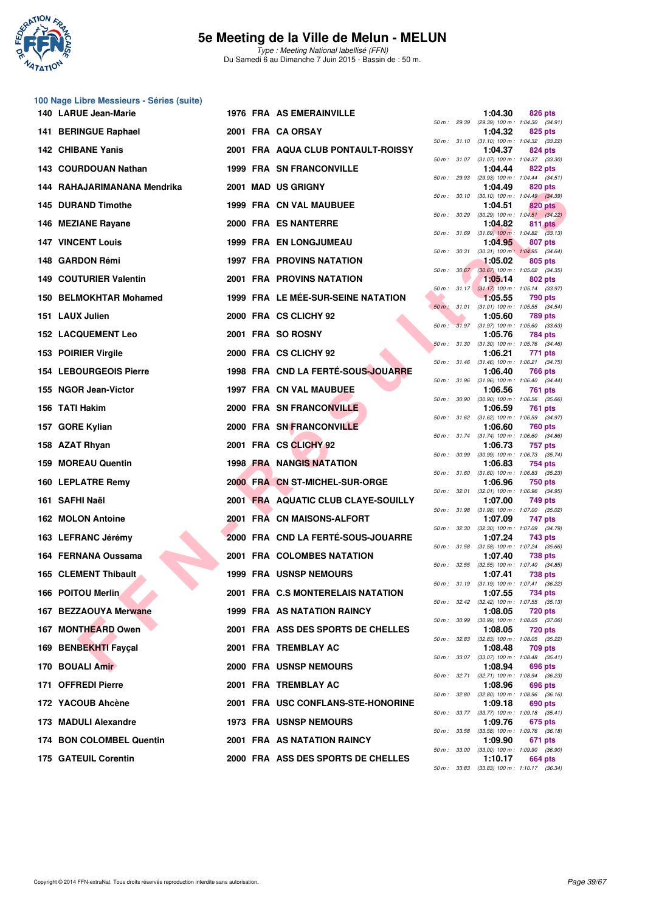# 5e Meeting de la Ville de Melun - MELUN

*Type : Meeting National labellisé (FFN)*
Du Samedi 6 au Dimanche 7 Juin 2015 - Bassin de : 50 m.

## 100 Nage Libre Messieurs - Séries (suite)

| Rang | Nom | Année | Nat | Club | Temps | Points | Splits |
|---|---|---|---|---|---|---|---|
| 140 | LARUE Jean-Marie | 1976 | FRA | AS EMERAINVILLE | 1:04.30 | 826 pts | 50 m : 29.39 (29.39) 100 m : 1:04.30 (34.91) |
| 141 | BERINGUE Raphael | 2001 | FRA | CA ORSAY | 1:04.32 | 825 pts | 50 m : 31.10 (31.10) 100 m : 1:04.32 (33.22) |
| 142 | CHIBANE Yanis | 2001 | FRA | AQUA CLUB PONTAULT-ROISSY | 1:04.37 | 824 pts | 50 m : 31.07 (31.07) 100 m : 1:04.37 (33.30) |
| 143 | COURDOUAN Nathan | 1999 | FRA | SN FRANCONVILLE | 1:04.44 | 822 pts | 50 m : 29.93 (29.93) 100 m : 1:04.44 (34.51) |
| 144 | RAHAJARIMANANA Mendrika | 2001 | MAD | US GRIGNY | 1:04.49 | 820 pts | 50 m : 30.10 (30.10) 100 m : 1:04.49 (34.39) |
| 145 | DURAND Timothe | 1999 | FRA | CN VAL MAUBUEE | 1:04.51 | 820 pts | 50 m : 30.29 (30.29) 100 m : 1:04.51 (34.22) |
| 146 | MEZIANE Rayane | 2000 | FRA | ES NANTERRE | 1:04.82 | 811 pts | 50 m : 31.69 (31.69) 100 m : 1:04.82 (33.13) |
| 147 | VINCENT Louis | 1999 | FRA | EN LONGJUMEAU | 1:04.95 | 807 pts | 50 m : 30.31 (30.31) 100 m : 1:04.95 (34.64) |
| 148 | GARDON Rémi | 1997 | FRA | PROVINS NATATION | 1:05.02 | 805 pts | 50 m : 30.67 (30.67) 100 m : 1:05.02 (34.35) |
| 149 | COUTURIER Valentin | 2001 | FRA | PROVINS NATATION | 1:05.14 | 802 pts | 50 m : 31.17 (31.17) 100 m : 1:05.14 (33.97) |
| 150 | BELMOKHTAR Mohamed | 1999 | FRA | LE MÉE-SUR-SEINE NATATION | 1:05.55 | 790 pts | 50 m : 31.01 (31.01) 100 m : 1:05.55 (34.54) |
| 151 | LAUX Julien | 2000 | FRA | CS CLICHY 92 | 1:05.60 | 789 pts | 50 m : 31.97 (31.97) 100 m : 1:05.60 (33.63) |
| 152 | LACQUEMENT Leo | 2001 | FRA | SO ROSNY | 1:05.76 | 784 pts | 50 m : 31.30 (31.30) 100 m : 1:05.76 (34.46) |
| 153 | POIRIER Virgile | 2000 | FRA | CS CLICHY 92 | 1:06.21 | 771 pts | 50 m : 31.46 (31.46) 100 m : 1:06.21 (34.75) |
| 154 | LEBOURGEOIS Pierre | 1998 | FRA | CND LA FERTÉ-SOUS-JOUARRE | 1:06.40 | 766 pts | 50 m : 31.96 (31.96) 100 m : 1:06.40 (34.44) |
| 155 | NGOR Jean-Victor | 1997 | FRA | CN VAL MAUBUEE | 1:06.56 | 761 pts | 50 m : 30.90 (30.90) 100 m : 1:06.56 (35.66) |
| 156 | TATI Hakim | 2000 | FRA | SN FRANCONVILLE | 1:06.59 | 761 pts | 50 m : 31.62 (31.62) 100 m : 1:06.59 (34.97) |
| 157 | GORE Kylian | 2000 | FRA | SN FRANCONVILLE | 1:06.60 | 760 pts | 50 m : 31.74 (31.74) 100 m : 1:06.60 (34.86) |
| 158 | AZAT Rhyan | 2001 | FRA | CS CLICHY 92 | 1:06.73 | 757 pts | 50 m : 30.99 (30.99) 100 m : 1:06.73 (35.74) |
| 159 | MOREAU Quentin | 1998 | FRA | NANGIS NATATION | 1:06.83 | 754 pts | 50 m : 31.60 (31.60) 100 m : 1:06.83 (35.23) |
| 160 | LEPLATRE Remy | 2000 | FRA | CN ST-MICHEL-SUR-ORGE | 1:06.96 | 750 pts | 50 m : 32.01 (32.01) 100 m : 1:06.96 (34.95) |
| 161 | SAFHI Naël | 2001 | FRA | AQUATIC CLUB CLAYE-SOUILLY | 1:07.00 | 749 pts | 50 m : 31.98 (31.98) 100 m : 1:07.00 (35.02) |
| 162 | MOLON Antoine | 2001 | FRA | CN MAISONS-ALFORT | 1:07.09 | 747 pts | 50 m : 32.30 (32.30) 100 m : 1:07.09 (34.79) |
| 163 | LEFRANC Jérémy | 2000 | FRA | CND LA FERTÉ-SOUS-JOUARRE | 1:07.24 | 743 pts | 50 m : 31.58 (31.58) 100 m : 1:07.24 (35.66) |
| 164 | FERNANA Oussama | 2001 | FRA | COLOMBES NATATION | 1:07.40 | 738 pts | 50 m : 32.55 (32.55) 100 m : 1:07.40 (34.85) |
| 165 | CLEMENT Thibault | 1999 | FRA | USNSP NEMOURS | 1:07.41 | 738 pts | 50 m : 31.19 (31.19) 100 m : 1:07.41 (36.22) |
| 166 | POITOU Merlin | 2001 | FRA | C.S MONTERELAIS NATATION | 1:07.55 | 734 pts | 50 m : 32.42 (32.42) 100 m : 1:07.55 (35.13) |
| 167 | BEZZAOUYA Merwane | 1999 | FRA | AS NATATION RAINCY | 1:08.05 | 720 pts | 50 m : 30.99 (30.99) 100 m : 1:08.05 (37.06) |
| 167 | MONTHEARD Owen | 2001 | FRA | ASS DES SPORTS DE CHELLES | 1:08.05 | 720 pts | 50 m : 32.83 (32.83) 100 m : 1:08.05 (35.22) |
| 169 | BENBEKHTI Fayçal | 2001 | FRA | TREMBLAY AC | 1:08.48 | 709 pts | 50 m : 33.07 (33.07) 100 m : 1:08.48 (35.41) |
| 170 | BOUALI Amir | 2000 | FRA | USNSP NEMOURS | 1:08.94 | 696 pts | 50 m : 32.71 (32.71) 100 m : 1:08.94 (36.23) |
| 171 | OFFREDI Pierre | 2001 | FRA | TREMBLAY AC | 1:08.96 | 696 pts | 50 m : 32.80 (32.80) 100 m : 1:08.96 (36.16) |
| 172 | YACOUB Ahcène | 2001 | FRA | USC CONFLANS-STE-HONORINE | 1:09.18 | 690 pts | 50 m : 33.77 (33.77) 100 m : 1:09.18 (35.41) |
| 173 | MADULI Alexandre | 1973 | FRA | USNSP NEMOURS | 1:09.76 | 675 pts | 50 m : 33.58 (33.58) 100 m : 1:09.76 (36.18) |
| 174 | BON COLOMBEL Quentin | 2001 | FRA | AS NATATION RAINCY | 1:09.90 | 671 pts | 50 m : 33.00 (33.00) 100 m : 1:09.90 (36.90) |
| 175 | GATEUIL Corentin | 2000 | FRA | ASS DES SPORTS DE CHELLES | 1:10.17 | 664 pts | 50 m : 33.83 (33.83) 100 m : 1:10.17 (36.34) |

Copyright © 2014 FFN-extraNat. Tous droits réservés reproduction interdite sans autorisation.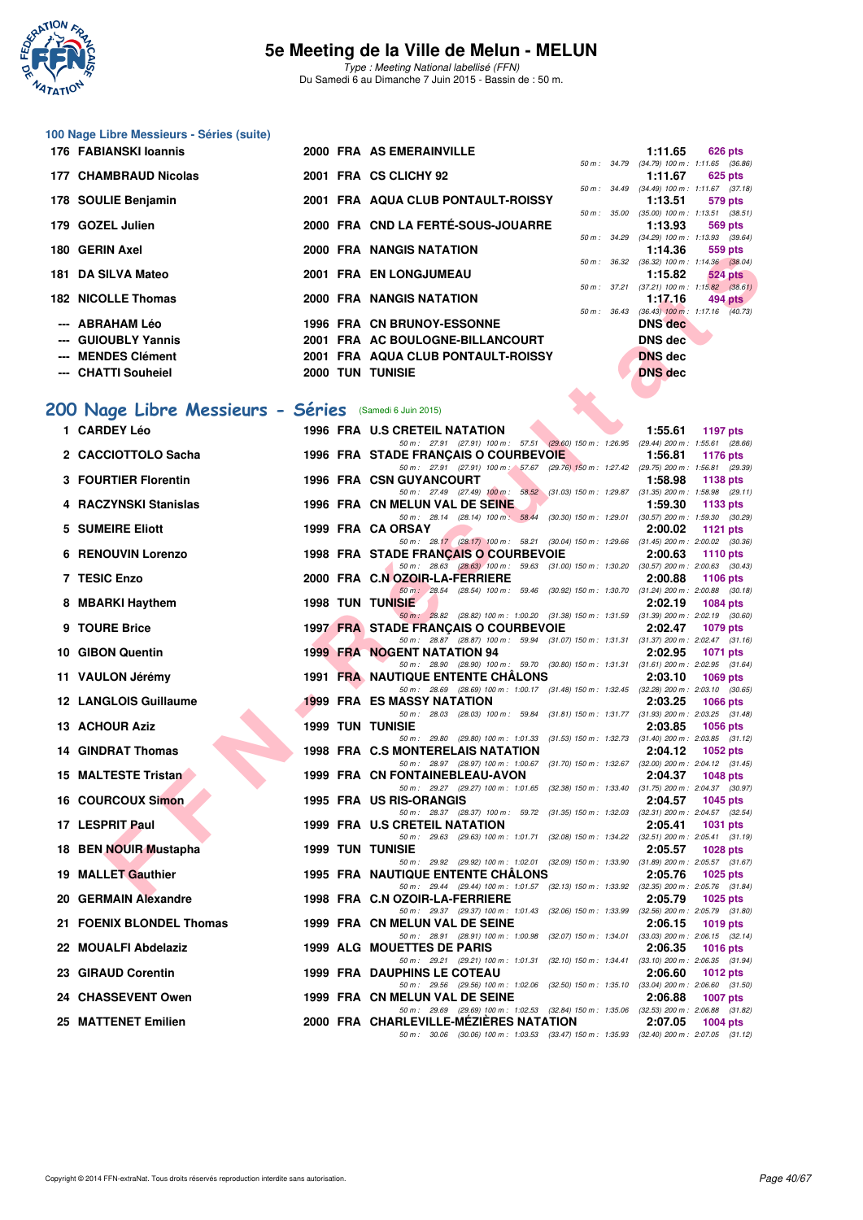# 5e Meeting de la Ville de Melun - MELUN

*Type : Meeting National labellisé (FFN)*

Du Samedi 6 au Dimanche 7 Juin 2015 - Bassin de : 50 m.

## 100 Nage Libre Messieurs - Séries (suite)

| Rang | Nom | Année | Nat | Club | Temps | Points | Splits |
|---|---|---|---|---|---|---|---|
| 176 | FABIANSKI Ioannis | 2000 | FRA | AS EMERAINVILLE | 1:11.65 | 626 pts | 50 m : 34.79 (34.79) 100 m : 1:11.65 (36.86) |
| 177 | CHAMBRAUD Nicolas | 2001 | FRA | CS CLICHY 92 | 1:11.67 | 625 pts | 50 m : 34.49 (34.49) 100 m : 1:11.67 (37.18) |
| 178 | SOULIE Benjamin | 2001 | FRA | AQUA CLUB PONTAULT-ROISSY | 1:13.51 | 579 pts | 50 m : 35.00 (35.00) 100 m : 1:13.51 (38.51) |
| 179 | GOZEL Julien | 2000 | FRA | CND LA FERTÉ-SOUS-JOUARRE | 1:13.93 | 569 pts | 50 m : 34.29 (34.29) 100 m : 1:13.93 (39.64) |
| 180 | GERIN Axel | 2000 | FRA | NANGIS NATATION | 1:14.36 | 559 pts | 50 m : 36.32 (36.32) 100 m : 1:14.36 (38.04) |
| 181 | DA SILVA Mateo | 2001 | FRA | EN LONGJUMEAU | 1:15.82 | 524 pts | 50 m : 37.21 (37.21) 100 m : 1:15.82 (38.61) |
| 182 | NICOLLE Thomas | 2000 | FRA | NANGIS NATATION | 1:17.16 | 494 pts | 50 m : 36.43 (36.43) 100 m : 1:17.16 (40.73) |
| --- | ABRAHAM Léo | 1996 | FRA | CN BRUNOY-ESSONNE | DNS dec | | |
| --- | GUIOUBLY Yannis | 2001 | FRA | AC BOULOGNE-BILLANCOURT | DNS dec | | |
| --- | MENDES Clément | 2001 | FRA | AQUA CLUB PONTAULT-ROISSY | DNS dec | | |
| --- | CHATTI Souheiel | 2000 | TUN | TUNISIE | DNS dec | | |

## 200 Nage Libre Messieurs - Séries (Samedi 6 Juin 2015)

| Rang | Nom | Année | Nat | Club | Temps | Points | Splits |
|---|---|---|---|---|---|---|---|
| 1 | CARDEY Léo | 1996 | FRA | U.S CRETEIL NATATION | 1:55.61 | 1197 pts | 50 m : 27.91 (27.91) 100 m : 57.51 (29.60) 150 m : 1:26.95 (29.44) 200 m : 1:55.61 (28.66) |
| 2 | CACCIOTTOLO Sacha | 1996 | FRA | STADE FRANÇAIS O COURBEVOIE | 1:56.81 | 1176 pts | 50 m : 27.91 (27.91) 100 m : 57.67 (29.76) 150 m : 1:27.42 (29.75) 200 m : 1:56.81 (29.39) |
| 3 | FOURTIER Florentin | 1996 | FRA | CSN GUYANCOURT | 1:58.98 | 1138 pts | 50 m : 27.49 (27.49) 100 m : 58.52 (31.03) 150 m : 1:29.87 (31.35) 200 m : 1:58.98 (29.11) |
| 4 | RACZYNSKI Stanislas | 1996 | FRA | CN MELUN VAL DE SEINE | 1:59.30 | 1133 pts | 50 m : 28.14 (28.14) 100 m : 58.44 (30.30) 150 m : 1:29.01 (30.57) 200 m : 1:59.30 (30.29) |
| 5 | SUMEIRE Eliott | 1999 | FRA | CA ORSAY | 2:00.02 | 1121 pts | 50 m : 28.17 (28.17) 100 m : 58.21 (30.04) 150 m : 1:29.66 (31.45) 200 m : 2:00.02 (30.36) |
| 6 | RENOUVIN Lorenzo | 1998 | FRA | STADE FRANÇAIS O COURBEVOIE | 2:00.63 | 1110 pts | 50 m : 28.63 (28.63) 100 m : 59.63 (31.00) 150 m : 1:30.20 (30.57) 200 m : 2:00.63 (30.43) |
| 7 | TESIC Enzo | 2000 | FRA | C.N OZOIR-LA-FERRIERE | 2:00.88 | 1106 pts | 50 m : 28.54 (28.54) 100 m : 59.46 (30.92) 150 m : 1:30.70 (31.24) 200 m : 2:00.88 (30.18) |
| 8 | MBARKI Haythem | 1998 | TUN | TUNISIE | 2:02.19 | 1084 pts | 50 m : 28.82 (28.82) 100 m : 1:00.20 (31.38) 150 m : 1:31.59 (31.39) 200 m : 2:02.19 (30.60) |
| 9 | TOURE Brice | 1997 | FRA | STADE FRANÇAIS O COURBEVOIE | 2:02.47 | 1079 pts | 50 m : 28.87 (28.87) 100 m : 59.94 (31.07) 150 m : 1:31.31 (31.37) 200 m : 2:02.47 (31.16) |
| 10 | GIBON Quentin | 1999 | FRA | NOGENT NATATION 94 | 2:02.95 | 1071 pts | 50 m : 28.90 (28.90) 100 m : 59.70 (30.80) 150 m : 1:31.31 (31.61) 200 m : 2:02.95 (31.64) |
| 11 | VAULON Jérémy | 1991 | FRA | NAUTIQUE ENTENTE CHÂLONS | 2:03.10 | 1069 pts | 50 m : 28.69 (28.69) 100 m : 1:00.17 (31.48) 150 m : 1:32.45 (32.28) 200 m : 2:03.10 (30.65) |
| 12 | LANGLOIS Guillaume | 1999 | FRA | ES MASSY NATATION | 2:03.25 | 1066 pts | 50 m : 28.03 (28.03) 100 m : 59.84 (31.81) 150 m : 1:31.77 (31.93) 200 m : 2:03.25 (31.48) |
| 13 | ACHOUR Aziz | 1999 | TUN | TUNISIE | 2:03.85 | 1056 pts | 50 m : 29.80 (29.80) 100 m : 1:01.33 (31.53) 150 m : 1:32.73 (31.40) 200 m : 2:03.85 (31.12) |
| 14 | GINDRAT Thomas | 1998 | FRA | C.S MONTERELAIS NATATION | 2:04.12 | 1052 pts | 50 m : 28.97 (28.97) 100 m : 1:00.67 (31.70) 150 m : 1:32.67 (32.00) 200 m : 2:04.12 (31.45) |
| 15 | MALTESTE Tristan | 1999 | FRA | CN FONTAINEBLEAU-AVON | 2:04.37 | 1048 pts | 50 m : 29.27 (29.27) 100 m : 1:01.65 (32.38) 150 m : 1:33.40 (31.75) 200 m : 2:04.37 (30.97) |
| 16 | COURCOUX Simon | 1995 | FRA | US RIS-ORANGIS | 2:04.57 | 1045 pts | 50 m : 28.37 (28.37) 100 m : 59.72 (31.35) 150 m : 1:32.03 (32.31) 200 m : 2:04.57 (32.54) |
| 17 | LESPRIT Paul | 1999 | FRA | U.S CRETEIL NATATION | 2:05.41 | 1031 pts | 50 m : 29.63 (29.63) 100 m : 1:01.71 (32.08) 150 m : 1:34.22 (32.51) 200 m : 2:05.41 (31.19) |
| 18 | BEN NOUIR Mustapha | 1999 | TUN | TUNISIE | 2:05.57 | 1028 pts | 50 m : 29.92 (29.92) 100 m : 1:02.01 (32.09) 150 m : 1:33.90 (31.89) 200 m : 2:05.57 (31.67) |
| 19 | MALLET Gauthier | 1995 | FRA | NAUTIQUE ENTENTE CHÂLONS | 2:05.76 | 1025 pts | 50 m : 29.44 (29.44) 100 m : 1:01.57 (32.13) 150 m : 1:33.92 (32.35) 200 m : 2:05.76 (31.84) |
| 20 | GERMAIN Alexandre | 1998 | FRA | C.N OZOIR-LA-FERRIERE | 2:05.79 | 1025 pts | 50 m : 29.37 (29.37) 100 m : 1:01.43 (32.06) 150 m : 1:33.99 (32.56) 200 m : 2:05.79 (31.80) |
| 21 | FOENIX BLONDEL Thomas | 1999 | FRA | CN MELUN VAL DE SEINE | 2:06.15 | 1019 pts | 50 m : 28.91 (28.91) 100 m : 1:00.98 (32.07) 150 m : 1:34.01 (33.03) 200 m : 2:06.15 (32.14) |
| 22 | MOUALFI Abdelaziz | 1999 | ALG | MOUETTES DE PARIS | 2:06.35 | 1016 pts | 50 m : 29.21 (29.21) 100 m : 1:01.31 (32.10) 150 m : 1:34.41 (33.10) 200 m : 2:06.35 (31.94) |
| 23 | GIRAUD Corentin | 1999 | FRA | DAUPHINS LE COTEAU | 2:06.60 | 1012 pts | 50 m : 29.56 (29.56) 100 m : 1:02.06 (32.50) 150 m : 1:35.10 (33.04) 200 m : 2:06.60 (31.50) |
| 24 | CHASSEVENT Owen | 1999 | FRA | CN MELUN VAL DE SEINE | 2:06.88 | 1007 pts | 50 m : 29.69 (29.69) 100 m : 1:02.53 (32.84) 150 m : 1:35.06 (32.53) 200 m : 2:06.88 (31.82) |
| 25 | MATTENET Emilien | 2000 | FRA | CHARLEVILLE-MÉZIÈRES NATATION | 2:07.05 | 1004 pts | 50 m : 30.06 (30.06) 100 m : 1:03.53 (33.47) 150 m : 1:35.93 (32.40) 200 m : 2:07.05 (31.12) |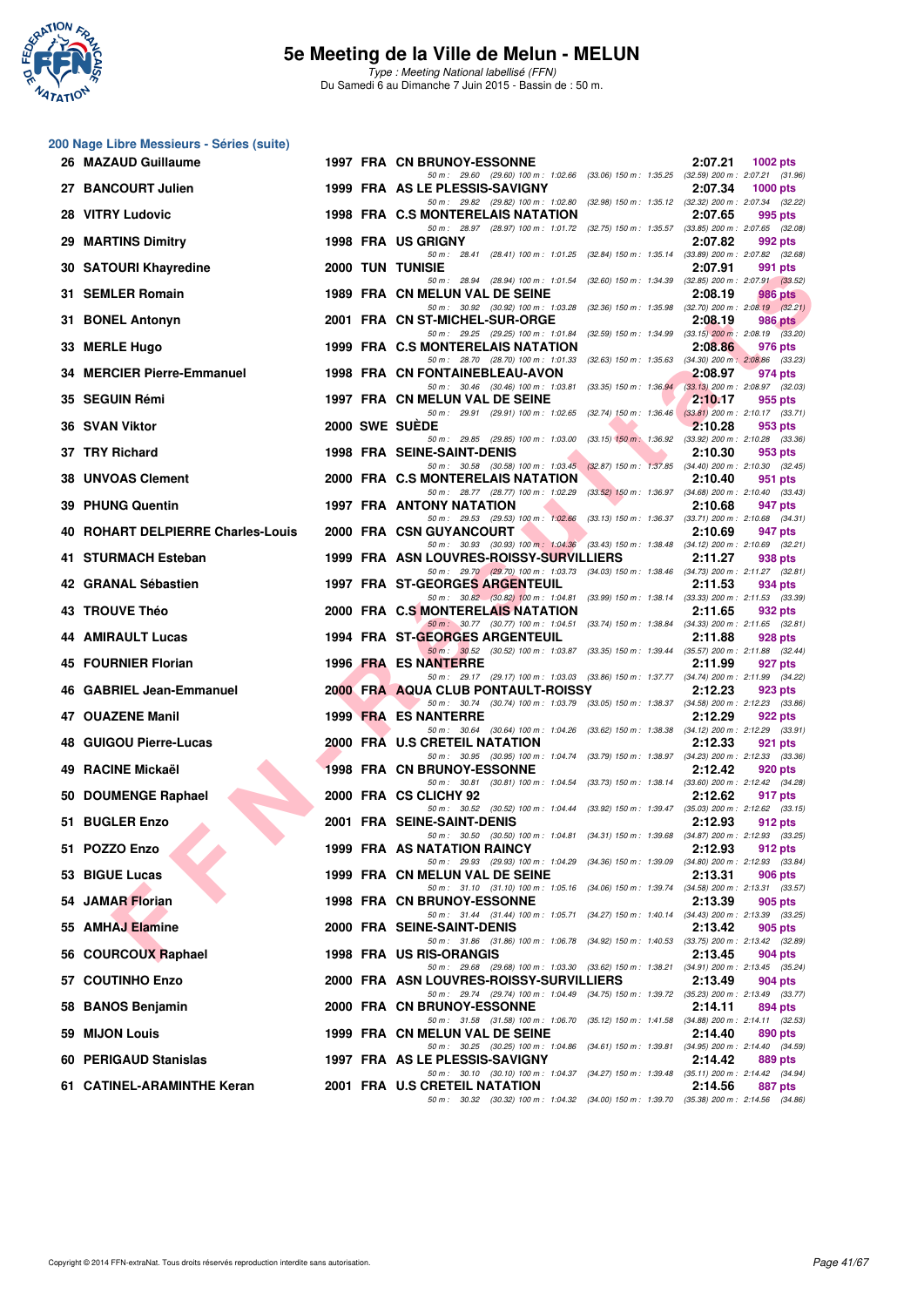# 5e Meeting de la Ville de Melun - MELUN

*Type : Meeting National labellisé (FFN)*
Du Samedi 6 au Dimanche 7 Juin 2015 - Bassin de : 50 m.

## 200 Nage Libre Messieurs - Séries (suite)

| Rg | Nom | Année | Nat | Club | Temps | Points |
|---|---|---|---|---|---|---|
| 26 | MAZAUD Guillaume | 1997 | FRA | CN BRUNOY-ESSONNE | 2:07.21 | 1002 pts |
| | 50 m : 29.60 (29.60) 100 m : 1:02.66 (33.06) 150 m : 1:35.25 (32.59) 200 m : 2:07.21 (31.96) | | | | | |
| 27 | BANCOURT Julien | 1999 | FRA | AS LE PLESSIS-SAVIGNY | 2:07.34 | 1000 pts |
| | 50 m : 29.82 (29.82) 100 m : 1:02.80 (32.98) 150 m : 1:35.12 (32.32) 200 m : 2:07.34 (32.22) | | | | | |
| 28 | VITRY Ludovic | 1998 | FRA | C.S MONTERELAIS NATATION | 2:07.65 | 995 pts |
| | 50 m : 28.97 (28.97) 100 m : 1:01.72 (32.75) 150 m : 1:35.57 (33.85) 200 m : 2:07.65 (32.08) | | | | | |
| 29 | MARTINS Dimitry | 1998 | FRA | US GRIGNY | 2:07.82 | 992 pts |
| | 50 m : 28.41 (28.41) 100 m : 1:01.25 (32.84) 150 m : 1:35.14 (33.89) 200 m : 2:07.82 (32.68) | | | | | |
| 30 | SATOURI Khayredine | 2000 | TUN | TUNISIE | 2:07.91 | 991 pts |
| | 50 m : 28.94 (28.94) 100 m : 1:01.54 (32.60) 150 m : 1:34.39 (32.85) 200 m : 2:07.91 (33.52) | | | | | |
| 31 | SEMLER Romain | 1989 | FRA | CN MELUN VAL DE SEINE | 2:08.19 | 986 pts |
| | 50 m : 30.92 (30.92) 100 m : 1:03.28 (32.36) 150 m : 1:35.98 (32.70) 200 m : 2:08.19 (32.21) | | | | | |
| 31 | BONEL Antonyn | 2001 | FRA | CN ST-MICHEL-SUR-ORGE | 2:08.19 | 986 pts |
| | 50 m : 29.25 (29.25) 100 m : 1:01.84 (32.59) 150 m : 1:34.99 (33.15) 200 m : 2:08.19 (33.20) | | | | | |
| 33 | MERLE Hugo | 1999 | FRA | C.S MONTERELAIS NATATION | 2:08.86 | 976 pts |
| | 50 m : 28.70 (28.70) 100 m : 1:01.33 (32.63) 150 m : 1:35.63 (34.30) 200 m : 2:08.86 (33.23) | | | | | |
| 34 | MERCIER Pierre-Emmanuel | 1998 | FRA | CN FONTAINEBLEAU-AVON | 2:08.97 | 974 pts |
| | 50 m : 30.46 (30.46) 100 m : 1:03.81 (33.35) 150 m : 1:36.94 (33.13) 200 m : 2:08.97 (32.03) | | | | | |
| 35 | SEGUIN Rémi | 1997 | FRA | CN MELUN VAL DE SEINE | 2:10.17 | 955 pts |
| | 50 m : 29.91 (29.91) 100 m : 1:02.65 (32.74) 150 m : 1:36.46 (33.81) 200 m : 2:10.17 (33.71) | | | | | |
| 36 | SVAN Viktor | 2000 | SWE | SUÈDE | 2:10.28 | 953 pts |
| | 50 m : 29.85 (29.85) 100 m : 1:03.00 (33.15) 150 m : 1:36.92 (33.92) 200 m : 2:10.28 (33.36) | | | | | |
| 37 | TRY Richard | 1998 | FRA | SEINE-SAINT-DENIS | 2:10.30 | 953 pts |
| | 50 m : 30.58 (30.58) 100 m : 1:03.45 (32.87) 150 m : 1:37.85 (34.40) 200 m : 2:10.30 (32.45) | | | | | |
| 38 | UNVOAS Clement | 2000 | FRA | C.S MONTERELAIS NATATION | 2:10.40 | 951 pts |
| | 50 m : 28.77 (28.77) 100 m : 1:02.29 (33.52) 150 m : 1:36.97 (34.68) 200 m : 2:10.40 (33.43) | | | | | |
| 39 | PHUNG Quentin | 1997 | FRA | ANTONY NATATION | 2:10.68 | 947 pts |
| | 50 m : 29.53 (29.53) 100 m : 1:02.66 (33.13) 150 m : 1:36.37 (33.71) 200 m : 2:10.68 (34.31) | | | | | |
| 40 | ROHART DELPIERRE Charles-Louis | 2000 | FRA | CSN GUYANCOURT | 2:10.69 | 947 pts |
| | 50 m : 30.93 (30.93) 100 m : 1:04.36 (33.43) 150 m : 1:38.48 (34.12) 200 m : 2:10.69 (32.21) | | | | | |
| 41 | STURMACH Esteban | 1999 | FRA | ASN LOUVRES-ROISSY-SURVILLIERS | 2:11.27 | 938 pts |
| | 50 m : 29.70 (29.70) 100 m : 1:03.73 (34.03) 150 m : 1:38.46 (34.73) 200 m : 2:11.27 (32.81) | | | | | |
| 42 | GRANAL Sébastien | 1997 | FRA | ST-GEORGES ARGENTEUIL | 2:11.53 | 934 pts |
| | 50 m : 30.82 (30.82) 100 m : 1:04.81 (33.99) 150 m : 1:38.14 (33.33) 200 m : 2:11.53 (33.39) | | | | | |
| 43 | TROUVE Théo | 2000 | FRA | C.S MONTERELAIS NATATION | 2:11.65 | 932 pts |
| | 50 m : 30.77 (30.77) 100 m : 1:04.51 (33.74) 150 m : 1:38.84 (34.33) 200 m : 2:11.65 (32.81) | | | | | |
| 44 | AMIRAULT Lucas | 1994 | FRA | ST-GEORGES ARGENTEUIL | 2:11.88 | 928 pts |
| | 50 m : 30.52 (30.52) 100 m : 1:03.87 (33.35) 150 m : 1:39.44 (35.57) 200 m : 2:11.88 (32.44) | | | | | |
| 45 | FOURNIER Florian | 1996 | FRA | ES NANTERRE | 2:11.99 | 927 pts |
| | 50 m : 29.17 (29.17) 100 m : 1:03.03 (33.86) 150 m : 1:37.77 (34.74) 200 m : 2:11.99 (34.22) | | | | | |
| 46 | GABRIEL Jean-Emmanuel | 2000 | FRA | AQUA CLUB PONTAULT-ROISSY | 2:12.23 | 923 pts |
| | 50 m : 30.74 (30.74) 100 m : 1:03.79 (33.05) 150 m : 1:38.37 (34.58) 200 m : 2:12.23 (33.86) | | | | | |
| 47 | OUAZENE Manil | 1999 | FRA | ES NANTERRE | 2:12.29 | 922 pts |
| | 50 m : 30.64 (30.64) 100 m : 1:04.26 (33.62) 150 m : 1:38.38 (34.12) 200 m : 2:12.29 (33.91) | | | | | |
| 48 | GUIGOU Pierre-Lucas | 2000 | FRA | U.S CRETEIL NATATION | 2:12.33 | 921 pts |
| | 50 m : 30.95 (30.95) 100 m : 1:04.74 (33.79) 150 m : 1:38.97 (34.23) 200 m : 2:12.33 (33.36) | | | | | |
| 49 | RACINE Mickaël | 1998 | FRA | CN BRUNOY-ESSONNE | 2:12.42 | 920 pts |
| | 50 m : 30.81 (30.81) 100 m : 1:04.54 (33.73) 150 m : 1:38.14 (33.60) 200 m : 2:12.42 (34.28) | | | | | |
| 50 | DOUMENGE Raphael | 2000 | FRA | CS CLICHY 92 | 2:12.62 | 917 pts |
| | 50 m : 30.52 (30.52) 100 m : 1:04.44 (33.92) 150 m : 1:39.47 (35.03) 200 m : 2:12.62 (33.15) | | | | | |
| 51 | BUGLER Enzo | 2001 | FRA | SEINE-SAINT-DENIS | 2:12.93 | 912 pts |
| | 50 m : 30.50 (30.50) 100 m : 1:04.81 (34.31) 150 m : 1:39.68 (34.87) 200 m : 2:12.93 (33.25) | | | | | |
| 51 | POZZO Enzo | 1999 | FRA | AS NATATION RAINCY | 2:12.93 | 912 pts |
| | 50 m : 29.93 (29.93) 100 m : 1:04.29 (34.36) 150 m : 1:39.09 (34.80) 200 m : 2:12.93 (33.84) | | | | | |
| 53 | BIGUE Lucas | 1999 | FRA | CN MELUN VAL DE SEINE | 2:13.31 | 906 pts |
| | 50 m : 31.10 (31.10) 100 m : 1:05.16 (34.06) 150 m : 1:39.74 (34.58) 200 m : 2:13.31 (33.57) | | | | | |
| 54 | JAMAR Florian | 1998 | FRA | CN BRUNOY-ESSONNE | 2:13.39 | 905 pts |
| | 50 m : 31.44 (31.44) 100 m : 1:05.71 (34.27) 150 m : 1:40.14 (34.43) 200 m : 2:13.39 (33.25) | | | | | |
| 55 | AMHAJ Elamine | 2000 | FRA | SEINE-SAINT-DENIS | 2:13.42 | 905 pts |
| | 50 m : 31.86 (31.86) 100 m : 1:06.78 (34.92) 150 m : 1:40.53 (33.75) 200 m : 2:13.42 (32.89) | | | | | |
| 56 | COURCOUX Raphael | 1998 | FRA | US RIS-ORANGIS | 2:13.45 | 904 pts |
| | 50 m : 29.68 (29.68) 100 m : 1:03.30 (33.62) 150 m : 1:38.21 (34.91) 200 m : 2:13.45 (35.24) | | | | | |
| 57 | COUTINHO Enzo | 2000 | FRA | ASN LOUVRES-ROISSY-SURVILLIERS | 2:13.49 | 904 pts |
| | 50 m : 29.74 (29.74) 100 m : 1:04.49 (34.75) 150 m : 1:39.72 (35.23) 200 m : 2:13.49 (33.77) | | | | | |
| 58 | BANOS Benjamin | 2000 | FRA | CN BRUNOY-ESSONNE | 2:14.11 | 894 pts |
| | 50 m : 31.58 (31.58) 100 m : 1:06.70 (35.12) 150 m : 1:41.58 (34.88) 200 m : 2:14.11 (32.53) | | | | | |
| 59 | MIJON Louis | 1999 | FRA | CN MELUN VAL DE SEINE | 2:14.40 | 890 pts |
| | 50 m : 30.25 (30.25) 100 m : 1:04.86 (34.61) 150 m : 1:39.81 (34.95) 200 m : 2:14.40 (34.59) | | | | | |
| 60 | PERIGAUD Stanislas | 1997 | FRA | AS LE PLESSIS-SAVIGNY | 2:14.42 | 889 pts |
| | 50 m : 30.10 (30.10) 100 m : 1:04.37 (34.27) 150 m : 1:39.48 (35.11) 200 m : 2:14.42 (34.94) | | | | | |
| 61 | CATINEL-ARAMINTHE Keran | 2001 | FRA | U.S CRETEIL NATATION | 2:14.56 | 887 pts |
| | 50 m : 30.32 (30.32) 100 m : 1:04.32 (34.00) 150 m : 1:39.70 (35.38) 200 m : 2:14.56 (34.86) | | | | | |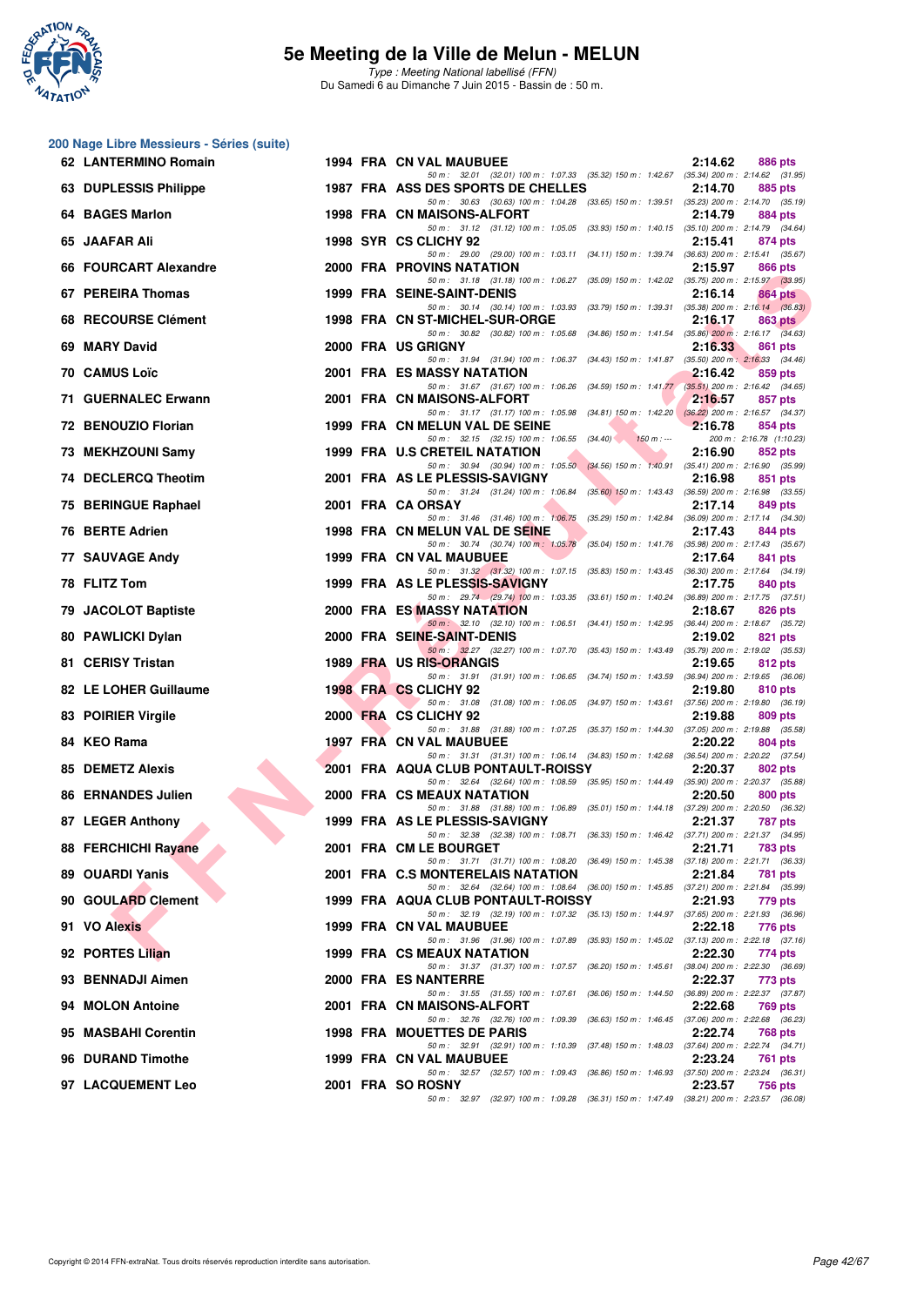# 5e Meeting de la Ville de Melun - MELUN

*Type : Meeting National labellisé (FFN)*
Du Samedi 6 au Dimanche 7 Juin 2015 - Bassin de : 50 m.

## 200 Nage Libre Messieurs - Séries (suite)

| Rang | Nom | Année | Nat | Club | Temps | Points |
|---|---|---|---|---|---|---|
| 62 | LANTERMINO Romain | 1994 | FRA | CN VAL MAUBUEE | 2:14.62 | 886 pts |
| | 50 m : 32.01 (32.01) 100 m : 1:07.33 (35.32) 150 m : 1:42.67 (35.34) 200 m : 2:14.62 (31.95) | | | | | |
| 63 | DUPLESSIS Philippe | 1987 | FRA | ASS DES SPORTS DE CHELLES | 2:14.70 | 885 pts |
| | 50 m : 30.63 (30.63) 100 m : 1:04.28 (33.65) 150 m : 1:39.51 (35.23) 200 m : 2:14.70 (35.19) | | | | | |
| 64 | BAGES Marlon | 1998 | FRA | CN MAISONS-ALFORT | 2:14.79 | 884 pts |
| | 50 m : 31.12 (31.12) 100 m : 1:05.05 (33.93) 150 m : 1:40.15 (35.10) 200 m : 2:14.79 (34.64) | | | | | |
| 65 | JAAFAR Ali | 1998 | SYR | CS CLICHY 92 | 2:15.41 | 874 pts |
| | 50 m : 29.00 (29.00) 100 m : 1:03.11 (34.11) 150 m : 1:39.74 (36.63) 200 m : 2:15.41 (35.67) | | | | | |
| 66 | FOURCART Alexandre | 2000 | FRA | PROVINS NATATION | 2:15.97 | 866 pts |
| | 50 m : 31.18 (31.18) 100 m : 1:06.27 (35.09) 150 m : 1:42.02 (35.75) 200 m : 2:15.97 (33.95) | | | | | |
| 67 | PEREIRA Thomas | 1999 | FRA | SEINE-SAINT-DENIS | 2:16.14 | 864 pts |
| | 50 m : 30.14 (30.14) 100 m : 1:03.93 (33.79) 150 m : 1:39.31 (35.38) 200 m : 2:16.14 (36.83) | | | | | |
| 68 | RECOURSE Clément | 1998 | FRA | CN ST-MICHEL-SUR-ORGE | 2:16.17 | 863 pts |
| | 50 m : 30.82 (30.82) 100 m : 1:05.68 (34.86) 150 m : 1:41.54 (35.86) 200 m : 2:16.17 (34.63) | | | | | |
| 69 | MARY David | 2000 | FRA | US GRIGNY | 2:16.33 | 861 pts |
| | 50 m : 31.94 (31.94) 100 m : 1:06.37 (34.43) 150 m : 1:41.87 (35.50) 200 m : 2:16.33 (34.46) | | | | | |
| 70 | CAMUS Loïc | 2001 | FRA | ES MASSY NATATION | 2:16.42 | 859 pts |
| | 50 m : 31.67 (31.67) 100 m : 1:06.26 (34.59) 150 m : 1:41.77 (35.51) 200 m : 2:16.42 (34.65) | | | | | |
| 71 | GUERNALEC Erwann | 2001 | FRA | CN MAISONS-ALFORT | 2:16.57 | 857 pts |
| | 50 m : 31.17 (31.17) 100 m : 1:05.98 (34.81) 150 m : 1:42.20 (36.22) 200 m : 2:16.57 (34.37) | | | | | |
| 72 | BENOUZIO Florian | 1999 | FRA | CN MELUN VAL DE SEINE | 2:16.78 | 854 pts |
| | 50 m : 32.15 (32.15) 100 m : 1:06.55 (34.40) 150 m : --- 200 m : 2:16.78 (1:10.23) | | | | | |
| 73 | MEKHZOUNI Samy | 1999 | FRA | U.S CRETEIL NATATION | 2:16.90 | 852 pts |
| | 50 m : 30.94 (30.94) 100 m : 1:05.50 (34.56) 150 m : 1:40.91 (35.41) 200 m : 2:16.90 (35.99) | | | | | |
| 74 | DECLERCQ Theotim | 2001 | FRA | AS LE PLESSIS-SAVIGNY | 2:16.98 | 851 pts |
| | 50 m : 31.24 (31.24) 100 m : 1:06.84 (35.60) 150 m : 1:43.43 (36.59) 200 m : 2:16.98 (33.55) | | | | | |
| 75 | BERINGUE Raphael | 2001 | FRA | CA ORSAY | 2:17.14 | 849 pts |
| | 50 m : 31.46 (31.46) 100 m : 1:06.75 (35.29) 150 m : 1:42.84 (36.09) 200 m : 2:17.14 (34.30) | | | | | |
| 76 | BERTE Adrien | 1998 | FRA | CN MELUN VAL DE SEINE | 2:17.43 | 844 pts |
| | 50 m : 30.74 (30.74) 100 m : 1:05.78 (35.04) 150 m : 1:41.76 (35.98) 200 m : 2:17.43 (35.67) | | | | | |
| 77 | SAUVAGE Andy | 1999 | FRA | CN VAL MAUBUEE | 2:17.64 | 841 pts |
| | 50 m : 31.32 (31.32) 100 m : 1:07.15 (35.83) 150 m : 1:43.45 (36.30) 200 m : 2:17.64 (34.19) | | | | | |
| 78 | FLITZ Tom | 1999 | FRA | AS LE PLESSIS-SAVIGNY | 2:17.75 | 840 pts |
| | 50 m : 29.74 (29.74) 100 m : 1:03.35 (33.61) 150 m : 1:40.24 (36.89) 200 m : 2:17.75 (37.51) | | | | | |
| 79 | JACOLOT Baptiste | 2000 | FRA | ES MASSY NATATION | 2:18.67 | 826 pts |
| | 50 m : 32.10 (32.10) 100 m : 1:06.51 (34.41) 150 m : 1:42.95 (36.44) 200 m : 2:18.67 (35.72) | | | | | |
| 80 | PAWLICKI Dylan | 2000 | FRA | SEINE-SAINT-DENIS | 2:19.02 | 821 pts |
| | 50 m : 32.27 (32.27) 100 m : 1:07.70 (35.43) 150 m : 1:43.49 (35.79) 200 m : 2:19.02 (35.53) | | | | | |
| 81 | CERISY Tristan | 1989 | FRA | US RIS-ORANGIS | 2:19.65 | 812 pts |
| | 50 m : 31.91 (31.91) 100 m : 1:06.65 (34.74) 150 m : 1:43.59 (36.94) 200 m : 2:19.65 (36.06) | | | | | |
| 82 | LE LOHER Guillaume | 1998 | FRA | CS CLICHY 92 | 2:19.80 | 810 pts |
| | 50 m : 31.08 (31.08) 100 m : 1:06.05 (34.97) 150 m : 1:43.61 (37.56) 200 m : 2:19.80 (36.19) | | | | | |
| 83 | POIRIER Virgile | 2000 | FRA | CS CLICHY 92 | 2:19.88 | 809 pts |
| | 50 m : 31.88 (31.88) 100 m : 1:07.25 (35.37) 150 m : 1:44.30 (37.05) 200 m : 2:19.88 (35.58) | | | | | |
| 84 | KEO Rama | 1997 | FRA | CN VAL MAUBUEE | 2:20.22 | 804 pts |
| | 50 m : 31.31 (31.31) 100 m : 1:06.14 (34.83) 150 m : 1:42.68 (36.54) 200 m : 2:20.22 (37.54) | | | | | |
| 85 | DEMETZ Alexis | 2001 | FRA | AQUA CLUB PONTAULT-ROISSY | 2:20.37 | 802 pts |
| | 50 m : 32.64 (32.64) 100 m : 1:08.59 (35.95) 150 m : 1:44.49 (35.90) 200 m : 2:20.37 (35.88) | | | | | |
| 86 | ERNANDES Julien | 2000 | FRA | CS MEAUX NATATION | 2:20.50 | 800 pts |
| | 50 m : 31.88 (31.88) 100 m : 1:06.89 (35.01) 150 m : 1:44.18 (37.29) 200 m : 2:20.50 (36.32) | | | | | |
| 87 | LEGER Anthony | 1999 | FRA | AS LE PLESSIS-SAVIGNY | 2:21.37 | 787 pts |
| | 50 m : 32.38 (32.38) 100 m : 1:08.71 (36.33) 150 m : 1:46.42 (37.71) 200 m : 2:21.37 (34.95) | | | | | |
| 88 | FERCHICHI Rayane | 2001 | FRA | CM LE BOURGET | 2:21.71 | 783 pts |
| | 50 m : 31.71 (31.71) 100 m : 1:08.20 (36.49) 150 m : 1:45.38 (37.18) 200 m : 2:21.71 (36.33) | | | | | |
| 89 | OUARDI Yanis | 2001 | FRA | C.S MONTERELAIS NATATION | 2:21.84 | 781 pts |
| | 50 m : 32.64 (32.64) 100 m : 1:08.64 (36.00) 150 m : 1:45.85 (37.21) 200 m : 2:21.84 (35.99) | | | | | |
| 90 | GOULARD Clement | 1999 | FRA | AQUA CLUB PONTAULT-ROISSY | 2:21.93 | 779 pts |
| | 50 m : 32.19 (32.19) 100 m : 1:07.32 (35.13) 150 m : 1:44.97 (37.65) 200 m : 2:21.93 (36.96) | | | | | |
| 91 | VO Alexis | 1999 | FRA | CN VAL MAUBUEE | 2:22.18 | 776 pts |
| | 50 m : 31.96 (31.96) 100 m : 1:07.89 (35.93) 150 m : 1:45.02 (37.13) 200 m : 2:22.18 (37.16) | | | | | |
| 92 | PORTES Lilian | 1999 | FRA | CS MEAUX NATATION | 2:22.30 | 774 pts |
| | 50 m : 31.37 (31.37) 100 m : 1:07.57 (36.20) 150 m : 1:45.61 (38.04) 200 m : 2:22.30 (36.69) | | | | | |
| 93 | BENNADJI Aimen | 2000 | FRA | ES NANTERRE | 2:22.37 | 773 pts |
| | 50 m : 31.55 (31.55) 100 m : 1:07.61 (36.06) 150 m : 1:44.50 (36.89) 200 m : 2:22.37 (37.87) | | | | | |
| 94 | MOLON Antoine | 2001 | FRA | CN MAISONS-ALFORT | 2:22.68 | 769 pts |
| | 50 m : 32.76 (32.76) 100 m : 1:09.39 (36.63) 150 m : 1:46.45 (37.06) 200 m : 2:22.68 (36.23) | | | | | |
| 95 | MASBAHI Corentin | 1998 | FRA | MOUETTES DE PARIS | 2:22.74 | 768 pts |
| | 50 m : 32.91 (32.91) 100 m : 1:10.39 (37.48) 150 m : 1:48.03 (37.64) 200 m : 2:22.74 (34.71) | | | | | |
| 96 | DURAND Timothe | 1999 | FRA | CN VAL MAUBUEE | 2:23.24 | 761 pts |
| | 50 m : 32.57 (32.57) 100 m : 1:09.43 (36.86) 150 m : 1:46.93 (37.50) 200 m : 2:23.24 (36.31) | | | | | |
| 97 | LACQUEMENT Leo | 2001 | FRA | SO ROSNY | 2:23.57 | 756 pts |
| | 50 m : 32.97 (32.97) 100 m : 1:09.28 (36.31) 150 m : 1:47.49 (38.21) 200 m : 2:23.57 (36.08) | | | | | |

Copyright © 2014 FFN-extraNat. Tous droits réservés reproduction interdite sans autorisation.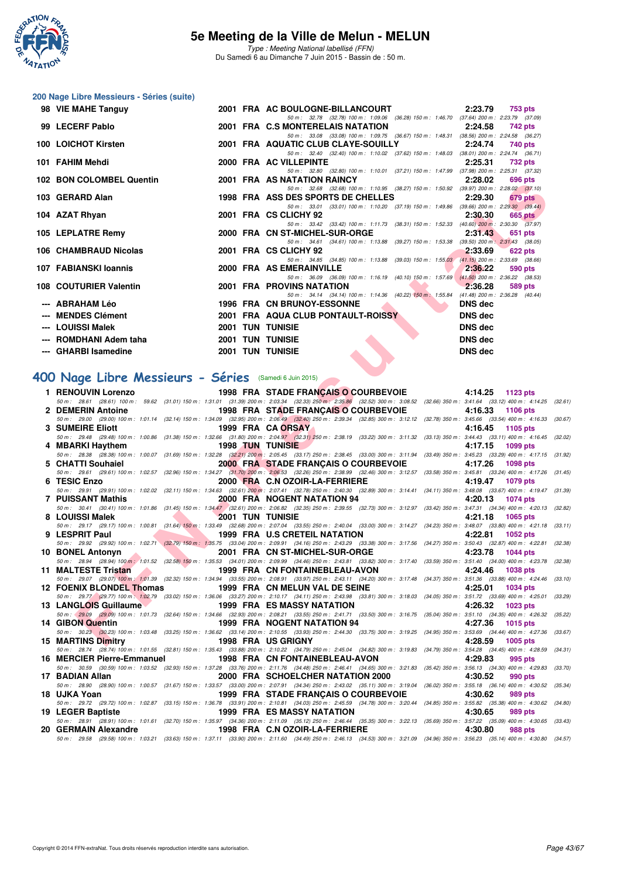# 5e Meeting de la Ville de Melun - MELUN

*Type : Meeting National labellisé (FFN)*
Du Samedi 6 au Dimanche 7 Juin 2015 - Bassin de : 50 m.

## 200 Nage Libre Messieurs - Séries (suite)

| Rang | Nom | Année | Nat. | Club | Temps | Points |
|---|---|---|---|---|---|---|
| 98 | VIE MAHE Tanguy | 2001 | FRA | AC BOULOGNE-BILLANCOURT | 2:23.79 | 753 pts |
| | 50 m : 32.78 (32.78) 100 m : 1:09.06 (36.28) 150 m : 1:46.70 (37.64) 200 m : 2:23.79 (37.09) | | | | | |
| 99 | LECERF Pablo | 2001 | FRA | C.S MONTERELAIS NATATION | 2:24.58 | 742 pts |
| | 50 m : 33.08 (33.08) 100 m : 1:09.75 (36.67) 150 m : 1:48.31 (38.56) 200 m : 2:24.58 (36.27) | | | | | |
| 100 | LOICHOT Kirsten | 2001 | FRA | AQUATIC CLUB CLAYE-SOUILLY | 2:24.74 | 740 pts |
| | 50 m : 32.40 (32.40) 100 m : 1:10.02 (37.62) 150 m : 1:48.03 (38.01) 200 m : 2:24.74 (36.71) | | | | | |
| 101 | FAHIM Mehdi | 2000 | FRA | AC VILLEPINTE | 2:25.31 | 732 pts |
| | 50 m : 32.80 (32.80) 100 m : 1:10.01 (37.21) 150 m : 1:47.99 (37.98) 200 m : 2:25.31 (37.32) | | | | | |
| 102 | BON COLOMBEL Quentin | 2001 | FRA | AS NATATION RAINCY | 2:28.02 | 696 pts |
| | 50 m : 32.68 (32.68) 100 m : 1:10.95 (38.27) 150 m : 1:50.92 (39.97) 200 m : 2:28.02 (37.10) | | | | | |
| 103 | GERARD Alan | 1998 | FRA | ASS DES SPORTS DE CHELLES | 2:29.30 | 679 pts |
| | 50 m : 33.01 (33.01) 100 m : 1:10.20 (37.19) 150 m : 1:49.86 (39.66) 200 m : 2:29.30 (39.44) | | | | | |
| 104 | AZAT Rhyan | 2001 | FRA | CS CLICHY 92 | 2:30.30 | 665 pts |
| | 50 m : 33.42 (33.42) 100 m : 1:11.73 (38.31) 150 m : 1:52.33 (40.60) 200 m : 2:30.30 (37.97) | | | | | |
| 105 | LEPLATRE Remy | 2000 | FRA | CN ST-MICHEL-SUR-ORGE | 2:31.43 | 651 pts |
| | 50 m : 34.61 (34.61) 100 m : 1:13.88 (39.27) 150 m : 1:53.38 (39.50) 200 m : 2:31.43 (38.05) | | | | | |
| 106 | CHAMBRAUD Nicolas | 2001 | FRA | CS CLICHY 92 | 2:33.69 | 622 pts |
| | 50 m : 34.85 (34.85) 100 m : 1:13.88 (39.03) 150 m : 1:55.03 (41.15) 200 m : 2:33.69 (38.66) | | | | | |
| 107 | FABIANSKI Ioannis | 2000 | FRA | AS EMERAINVILLE | 2:36.22 | 590 pts |
| | 50 m : 36.09 (36.09) 100 m : 1:16.19 (40.10) 150 m : 1:57.69 (41.50) 200 m : 2:36.22 (38.53) | | | | | |
| 108 | COUTURIER Valentin | 2001 | FRA | PROVINS NATATION | 2:36.28 | 589 pts |
| | 50 m : 34.14 (34.14) 100 m : 1:14.36 (40.22) 150 m : 1:55.84 (41.48) 200 m : 2:36.28 (40.44) | | | | | |
| --- | ABRAHAM Léo | 1996 | FRA | CN BRUNOY-ESSONNE | DNS dec | |
| --- | MENDES Clément | 2001 | FRA | AQUA CLUB PONTAULT-ROISSY | DNS dec | |
| --- | LOUISSI Malek | 2001 | TUN | TUNISIE | DNS dec | |
| --- | ROMDHANI Adem taha | 2001 | TUN | TUNISIE | DNS dec | |
| --- | GHARBI Isamedine | 2001 | TUN | TUNISIE | DNS dec | |

## 400 Nage Libre Messieurs - Séries (Samedi 6 Juin 2015)

| Rang | Nom | Année | Nat. | Club | Temps | Points |
|---|---|---|---|---|---|---|
| 1 | RENOUVIN Lorenzo | 1998 | FRA | STADE FRANÇAIS O COURBEVOIE | 4:14.25 | 1123 pts |
| | 50 m : 28.61 (28.61) 100 m : 59.62 (31.01) 150 m : 1:31.01 (31.39) 200 m : 2:03.34 (32.33) 250 m : 2:35.86 (32.52) 300 m : 3:08.52 (32.66) 350 m : 3:41.64 (33.12) 400 m : 4:14.25 (32.61) | | | | | |
| 2 | DEMERIN Antoine | 1998 | FRA | STADE FRANÇAIS O COURBEVOIE | 4:16.33 | 1106 pts |
| | 50 m : 29.00 (29.00) 100 m : 1:01.14 (32.14) 150 m : 1:34.09 (32.95) 200 m : 2:06.49 (32.40) 250 m : 2:39.34 (32.85) 300 m : 3:12.12 (32.78) 350 m : 3:45.66 (33.54) 400 m : 4:16.33 (30.67) | | | | | |
| 3 | SUMEIRE Eliott | 1999 | FRA | CA ORSAY | 4:16.45 | 1105 pts |
| | 50 m : 29.48 (29.48) 100 m : 1:00.86 (31.38) 150 m : 1:32.66 (31.80) 200 m : 2:04.97 (32.31) 250 m : 2:38.19 (33.22) 300 m : 3:11.32 (33.13) 350 m : 3:44.43 (33.11) 400 m : 4:16.45 (32.02) | | | | | |
| 4 | MBARKI Haythem | 1998 | TUN | TUNISIE | 4:17.15 | 1099 pts |
| | 50 m : 28.38 (28.38) 100 m : 1:00.07 (31.69) 150 m : 1:32.28 (32.21) 200 m : 2:05.45 (33.17) 250 m : 2:38.45 (33.00) 300 m : 3:11.94 (33.49) 350 m : 3:45.23 (33.29) 400 m : 4:17.15 (31.92) | | | | | |
| 5 | CHATTI Souhaiel | 2000 | FRA | STADE FRANÇAIS O COURBEVOIE | 4:17.26 | 1098 pts |
| | 50 m : 29.61 (29.61) 100 m : 1:02.57 (32.96) 150 m : 1:34.27 (31.70) 200 m : 2:06.53 (32.26) 250 m : 2:38.99 (32.46) 300 m : 3:12.57 (33.58) 350 m : 3:45.81 (33.24) 400 m : 4:17.26 (31.45) | | | | | |
| 6 | TESIC Enzo | 2000 | FRA | C.N OZOIR-LA-FERRIERE | 4:19.47 | 1079 pts |
| | 50 m : 29.91 (29.91) 100 m : 1:02.02 (32.11) 150 m : 1:34.63 (32.61) 200 m : 2:07.41 (32.78) 250 m : 2:40.30 (32.89) 300 m : 3:14.41 (34.11) 350 m : 3:48.08 (33.67) 400 m : 4:19.47 (31.39) | | | | | |
| 7 | PUISSANT Mathis | 2000 | FRA | NOGENT NATATION 94 | 4:20.13 | 1074 pts |
| | 50 m : 30.41 (30.41) 100 m : 1:01.86 (31.45) 150 m : 1:34.47 (32.61) 200 m : 2:06.82 (32.35) 250 m : 2:39.55 (32.73) 300 m : 3:12.97 (33.42) 350 m : 3:47.31 (34.34) 400 m : 4:20.13 (32.82) | | | | | |
| 8 | LOUISSI Malek | 2001 | TUN | TUNISIE | 4:21.18 | 1065 pts |
| | 50 m : 29.17 (29.17) 100 m : 1:00.81 (31.64) 150 m : 1:33.49 (32.68) 200 m : 2:07.04 (33.55) 250 m : 2:40.04 (33.00) 300 m : 3:14.27 (34.23) 350 m : 3:48.07 (33.80) 400 m : 4:21.18 (33.11) | | | | | |
| 9 | LESPRIT Paul | 1999 | FRA | U.S CRETEIL NATATION | 4:22.81 | 1052 pts |
| | 50 m : 29.92 (29.92) 100 m : 1:02.71 (32.79) 150 m : 1:35.75 (33.04) 200 m : 2:09.91 (34.16) 250 m : 2:43.29 (33.38) 300 m : 3:17.56 (34.27) 350 m : 3:50.43 (32.87) 400 m : 4:22.81 (32.38) | | | | | |
| 10 | BONEL Antonyn | 2001 | FRA | CN ST-MICHEL-SUR-ORGE | 4:23.78 | 1044 pts |
| | 50 m : 28.94 (28.94) 100 m : 1:01.52 (32.58) 150 m : 1:35.53 (34.01) 200 m : 2:09.99 (34.46) 250 m : 2:43.81 (33.82) 300 m : 3:17.40 (33.59) 350 m : 3:51.40 (34.00) 400 m : 4:23.78 (32.38) | | | | | |
| 11 | MALTESTE Tristan | 1999 | FRA | CN FONTAINEBLEAU-AVON | 4:24.46 | 1038 pts |
| | 50 m : 29.07 (29.07) 100 m : 1:01.39 (32.32) 150 m : 1:34.94 (33.55) 200 m : 2:08.91 (33.97) 250 m : 2:43.11 (34.20) 300 m : 3:17.48 (34.37) 350 m : 3:51.36 (33.88) 400 m : 4:24.46 (33.10) | | | | | |
| 12 | FOENIX BLONDEL Thomas | 1999 | FRA | CN MELUN VAL DE SEINE | 4:25.01 | 1034 pts |
| | 50 m : 29.77 (29.77) 100 m : 1:02.79 (33.02) 150 m : 1:36.06 (33.27) 200 m : 2:10.17 (34.11) 250 m : 2:43.98 (33.81) 300 m : 3:18.03 (34.05) 350 m : 3:51.72 (33.69) 400 m : 4:25.01 (33.29) | | | | | |
| 13 | LANGLOIS Guillaume | 1999 | FRA | ES MASSY NATATION | 4:26.32 | 1023 pts |
| | 50 m : 29.09 (29.09) 100 m : 1:01.73 (32.64) 150 m : 1:34.66 (32.93) 200 m : 2:08.21 (33.55) 250 m : 2:41.71 (33.50) 300 m : 3:16.75 (35.04) 350 m : 3:51.10 (34.35) 400 m : 4:26.32 (35.22) | | | | | |
| 14 | GIBON Quentin | 1999 | FRA | NOGENT NATATION 94 | 4:27.36 | 1015 pts |
| | 50 m : 30.23 (30.23) 100 m : 1:03.48 (33.25) 150 m : 1:36.62 (33.14) 200 m : 2:10.55 (33.93) 250 m : 2:44.30 (33.75) 300 m : 3:19.25 (34.95) 350 m : 3:53.69 (34.44) 400 m : 4:27.36 (33.67) | | | | | |
| 15 | MARTINS Dimitry | 1998 | FRA | US GRIGNY | 4:28.59 | 1005 pts |
| | 50 m : 28.74 (28.74) 100 m : 1:01.55 (32.81) 150 m : 1:35.43 (33.88) 200 m : 2:10.22 (34.79) 250 m : 2:45.04 (34.82) 300 m : 3:19.83 (34.79) 350 m : 3:54.28 (34.45) 400 m : 4:28.59 (34.31) | | | | | |
| 16 | MERCIER Pierre-Emmanuel | 1998 | FRA | CN FONTAINEBLEAU-AVON | 4:29.83 | 995 pts |
| | 50 m : 30.59 (30.59) 100 m : 1:03.52 (32.93) 150 m : 1:37.28 (33.76) 200 m : 2:11.76 (34.48) 250 m : 2:46.41 (34.65) 300 m : 3:21.83 (35.42) 350 m : 3:56.13 (34.30) 400 m : 4:29.83 (33.70) | | | | | |
| 17 | BADIAN Allan | 2000 | FRA | SCHOELCHER NATATION 2000 | 4:30.52 | 990 pts |
| | 50 m : 28.90 (28.90) 100 m : 1:00.57 (31.67) 150 m : 1:33.57 (33.00) 200 m : 2:07.91 (34.34) 250 m : 2:43.02 (35.11) 300 m : 3:19.04 (36.02) 350 m : 3:55.18 (36.14) 400 m : 4:30.52 (35.34) | | | | | |
| 18 | UJKA Yoan | 1999 | FRA | STADE FRANÇAIS O COURBEVOIE | 4:30.62 | 989 pts |
| | 50 m : 29.72 (29.72) 100 m : 1:02.87 (33.15) 150 m : 1:36.78 (33.91) 200 m : 2:10.81 (34.03) 250 m : 2:45.59 (34.78) 300 m : 3:20.44 (34.85) 350 m : 3:55.82 (35.38) 400 m : 4:30.62 (34.80) | | | | | |
| 19 | LEGER Baptiste | 1999 | FRA | ES MASSY NATATION | 4:30.65 | 989 pts |
| | 50 m : 28.91 (28.91) 100 m : 1:01.61 (32.70) 150 m : 1:35.97 (34.36) 200 m : 2:11.09 (35.12) 250 m : 2:46.44 (35.35) 300 m : 3:22.13 (35.69) 350 m : 3:57.22 (35.09) 400 m : 4:30.65 (33.43) | | | | | |
| 20 | GERMAIN Alexandre | 1998 | FRA | C.N OZOIR-LA-FERRIERE | 4:30.80 | 988 pts |
| | 50 m : 29.58 (29.58) 100 m : 1:03.21 (33.63) 150 m : 1:37.11 (33.90) 200 m : 2:11.60 (34.49) 250 m : 2:46.13 (34.53) 300 m : 3:21.09 (34.96) 350 m : 3:56.23 (35.14) 400 m : 4:30.80 (34.57) | | | | | |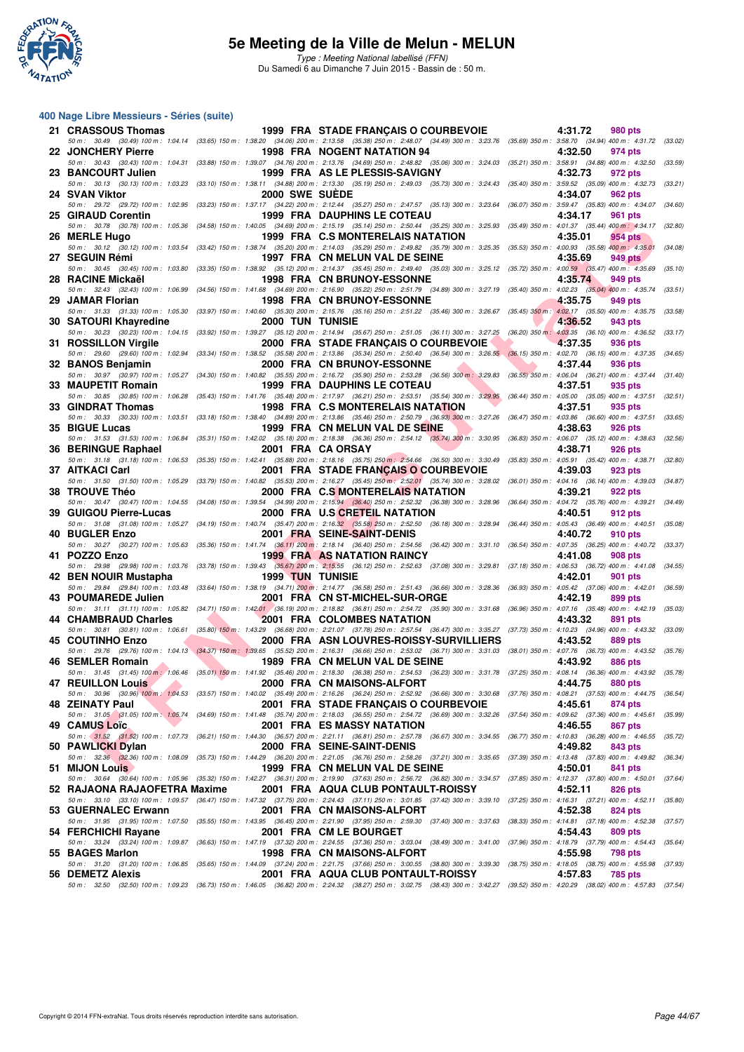# 5e Meeting de la Ville de Melun - MELUN

*Type : Meeting National labellisé (FFN)*

Du Samedi 6 au Dimanche 7 Juin 2015 - Bassin de : 50 m.

## 400 Nage Libre Messieurs - Séries (suite)

| Rang | Nom | Année | Nat | Club | Temps | Points |
|---|---|---|---|---|---|---|
| 21 | CRASSOUS Thomas | 1999 | FRA | STADE FRANÇAIS O COURBEVOIE | 4:31.72 | 980 pts |
| | 50 m : 30.49 (30.49) 100 m : 1:04.14 (33.65) 150 m : 1:38.20 (34.06) 200 m : 2:13.58 (35.38) 250 m : 2:48.07 (34.49) 300 m : 3:23.76 (35.69) 350 m : 3:58.70 (34.94) 400 m : 4:31.72 (33.02) | | | | | |
| 22 | JONCHERY Pierre | 1998 | FRA | NOGENT NATATION 94 | 4:32.50 | 974 pts |
| | 50 m : 30.43 (30.43) 100 m : 1:04.31 (33.88) 150 m : 1:39.07 (34.76) 200 m : 2:13.76 (34.69) 250 m : 2:48.82 (35.06) 300 m : 3:24.03 (35.21) 350 m : 3:58.91 (34.88) 400 m : 4:32.50 (33.59) | | | | | |
| 23 | BANCOURT Julien | 1999 | FRA | AS LE PLESSIS-SAVIGNY | 4:32.73 | 972 pts |
| | 50 m : 30.13 (30.13) 100 m : 1:03.23 (33.10) 150 m : 1:38.11 (34.88) 200 m : 2:13.30 (35.19) 250 m : 2:49.03 (35.73) 300 m : 3:24.43 (35.40) 350 m : 3:59.52 (35.09) 400 m : 4:32.73 (33.21) | | | | | |
| 24 | SVAN Viktor | 2000 | SWE | SUÈDE | 4:34.07 | 962 pts |
| | 50 m : 29.72 (29.72) 100 m : 1:02.95 (33.23) 150 m : 1:37.17 (34.22) 200 m : 2:12.44 (35.27) 250 m : 2:47.57 (35.13) 300 m : 3:23.64 (36.07) 350 m : 3:59.47 (35.83) 400 m : 4:34.07 (34.60) | | | | | |
| 25 | GIRAUD Corentin | 1999 | FRA | DAUPHINS LE COTEAU | 4:34.17 | 961 pts |
| | 50 m : 30.78 (30.78) 100 m : 1:05.36 (34.58) 150 m : 1:40.05 (34.69) 200 m : 2:15.19 (35.14) 250 m : 2:50.44 (35.25) 300 m : 3:25.93 (35.49) 350 m : 4:01.37 (35.44) 400 m : 4:34.17 (32.80) | | | | | |
| 26 | MERLE Hugo | 1999 | FRA | C.S MONTERELAIS NATATION | 4:35.01 | 954 pts |
| | 50 m : 30.12 (30.12) 100 m : 1:03.54 (33.42) 150 m : 1:38.74 (35.20) 200 m : 2:14.03 (35.29) 250 m : 2:49.82 (35.79) 300 m : 3:25.35 (35.53) 350 m : 4:00.93 (35.58) 400 m : 4:35.01 (34.08) | | | | | |
| 27 | SEGUIN Rémi | 1997 | FRA | CN MELUN VAL DE SEINE | 4:35.69 | 949 pts |
| | 50 m : 30.45 (30.45) 100 m : 1:03.80 (33.35) 150 m : 1:38.92 (35.12) 200 m : 2:14.37 (35.45) 250 m : 2:49.40 (35.03) 300 m : 3:25.12 (35.72) 350 m : 4:00.59 (35.47) 400 m : 4:35.69 (35.10) | | | | | |
| 28 | RACINE Mickaël | 1998 | FRA | CN BRUNOY-ESSONNE | 4:35.74 | 949 pts |
| | 50 m : 32.43 (32.43) 100 m : 1:06.99 (34.56) 150 m : 1:41.68 (34.69) 200 m : 2:16.90 (35.22) 250 m : 2:51.79 (34.89) 300 m : 3:27.19 (35.40) 350 m : 4:02.23 (35.04) 400 m : 4:35.74 (33.51) | | | | | |
| 29 | JAMAR Florian | 1998 | FRA | CN BRUNOY-ESSONNE | 4:35.75 | 949 pts |
| | 50 m : 31.33 (31.33) 100 m : 1:05.30 (33.97) 150 m : 1:40.60 (35.30) 200 m : 2:15.76 (35.16) 250 m : 2:51.22 (35.46) 300 m : 3:26.67 (35.45) 350 m : 4:02.17 (35.50) 400 m : 4:35.75 (33.58) | | | | | |
| 30 | SATOURI Khayredine | 2000 | TUN | TUNISIE | 4:36.52 | 943 pts |
| | 50 m : 30.23 (30.23) 100 m : 1:04.15 (33.92) 150 m : 1:39.27 (35.12) 200 m : 2:14.94 (35.67) 250 m : 2:51.05 (36.11) 300 m : 3:27.25 (36.20) 350 m : 4:03.35 (36.10) 400 m : 4:36.52 (33.17) | | | | | |
| 31 | ROSSILLON Virgile | 2000 | FRA | STADE FRANÇAIS O COURBEVOIE | 4:37.35 | 936 pts |
| | 50 m : 29.60 (29.60) 100 m : 1:02.94 (33.34) 150 m : 1:38.52 (35.58) 200 m : 2:13.86 (35.34) 250 m : 2:50.40 (36.54) 300 m : 3:26.55 (36.15) 350 m : 4:02.70 (36.15) 400 m : 4:37.35 (34.65) | | | | | |
| 32 | BANOS Benjamin | 2000 | FRA | CN BRUNOY-ESSONNE | 4:37.44 | 936 pts |
| | 50 m : 30.97 (30.97) 100 m : 1:05.27 (34.30) 150 m : 1:40.82 (35.55) 200 m : 2:16.72 (35.90) 250 m : 2:53.28 (36.56) 300 m : 3:29.83 (36.55) 350 m : 4:06.04 (36.21) 400 m : 4:37.44 (31.40) | | | | | |
| 33 | MAUPETIT Romain | 1999 | FRA | DAUPHINS LE COTEAU | 4:37.51 | 935 pts |
| | 50 m : 30.85 (30.85) 100 m : 1:06.28 (35.43) 150 m : 1:41.76 (35.48) 200 m : 2:17.97 (36.21) 250 m : 2:53.51 (35.54) 300 m : 3:29.95 (36.44) 350 m : 4:05.00 (35.05) 400 m : 4:37.51 (32.51) | | | | | |
| 33 | GINDRAT Thomas | 1998 | FRA | C.S MONTERELAIS NATATION | 4:37.51 | 935 pts |
| | 50 m : 30.33 (30.33) 100 m : 1:03.51 (33.18) 150 m : 1:38.40 (34.89) 200 m : 2:13.86 (35.46) 250 m : 2:50.79 (36.93) 300 m : 3:27.26 (36.47) 350 m : 4:03.86 (36.60) 400 m : 4:37.51 (33.65) | | | | | |
| 35 | BIGUE Lucas | 1999 | FRA | CN MELUN VAL DE SEINE | 4:38.63 | 926 pts |
| | 50 m : 31.53 (31.53) 100 m : 1:06.84 (35.31) 150 m : 1:42.02 (35.18) 200 m : 2:18.38 (36.36) 250 m : 2:54.12 (35.74) 300 m : 3:30.95 (36.83) 350 m : 4:06.07 (35.12) 400 m : 4:38.63 (32.56) | | | | | |
| 36 | BERINGUE Raphael | 2001 | FRA | CA ORSAY | 4:38.71 | 926 pts |
| | 50 m : 31.18 (31.18) 100 m : 1:06.53 (35.35) 150 m : 1:42.41 (35.88) 200 m : 2:18.16 (35.75) 250 m : 2:54.66 (36.50) 300 m : 3:30.49 (35.83) 350 m : 4:05.91 (35.42) 400 m : 4:38.71 (32.80) | | | | | |
| 37 | AITKACI Carl | 2001 | FRA | STADE FRANÇAIS O COURBEVOIE | 4:39.03 | 923 pts |
| | 50 m : 31.50 (31.50) 100 m : 1:05.29 (33.79) 150 m : 1:40.82 (35.53) 200 m : 2:16.27 (35.45) 250 m : 2:52.01 (35.74) 300 m : 3:28.02 (36.01) 350 m : 4:04.16 (36.14) 400 m : 4:39.03 (34.87) | | | | | |
| 38 | TROUVE Théo | 2000 | FRA | C.S MONTERELAIS NATATION | 4:39.21 | 922 pts |
| | 50 m : 30.47 (30.47) 100 m : 1:04.55 (34.08) 150 m : 1:39.54 (34.99) 200 m : 2:15.94 (36.40) 250 m : 2:52.32 (36.38) 300 m : 3:28.96 (36.64) 350 m : 4:04.72 (35.76) 400 m : 4:39.21 (34.49) | | | | | |
| 39 | GUIGOU Pierre-Lucas | 2000 | FRA | U.S CRETEIL NATATION | 4:40.51 | 912 pts |
| | 50 m : 31.08 (31.08) 100 m : 1:05.27 (34.19) 150 m : 1:40.74 (35.47) 200 m : 2:16.32 (35.58) 250 m : 2:52.50 (36.18) 300 m : 3:28.94 (36.44) 350 m : 4:05.43 (36.49) 400 m : 4:40.51 (35.08) | | | | | |
| 40 | BUGLER Enzo | 2001 | FRA | SEINE-SAINT-DENIS | 4:40.72 | 910 pts |
| | 50 m : 30.27 (30.27) 100 m : 1:05.63 (35.36) 150 m : 1:41.74 (36.11) 200 m : 2:18.14 (36.40) 250 m : 2:54.56 (36.42) 300 m : 3:31.10 (36.54) 350 m : 4:07.35 (36.25) 400 m : 4:40.72 (33.37) | | | | | |
| 41 | POZZO Enzo | 1999 | FRA | AS NATATION RAINCY | 4:41.08 | 908 pts |
| | 50 m : 29.98 (29.98) 100 m : 1:03.76 (33.78) 150 m : 1:39.43 (35.67) 200 m : 2:15.55 (36.12) 250 m : 2:52.63 (37.08) 300 m : 3:29.81 (37.18) 350 m : 4:06.53 (36.72) 400 m : 4:41.08 (34.55) | | | | | |
| 42 | BEN NOUIR Mustapha | 1999 | TUN | TUNISIE | 4:42.01 | 901 pts |
| | 50 m : 29.84 (29.84) 100 m : 1:03.48 (33.64) 150 m : 1:38.19 (34.71) 200 m : 2:14.77 (36.58) 250 m : 2:51.43 (36.66) 300 m : 3:28.36 (36.93) 350 m : 4:05.42 (37.06) 400 m : 4:42.01 (36.59) | | | | | |
| 43 | POUMAREDE Julien | 2001 | FRA | CN ST-MICHEL-SUR-ORGE | 4:42.19 | 899 pts |
| | 50 m : 31.11 (31.11) 100 m : 1:05.82 (34.71) 150 m : 1:42.01 (36.19) 200 m : 2:18.82 (36.81) 250 m : 2:54.72 (35.90) 300 m : 3:31.68 (36.96) 350 m : 4:07.16 (35.48) 400 m : 4:42.19 (35.03) | | | | | |
| 44 | CHAMBRAUD Charles | 2001 | FRA | COLOMBES NATATION | 4:43.32 | 891 pts |
| | 50 m : 30.81 (30.81) 100 m : 1:06.61 (35.80) 150 m : 1:43.29 (36.68) 200 m : 2:21.07 (37.78) 250 m : 2:57.54 (36.47) 300 m : 3:35.27 (37.73) 350 m : 4:10.23 (34.96) 400 m : 4:43.32 (33.09) | | | | | |
| 45 | COUTINHO Enzo | 2000 | FRA | ASN LOUVRES-ROISSY-SURVILLIERS | 4:43.52 | 889 pts |
| | 50 m : 29.76 (29.76) 100 m : 1:04.13 (34.37) 150 m : 1:39.65 (35.52) 200 m : 2:16.31 (36.66) 250 m : 2:53.02 (36.71) 300 m : 3:31.03 (38.01) 350 m : 4:07.76 (36.73) 400 m : 4:43.52 (35.76) | | | | | |
| 46 | SEMLER Romain | 1989 | FRA | CN MELUN VAL DE SEINE | 4:43.92 | 886 pts |
| | 50 m : 31.45 (31.45) 100 m : 1:06.46 (35.01) 150 m : 1:41.92 (35.46) 200 m : 2:18.30 (36.38) 250 m : 2:54.53 (36.23) 300 m : 3:31.78 (37.25) 350 m : 4:08.14 (36.36) 400 m : 4:43.92 (35.78) | | | | | |
| 47 | REUILLON Louis | 2000 | FRA | CN MAISONS-ALFORT | 4:44.75 | 880 pts |
| | 50 m : 30.96 (30.96) 100 m : 1:04.53 (33.57) 150 m : 1:40.02 (35.49) 200 m : 2:16.26 (36.24) 250 m : 2:52.92 (36.66) 300 m : 3:30.68 (37.76) 350 m : 4:08.21 (37.53) 400 m : 4:44.75 (36.54) | | | | | |
| 48 | ZEINATY Paul | 2001 | FRA | STADE FRANÇAIS O COURBEVOIE | 4:45.61 | 874 pts |
| | 50 m : 31.05 (31.05) 100 m : 1:05.74 (34.69) 150 m : 1:41.48 (35.74) 200 m : 2:18.03 (36.55) 250 m : 2:54.72 (36.69) 300 m : 3:32.26 (37.54) 350 m : 4:09.62 (37.36) 400 m : 4:45.61 (35.99) | | | | | |
| 49 | CAMUS Loïc | 2001 | FRA | ES MASSY NATATION | 4:46.55 | 867 pts |
| | 50 m : 31.52 (31.52) 100 m : 1:07.73 (36.21) 150 m : 1:44.30 (36.57) 200 m : 2:21.11 (36.81) 250 m : 2:57.78 (36.67) 300 m : 3:34.55 (36.77) 350 m : 4:10.83 (36.28) 400 m : 4:46.55 (35.72) | | | | | |
| 50 | PAWLICKI Dylan | 2000 | FRA | SEINE-SAINT-DENIS | 4:49.82 | 843 pts |
| | 50 m : 32.36 (32.36) 100 m : 1:08.09 (35.73) 150 m : 1:44.29 (36.20) 200 m : 2:21.05 (36.76) 250 m : 2:58.26 (37.21) 300 m : 3:35.65 (37.39) 350 m : 4:13.48 (37.83) 400 m : 4:49.82 (36.34) | | | | | |
| 51 | MIJON Louis | 1999 | FRA | CN MELUN VAL DE SEINE | 4:50.01 | 841 pts |
| | 50 m : 30.64 (30.64) 100 m : 1:05.96 (35.32) 150 m : 1:42.27 (36.31) 200 m : 2:19.90 (37.63) 250 m : 2:56.72 (36.82) 300 m : 3:34.57 (37.85) 350 m : 4:12.37 (37.80) 400 m : 4:50.01 (37.64) | | | | | |
| 52 | RAJAONA RAJAOFETRA Maxime | 2001 | FRA | AQUA CLUB PONTAULT-ROISSY | 4:52.11 | 826 pts |
| | 50 m : 33.10 (33.10) 100 m : 1:09.57 (36.47) 150 m : 1:47.32 (37.75) 200 m : 2:24.43 (37.11) 250 m : 3:01.85 (37.42) 300 m : 3:39.10 (37.25) 350 m : 4:16.31 (37.21) 400 m : 4:52.11 (35.80) | | | | | |
| 53 | GUERNALEC Erwann | 2001 | FRA | CN MAISONS-ALFORT | 4:52.38 | 824 pts |
| | 50 m : 31.95 (31.95) 100 m : 1:07.50 (35.55) 150 m : 1:43.95 (36.45) 200 m : 2:21.90 (37.95) 250 m : 2:59.30 (37.40) 300 m : 3:37.63 (38.33) 350 m : 4:14.81 (37.18) 400 m : 4:52.38 (37.57) | | | | | |
| 54 | FERCHICHI Rayane | 2001 | FRA | CM LE BOURGET | 4:54.43 | 809 pts |
| | 50 m : 33.24 (33.24) 100 m : 1:09.87 (36.63) 150 m : 1:47.19 (37.32) 200 m : 2:24.55 (37.36) 250 m : 3:03.04 (38.49) 300 m : 3:41.00 (37.96) 350 m : 4:18.79 (37.79) 400 m : 4:54.43 (35.64) | | | | | |
| 55 | BAGES Marlon | 1998 | FRA | CN MAISONS-ALFORT | 4:55.98 | 798 pts |
| | 50 m : 31.20 (31.20) 100 m : 1:06.85 (35.65) 150 m : 1:44.09 (37.24) 200 m : 2:21.75 (37.66) 250 m : 3:00.55 (38.80) 300 m : 3:39.30 (38.75) 350 m : 4:18.05 (38.75) 400 m : 4:55.98 (37.93) | | | | | |
| 56 | DEMETZ Alexis | 2001 | FRA | AQUA CLUB PONTAULT-ROISSY | 4:57.83 | 785 pts |
| | 50 m : 32.50 (32.50) 100 m : 1:09.23 (36.73) 150 m : 1:46.05 (36.82) 200 m : 2:24.32 (38.27) 250 m : 3:02.75 (38.43) 300 m : 3:42.27 (39.52) 350 m : 4:20.29 (38.02) 400 m : 4:57.83 (37.54) | | | | | |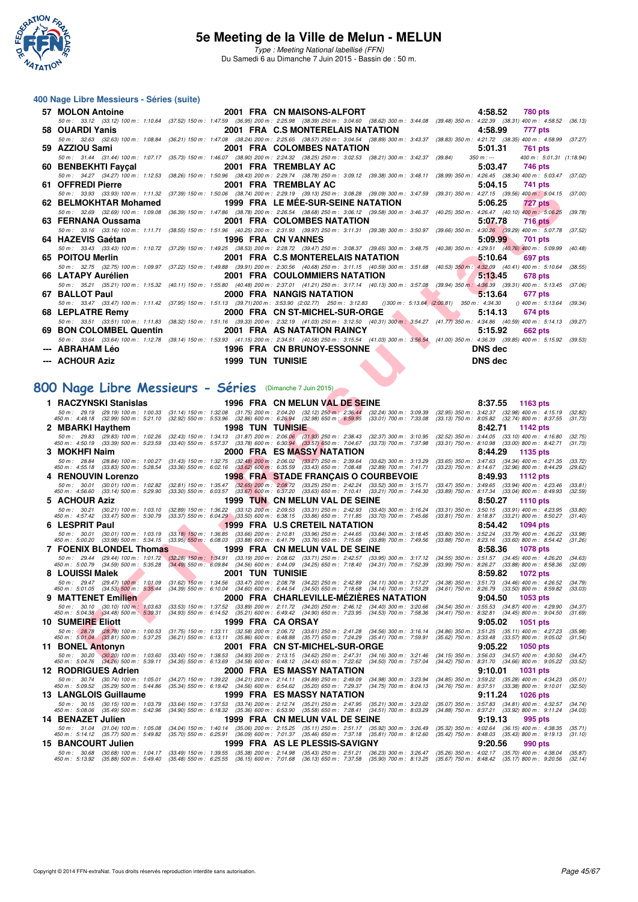# 5e Meeting de la Ville de Melun - MELUN

*Type : Meeting National labellisé (FFN)*

Du Samedi 6 au Dimanche 7 Juin 2015 - Bassin de : 50 m.

## 400 Nage Libre Messieurs - Séries (suite)

**57 MOLON Antoine** — 2001 FRA CN MAISONS-ALFORT — 4:58.52 — 780 pts
50 m : 33.12 (33.12) 100 m : 1:10.64 (37.52) 150 m : 1:47.59 (36.95) 200 m : 2:25.98 (38.39) 250 m : 3:04.60 (38.62) 300 m : 3:44.08 (39.48) 350 m : 4:22.39 (38.31) 400 m : 4:58.52 (36.13)

**58 OUARDI Yanis** — 2001 FRA C.S MONTERELAIS NATATION — 4:58.99 — 777 pts
50 m : 32.63 (32.63) 100 m : 1:08.84 (36.21) 150 m : 1:47.08 (38.24) 200 m : 2:25.65 (38.57) 250 m : 3:04.54 (38.89) 300 m : 3:43.37 (38.83) 350 m : 4:21.72 (38.35) 400 m : 4:58.99 (37.27)

**59 AZZIOU Sami** — 2001 FRA COLOMBES NATATION — 5:01.31 — 761 pts
50 m : 31.44 (31.44) 100 m : 1:07.17 (35.73) 150 m : 1:46.07 (38.90) 200 m : 2:24.32 (38.25) 250 m : 3:02.53 (38.21) 300 m : 3:42.37 (39.84) 350 m : --- 400 m : 5:01.31 (1:18.94)

**60 BENBEKHTI Fayçal** — 2001 FRA TREMBLAY AC — 5:03.47 — 746 pts
50 m : 34.27 (34.27) 100 m : 1:12.53 (38.26) 150 m : 1:50.96 (38.43) 200 m : 2:29.74 (38.78) 250 m : 3:09.12 (39.38) 300 m : 3:48.11 (38.99) 350 m : 4:26.45 (38.34) 400 m : 5:03.47 (37.02)

**61 OFFREDI Pierre** — 2001 FRA TREMBLAY AC — 5:04.15 — 741 pts
50 m : 33.93 (33.93) 100 m : 1:11.32 (37.39) 150 m : 1:50.06 (38.74) 200 m : 2:29.19 (39.13) 250 m : 3:08.28 (39.09) 300 m : 3:47.59 (39.31) 350 m : 4:27.15 (39.56) 400 m : 5:04.15 (37.00)

**62 BELMOKHTAR Mohamed** — 1999 FRA LE MÉE-SUR-SEINE NATATION — 5:06.25 — 727 pts
50 m : 32.69 (32.69) 100 m : 1:09.08 (36.39) 150 m : 1:47.86 (38.78) 200 m : 2:26.54 (38.68) 250 m : 3:06.12 (39.58) 300 m : 3:46.37 (40.25) 350 m : 4:26.47 (40.10) 400 m : 5:06.25 (39.78)

**63 FERNANA Oussama** — 2001 FRA COLOMBES NATATION — 5:07.78 — 716 pts
50 m : 33.16 (33.16) 100 m : 1:11.71 (38.55) 150 m : 1:51.96 (40.25) 200 m : 2:31.93 (39.97) 250 m : 3:11.31 (39.38) 300 m : 3:50.97 (39.66) 350 m : 4:30.26 (39.29) 400 m : 5:07.78 (37.52)

**64 HAZEVIS Gaétan** — 1996 FRA CN VANNES — 5:09.99 — 701 pts
50 m : 33.43 (33.43) 100 m : 1:10.72 (37.29) 150 m : 1:49.25 (38.53) 200 m : 2:28.72 (39.47) 250 m : 3:08.37 (39.65) 300 m : 3:48.75 (40.38) 350 m : 4:29.51 (40.76) 400 m : 5:09.99 (40.48)

**65 POITOU Merlin** — 2001 FRA C.S MONTERELAIS NATATION — 5:10.64 — 697 pts
50 m : 32.75 (32.75) 100 m : 1:09.97 (37.22) 150 m : 1:49.88 (39.91) 200 m : 2:30.56 (40.68) 250 m : 3:11.15 (40.59) 300 m : 3:51.68 (40.53) 350 m : 4:32.09 (40.41) 400 m : 5:10.64 (38.55)

**66 LATAPY Aurélien** — 2001 FRA COULOMMIERS NATATION — 5:13.45 — 678 pts
50 m : 35.21 (35.21) 100 m : 1:15.32 (40.11) 150 m : 1:55.80 (40.48) 200 m : 2:37.01 (41.21) 250 m : 3:17.14 (40.13) 300 m : 3:57.08 (39.94) 350 m : 4:36.39 (39.31) 400 m : 5:13.45 (37.06)

**67 BALLOT Paul** — 2000 FRA NANGIS NATATION — 5:13.64 — 677 pts
50 m : 33.47 (33.47) 100 m : 1:11.42 (37.95) 150 m : 1:51.13 (39.71) 200 m : 3:53.90 (2:02.77) 250 m : 3:12.83 () 300 m : 5:13.64 (2:00.81) 350 m : 4:34.30 () 400 m : 5:13.64 (39.34)

**68 LEPLATRE Remy** — 2000 FRA CN ST-MICHEL-SUR-ORGE — 5:14.13 — 674 pts
50 m : 33.51 (33.51) 100 m : 1:11.83 (38.32) 150 m : 1:51.16 (39.33) 200 m : 2:32.19 (41.03) 250 m : 3:12.50 (40.31) 300 m : 3:54.27 (41.77) 350 m : 4:34.86 (40.59) 400 m : 5:14.13 (39.27)

**69 BON COLOMBEL Quentin** — 2001 FRA AS NATATION RAINCY — 5:15.92 — 662 pts
50 m : 33.64 (33.64) 100 m : 1:12.78 (39.14) 150 m : 1:53.93 (41.15) 200 m : 2:34.51 (40.58) 250 m : 3:15.54 (41.03) 300 m : 3:56.54 (41.00) 350 m : 4:36.39 (39.85) 400 m : 5:15.92 (39.53)

**--- ABRAHAM Léo** — 1996 FRA CN BRUNOY-ESSONNE — DNS dec

**--- ACHOUR Aziz** — 1999 TUN TUNISIE — DNS dec

## 800 Nage Libre Messieurs - Séries (Dimanche 7 Juin 2015)

**1 RACZYNSKI Stanislas** — 1996 FRA CN MELUN VAL DE SEINE — 8:37.55 — 1163 pts
50 m : 29.19 (29.19) 100 m : 1:00.33 (31.14) 150 m : 1:32.08 (31.75) 200 m : 2:04.20 (32.12) 250 m : 2:36.44 (32.24) 300 m : 3:09.39 (32.95) 350 m : 3:42.37 (32.98) 400 m : 4:15.19 (32.82)
450 m : 4:48.18 (32.99) 500 m : 5:21.10 (32.92) 550 m : 5:53.96 (32.86) 600 m : 6:26.94 (32.98) 650 m : 6:59.95 (33.01) 700 m : 7:33.08 (33.13) 750 m : 8:05.82 (32.74) 800 m : 8:37.55 (31.73)

**2 MBARKI Haythem** — 1998 TUN TUNISIE — 8:42.71 — 1142 pts
50 m : 29.83 (29.83) 100 m : 1:02.26 (32.43) 150 m : 1:34.13 (31.87) 200 m : 2:06.06 (31.93) 250 m : 2:38.43 (32.37) 300 m : 3:10.95 (32.52) 350 m : 3:44.05 (33.10) 400 m : 4:16.80 (32.75)
450 m : 4:50.19 (33.39) 500 m : 5:23.59 (33.40) 550 m : 5:57.37 (33.78) 600 m : 6:30.94 (33.57) 650 m : 7:04.67 (33.73) 700 m : 7:37.98 (33.31) 750 m : 8:10.98 (33.00) 800 m : 8:42.71 (31.73)

**3 MOKHFI Naim** — 2000 FRA ES MASSY NATATION — 8:44.29 — 1135 pts
50 m : 28.84 (28.84) 100 m : 1:00.27 (31.43) 150 m : 1:32.75 (32.48) 200 m : 2:06.02 (33.27) 250 m : 2:39.64 (33.62) 300 m : 3:13.29 (33.65) 350 m : 3:47.63 (34.34) 400 m : 4:21.35 (33.72)
450 m : 4:55.18 (33.83) 500 m : 5:28.54 (33.36) 550 m : 6:02.16 (33.62) 600 m : 6:35.59 (33.43) 650 m : 7:08.48 (32.89) 700 m : 7:41.71 (33.23) 750 m : 8:14.67 (32.96) 800 m : 8:44.29 (29.62)

**4 RENOUVIN Lorenzo** — 1998 FRA STADE FRANÇAIS O COURBEVOIE — 8:49.93 — 1112 pts
50 m : 30.01 (30.01) 100 m : 1:02.82 (32.81) 150 m : 1:35.47 (32.65) 200 m : 2:08.72 (33.25) 250 m : 2:42.24 (33.52) 300 m : 3:15.71 (33.47) 350 m : 3:49.65 (33.94) 400 m : 4:23.46 (33.81)
450 m : 4:56.60 (33.14) 500 m : 5:29.90 (33.30) 550 m : 6:03.57 (33.67) 600 m : 6:37.20 (33.63) 650 m : 7:10.41 (33.21) 700 m : 7:44.30 (33.89) 750 m : 8:17.34 (33.04) 800 m : 8:49.93 (32.59)

**5 ACHOUR Aziz** — 1999 TUN CN MELUN VAL DE SEINE — 8:50.27 — 1110 pts
50 m : 30.21 (30.21) 100 m : 1:03.10 (32.89) 150 m : 1:36.22 (33.12) 200 m : 2:09.53 (33.31) 250 m : 2:42.93 (33.40) 300 m : 3:16.24 (33.31) 350 m : 3:50.15 (33.91) 400 m : 4:23.95 (33.80)
450 m : 4:57.42 (33.47) 500 m : 5:30.79 (33.37) 550 m : 6:04.29 (33.50) 600 m : 6:38.15 (33.86) 650 m : 7:11.85 (33.70) 700 m : 7:45.66 (33.81) 750 m : 8:18.87 (33.21) 800 m : 8:50.27 (31.40)

**6 LESPRIT Paul** — 1999 FRA U.S CRETEIL NATATION — 8:54.42 — 1094 pts
50 m : 30.01 (30.01) 100 m : 1:03.19 (33.18) 150 m : 1:36.85 (33.66) 200 m : 2:10.81 (33.96) 250 m : 2:44.65 (33.84) 300 m : 3:18.45 (33.80) 350 m : 3:52.24 (33.79) 400 m : 4:26.22 (33.98)
450 m : 5:00.20 (33.98) 500 m : 5:34.15 (33.95) 550 m : 6:08.03 (33.88) 600 m : 6:41.79 (33.76) 650 m : 7:15.68 (33.89) 700 m : 7:49.56 (33.88) 750 m : 8:23.16 (33.60) 800 m : 8:54.42 (31.26)

**7 FOENIX BLONDEL Thomas** — 1999 FRA CN MELUN VAL DE SEINE — 8:58.36 — 1078 pts
50 m : 29.44 (29.44) 100 m : 1:01.72 (32.28) 150 m : 1:34.91 (33.19) 200 m : 2:08.62 (33.71) 250 m : 2:42.57 (33.95) 300 m : 3:17.12 (34.55) 350 m : 3:51.57 (34.45) 400 m : 4:26.20 (34.63)
450 m : 5:00.79 (34.59) 500 m : 5:35.28 (34.49) 550 m : 6:09.84 (34.56) 600 m : 6:44.09 (34.25) 650 m : 7:18.40 (34.31) 700 m : 7:52.39 (33.99) 750 m : 8:26.27 (33.88) 800 m : 8:58.36 (32.09)

**8 LOUISSI Malek** — 2001 TUN TUNISIE — 8:59.82 — 1072 pts
50 m : 29.47 (29.47) 100 m : 1:01.09 (31.62) 150 m : 1:34.56 (33.47) 200 m : 2:08.78 (34.22) 250 m : 2:42.89 (34.11) 300 m : 3:17.27 (34.38) 350 m : 3:51.73 (34.46) 400 m : 4:26.52 (34.79)
450 m : 5:01.05 (34.53) 500 m : 5:35.44 (34.39) 550 m : 6:10.04 (34.60) 600 m : 6:44.54 (34.50) 650 m : 7:18.68 (34.14) 700 m : 7:53.29 (34.61) 750 m : 8:26.79 (33.50) 800 m : 8:59.82 (33.03)

**9 MATTENET Emilien** — 2000 FRA CHARLEVILLE-MÉZIÈRES NATATION — 9:04.50 — 1053 pts
50 m : 30.10 (30.10) 100 m : 1:03.63 (33.53) 150 m : 1:37.52 (33.89) 200 m : 2:11.72 (34.20) 250 m : 2:46.12 (34.40) 300 m : 3:20.66 (34.54) 350 m : 3:55.53 (34.87) 400 m : 4:29.90 (34.37)
450 m : 5:04.38 (34.48) 500 m : 5:39.31 (34.93) 550 m : 6:14.52 (35.21) 600 m : 6:49.42 (34.90) 650 m : 7:23.95 (34.53) 700 m : 7:58.36 (34.41) 750 m : 8:32.81 (34.45) 800 m : 9:04.50 (31.69)

**10 SUMEIRE Eliott** — 1999 FRA CA ORSAY — 9:05.02 — 1051 pts
50 m : 28.78 (28.78) 100 m : 1:00.53 (31.75) 150 m : 1:33.11 (32.58) 200 m : 2:06.72 (33.61) 250 m : 2:41.28 (34.56) 300 m : 3:16.14 (34.86) 350 m : 3:51.25 (35.11) 400 m : 4:27.23 (35.98)
450 m : 5:01.04 (33.81) 500 m : 5:37.25 (36.21) 550 m : 6:13.11 (35.86) 600 m : 6:48.88 (35.77) 650 m : 7:24.29 (35.41) 700 m : 7:59.91 (35.62) 750 m : 8:33.48 (33.57) 800 m : 9:05.02 (31.54)

**11 BONEL Antonyn** — 2001 FRA CN ST-MICHEL-SUR-ORGE — 9:05.22 — 1050 pts
50 m : 30.20 (30.20) 100 m : 1:03.60 (33.40) 150 m : 1:38.53 (34.93) 200 m : 2:13.15 (34.62) 250 m : 2:47.31 (34.16) 300 m : 3:21.46 (34.15) 350 m : 3:56.03 (34.57) 400 m : 4:30.50 (34.47)
450 m : 5:04.76 (34.26) 500 m : 5:39.11 (34.35) 550 m : 6:13.69 (34.58) 600 m : 6:48.12 (34.43) 650 m : 7:22.62 (34.50) 700 m : 7:57.04 (34.42) 750 m : 8:31.70 (34.66) 800 m : 9:05.22 (33.52)

**12 RODRIGUES Adrien** — 2000 FRA ES MASSY NATATION — 9:10.01 — 1031 pts
50 m : 30.74 (30.74) 100 m : 1:05.01 (34.27) 150 m : 1:39.22 (34.21) 200 m : 2:14.11 (34.89) 250 m : 2:49.09 (34.98) 300 m : 3:23.94 (34.85) 350 m : 3:59.22 (35.28) 400 m : 4:34.23 (35.01)
450 m : 5:09.52 (35.29) 500 m : 5:44.86 (35.34) 550 m : 6:19.42 (34.56) 600 m : 6:54.62 (35.20) 650 m : 7:29.37 (34.75) 700 m : 8:04.13 (34.76) 750 m : 8:37.51 (33.38) 800 m : 9:10.01 (32.50)

**13 LANGLOIS Guillaume** — 1999 FRA ES MASSY NATATION — 9:11.24 — 1026 pts
50 m : 30.15 (30.15) 100 m : 1:03.79 (33.64) 150 m : 1:37.53 (33.74) 200 m : 2:12.74 (35.21) 250 m : 2:47.95 (35.21) 300 m : 3:23.02 (35.07) 350 m : 3:57.83 (34.81) 400 m : 4:32.57 (34.74)
450 m : 5:08.06 (35.49) 500 m : 5:42.96 (34.90) 550 m : 6:18.32 (35.36) 600 m : 6:53.90 (35.58) 650 m : 7:28.41 (34.51) 700 m : 8:03.29 (34.88) 750 m : 8:37.21 (33.92) 800 m : 9:11.24 (34.03)

**14 BENAZET Julien** — 1999 FRA CN MELUN VAL DE SEINE — 9:19.13 — 995 pts
50 m : 31.04 (31.04) 100 m : 1:05.08 (34.04) 150 m : 1:40.14 (35.06) 200 m : 2:15.25 (35.11) 250 m : 2:51.17 (35.92) 300 m : 3:26.49 (35.32) 350 m : 4:02.64 (36.15) 400 m : 4:38.35 (35.71)
450 m : 5:14.12 (35.77) 500 m : 5:49.82 (35.70) 550 m : 6:25.91 (36.09) 600 m : 7:01.37 (35.46) 650 m : 7:37.18 (35.81) 700 m : 8:12.60 (35.42) 750 m : 8:48.03 (35.43) 800 m : 9:19.13 (31.10)

**15 BANCOURT Julien** — 1999 FRA AS LE PLESSIS-SAVIGNY — 9:20.56 — 990 pts
50 m : 30.68 (30.68) 100 m : 1:04.17 (33.49) 150 m : 1:39.55 (35.38) 200 m : 2:14.98 (35.43) 250 m : 2:51.21 (36.23) 300 m : 3:26.47 (35.26) 350 m : 4:02.17 (35.70) 400 m : 4:38.04 (35.87)
450 m : 5:13.92 (35.88) 500 m : 5:49.40 (35.48) 550 m : 6:25.55 (36.15) 600 m : 7:01.68 (36.13) 650 m : 7:37.58 (35.90) 700 m : 8:13.25 (35.67) 750 m : 8:48.42 (35.17) 800 m : 9:20.56 (32.14)

Copyright © 2014 FFN-extraNat. Tous droits réservés reproduction interdite sans autorisation.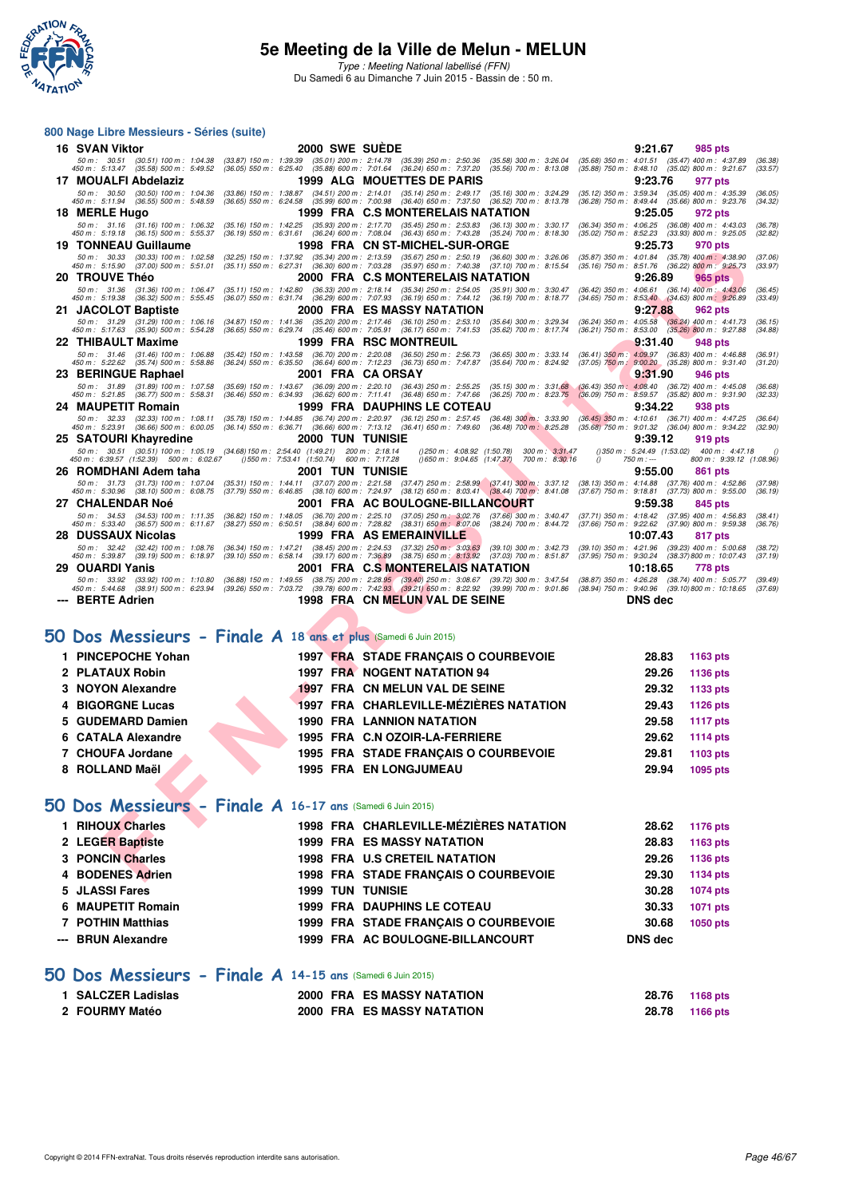## 800 Nage Libre Messieurs - Séries (suite)

| Rang | Nom | Année | Nat | Club | Temps | Points |
|---|---|---|---|---|---|---|
| 16 | SVAN Viktor | 2000 | SWE | SUÈDE | 9:21.67 | 985 pts |

50 m : 30.51 (30.51) 100 m : 1:04.38 (33.87) 150 m : 1:39.39 (35.01) 200 m : 2:14.78 (35.39) 250 m : 2:50.36 (35.58) 300 m : 3:26.04 (35.68) 350 m : 4:01.51 (35.47) 400 m : 4:37.89 (36.38)
450 m : 5:13.47 (35.58) 500 m : 5:49.52 (36.05) 550 m : 6:25.40 (35.88) 600 m : 7:01.64 (36.24) 650 m : 7:37.20 (35.56) 700 m : 8:13.08 (35.88) 750 m : 8:48.10 (35.02) 800 m : 9:21.67 (33.57)

| Rang | Nom | Année | Nat | Club | Temps | Points |
|---|---|---|---|---|---|---|
| 17 | MOUALFI Abdelaziz | 1999 | ALG | MOUETTES DE PARIS | 9:23.76 | 977 pts |

50 m : 30.50 (30.50) 100 m : 1:04.36 (33.86) 150 m : 1:38.87 (34.51) 200 m : 2:14.01 (35.14) 250 m : 2:49.17 (35.16) 300 m : 3:24.29 (35.12) 350 m : 3:59.34 (35.05) 400 m : 4:35.39 (36.05)
450 m : 5:11.94 (36.55) 500 m : 5:48.59 (36.65) 550 m : 6:24.58 (35.99) 600 m : 7:00.98 (36.40) 650 m : 7:37.50 (36.52) 700 m : 8:13.78 (36.28) 750 m : 8:49.44 (35.66) 800 m : 9:23.76 (34.32)

| Rang | Nom | Année | Nat | Club | Temps | Points |
|---|---|---|---|---|---|---|
| 18 | MERLE Hugo | 1999 | FRA | C.S MONTERELAIS NATATION | 9:25.05 | 972 pts |

50 m : 31.16 (31.16) 100 m : 1:06.32 (35.16) 150 m : 1:42.25 (35.93) 200 m : 2:17.70 (35.45) 250 m : 2:53.83 (36.13) 300 m : 3:30.17 (36.34) 350 m : 4:06.25 (36.08) 400 m : 4:43.03 (36.78)
450 m : 5:19.18 (36.15) 500 m : 5:55.37 (36.19) 550 m : 6:31.61 (36.24) 600 m : 7:08.04 (36.43) 650 m : 7:43.28 (35.24) 700 m : 8:18.30 (35.02) 750 m : 8:52.23 (33.93) 800 m : 9:25.05 (32.82)

| Rang | Nom | Année | Nat | Club | Temps | Points |
|---|---|---|---|---|---|---|
| 19 | TONNEAU Guillaume | 1998 | FRA | CN ST-MICHEL-SUR-ORGE | 9:25.73 | 970 pts |

50 m : 30.33 (30.33) 100 m : 1:02.58 (32.25) 150 m : 1:37.92 (35.34) 200 m : 2:13.59 (35.67) 250 m : 2:50.19 (36.60) 300 m : 3:26.06 (35.87) 350 m : 4:01.84 (35.78) 400 m : 4:38.90 (37.06)
450 m : 5:15.90 (37.00) 500 m : 5:51.01 (35.11) 550 m : 6:27.31 (36.30) 600 m : 7:03.28 (35.97) 650 m : 7:40.38 (37.10) 700 m : 8:15.54 (35.16) 750 m : 8:51.76 (36.22) 800 m : 9:25.73 (33.97)

| Rang | Nom | Année | Nat | Club | Temps | Points |
|---|---|---|---|---|---|---|
| 20 | TROUVE Théo | 2000 | FRA | C.S MONTERELAIS NATATION | 9:26.89 | 965 pts |

50 m : 31.36 (31.36) 100 m : 1:06.47 (35.11) 150 m : 1:42.80 (36.33) 200 m : 2:18.14 (35.34) 250 m : 2:54.05 (35.91) 300 m : 3:30.47 (36.42) 350 m : 4:06.61 (36.14) 400 m : 4:43.06 (36.45)
450 m : 5:19.38 (36.32) 500 m : 5:55.45 (36.07) 550 m : 6:31.74 (36.29) 600 m : 7:07.93 (36.19) 650 m : 7:44.12 (36.19) 700 m : 8:18.77 (34.65) 750 m : 8:53.40 (34.63) 800 m : 9:26.89 (33.49)

| Rang | Nom | Année | Nat | Club | Temps | Points |
|---|---|---|---|---|---|---|
| 21 | JACOLOT Baptiste | 2000 | FRA | ES MASSY NATATION | 9:27.88 | 962 pts |

50 m : 31.29 (31.29) 100 m : 1:06.16 (34.87) 150 m : 1:41.36 (35.20) 200 m : 2:17.46 (36.10) 250 m : 2:53.10 (35.64) 300 m : 3:29.34 (36.24) 350 m : 4:05.58 (36.24) 400 m : 4:41.73 (36.15)
450 m : 5:17.63 (35.90) 500 m : 5:54.28 (36.65) 550 m : 6:29.74 (35.46) 600 m : 7:05.91 (36.17) 650 m : 7:41.53 (35.62) 700 m : 8:17.74 (36.21) 750 m : 8:53.00 (35.26) 800 m : 9:27.88 (34.88)

| Rang | Nom | Année | Nat | Club | Temps | Points |
|---|---|---|---|---|---|---|
| 22 | THIBAULT Maxime | 1999 | FRA | RSC MONTREUIL | 9:31.40 | 948 pts |

50 m : 31.46 (31.46) 100 m : 1:06.88 (35.42) 150 m : 1:43.58 (36.70) 200 m : 2:20.08 (36.50) 250 m : 2:56.73 (36.65) 300 m : 3:33.14 (36.41) 350 m : 4:09.97 (36.83) 400 m : 4:46.88 (36.91)
450 m : 5:22.62 (35.74) 500 m : 5:58.86 (36.24) 550 m : 6:35.50 (36.64) 600 m : 7:12.23 (36.73) 650 m : 7:47.87 (35.64) 700 m : 8:24.92 (37.05) 750 m : 9:00.20 (35.28) 800 m : 9:31.40 (31.20)

| Rang | Nom | Année | Nat | Club | Temps | Points |
|---|---|---|---|---|---|---|
| 23 | BERINGUE Raphael | 2001 | FRA | CA ORSAY | 9:31.90 | 946 pts |

50 m : 31.89 (31.89) 100 m : 1:07.58 (35.69) 150 m : 1:43.67 (36.09) 200 m : 2:20.10 (36.43) 250 m : 2:55.25 (35.15) 300 m : 3:31.68 (36.43) 350 m : 4:08.40 (36.72) 400 m : 4:45.08 (36.68)
450 m : 5:21.85 (36.77) 500 m : 5:58.31 (36.46) 550 m : 6:34.93 (36.62) 600 m : 7:11.41 (36.48) 650 m : 7:47.66 (36.25) 700 m : 8:23.75 (36.09) 750 m : 8:59.57 (35.82) 800 m : 9:31.90 (32.33)

| Rang | Nom | Année | Nat | Club | Temps | Points |
|---|---|---|---|---|---|---|
| 24 | MAUPETIT Romain | 1999 | FRA | DAUPHINS LE COTEAU | 9:34.22 | 938 pts |

50 m : 32.33 (32.33) 100 m : 1:08.11 (35.78) 150 m : 1:44.85 (36.74) 200 m : 2:20.97 (36.12) 250 m : 2:57.45 (36.48) 300 m : 3:33.90 (36.45) 350 m : 4:10.61 (36.71) 400 m : 4:47.25 (36.64)
450 m : 5:23.91 (36.66) 500 m : 6:00.05 (36.14) 550 m : 6:36.71 (36.66) 600 m : 7:13.12 (36.41) 650 m : 7:49.60 (36.48) 700 m : 8:25.28 (35.68) 750 m : 9:01.32 (36.04) 800 m : 9:34.22 (32.90)

| Rang | Nom | Année | Nat | Club | Temps | Points |
|---|---|---|---|---|---|---|
| 25 | SATOURI Khayredine | 2000 | TUN | TUNISIE | 9:39.12 | 919 pts |

50 m : 30.51 (30.51) 100 m : 1:05.19 (34.68) 150 m : 2:54.40 (1:49.21) 200 m : 2:18.14 () 250 m : 4:08.92 (1:50.78) 300 m : 3:31.47 () 350 m : 5:24.49 (1:53.02) 400 m : 4:47.18 ()
450 m : 6:39.57 (1:52.39) 500 m : 6:02.67 () 550 m : 7:53.41 (1:50.74) 600 m : 7:17.28 () 650 m : 9:04.65 (1:47.37) 700 m : 8:30.16 () 750 m : --- 800 m : 9:39.12 (1:08.96)

| Rang | Nom | Année | Nat | Club | Temps | Points |
|---|---|---|---|---|---|---|
| 26 | ROMDHANI Adem taha | 2001 | TUN | TUNISIE | 9:55.00 | 861 pts |

50 m : 31.73 (31.73) 100 m : 1:07.04 (35.31) 150 m : 1:44.11 (37.07) 200 m : 2:21.58 (37.47) 250 m : 2:58.99 (37.41) 300 m : 3:37.12 (38.13) 350 m : 4:14.88 (37.76) 400 m : 4:52.86 (37.98)
450 m : 5:30.96 (38.10) 500 m : 6:08.75 (37.79) 550 m : 6:46.85 (38.10) 600 m : 7:24.97 (38.12) 650 m : 8:03.41 (38.44) 700 m : 8:41.08 (37.67) 750 m : 9:18.81 (37.73) 800 m : 9:55.00 (36.19)

| Rang | Nom | Année | Nat | Club | Temps | Points |
|---|---|---|---|---|---|---|
| 27 | CHALENDAR Noé | 2001 | FRA | AC BOULOGNE-BILLANCOURT | 9:59.38 | 845 pts |

50 m : 34.53 (34.53) 100 m : 1:11.35 (36.82) 150 m : 1:48.05 (36.70) 200 m : 2:25.10 (37.05) 250 m : 3:02.76 (37.66) 300 m : 3:40.47 (37.71) 350 m : 4:18.42 (37.95) 400 m : 4:56.83 (38.41)
450 m : 5:33.40 (36.57) 500 m : 6:11.67 (38.27) 550 m : 6:50.51 (38.84) 600 m : 7:28.82 (38.31) 650 m : 8:07.06 (38.24) 700 m : 8:44.72 (37.66) 750 m : 9:22.62 (37.90) 800 m : 9:59.38 (36.76)

| Rang | Nom | Année | Nat | Club | Temps | Points |
|---|---|---|---|---|---|---|
| 28 | DUSSAUX Nicolas | 1999 | FRA | AS EMERAINVILLE | 10:07.43 | 817 pts |

50 m : 32.42 (32.42) 100 m : 1:08.76 (36.34) 150 m : 1:47.21 (38.45) 200 m : 2:24.53 (37.32) 250 m : 3:03.63 (39.10) 300 m : 3:42.73 (39.10) 350 m : 4:21.96 (39.23) 400 m : 5:00.68 (38.72)
450 m : 5:39.87 (39.19) 500 m : 6:18.97 (39.10) 550 m : 6:58.14 (39.17) 600 m : 7:36.89 (38.75) 650 m : 8:13.92 (37.03) 700 m : 8:51.87 (37.95) 750 m : 9:30.24 (38.37) 800 m : 10:07.43 (37.19)

| Rang | Nom | Année | Nat | Club | Temps | Points |
|---|---|---|---|---|---|---|
| 29 | OUARDI Yanis | 2001 | FRA | C.S MONTERELAIS NATATION | 10:18.65 | 778 pts |

50 m : 33.92 (33.92) 100 m : 1:10.80 (36.88) 150 m : 1:49.55 (38.75) 200 m : 2:28.95 (39.40) 250 m : 3:08.67 (39.72) 300 m : 3:47.54 (38.87) 350 m : 4:26.28 (38.74) 400 m : 5:05.77 (39.49)
450 m : 5:44.68 (38.91) 500 m : 6:23.94 (39.26) 550 m : 7:03.72 (39.78) 600 m : 7:42.93 (39.21) 650 m : 8:22.92 (39.99) 700 m : 9:01.86 (38.94) 750 m : 9:40.96 (39.10) 800 m : 10:18.65 (37.69)

| Rang | Nom | Année | Nat | Club | Temps | Points |
|---|---|---|---|---|---|---|
| --- | BERTE Adrien | 1998 | FRA | CN MELUN VAL DE SEINE | DNS dec | |

## 50 Dos Messieurs - Finale A 18 ans et plus (Samedi 6 Juin 2015)

| Rang | Nom | Année | Nat | Club | Temps | Points |
|---|---|---|---|---|---|---|
| 1 | PINCEPOCHE Yohan | 1997 | FRA | STADE FRANÇAIS O COURBEVOIE | 28.83 | 1163 pts |
| 2 | PLATAUX Robin | 1997 | FRA | NOGENT NATATION 94 | 29.26 | 1136 pts |
| 3 | NOYON Alexandre | 1997 | FRA | CN MELUN VAL DE SEINE | 29.32 | 1133 pts |
| 4 | BIGORGNE Lucas | 1997 | FRA | CHARLEVILLE-MÉZIÈRES NATATION | 29.43 | 1126 pts |
| 5 | GUDEMARD Damien | 1990 | FRA | LANNION NATATION | 29.58 | 1117 pts |
| 6 | CATALA Alexandre | 1995 | FRA | C.N OZOIR-LA-FERRIERE | 29.62 | 1114 pts |
| 7 | CHOUFA Jordane | 1995 | FRA | STADE FRANÇAIS O COURBEVOIE | 29.81 | 1103 pts |
| 8 | ROLLAND Maël | 1995 | FRA | EN LONGJUMEAU | 29.94 | 1095 pts |

## 50 Dos Messieurs - Finale A 16-17 ans (Samedi 6 Juin 2015)

| Rang | Nom | Année | Nat | Club | Temps | Points |
|---|---|---|---|---|---|---|
| 1 | RIHOUX Charles | 1998 | FRA | CHARLEVILLE-MÉZIÈRES NATATION | 28.62 | 1176 pts |
| 2 | LEGER Baptiste | 1999 | FRA | ES MASSY NATATION | 28.83 | 1163 pts |
| 3 | PONCIN Charles | 1998 | FRA | U.S CRETEIL NATATION | 29.26 | 1136 pts |
| 4 | BODENES Adrien | 1998 | FRA | STADE FRANÇAIS O COURBEVOIE | 29.30 | 1134 pts |
| 5 | JLASSI Fares | 1999 | TUN | TUNISIE | 30.28 | 1074 pts |
| 6 | MAUPETIT Romain | 1999 | FRA | DAUPHINS LE COTEAU | 30.33 | 1071 pts |
| 7 | POTHIN Matthias | 1999 | FRA | STADE FRANÇAIS O COURBEVOIE | 30.68 | 1050 pts |
| --- | BRUN Alexandre | 1999 | FRA | AC BOULOGNE-BILLANCOURT | DNS dec | |

## 50 Dos Messieurs - Finale A 14-15 ans (Samedi 6 Juin 2015)

| Rang | Nom | Année | Nat | Club | Temps | Points |
|---|---|---|---|---|---|---|
| 1 | SALCZER Ladislas | 2000 | FRA | ES MASSY NATATION | 28.76 | 1168 pts |
| 2 | FOURMY Matéo | 2000 | FRA | ES MASSY NATATION | 28.78 | 1166 pts |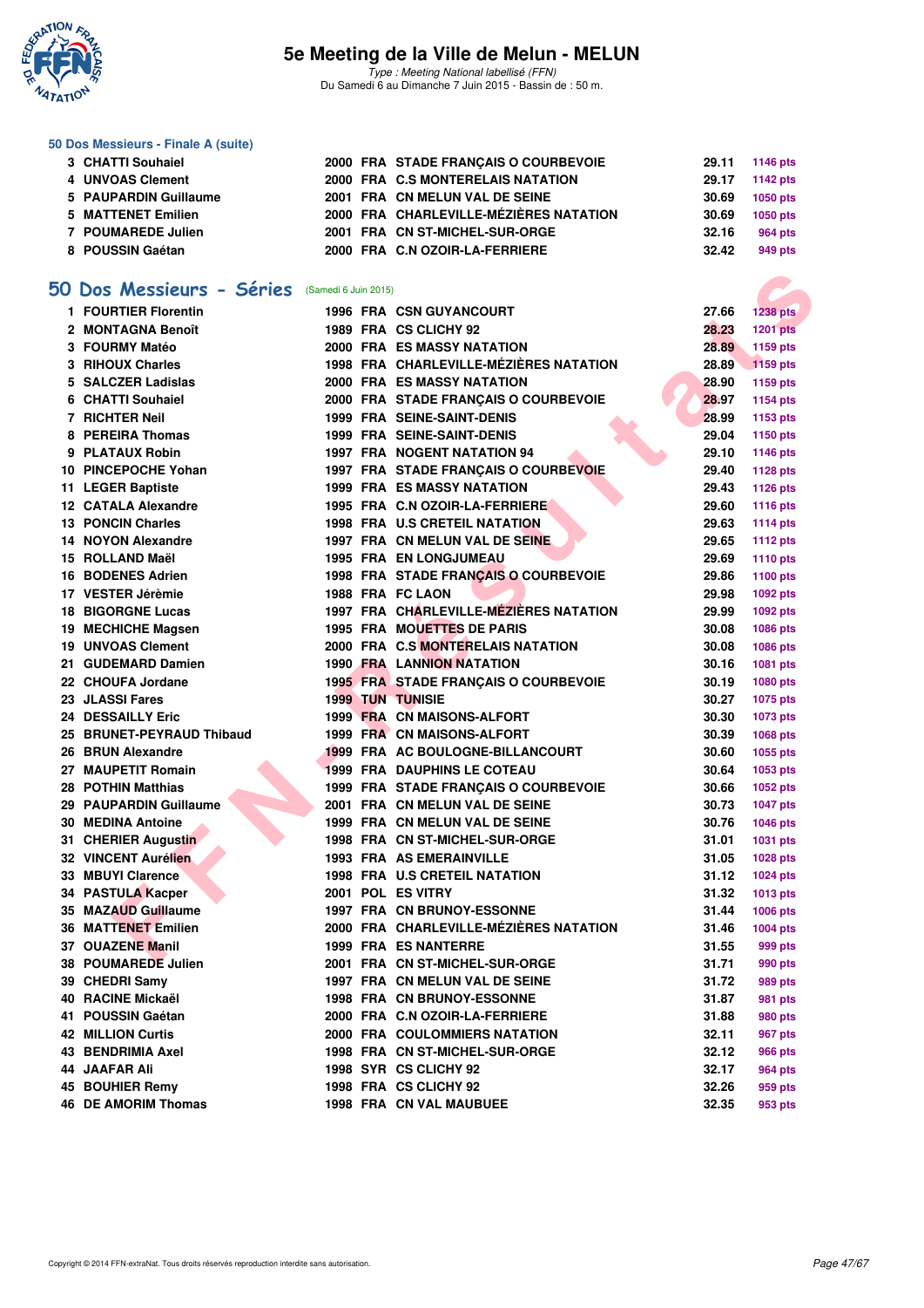# 5e Meeting de la Ville de Melun - MELUN

*Type : Meeting National labellisé (FFN)*
Du Samedi 6 au Dimanche 7 Juin 2015 - Bassin de : 50 m.

### 50 Dos Messieurs - Finale A (suite)

| | | | | | | |
|---|---|---|---|---|---|---|
| 3 | CHATTI Souhaiel | 2000 | FRA | STADE FRANÇAIS O COURBEVOIE | 29.11 | 1146 pts |
| 4 | UNVOAS Clement | 2000 | FRA | C.S MONTERELAIS NATATION | 29.17 | 1142 pts |
| 5 | PAUPARDIN Guillaume | 2001 | FRA | CN MELUN VAL DE SEINE | 30.69 | 1050 pts |
| 5 | MATTENET Emilien | 2000 | FRA | CHARLEVILLE-MÉZIÈRES NATATION | 30.69 | 1050 pts |
| 7 | POUMAREDE Julien | 2001 | FRA | CN ST-MICHEL-SUR-ORGE | 32.16 | 964 pts |
| 8 | POUSSIN Gaétan | 2000 | FRA | C.N OZOIR-LA-FERRIERE | 32.42 | 949 pts |

## 50 Dos Messieurs - Séries (Samedi 6 Juin 2015)

| | | | | | | |
|---|---|---|---|---|---|---|
| 1 | FOURTIER Florentin | 1996 | FRA | CSN GUYANCOURT | 27.66 | 1238 pts |
| 2 | MONTAGNA Benoît | 1989 | FRA | CS CLICHY 92 | 28.23 | 1201 pts |
| 3 | FOURMY Matéo | 2000 | FRA | ES MASSY NATATION | 28.89 | 1159 pts |
| 3 | RIHOUX Charles | 1998 | FRA | CHARLEVILLE-MÉZIÈRES NATATION | 28.89 | 1159 pts |
| 5 | SALCZER Ladislas | 2000 | FRA | ES MASSY NATATION | 28.90 | 1159 pts |
| 6 | CHATTI Souhaiel | 2000 | FRA | STADE FRANÇAIS O COURBEVOIE | 28.97 | 1154 pts |
| 7 | RICHTER Neil | 1999 | FRA | SEINE-SAINT-DENIS | 28.99 | 1153 pts |
| 8 | PEREIRA Thomas | 1999 | FRA | SEINE-SAINT-DENIS | 29.04 | 1150 pts |
| 9 | PLATAUX Robin | 1997 | FRA | NOGENT NATATION 94 | 29.10 | 1146 pts |
| 10 | PINCEPOCHE Yohan | 1997 | FRA | STADE FRANÇAIS O COURBEVOIE | 29.40 | 1128 pts |
| 11 | LEGER Baptiste | 1999 | FRA | ES MASSY NATATION | 29.43 | 1126 pts |
| 12 | CATALA Alexandre | 1995 | FRA | C.N OZOIR-LA-FERRIERE | 29.60 | 1116 pts |
| 13 | PONCIN Charles | 1998 | FRA | U.S CRETEIL NATATION | 29.63 | 1114 pts |
| 14 | NOYON Alexandre | 1997 | FRA | CN MELUN VAL DE SEINE | 29.65 | 1112 pts |
| 15 | ROLLAND Maël | 1995 | FRA | EN LONGJUMEAU | 29.69 | 1110 pts |
| 16 | BODENES Adrien | 1998 | FRA | STADE FRANÇAIS O COURBEVOIE | 29.86 | 1100 pts |
| 17 | VESTER Jérèmie | 1988 | FRA | FC LAON | 29.98 | 1092 pts |
| 18 | BIGORGNE Lucas | 1997 | FRA | CHARLEVILLE-MÉZIÈRES NATATION | 29.99 | 1092 pts |
| 19 | MECHICHE Magsen | 1995 | FRA | MOUETTES DE PARIS | 30.08 | 1086 pts |
| 19 | UNVOAS Clement | 2000 | FRA | C.S MONTERELAIS NATATION | 30.08 | 1086 pts |
| 21 | GUDEMARD Damien | 1990 | FRA | LANNION NATATION | 30.16 | 1081 pts |
| 22 | CHOUFA Jordane | 1995 | FRA | STADE FRANÇAIS O COURBEVOIE | 30.19 | 1080 pts |
| 23 | JLASSI Fares | 1999 | TUN | TUNISIE | 30.27 | 1075 pts |
| 24 | DESSAILLY Eric | 1999 | FRA | CN MAISONS-ALFORT | 30.30 | 1073 pts |
| 25 | BRUNET-PEYRAUD Thibaud | 1999 | FRA | CN MAISONS-ALFORT | 30.39 | 1068 pts |
| 26 | BRUN Alexandre | 1999 | FRA | AC BOULOGNE-BILLANCOURT | 30.60 | 1055 pts |
| 27 | MAUPETIT Romain | 1999 | FRA | DAUPHINS LE COTEAU | 30.64 | 1053 pts |
| 28 | POTHIN Matthias | 1999 | FRA | STADE FRANÇAIS O COURBEVOIE | 30.66 | 1052 pts |
| 29 | PAUPARDIN Guillaume | 2001 | FRA | CN MELUN VAL DE SEINE | 30.73 | 1047 pts |
| 30 | MEDINA Antoine | 1999 | FRA | CN MELUN VAL DE SEINE | 30.76 | 1046 pts |
| 31 | CHERIER Augustin | 1998 | FRA | CN ST-MICHEL-SUR-ORGE | 31.01 | 1031 pts |
| 32 | VINCENT Aurélien | 1993 | FRA | AS EMERAINVILLE | 31.05 | 1028 pts |
| 33 | MBUYI Clarence | 1998 | FRA | U.S CRETEIL NATATION | 31.12 | 1024 pts |
| 34 | PASTULA Kacper | 2001 | POL | ES VITRY | 31.32 | 1013 pts |
| 35 | MAZAUD Guillaume | 1997 | FRA | CN BRUNOY-ESSONNE | 31.44 | 1006 pts |
| 36 | MATTENET Emilien | 2000 | FRA | CHARLEVILLE-MÉZIÈRES NATATION | 31.46 | 1004 pts |
| 37 | OUAZENE Manil | 1999 | FRA | ES NANTERRE | 31.55 | 999 pts |
| 38 | POUMAREDE Julien | 2001 | FRA | CN ST-MICHEL-SUR-ORGE | 31.71 | 990 pts |
| 39 | CHEDRI Samy | 1997 | FRA | CN MELUN VAL DE SEINE | 31.72 | 989 pts |
| 40 | RACINE Mickaël | 1998 | FRA | CN BRUNOY-ESSONNE | 31.87 | 981 pts |
| 41 | POUSSIN Gaétan | 2000 | FRA | C.N OZOIR-LA-FERRIERE | 31.88 | 980 pts |
| 42 | MILLION Curtis | 2000 | FRA | COULOMMIERS NATATION | 32.11 | 967 pts |
| 43 | BENDRIMIA Axel | 1998 | FRA | CN ST-MICHEL-SUR-ORGE | 32.12 | 966 pts |
| 44 | JAAFAR Ali | 1998 | SYR | CS CLICHY 92 | 32.17 | 964 pts |
| 45 | BOUHIER Remy | 1998 | FRA | CS CLICHY 92 | 32.26 | 959 pts |
| 46 | DE AMORIM Thomas | 1998 | FRA | CN VAL MAUBUEE | 32.35 | 953 pts |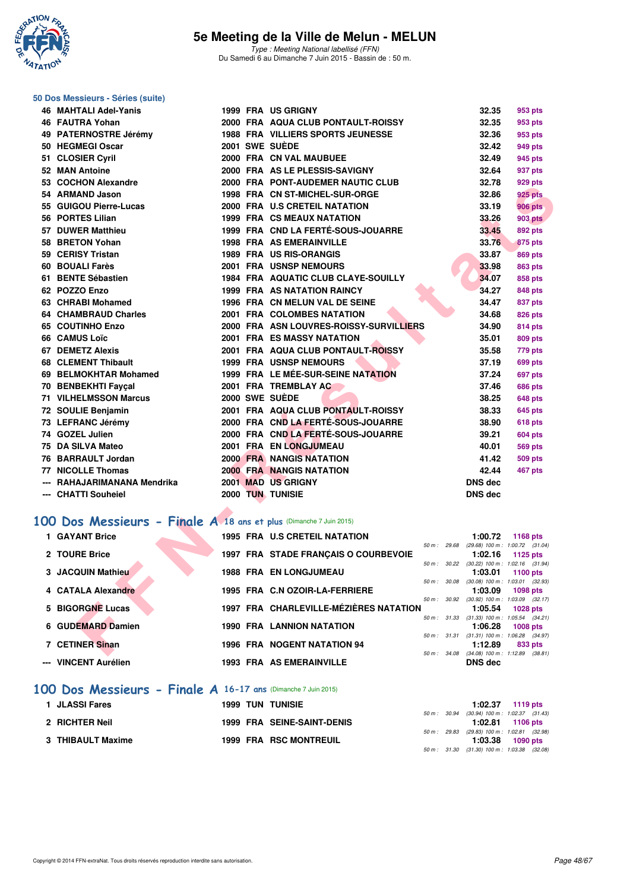# 5e Meeting de la Ville de Melun - MELUN

*Type : Meeting National labellisé (FFN)*
Du Samedi 6 au Dimanche 7 Juin 2015 - Bassin de : 50 m.

## 50 Dos Messieurs - Séries (suite)

| Rang | Nom | Année | Nation | Club | Temps | Points |
|---|---|---|---|---|---|---|
| 46 | MAHTALI Adel-Yanis | 1999 | FRA | US GRIGNY | 32.35 | 953 pts |
| 46 | FAUTRA Yohan | 2000 | FRA | AQUA CLUB PONTAULT-ROISSY | 32.35 | 953 pts |
| 49 | PATERNOSTRE Jérémy | 1988 | FRA | VILLIERS SPORTS JEUNESSE | 32.36 | 953 pts |
| 50 | HEGMEGI Oscar | 2001 | SWE | SUÈDE | 32.42 | 949 pts |
| 51 | CLOSIER Cyril | 2000 | FRA | CN VAL MAUBUEE | 32.49 | 945 pts |
| 52 | MAN Antoine | 2000 | FRA | AS LE PLESSIS-SAVIGNY | 32.64 | 937 pts |
| 53 | COCHON Alexandre | 2000 | FRA | PONT-AUDEMER NAUTIC CLUB | 32.78 | 929 pts |
| 54 | ARMAND Jason | 1998 | FRA | CN ST-MICHEL-SUR-ORGE | 32.86 | 925 pts |
| 55 | GUIGOU Pierre-Lucas | 2000 | FRA | U.S CRETEIL NATATION | 33.19 | 906 pts |
| 56 | PORTES Lilian | 1999 | FRA | CS MEAUX NATATION | 33.26 | 903 pts |
| 57 | DUWER Matthieu | 1999 | FRA | CND LA FERTÉ-SOUS-JOUARRE | 33.45 | 892 pts |
| 58 | BRETON Yohan | 1998 | FRA | AS EMERAINVILLE | 33.76 | 875 pts |
| 59 | CERISY Tristan | 1989 | FRA | US RIS-ORANGIS | 33.87 | 869 pts |
| 60 | BOUALI Farès | 2001 | FRA | USNSP NEMOURS | 33.98 | 863 pts |
| 61 | BENTE Sébastien | 1984 | FRA | AQUATIC CLUB CLAYE-SOUILLY | 34.07 | 858 pts |
| 62 | POZZO Enzo | 1999 | FRA | AS NATATION RAINCY | 34.27 | 848 pts |
| 63 | CHRABI Mohamed | 1996 | FRA | CN MELUN VAL DE SEINE | 34.47 | 837 pts |
| 64 | CHAMBRAUD Charles | 2001 | FRA | COLOMBES NATATION | 34.68 | 826 pts |
| 65 | COUTINHO Enzo | 2000 | FRA | ASN LOUVRES-ROISSY-SURVILLIERS | 34.90 | 814 pts |
| 66 | CAMUS Loïc | 2001 | FRA | ES MASSY NATATION | 35.01 | 809 pts |
| 67 | DEMETZ Alexis | 2001 | FRA | AQUA CLUB PONTAULT-ROISSY | 35.58 | 779 pts |
| 68 | CLEMENT Thibault | 1999 | FRA | USNSP NEMOURS | 37.19 | 699 pts |
| 69 | BELMOKHTAR Mohamed | 1999 | FRA | LE MÉE-SUR-SEINE NATATION | 37.24 | 697 pts |
| 70 | BENBEKHTI Fayçal | 2001 | FRA | TREMBLAY AC | 37.46 | 686 pts |
| 71 | VILHELMSSON Marcus | 2000 | SWE | SUÈDE | 38.25 | 648 pts |
| 72 | SOULIE Benjamin | 2001 | FRA | AQUA CLUB PONTAULT-ROISSY | 38.33 | 645 pts |
| 73 | LEFRANC Jérémy | 2000 | FRA | CND LA FERTÉ-SOUS-JOUARRE | 38.90 | 618 pts |
| 74 | GOZEL Julien | 2000 | FRA | CND LA FERTÉ-SOUS-JOUARRE | 39.21 | 604 pts |
| 75 | DA SILVA Mateo | 2001 | FRA | EN LONGJUMEAU | 40.01 | 569 pts |
| 76 | BARRAULT Jordan | 2000 | FRA | NANGIS NATATION | 41.42 | 509 pts |
| 77 | NICOLLE Thomas | 2000 | FRA | NANGIS NATATION | 42.44 | 467 pts |
| --- | RAHAJARIMANANA Mendrika | 2001 | MAD | US GRIGNY | DNS dec | |
| --- | CHATTI Souheiel | 2000 | TUN | TUNISIE | DNS dec | |

## 100 Dos Messieurs - Finale A 18 ans et plus (Dimanche 7 Juin 2015)

| Rang | Nom | Année | Nation | Club | Temps | Points | Intermédiaires |
|---|---|---|---|---|---|---|---|
| 1 | GAYANT Brice | 1995 | FRA | U.S CRETEIL NATATION | 1:00.72 | 1168 pts | 50 m : 29.68 (29.68) 100 m : 1:00.72 (31.04) |
| 2 | TOURE Brice | 1997 | FRA | STADE FRANÇAIS O COURBEVOIE | 1:02.16 | 1125 pts | 50 m : 30.22 (30.22) 100 m : 1:02.16 (31.94) |
| 3 | JACQUIN Mathieu | 1988 | FRA | EN LONGJUMEAU | 1:03.01 | 1100 pts | 50 m : 30.08 (30.08) 100 m : 1:03.01 (32.93) |
| 4 | CATALA Alexandre | 1995 | FRA | C.N OZOIR-LA-FERRIERE | 1:03.09 | 1098 pts | 50 m : 30.92 (30.92) 100 m : 1:03.09 (32.17) |
| 5 | BIGORGNE Lucas | 1997 | FRA | CHARLEVILLE-MÉZIÈRES NATATION | 1:05.54 | 1028 pts | 50 m : 31.33 (31.33) 100 m : 1:05.54 (34.21) |
| 6 | GUDEMARD Damien | 1990 | FRA | LANNION NATATION | 1:06.28 | 1008 pts | 50 m : 31.31 (31.31) 100 m : 1:06.28 (34.97) |
| 7 | CETINER Sinan | 1996 | FRA | NOGENT NATATION 94 | 1:12.89 | 833 pts | 50 m : 34.08 (34.08) 100 m : 1:12.89 (38.81) |
| --- | VINCENT Aurélien | 1993 | FRA | AS EMERAINVILLE | DNS dec | | |

## 100 Dos Messieurs - Finale A 16-17 ans (Dimanche 7 Juin 2015)

| Rang | Nom | Année | Nation | Club | Temps | Points | Intermédiaires |
|---|---|---|---|---|---|---|---|
| 1 | JLASSI Fares | 1999 | TUN | TUNISIE | 1:02.37 | 1119 pts | 50 m : 30.94 (30.94) 100 m : 1:02.37 (31.43) |
| 2 | RICHTER Neil | 1999 | FRA | SEINE-SAINT-DENIS | 1:02.81 | 1106 pts | 50 m : 29.83 (29.83) 100 m : 1:02.81 (32.98) |
| 3 | THIBAULT Maxime | 1999 | FRA | RSC MONTREUIL | 1:03.38 | 1090 pts | 50 m : 31.30 (31.30) 100 m : 1:03.38 (32.08) |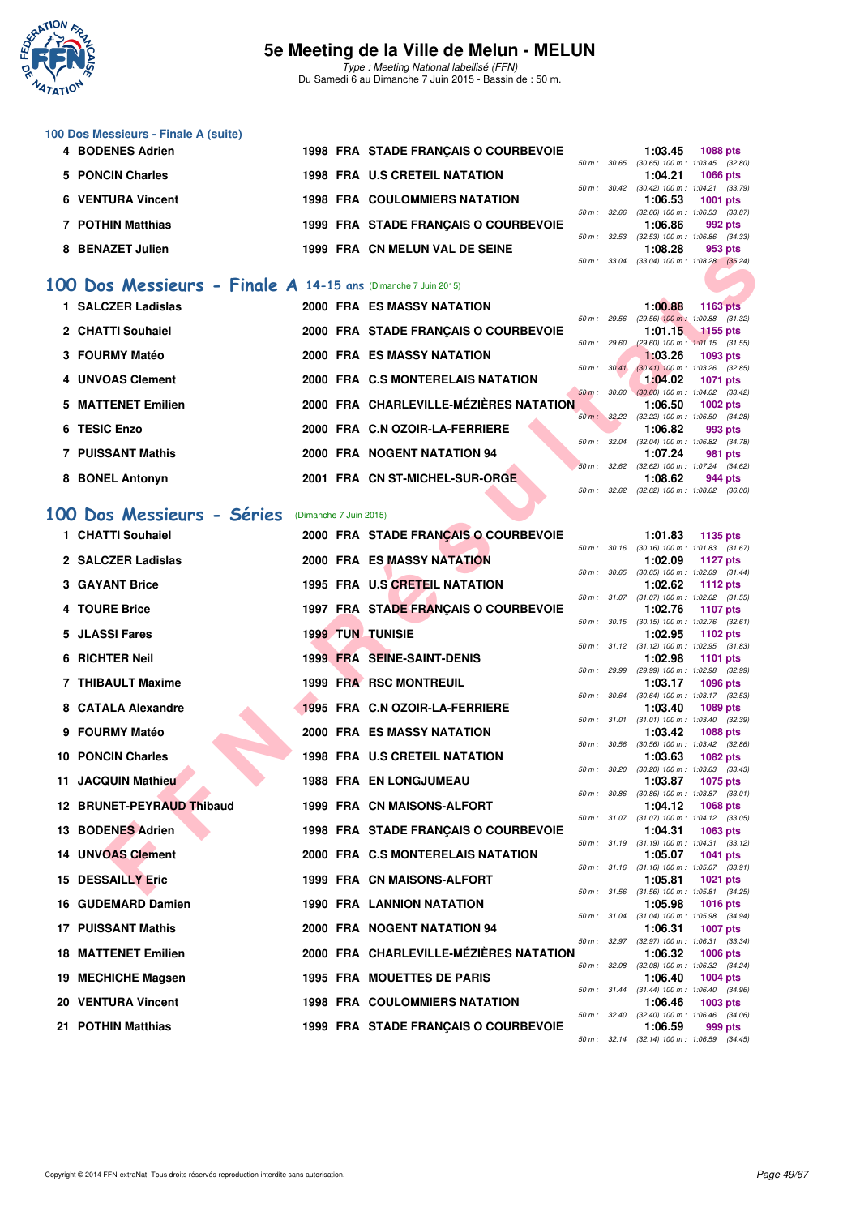# 5e Meeting de la Ville de Melun - MELUN

*Type : Meeting National labellisé (FFN)*
Du Samedi 6 au Dimanche 7 Juin 2015 - Bassin de : 50 m.

### 100 Dos Messieurs - Finale A (suite)

| Rang | Nom | Année | Nat. | Club | Temps | Points | Splits |
|---|---|---|---|---|---|---|---|
| 4 | BODENES Adrien | 1998 | FRA | STADE FRANÇAIS O COURBEVOIE | 1:03.45 | 1088 pts | 50 m : 30.65 (30.65) 100 m : 1:03.45 (32.80) |
| 5 | PONCIN Charles | 1998 | FRA | U.S CRETEIL NATATION | 1:04.21 | 1066 pts | 50 m : 30.42 (30.42) 100 m : 1:04.21 (33.79) |
| 6 | VENTURA Vincent | 1998 | FRA | COULOMMIERS NATATION | 1:06.53 | 1001 pts | 50 m : 32.66 (32.66) 100 m : 1:06.53 (33.87) |
| 7 | POTHIN Matthias | 1999 | FRA | STADE FRANÇAIS O COURBEVOIE | 1:06.86 | 992 pts | 50 m : 32.53 (32.53) 100 m : 1:06.86 (34.33) |
| 8 | BENAZET Julien | 1999 | FRA | CN MELUN VAL DE SEINE | 1:08.28 | 953 pts | 50 m : 33.04 (33.04) 100 m : 1:08.28 (35.24) |

## 100 Dos Messieurs - Finale A 14-15 ans (Dimanche 7 Juin 2015)

| Rang | Nom | Année | Nat. | Club | Temps | Points | Splits |
|---|---|---|---|---|---|---|---|
| 1 | SALCZER Ladislas | 2000 | FRA | ES MASSY NATATION | 1:00.88 | 1163 pts | 50 m : 29.56 (29.56) 100 m : 1:00.88 (31.32) |
| 2 | CHATTI Souhaiel | 2000 | FRA | STADE FRANÇAIS O COURBEVOIE | 1:01.15 | 1155 pts | 50 m : 29.60 (29.60) 100 m : 1:01.15 (31.55) |
| 3 | FOURMY Matéo | 2000 | FRA | ES MASSY NATATION | 1:03.26 | 1093 pts | 50 m : 30.41 (30.41) 100 m : 1:03.26 (32.85) |
| 4 | UNVOAS Clement | 2000 | FRA | C.S MONTERELAIS NATATION | 1:04.02 | 1071 pts | 50 m : 30.60 (30.60) 100 m : 1:04.02 (33.42) |
| 5 | MATTENET Emilien | 2000 | FRA | CHARLEVILLE-MÉZIÈRES NATATION | 1:06.50 | 1002 pts | 50 m : 32.22 (32.22) 100 m : 1:06.50 (34.28) |
| 6 | TESIC Enzo | 2000 | FRA | C.N OZOIR-LA-FERRIERE | 1:06.82 | 993 pts | 50 m : 32.04 (32.04) 100 m : 1:06.82 (34.78) |
| 7 | PUISSANT Mathis | 2000 | FRA | NOGENT NATATION 94 | 1:07.24 | 981 pts | 50 m : 32.62 (32.62) 100 m : 1:07.24 (34.62) |
| 8 | BONEL Antonyn | 2001 | FRA | CN ST-MICHEL-SUR-ORGE | 1:08.62 | 944 pts | 50 m : 32.62 (32.62) 100 m : 1:08.62 (36.00) |

## 100 Dos Messieurs - Séries (Dimanche 7 Juin 2015)

| Rang | Nom | Année | Nat. | Club | Temps | Points | Splits |
|---|---|---|---|---|---|---|---|
| 1 | CHATTI Souhaiel | 2000 | FRA | STADE FRANÇAIS O COURBEVOIE | 1:01.83 | 1135 pts | 50 m : 30.16 (30.16) 100 m : 1:01.83 (31.67) |
| 2 | SALCZER Ladislas | 2000 | FRA | ES MASSY NATATION | 1:02.09 | 1127 pts | 50 m : 30.65 (30.65) 100 m : 1:02.09 (31.44) |
| 3 | GAYANT Brice | 1995 | FRA | U.S CRETEIL NATATION | 1:02.62 | 1112 pts | 50 m : 31.07 (31.07) 100 m : 1:02.62 (31.55) |
| 4 | TOURE Brice | 1997 | FRA | STADE FRANÇAIS O COURBEVOIE | 1:02.76 | 1107 pts | 50 m : 30.15 (30.15) 100 m : 1:02.76 (32.61) |
| 5 | JLASSI Fares | 1999 | TUN | TUNISIE | 1:02.95 | 1102 pts | 50 m : 31.12 (31.12) 100 m : 1:02.95 (31.83) |
| 6 | RICHTER Neil | 1999 | FRA | SEINE-SAINT-DENIS | 1:02.98 | 1101 pts | 50 m : 29.99 (29.99) 100 m : 1:02.98 (32.99) |
| 7 | THIBAULT Maxime | 1999 | FRA | RSC MONTREUIL | 1:03.17 | 1096 pts | 50 m : 30.64 (30.64) 100 m : 1:03.17 (32.53) |
| 8 | CATALA Alexandre | 1995 | FRA | C.N OZOIR-LA-FERRIERE | 1:03.40 | 1089 pts | 50 m : 31.01 (31.01) 100 m : 1:03.40 (32.39) |
| 9 | FOURMY Matéo | 2000 | FRA | ES MASSY NATATION | 1:03.42 | 1088 pts | 50 m : 30.56 (30.56) 100 m : 1:03.42 (32.86) |
| 10 | PONCIN Charles | 1998 | FRA | U.S CRETEIL NATATION | 1:03.63 | 1082 pts | 50 m : 30.20 (30.20) 100 m : 1:03.63 (33.43) |
| 11 | JACQUIN Mathieu | 1988 | FRA | EN LONGJUMEAU | 1:03.87 | 1075 pts | 50 m : 30.86 (30.86) 100 m : 1:03.87 (33.01) |
| 12 | BRUNET-PEYRAUD Thibaud | 1999 | FRA | CN MAISONS-ALFORT | 1:04.12 | 1068 pts | 50 m : 31.07 (31.07) 100 m : 1:04.12 (33.05) |
| 13 | BODENES Adrien | 1998 | FRA | STADE FRANÇAIS O COURBEVOIE | 1:04.31 | 1063 pts | 50 m : 31.19 (31.19) 100 m : 1:04.31 (33.12) |
| 14 | UNVOAS Clement | 2000 | FRA | C.S MONTERELAIS NATATION | 1:05.07 | 1041 pts | 50 m : 31.16 (31.16) 100 m : 1:05.07 (33.91) |
| 15 | DESSAILLY Eric | 1999 | FRA | CN MAISONS-ALFORT | 1:05.81 | 1021 pts | 50 m : 31.56 (31.56) 100 m : 1:05.81 (34.25) |
| 16 | GUDEMARD Damien | 1990 | FRA | LANNION NATATION | 1:05.98 | 1016 pts | 50 m : 31.04 (31.04) 100 m : 1:05.98 (34.94) |
| 17 | PUISSANT Mathis | 2000 | FRA | NOGENT NATATION 94 | 1:06.31 | 1007 pts | 50 m : 32.97 (32.97) 100 m : 1:06.31 (33.34) |
| 18 | MATTENET Emilien | 2000 | FRA | CHARLEVILLE-MÉZIÈRES NATATION | 1:06.32 | 1006 pts | 50 m : 32.08 (32.08) 100 m : 1:06.32 (34.24) |
| 19 | MECHICHE Magsen | 1995 | FRA | MOUETTES DE PARIS | 1:06.40 | 1004 pts | 50 m : 31.44 (31.44) 100 m : 1:06.40 (34.96) |
| 20 | VENTURA Vincent | 1998 | FRA | COULOMMIERS NATATION | 1:06.46 | 1003 pts | 50 m : 32.40 (32.40) 100 m : 1:06.46 (34.06) |
| 21 | POTHIN Matthias | 1999 | FRA | STADE FRANÇAIS O COURBEVOIE | 1:06.59 | 999 pts | 50 m : 32.14 (32.14) 100 m : 1:06.59 (34.45) |

Copyright © 2014 FFN-extraNat. Tous droits réservés reproduction interdite sans autorisation.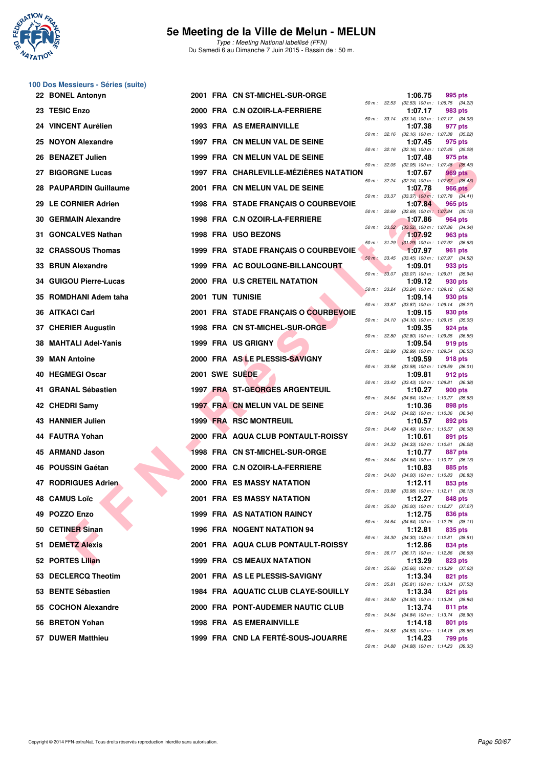# 5e Meeting de la Ville de Melun - MELUN

*Type : Meeting National labellisé (FFN)*
Du Samedi 6 au Dimanche 7 Juin 2015 - Bassin de : 50 m.

## 100 Dos Messieurs - Séries (suite)

| Rang | Nom | Année | Nat | Club | Temps | Points | 50 m | 100 m |
|---|---|---|---|---|---|---|---|---|
| 22 | BONEL Antonyn | 2001 | FRA | CN ST-MICHEL-SUR-ORGE | 1:06.75 | 995 pts | 32.53 | (32.53) 1:06.75 (34.22) |
| 23 | TESIC Enzo | 2000 | FRA | C.N OZOIR-LA-FERRIERE | 1:07.17 | 983 pts | 33.14 | (33.14) 1:07.17 (34.03) |
| 24 | VINCENT Aurélien | 1993 | FRA | AS EMERAINVILLE | 1:07.38 | 977 pts | 32.16 | (32.16) 1:07.38 (35.22) |
| 25 | NOYON Alexandre | 1997 | FRA | CN MELUN VAL DE SEINE | 1:07.45 | 975 pts | 32.16 | (32.16) 1:07.45 (35.29) |
| 26 | BENAZET Julien | 1999 | FRA | CN MELUN VAL DE SEINE | 1:07.48 | 975 pts | 32.05 | (32.05) 1:07.48 (35.43) |
| 27 | BIGORGNE Lucas | 1997 | FRA | CHARLEVILLE-MÉZIÈRES NATATION | 1:07.67 | 969 pts | 32.24 | (32.24) 1:07.67 (35.43) |
| 28 | PAUPARDIN Guillaume | 2001 | FRA | CN MELUN VAL DE SEINE | 1:07.78 | 966 pts | 33.37 | (33.37) 1:07.78 (34.41) |
| 29 | LE CORNIER Adrien | 1998 | FRA | STADE FRANÇAIS O COURBEVOIE | 1:07.84 | 965 pts | 32.69 | (32.69) 1:07.84 (35.15) |
| 30 | GERMAIN Alexandre | 1998 | FRA | C.N OZOIR-LA-FERRIERE | 1:07.86 | 964 pts | 33.52 | (33.52) 1:07.86 (34.34) |
| 31 | GONCALVES Nathan | 1998 | FRA | USO BEZONS | 1:07.92 | 963 pts | 31.29 | (31.29) 1:07.92 (36.63) |
| 32 | CRASSOUS Thomas | 1999 | FRA | STADE FRANÇAIS O COURBEVOIE | 1:07.97 | 961 pts | 33.45 | (33.45) 1:07.97 (34.52) |
| 33 | BRUN Alexandre | 1999 | FRA | AC BOULOGNE-BILLANCOURT | 1:09.01 | 933 pts | 33.07 | (33.07) 1:09.01 (35.94) |
| 34 | GUIGOU Pierre-Lucas | 2000 | FRA | U.S CRETEIL NATATION | 1:09.12 | 930 pts | 33.24 | (33.24) 1:09.12 (35.88) |
| 35 | ROMDHANI Adem taha | 2001 | TUN | TUNISIE | 1:09.14 | 930 pts | 33.87 | (33.87) 1:09.14 (35.27) |
| 36 | AITKACI Carl | 2001 | FRA | STADE FRANÇAIS O COURBEVOIE | 1:09.15 | 930 pts | 34.10 | (34.10) 1:09.15 (35.05) |
| 37 | CHERIER Augustin | 1998 | FRA | CN ST-MICHEL-SUR-ORGE | 1:09.35 | 924 pts | 32.80 | (32.80) 1:09.35 (36.55) |
| 38 | MAHTALI Adel-Yanis | 1999 | FRA | US GRIGNY | 1:09.54 | 919 pts | 32.99 | (32.99) 1:09.54 (36.55) |
| 39 | MAN Antoine | 2000 | FRA | AS LE PLESSIS-SAVIGNY | 1:09.59 | 918 pts | 33.58 | (33.58) 1:09.59 (36.01) |
| 40 | HEGMEGI Oscar | 2001 | SWE | SUÈDE | 1:09.81 | 912 pts | 33.43 | (33.43) 1:09.81 (36.38) |
| 41 | GRANAL Sébastien | 1997 | FRA | ST-GEORGES ARGENTEUIL | 1:10.27 | 900 pts | 34.64 | (34.64) 1:10.27 (35.63) |
| 42 | CHEDRI Samy | 1997 | FRA | CN MELUN VAL DE SEINE | 1:10.36 | 898 pts | 34.02 | (34.02) 1:10.36 (36.34) |
| 43 | HANNIER Julien | 1999 | FRA | RSC MONTREUIL | 1:10.57 | 892 pts | 34.49 | (34.49) 1:10.57 (36.08) |
| 44 | FAUTRA Yohan | 2000 | FRA | AQUA CLUB PONTAULT-ROISSY | 1:10.61 | 891 pts | 34.33 | (34.33) 1:10.61 (36.28) |
| 45 | ARMAND Jason | 1998 | FRA | CN ST-MICHEL-SUR-ORGE | 1:10.77 | 887 pts | 34.64 | (34.64) 1:10.77 (36.13) |
| 46 | POUSSIN Gaétan | 2000 | FRA | C.N OZOIR-LA-FERRIERE | 1:10.83 | 885 pts | 34.00 | (34.00) 1:10.83 (36.83) |
| 47 | RODRIGUES Adrien | 2000 | FRA | ES MASSY NATATION | 1:12.11 | 853 pts | 33.98 | (33.98) 1:12.11 (38.13) |
| 48 | CAMUS Loïc | 2001 | FRA | ES MASSY NATATION | 1:12.27 | 848 pts | 35.00 | (35.00) 1:12.27 (37.27) |
| 49 | POZZO Enzo | 1999 | FRA | AS NATATION RAINCY | 1:12.75 | 836 pts | 34.64 | (34.64) 1:12.75 (38.11) |
| 50 | CETINER Sinan | 1996 | FRA | NOGENT NATATION 94 | 1:12.81 | 835 pts | 34.30 | (34.30) 1:12.81 (38.51) |
| 51 | DEMETZ Alexis | 2001 | FRA | AQUA CLUB PONTAULT-ROISSY | 1:12.86 | 834 pts | 36.17 | (36.17) 1:12.86 (36.69) |
| 52 | PORTES Lilian | 1999 | FRA | CS MEAUX NATATION | 1:13.29 | 823 pts | 35.66 | (35.66) 1:13.29 (37.63) |
| 53 | DECLERCQ Theotim | 2001 | FRA | AS LE PLESSIS-SAVIGNY | 1:13.34 | 821 pts | 35.81 | (35.81) 1:13.34 (37.53) |
| 53 | BENTE Sébastien | 1984 | FRA | AQUATIC CLUB CLAYE-SOUILLY | 1:13.34 | 821 pts | 34.50 | (34.50) 1:13.34 (38.84) |
| 55 | COCHON Alexandre | 2000 | FRA | PONT-AUDEMER NAUTIC CLUB | 1:13.74 | 811 pts | 34.84 | (34.84) 1:13.74 (38.90) |
| 56 | BRETON Yohan | 1998 | FRA | AS EMERAINVILLE | 1:14.18 | 801 pts | 34.53 | (34.53) 1:14.18 (39.65) |
| 57 | DUWER Matthieu | 1999 | FRA | CND LA FERTÉ-SOUS-JOUARRE | 1:14.23 | 799 pts | 34.88 | (34.88) 1:14.23 (39.35) |

Copyright © 2014 FFN-extraNat. Tous droits réservés reproduction interdite sans autorisation.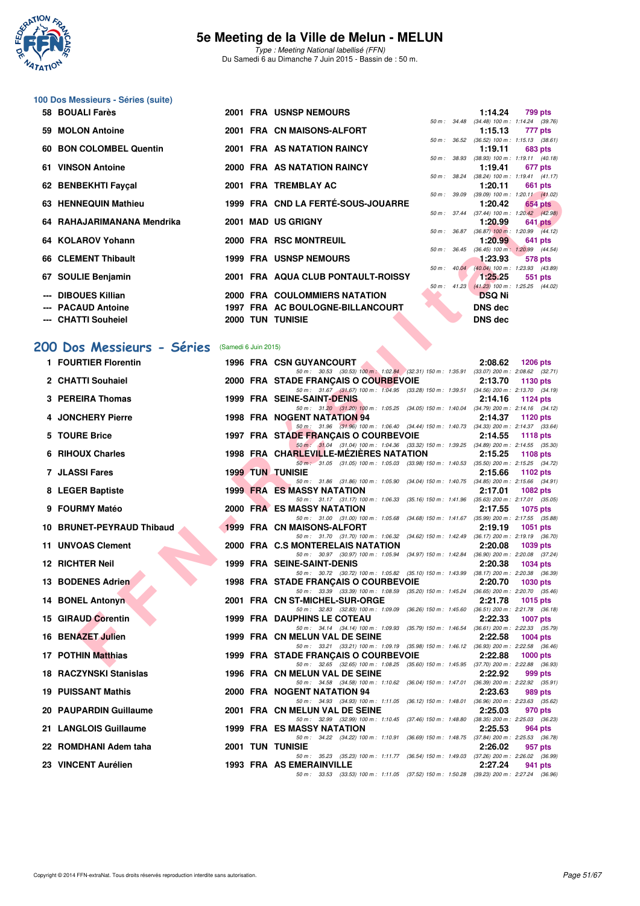# 5e Meeting de la Ville de Melun - MELUN

*Type : Meeting National labellisé (FFN)*
Du Samedi 6 au Dimanche 7 Juin 2015 - Bassin de : 50 m.

### 100 Dos Messieurs - Séries (suite)

| Rang | Nom | Année | Nat | Club | Temps | Points | Splits |
|---|---|---|---|---|---|---|---|
| 58 | BOUALI Farès | 2001 | FRA | USNSP NEMOURS | 1:14.24 | 799 pts | 50 m : 34.48 (34.48) 100 m : 1:14.24 (39.76) |
| 59 | MOLON Antoine | 2001 | FRA | CN MAISONS-ALFORT | 1:15.13 | 777 pts | 50 m : 36.52 (36.52) 100 m : 1:15.13 (38.61) |
| 60 | BON COLOMBEL Quentin | 2001 | FRA | AS NATATION RAINCY | 1:19.11 | 683 pts | 50 m : 38.93 (38.93) 100 m : 1:19.11 (40.18) |
| 61 | VINSON Antoine | 2000 | FRA | AS NATATION RAINCY | 1:19.41 | 677 pts | 50 m : 38.24 (38.24) 100 m : 1:19.41 (41.17) |
| 62 | BENBEKHTI Fayçal | 2001 | FRA | TREMBLAY AC | 1:20.11 | 661 pts | 50 m : 39.09 (39.09) 100 m : 1:20.11 (41.02) |
| 63 | HENNEQUIN Mathieu | 1999 | FRA | CND LA FERTÉ-SOUS-JOUARRE | 1:20.42 | 654 pts | 50 m : 37.44 (37.44) 100 m : 1:20.42 (42.98) |
| 64 | RAHAJARIMANANA Mendrika | 2001 | MAD | US GRIGNY | 1:20.99 | 641 pts | 50 m : 36.87 (36.87) 100 m : 1:20.99 (44.12) |
| 64 | KOLAROV Yohann | 2000 | FRA | RSC MONTREUIL | 1:20.99 | 641 pts | 50 m : 36.45 (36.45) 100 m : 1:20.99 (44.54) |
| 66 | CLEMENT Thibault | 1999 | FRA | USNSP NEMOURS | 1:23.93 | 578 pts | 50 m : 40.04 (40.04) 100 m : 1:23.93 (43.89) |
| 67 | SOULIE Benjamin | 2001 | FRA | AQUA CLUB PONTAULT-ROISSY | 1:25.25 | 551 pts | 50 m : 41.23 (41.23) 100 m : 1:25.25 (44.02) |
| --- | DIBOUES Killian | 2000 | FRA | COULOMMIERS NATATION | DSQ Ni | | |
| --- | PACAUD Antoine | 1997 | FRA | AC BOULOGNE-BILLANCOURT | DNS dec | | |
| --- | CHATTI Souheiel | 2000 | TUN | TUNISIE | DNS dec | | |

## 200 Dos Messieurs - Séries (Samedi 6 Juin 2015)

| Rang | Nom | Année | Nat | Club | Temps | Points | Splits |
|---|---|---|---|---|---|---|---|
| 1 | FOURTIER Florentin | 1996 | FRA | CSN GUYANCOURT | 2:08.62 | 1206 pts | 50 m : 30.53 (30.53) 100 m : 1:02.84 (32.31) 150 m : 1:35.91 (33.07) 200 m : 2:08.62 (32.71) |
| 2 | CHATTI Souhaiel | 2000 | FRA | STADE FRANÇAIS O COURBEVOIE | 2:13.70 | 1130 pts | 50 m : 31.67 (31.67) 100 m : 1:04.95 (33.28) 150 m : 1:39.51 (34.56) 200 m : 2:13.70 (34.19) |
| 3 | PEREIRA Thomas | 1999 | FRA | SEINE-SAINT-DENIS | 2:14.16 | 1124 pts | 50 m : 31.20 (31.20) 100 m : 1:05.25 (34.05) 150 m : 1:40.04 (34.79) 200 m : 2:14.16 (34.12) |
| 4 | JONCHERY Pierre | 1998 | FRA | NOGENT NATATION 94 | 2:14.37 | 1120 pts | 50 m : 31.96 (31.96) 100 m : 1:06.40 (34.44) 150 m : 1:40.73 (34.33) 200 m : 2:14.37 (33.64) |
| 5 | TOURE Brice | 1997 | FRA | STADE FRANÇAIS O COURBEVOIE | 2:14.55 | 1118 pts | 50 m : 31.04 (31.04) 100 m : 1:04.36 (33.32) 150 m : 1:39.25 (34.89) 200 m : 2:14.55 (35.30) |
| 6 | RIHOUX Charles | 1998 | FRA | CHARLEVILLE-MÉZIÈRES NATATION | 2:15.25 | 1108 pts | 50 m : 31.05 (31.05) 100 m : 1:05.03 (33.98) 150 m : 1:40.53 (35.50) 200 m : 2:15.25 (34.72) |
| 7 | JLASSI Fares | 1999 | TUN | TUNISIE | 2:15.66 | 1102 pts | 50 m : 31.86 (31.86) 100 m : 1:05.90 (34.04) 150 m : 1:40.75 (34.85) 200 m : 2:15.66 (34.91) |
| 8 | LEGER Baptiste | 1999 | FRA | ES MASSY NATATION | 2:17.01 | 1082 pts | 50 m : 31.17 (31.17) 100 m : 1:06.33 (35.16) 150 m : 1:41.96 (35.63) 200 m : 2:17.01 (35.05) |
| 9 | FOURMY Matéo | 2000 | FRA | ES MASSY NATATION | 2:17.55 | 1075 pts | 50 m : 31.00 (31.00) 100 m : 1:05.68 (34.68) 150 m : 1:41.67 (35.99) 200 m : 2:17.55 (35.88) |
| 10 | BRUNET-PEYRAUD Thibaud | 1999 | FRA | CN MAISONS-ALFORT | 2:19.19 | 1051 pts | 50 m : 31.70 (31.70) 100 m : 1:06.32 (34.62) 150 m : 1:42.49 (36.17) 200 m : 2:19.19 (36.70) |
| 11 | UNVOAS Clement | 2000 | FRA | C.S MONTERELAIS NATATION | 2:20.08 | 1039 pts | 50 m : 30.97 (30.97) 100 m : 1:05.94 (34.97) 150 m : 1:42.84 (36.90) 200 m : 2:20.08 (37.24) |
| 12 | RICHTER Neil | 1999 | FRA | SEINE-SAINT-DENIS | 2:20.38 | 1034 pts | 50 m : 30.72 (30.72) 100 m : 1:05.82 (35.10) 150 m : 1:43.99 (38.17) 200 m : 2:20.38 (36.39) |
| 13 | BODENES Adrien | 1998 | FRA | STADE FRANÇAIS O COURBEVOIE | 2:20.70 | 1030 pts | 50 m : 33.39 (33.39) 100 m : 1:08.59 (35.20) 150 m : 1:45.24 (36.65) 200 m : 2:20.70 (35.46) |
| 14 | BONEL Antonyn | 2001 | FRA | CN ST-MICHEL-SUR-ORGE | 2:21.78 | 1015 pts | 50 m : 32.83 (32.83) 100 m : 1:09.09 (36.26) 150 m : 1:45.60 (36.51) 200 m : 2:21.78 (36.18) |
| 15 | GIRAUD Corentin | 1999 | FRA | DAUPHINS LE COTEAU | 2:22.33 | 1007 pts | 50 m : 34.14 (34.14) 100 m : 1:09.93 (35.79) 150 m : 1:46.54 (36.61) 200 m : 2:22.33 (35.79) |
| 16 | BENAZET Julien | 1999 | FRA | CN MELUN VAL DE SEINE | 2:22.58 | 1004 pts | 50 m : 33.21 (33.21) 100 m : 1:09.19 (35.98) 150 m : 1:46.12 (36.93) 200 m : 2:22.58 (36.46) |
| 17 | POTHIN Matthias | 1999 | FRA | STADE FRANÇAIS O COURBEVOIE | 2:22.88 | 1000 pts | 50 m : 32.65 (32.65) 100 m : 1:08.25 (35.60) 150 m : 1:45.95 (37.70) 200 m : 2:22.88 (36.93) |
| 18 | RACZYNSKI Stanislas | 1996 | FRA | CN MELUN VAL DE SEINE | 2:22.92 | 999 pts | 50 m : 34.58 (34.58) 100 m : 1:10.62 (36.04) 150 m : 1:47.01 (36.39) 200 m : 2:22.92 (35.91) |
| 19 | PUISSANT Mathis | 2000 | FRA | NOGENT NATATION 94 | 2:23.63 | 989 pts | 50 m : 34.93 (34.93) 100 m : 1:11.05 (36.12) 150 m : 1:48.01 (36.96) 200 m : 2:23.63 (35.62) |
| 20 | PAUPARDIN Guillaume | 2001 | FRA | CN MELUN VAL DE SEINE | 2:25.03 | 970 pts | 50 m : 32.99 (32.99) 100 m : 1:10.45 (37.46) 150 m : 1:48.80 (38.35) 200 m : 2:25.03 (36.23) |
| 21 | LANGLOIS Guillaume | 1999 | FRA | ES MASSY NATATION | 2:25.53 | 964 pts | 50 m : 34.22 (34.22) 100 m : 1:10.91 (36.69) 150 m : 1:48.75 (37.84) 200 m : 2:25.53 (36.78) |
| 22 | ROMDHANI Adem taha | 2001 | TUN | TUNISIE | 2:26.02 | 957 pts | 50 m : 35.23 (35.23) 100 m : 1:11.77 (36.54) 150 m : 1:49.03 (37.26) 200 m : 2:26.02 (36.99) |
| 23 | VINCENT Aurélien | 1993 | FRA | AS EMERAINVILLE | 2:27.24 | 941 pts | 50 m : 33.53 (33.53) 100 m : 1:11.05 (37.52) 150 m : 1:50.28 (39.23) 200 m : 2:27.24 (36.96) |

Copyright © 2014 FFN-extraNat. Tous droits réservés reproduction interdite sans autorisation.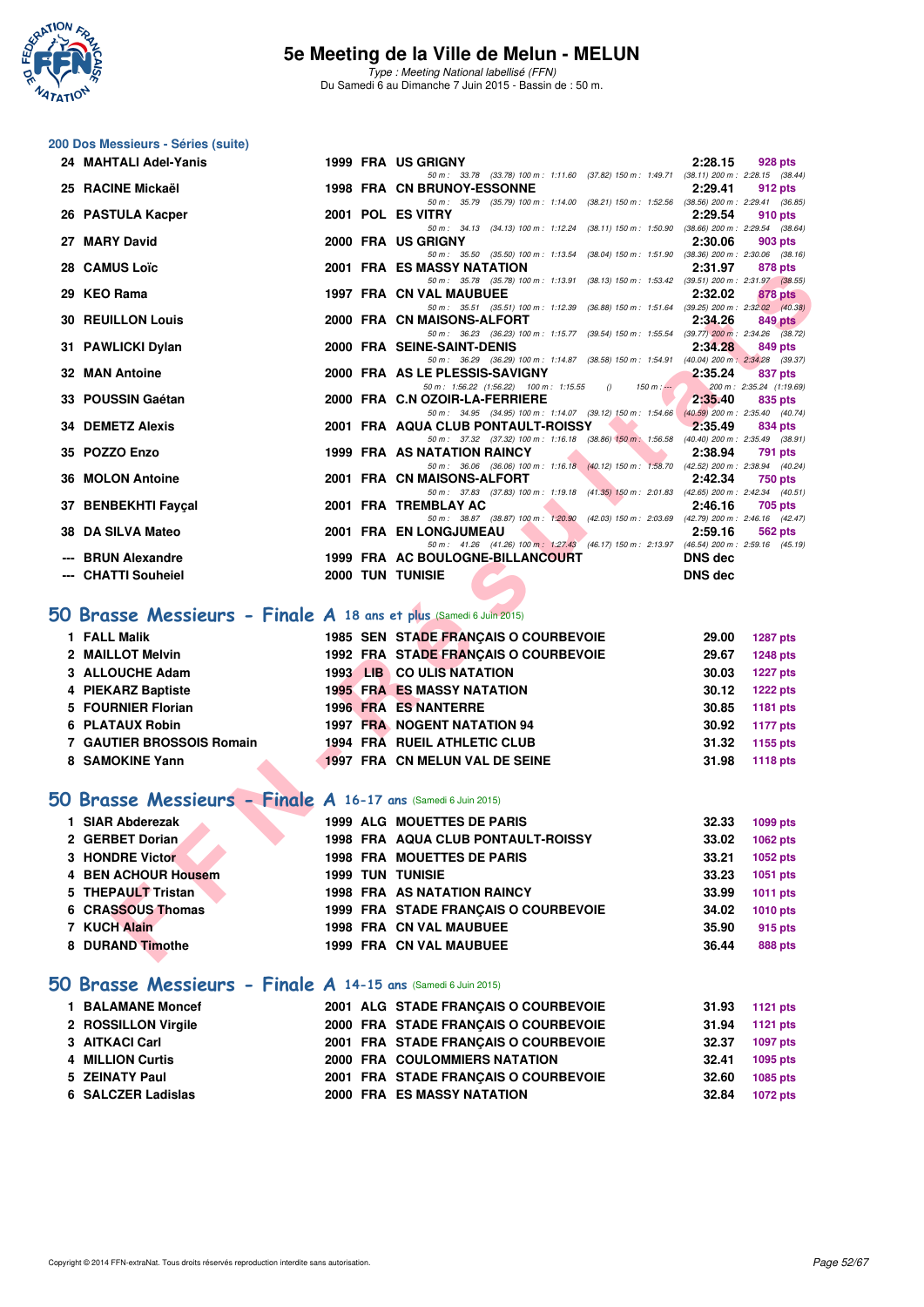# 5e Meeting de la Ville de Melun - MELUN

*Type : Meeting National labellisé (FFN)*
Du Samedi 6 au Dimanche 7 Juin 2015 - Bassin de : 50 m.

## 200 Dos Messieurs - Séries (suite)

| Place | Nom | Année | Nat | Club | Temps | Points |
|---|---|---|---|---|---|---|
| 24 | MAHTALI Adel-Yanis | 1999 | FRA | US GRIGNY | 2:28.15 | 928 pts |
| | 50 m : 33.78 (33.78) 100 m : 1:11.60 (37.82) 150 m : 1:49.71 (38.11) 200 m : 2:28.15 (38.44) | | | | | |
| 25 | RACINE Mickaël | 1998 | FRA | CN BRUNOY-ESSONNE | 2:29.41 | 912 pts |
| | 50 m : 35.79 (35.79) 100 m : 1:14.00 (38.21) 150 m : 1:52.56 (38.56) 200 m : 2:29.41 (36.85) | | | | | |
| 26 | PASTULA Kacper | 2001 | POL | ES VITRY | 2:29.54 | 910 pts |
| | 50 m : 34.13 (34.13) 100 m : 1:12.24 (38.11) 150 m : 1:50.90 (38.66) 200 m : 2:29.54 (38.64) | | | | | |
| 27 | MARY David | 2000 | FRA | US GRIGNY | 2:30.06 | 903 pts |
| | 50 m : 35.50 (35.50) 100 m : 1:13.54 (38.04) 150 m : 1:51.90 (38.36) 200 m : 2:30.06 (38.16) | | | | | |
| 28 | CAMUS Loïc | 2001 | FRA | ES MASSY NATATION | 2:31.97 | 878 pts |
| | 50 m : 35.78 (35.78) 100 m : 1:13.91 (38.13) 150 m : 1:53.42 (39.51) 200 m : 2:31.97 (38.55) | | | | | |
| 29 | KEO Rama | 1997 | FRA | CN VAL MAUBUEE | 2:32.02 | 878 pts |
| | 50 m : 35.51 (35.51) 100 m : 1:12.39 (36.88) 150 m : 1:51.64 (39.25) 200 m : 2:32.02 (40.38) | | | | | |
| 30 | REUILLON Louis | 2000 | FRA | CN MAISONS-ALFORT | 2:34.26 | 849 pts |
| | 50 m : 36.23 (36.23) 100 m : 1:15.77 (39.54) 150 m : 1:55.54 (39.77) 200 m : 2:34.26 (38.72) | | | | | |
| 31 | PAWLICKI Dylan | 2000 | FRA | SEINE-SAINT-DENIS | 2:34.28 | 849 pts |
| | 50 m : 36.29 (36.29) 100 m : 1:14.87 (38.58) 150 m : 1:54.91 (40.04) 200 m : 2:34.28 (39.37) | | | | | |
| 32 | MAN Antoine | 2000 | FRA | AS LE PLESSIS-SAVIGNY | 2:35.24 | 837 pts |
| | 50 m : 1:56.22 (1:56.22) 100 m : 1:15.55 () 150 m : --- 200 m : 2:35.24 (1:19.69) | | | | | |
| 33 | POUSSIN Gaétan | 2000 | FRA | C.N OZOIR-LA-FERRIERE | 2:35.40 | 835 pts |
| | 50 m : 34.95 (34.95) 100 m : 1:14.07 (39.12) 150 m : 1:54.66 (40.59) 200 m : 2:35.40 (40.74) | | | | | |
| 34 | DEMETZ Alexis | 2001 | FRA | AQUA CLUB PONTAULT-ROISSY | 2:35.49 | 834 pts |
| | 50 m : 37.32 (37.32) 100 m : 1:16.18 (38.86) 150 m : 1:56.58 (40.40) 200 m : 2:35.49 (38.91) | | | | | |
| 35 | POZZO Enzo | 1999 | FRA | AS NATATION RAINCY | 2:38.94 | 791 pts |
| | 50 m : 36.06 (36.06) 100 m : 1:16.18 (40.12) 150 m : 1:58.70 (42.52) 200 m : 2:38.94 (40.24) | | | | | |
| 36 | MOLON Antoine | 2001 | FRA | CN MAISONS-ALFORT | 2:42.34 | 750 pts |
| | 50 m : 37.83 (37.83) 100 m : 1:19.18 (41.35) 150 m : 2:01.83 (42.65) 200 m : 2:42.34 (40.51) | | | | | |
| 37 | BENBEKHTI Fayçal | 2001 | FRA | TREMBLAY AC | 2:46.16 | 705 pts |
| | 50 m : 38.87 (38.87) 100 m : 1:20.90 (42.03) 150 m : 2:03.69 (42.79) 200 m : 2:46.16 (42.47) | | | | | |
| 38 | DA SILVA Mateo | 2001 | FRA | EN LONGJUMEAU | 2:59.16 | 562 pts |
| | 50 m : 41.26 (41.26) 100 m : 1:27.43 (46.17) 150 m : 2:13.97 (46.54) 200 m : 2:59.16 (45.19) | | | | | |
| --- | BRUN Alexandre | 1999 | FRA | AC BOULOGNE-BILLANCOURT | DNS dec | |
| --- | CHATTI Souheiel | 2000 | TUN | TUNISIE | DNS dec | |

## 50 Brasse Messieurs - Finale A 18 ans et plus (Samedi 6 Juin 2015)

| Place | Nom | Année | Nat | Club | Temps | Points |
|---|---|---|---|---|---|---|
| 1 | FALL Malik | 1985 | SEN | STADE FRANÇAIS O COURBEVOIE | 29.00 | 1287 pts |
| 2 | MAILLOT Melvin | 1992 | FRA | STADE FRANÇAIS O COURBEVOIE | 29.67 | 1248 pts |
| 3 | ALLOUCHE Adam | 1993 | LIB | CO ULIS NATATION | 30.03 | 1227 pts |
| 4 | PIEKARZ Baptiste | 1995 | FRA | ES MASSY NATATION | 30.12 | 1222 pts |
| 5 | FOURNIER Florian | 1996 | FRA | ES NANTERRE | 30.85 | 1181 pts |
| 6 | PLATAUX Robin | 1997 | FRA | NOGENT NATATION 94 | 30.92 | 1177 pts |
| 7 | GAUTIER BROSSOIS Romain | 1994 | FRA | RUEIL ATHLETIC CLUB | 31.32 | 1155 pts |
| 8 | SAMOKINE Yann | 1997 | FRA | CN MELUN VAL DE SEINE | 31.98 | 1118 pts |

## 50 Brasse Messieurs - Finale A 16-17 ans (Samedi 6 Juin 2015)

| Place | Nom | Année | Nat | Club | Temps | Points |
|---|---|---|---|---|---|---|
| 1 | SIAR Abderezak | 1999 | ALG | MOUETTES DE PARIS | 32.33 | 1099 pts |
| 2 | GERBET Dorian | 1998 | FRA | AQUA CLUB PONTAULT-ROISSY | 33.02 | 1062 pts |
| 3 | HONDRE Victor | 1998 | FRA | MOUETTES DE PARIS | 33.21 | 1052 pts |
| 4 | BEN ACHOUR Housem | 1999 | TUN | TUNISIE | 33.23 | 1051 pts |
| 5 | THEPAULT Tristan | 1998 | FRA | AS NATATION RAINCY | 33.99 | 1011 pts |
| 6 | CRASSOUS Thomas | 1999 | FRA | STADE FRANÇAIS O COURBEVOIE | 34.02 | 1010 pts |
| 7 | KUCH Alain | 1998 | FRA | CN VAL MAUBUEE | 35.90 | 915 pts |
| 8 | DURAND Timothe | 1999 | FRA | CN VAL MAUBUEE | 36.44 | 888 pts |

## 50 Brasse Messieurs - Finale A 14-15 ans (Samedi 6 Juin 2015)

| Place | Nom | Année | Nat | Club | Temps | Points |
|---|---|---|---|---|---|---|
| 1 | BALAMANE Moncef | 2001 | ALG | STADE FRANÇAIS O COURBEVOIE | 31.93 | 1121 pts |
| 2 | ROSSILLON Virgile | 2000 | FRA | STADE FRANÇAIS O COURBEVOIE | 31.94 | 1121 pts |
| 3 | AITKACI Carl | 2001 | FRA | STADE FRANÇAIS O COURBEVOIE | 32.37 | 1097 pts |
| 4 | MILLION Curtis | 2000 | FRA | COULOMMIERS NATATION | 32.41 | 1095 pts |
| 5 | ZEINATY Paul | 2001 | FRA | STADE FRANÇAIS O COURBEVOIE | 32.60 | 1085 pts |
| 6 | SALCZER Ladislas | 2000 | FRA | ES MASSY NATATION | 32.84 | 1072 pts |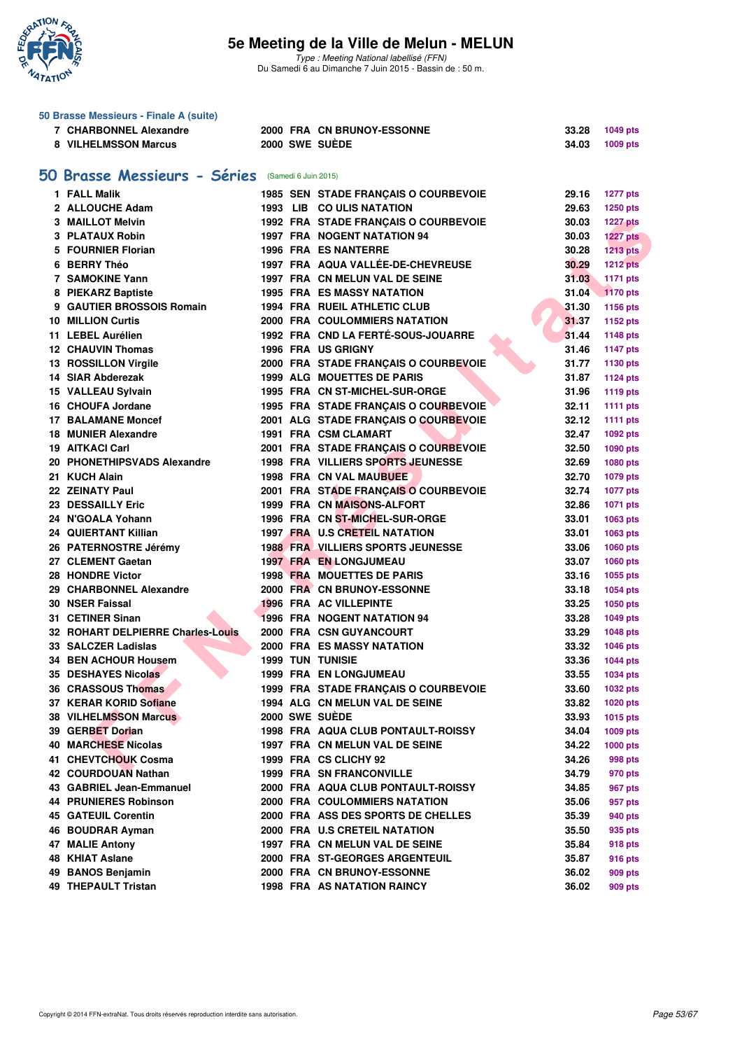### 50 Brasse Messieurs - Finale A (suite)

| | | | | | | |
|---|---|---|---|---|---|---|
| 7 | CHARBONNEL Alexandre | 2000 | FRA | CN BRUNOY-ESSONNE | 33.28 | 1049 pts |
| 8 | VILHELMSSON Marcus | 2000 | SWE | SUÈDE | 34.03 | 1009 pts |

## 50 Brasse Messieurs - Séries (Samedi 6 Juin 2015)

| | | | | | | |
|---|---|---|---|---|---|---|
| 1 | FALL Malik | 1985 | SEN | STADE FRANÇAIS O COURBEVOIE | 29.16 | 1277 pts |
| 2 | ALLOUCHE Adam | 1993 | LIB | CO ULIS NATATION | 29.63 | 1250 pts |
| 3 | MAILLOT Melvin | 1992 | FRA | STADE FRANÇAIS O COURBEVOIE | 30.03 | 1227 pts |
| 3 | PLATAUX Robin | 1997 | FRA | NOGENT NATATION 94 | 30.03 | 1227 pts |
| 5 | FOURNIER Florian | 1996 | FRA | ES NANTERRE | 30.28 | 1213 pts |
| 6 | BERRY Théo | 1997 | FRA | AQUA VALLÉE-DE-CHEVREUSE | 30.29 | 1212 pts |
| 7 | SAMOKINE Yann | 1997 | FRA | CN MELUN VAL DE SEINE | 31.03 | 1171 pts |
| 8 | PIEKARZ Baptiste | 1995 | FRA | ES MASSY NATATION | 31.04 | 1170 pts |
| 9 | GAUTIER BROSSOIS Romain | 1994 | FRA | RUEIL ATHLETIC CLUB | 31.30 | 1156 pts |
| 10 | MILLION Curtis | 2000 | FRA | COULOMMIERS NATATION | 31.37 | 1152 pts |
| 11 | LEBEL Aurélien | 1992 | FRA | CND LA FERTÉ-SOUS-JOUARRE | 31.44 | 1148 pts |
| 12 | CHAUVIN Thomas | 1996 | FRA | US GRIGNY | 31.46 | 1147 pts |
| 13 | ROSSILLON Virgile | 2000 | FRA | STADE FRANÇAIS O COURBEVOIE | 31.77 | 1130 pts |
| 14 | SIAR Abderezak | 1999 | ALG | MOUETTES DE PARIS | 31.87 | 1124 pts |
| 15 | VALLEAU Sylvain | 1995 | FRA | CN ST-MICHEL-SUR-ORGE | 31.96 | 1119 pts |
| 16 | CHOUFA Jordane | 1995 | FRA | STADE FRANÇAIS O COURBEVOIE | 32.11 | 1111 pts |
| 17 | BALAMANE Moncef | 2001 | ALG | STADE FRANÇAIS O COURBEVOIE | 32.12 | 1111 pts |
| 18 | MUNIER Alexandre | 1991 | FRA | CSM CLAMART | 32.47 | 1092 pts |
| 19 | AITKACI Carl | 2001 | FRA | STADE FRANÇAIS O COURBEVOIE | 32.50 | 1090 pts |
| 20 | PHONETHIPSVADS Alexandre | 1998 | FRA | VILLIERS SPORTS JEUNESSE | 32.69 | 1080 pts |
| 21 | KUCH Alain | 1998 | FRA | CN VAL MAUBUEE | 32.70 | 1079 pts |
| 22 | ZEINATY Paul | 2001 | FRA | STADE FRANÇAIS O COURBEVOIE | 32.74 | 1077 pts |
| 23 | DESSAILLY Eric | 1999 | FRA | CN MAISONS-ALFORT | 32.86 | 1071 pts |
| 24 | N'GOALA Yohann | 1996 | FRA | CN ST-MICHEL-SUR-ORGE | 33.01 | 1063 pts |
| 24 | QUIERTANT Killian | 1997 | FRA | U.S CRETEIL NATATION | 33.01 | 1063 pts |
| 26 | PATERNOSTRE Jérémy | 1988 | FRA | VILLIERS SPORTS JEUNESSE | 33.06 | 1060 pts |
| 27 | CLEMENT Gaetan | 1997 | FRA | EN LONGJUMEAU | 33.07 | 1060 pts |
| 28 | HONDRE Victor | 1998 | FRA | MOUETTES DE PARIS | 33.16 | 1055 pts |
| 29 | CHARBONNEL Alexandre | 2000 | FRA | CN BRUNOY-ESSONNE | 33.18 | 1054 pts |
| 30 | NSER Faissal | 1996 | FRA | AC VILLEPINTE | 33.25 | 1050 pts |
| 31 | CETINER Sinan | 1996 | FRA | NOGENT NATATION 94 | 33.28 | 1049 pts |
| 32 | ROHART DELPIERRE Charles-Louis | 2000 | FRA | CSN GUYANCOURT | 33.29 | 1048 pts |
| 33 | SALCZER Ladislas | 2000 | FRA | ES MASSY NATATION | 33.32 | 1046 pts |
| 34 | BEN ACHOUR Housem | 1999 | TUN | TUNISIE | 33.36 | 1044 pts |
| 35 | DESHAYES Nicolas | 1999 | FRA | EN LONGJUMEAU | 33.55 | 1034 pts |
| 36 | CRASSOUS Thomas | 1999 | FRA | STADE FRANÇAIS O COURBEVOIE | 33.60 | 1032 pts |
| 37 | KERAR KORID Sofiane | 1994 | ALG | CN MELUN VAL DE SEINE | 33.82 | 1020 pts |
| 38 | VILHELMSSON Marcus | 2000 | SWE | SUÈDE | 33.93 | 1015 pts |
| 39 | GERBET Dorian | 1998 | FRA | AQUA CLUB PONTAULT-ROISSY | 34.04 | 1009 pts |
| 40 | MARCHESE Nicolas | 1997 | FRA | CN MELUN VAL DE SEINE | 34.22 | 1000 pts |
| 41 | CHEVTCHOUK Cosma | 1999 | FRA | CS CLICHY 92 | 34.26 | 998 pts |
| 42 | COURDOUAN Nathan | 1999 | FRA | SN FRANCONVILLE | 34.79 | 970 pts |
| 43 | GABRIEL Jean-Emmanuel | 2000 | FRA | AQUA CLUB PONTAULT-ROISSY | 34.85 | 967 pts |
| 44 | PRUNIERES Robinson | 2000 | FRA | COULOMMIERS NATATION | 35.06 | 957 pts |
| 45 | GATEUIL Corentin | 2000 | FRA | ASS DES SPORTS DE CHELLES | 35.39 | 940 pts |
| 46 | BOUDRAR Ayman | 2000 | FRA | U.S CRETEIL NATATION | 35.50 | 935 pts |
| 47 | MALIE Antony | 1997 | FRA | CN MELUN VAL DE SEINE | 35.84 | 918 pts |
| 48 | KHIAT Aslane | 2000 | FRA | ST-GEORGES ARGENTEUIL | 35.87 | 916 pts |
| 49 | BANOS Benjamin | 2000 | FRA | CN BRUNOY-ESSONNE | 36.02 | 909 pts |
| 49 | THEPAULT Tristan | 1998 | FRA | AS NATATION RAINCY | 36.02 | 909 pts |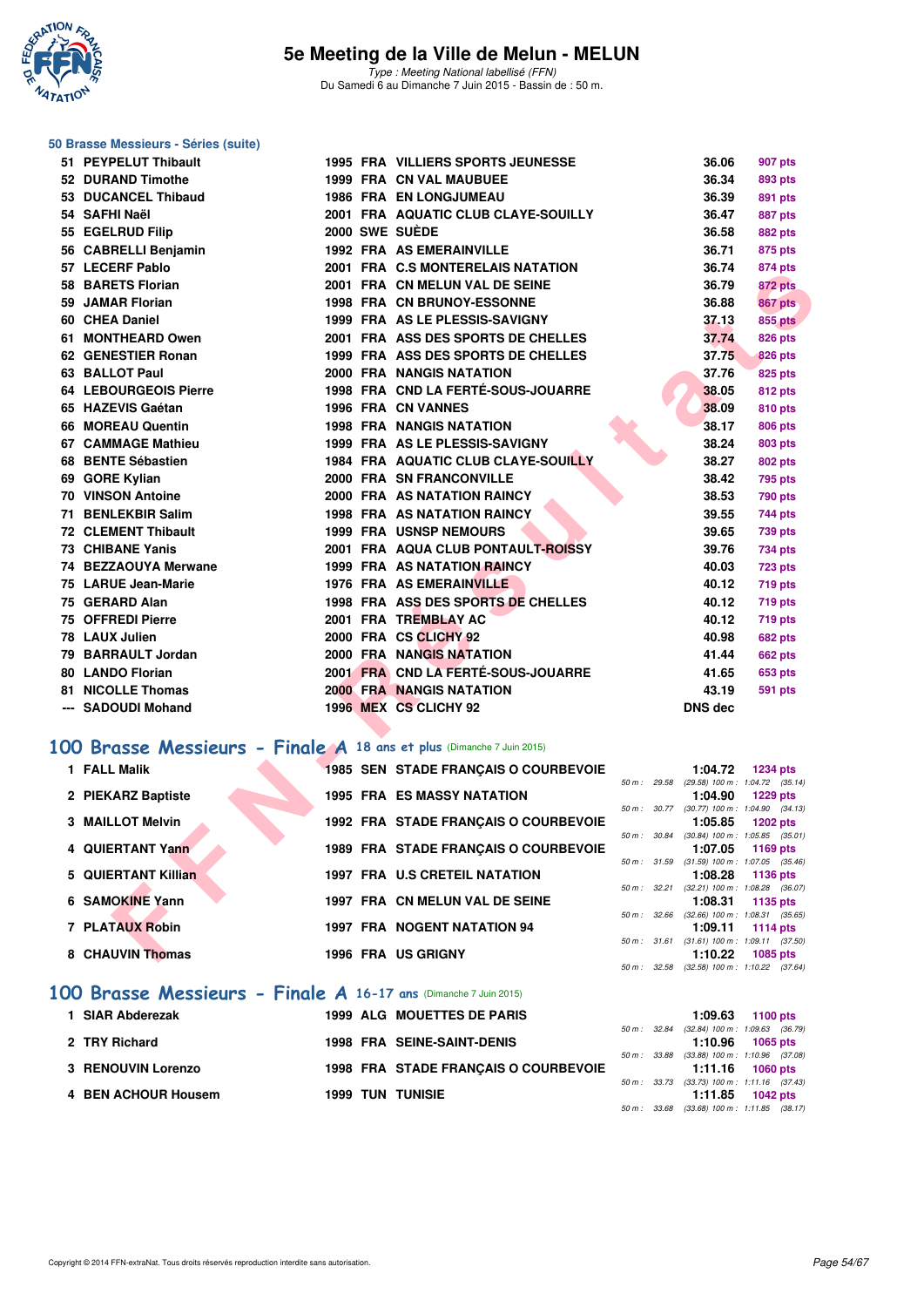# 5e Meeting de la Ville de Melun - MELUN

*Type : Meeting National labellisé (FFN)*
Du Samedi 6 au Dimanche 7 Juin 2015 - Bassin de : 50 m.

## 50 Brasse Messieurs - Séries (suite)

| Rang | Nom | Année | Nat. | Club | Temps | Points |
|---|---|---|---|---|---|---|
| 51 | PEYPELUT Thibault | 1995 | FRA | VILLIERS SPORTS JEUNESSE | 36.06 | 907 pts |
| 52 | DURAND Timothe | 1999 | FRA | CN VAL MAUBUEE | 36.34 | 893 pts |
| 53 | DUCANCEL Thibaud | 1986 | FRA | EN LONGJUMEAU | 36.39 | 891 pts |
| 54 | SAFHI Naël | 2001 | FRA | AQUATIC CLUB CLAYE-SOUILLY | 36.47 | 887 pts |
| 55 | EGELRUD Filip | 2000 | SWE | SUÈDE | 36.58 | 882 pts |
| 56 | CABRELLI Benjamin | 1992 | FRA | AS EMERAINVILLE | 36.71 | 875 pts |
| 57 | LECERF Pablo | 2001 | FRA | C.S MONTERELAIS NATATION | 36.74 | 874 pts |
| 58 | BARETS Florian | 2001 | FRA | CN MELUN VAL DE SEINE | 36.79 | 872 pts |
| 59 | JAMAR Florian | 1998 | FRA | CN BRUNOY-ESSONNE | 36.88 | 867 pts |
| 60 | CHEA Daniel | 1999 | FRA | AS LE PLESSIS-SAVIGNY | 37.13 | 855 pts |
| 61 | MONTHEARD Owen | 2001 | FRA | ASS DES SPORTS DE CHELLES | 37.74 | 826 pts |
| 62 | GENESTIER Ronan | 1999 | FRA | ASS DES SPORTS DE CHELLES | 37.75 | 826 pts |
| 63 | BALLOT Paul | 2000 | FRA | NANGIS NATATION | 37.76 | 825 pts |
| 64 | LEBOURGEOIS Pierre | 1998 | FRA | CND LA FERTÉ-SOUS-JOUARRE | 38.05 | 812 pts |
| 65 | HAZEVIS Gaétan | 1996 | FRA | CN VANNES | 38.09 | 810 pts |
| 66 | MOREAU Quentin | 1998 | FRA | NANGIS NATATION | 38.17 | 806 pts |
| 67 | CAMMAGE Mathieu | 1999 | FRA | AS LE PLESSIS-SAVIGNY | 38.24 | 803 pts |
| 68 | BENTE Sébastien | 1984 | FRA | AQUATIC CLUB CLAYE-SOUILLY | 38.27 | 802 pts |
| 69 | GORE Kylian | 2000 | FRA | SN FRANCONVILLE | 38.42 | 795 pts |
| 70 | VINSON Antoine | 2000 | FRA | AS NATATION RAINCY | 38.53 | 790 pts |
| 71 | BENLEKBIR Salim | 1998 | FRA | AS NATATION RAINCY | 39.55 | 744 pts |
| 72 | CLEMENT Thibault | 1999 | FRA | USNSP NEMOURS | 39.65 | 739 pts |
| 73 | CHIBANE Yanis | 2001 | FRA | AQUA CLUB PONTAULT-ROISSY | 39.76 | 734 pts |
| 74 | BEZZAOUYA Merwane | 1999 | FRA | AS NATATION RAINCY | 40.03 | 723 pts |
| 75 | LARUE Jean-Marie | 1976 | FRA | AS EMERAINVILLE | 40.12 | 719 pts |
| 75 | GERARD Alan | 1998 | FRA | ASS DES SPORTS DE CHELLES | 40.12 | 719 pts |
| 75 | OFFREDI Pierre | 2001 | FRA | TREMBLAY AC | 40.12 | 719 pts |
| 78 | LAUX Julien | 2000 | FRA | CS CLICHY 92 | 40.98 | 682 pts |
| 79 | BARRAULT Jordan | 2000 | FRA | NANGIS NATATION | 41.44 | 662 pts |
| 80 | LANDO Florian | 2001 | FRA | CND LA FERTÉ-SOUS-JOUARRE | 41.65 | 653 pts |
| 81 | NICOLLE Thomas | 2000 | FRA | NANGIS NATATION | 43.19 | 591 pts |
| --- | SADOUDI Mohand | 1996 | MEX | CS CLICHY 92 | DNS dec | |

## 100 Brasse Messieurs - Finale A 18 ans et plus (Dimanche 7 Juin 2015)

| Rang | Nom | Année | Nat. | Club | Temps | Points | Splits |
|---|---|---|---|---|---|---|---|
| 1 | FALL Malik | 1985 | SEN | STADE FRANÇAIS O COURBEVOIE | 1:04.72 | 1234 pts | 50 m : 29.58 (29.58) 100 m : 1:04.72 (35.14) |
| 2 | PIEKARZ Baptiste | 1995 | FRA | ES MASSY NATATION | 1:04.90 | 1229 pts | 50 m : 30.77 (30.77) 100 m : 1:04.90 (34.13) |
| 3 | MAILLOT Melvin | 1992 | FRA | STADE FRANÇAIS O COURBEVOIE | 1:05.85 | 1202 pts | 50 m : 30.84 (30.84) 100 m : 1:05.85 (35.01) |
| 4 | QUIERTANT Yann | 1989 | FRA | STADE FRANÇAIS O COURBEVOIE | 1:07.05 | 1169 pts | 50 m : 31.59 (31.59) 100 m : 1:07.05 (35.46) |
| 5 | QUIERTANT Killian | 1997 | FRA | U.S CRETEIL NATATION | 1:08.28 | 1136 pts | 50 m : 32.21 (32.21) 100 m : 1:08.28 (36.07) |
| 6 | SAMOKINE Yann | 1997 | FRA | CN MELUN VAL DE SEINE | 1:08.31 | 1135 pts | 50 m : 32.66 (32.66) 100 m : 1:08.31 (35.65) |
| 7 | PLATAUX Robin | 1997 | FRA | NOGENT NATATION 94 | 1:09.11 | 1114 pts | 50 m : 31.61 (31.61) 100 m : 1:09.11 (37.50) |
| 8 | CHAUVIN Thomas | 1996 | FRA | US GRIGNY | 1:10.22 | 1085 pts | 50 m : 32.58 (32.58) 100 m : 1:10.22 (37.64) |

## 100 Brasse Messieurs - Finale A 16-17 ans (Dimanche 7 Juin 2015)

| Rang | Nom | Année | Nat. | Club | Temps | Points | Splits |
|---|---|---|---|---|---|---|---|
| 1 | SIAR Abderezak | 1999 | ALG | MOUETTES DE PARIS | 1:09.63 | 1100 pts | 50 m : 32.84 (32.84) 100 m : 1:09.63 (36.79) |
| 2 | TRY Richard | 1998 | FRA | SEINE-SAINT-DENIS | 1:10.96 | 1065 pts | 50 m : 33.88 (33.88) 100 m : 1:10.96 (37.08) |
| 3 | RENOUVIN Lorenzo | 1998 | FRA | STADE FRANÇAIS O COURBEVOIE | 1:11.16 | 1060 pts | 50 m : 33.73 (33.73) 100 m : 1:11.16 (37.43) |
| 4 | BEN ACHOUR Housem | 1999 | TUN | TUNISIE | 1:11.85 | 1042 pts | 50 m : 33.68 (33.68) 100 m : 1:11.85 (38.17) |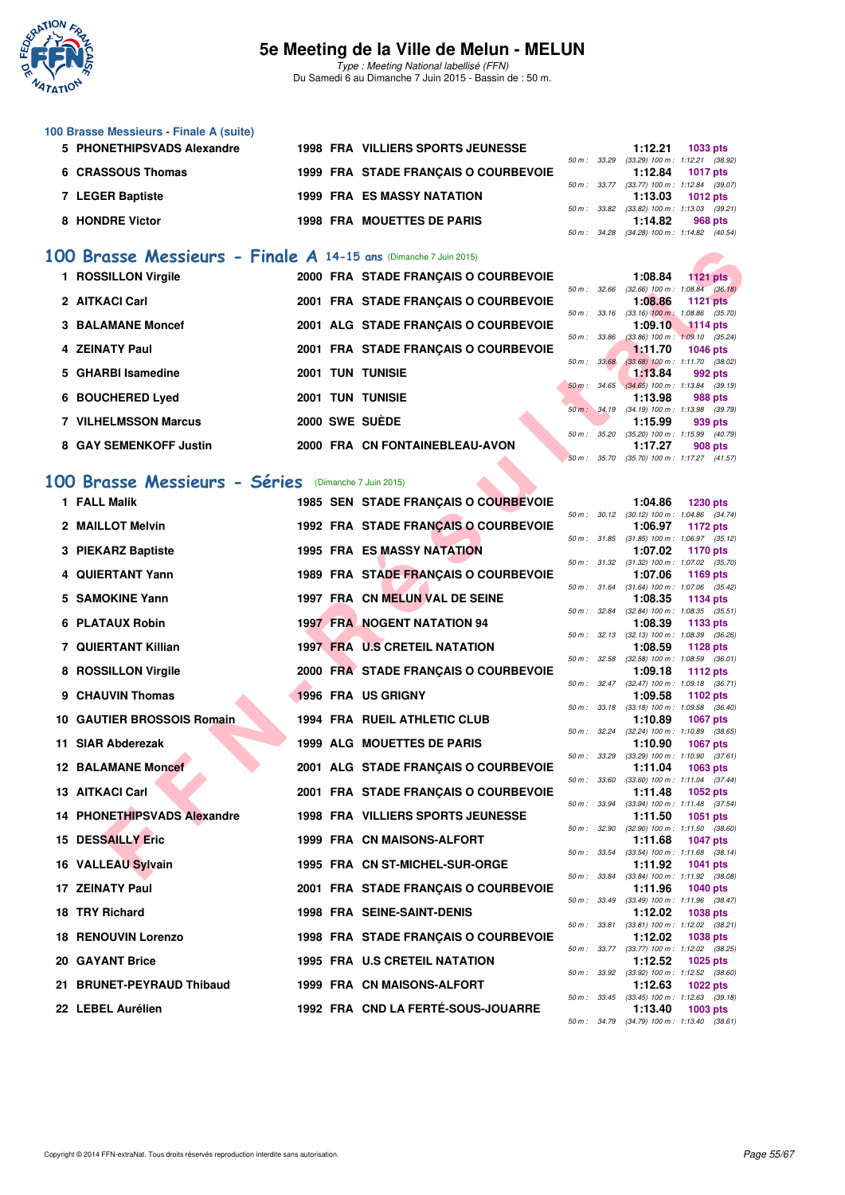# 5e Meeting de la Ville de Melun - MELUN

*Type : Meeting National labellisé (FFN)*
Du Samedi 6 au Dimanche 7 Juin 2015 - Bassin de : 50 m.

## 100 Brasse Messieurs - Finale A (suite)

| Rang | Nom | Année | Nat | Club | Temps | Points | Splits |
|---|---|---|---|---|---|---|---|
| 5 | PHONETHIPSVADS Alexandre | 1998 | FRA | VILLIERS SPORTS JEUNESSE | 1:12.21 | 1033 pts | 50 m : 33.29 (33.29) 100 m : 1:12.21 (38.92) |
| 6 | CRASSOUS Thomas | 1999 | FRA | STADE FRANÇAIS O COURBEVOIE | 1:12.84 | 1017 pts | 50 m : 33.77 (33.77) 100 m : 1:12.84 (39.07) |
| 7 | LEGER Baptiste | 1999 | FRA | ES MASSY NATATION | 1:13.03 | 1012 pts | 50 m : 33.82 (33.82) 100 m : 1:13.03 (39.21) |
| 8 | HONDRE Victor | 1998 | FRA | MOUETTES DE PARIS | 1:14.82 | 968 pts | 50 m : 34.28 (34.28) 100 m : 1:14.82 (40.54) |

## 100 Brasse Messieurs - Finale A 14-15 ans (Dimanche 7 Juin 2015)

| Rang | Nom | Année | Nat | Club | Temps | Points | Splits |
|---|---|---|---|---|---|---|---|
| 1 | ROSSILLON Virgile | 2000 | FRA | STADE FRANÇAIS O COURBEVOIE | 1:08.84 | 1121 pts | 50 m : 32.66 (32.66) 100 m : 1:08.84 (36.18) |
| 2 | AITKACI Carl | 2001 | FRA | STADE FRANÇAIS O COURBEVOIE | 1:08.86 | 1121 pts | 50 m : 33.16 (33.16) 100 m : 1:08.86 (35.70) |
| 3 | BALAMANE Moncef | 2001 | ALG | STADE FRANÇAIS O COURBEVOIE | 1:09.10 | 1114 pts | 50 m : 33.86 (33.86) 100 m : 1:09.10 (35.24) |
| 4 | ZEINATY Paul | 2001 | FRA | STADE FRANÇAIS O COURBEVOIE | 1:11.70 | 1046 pts | 50 m : 33.68 (33.68) 100 m : 1:11.70 (38.02) |
| 5 | GHARBI Isamedine | 2001 | TUN | TUNISIE | 1:13.84 | 992 pts | 50 m : 34.65 (34.65) 100 m : 1:13.84 (39.19) |
| 6 | BOUCHERED Lyed | 2001 | TUN | TUNISIE | 1:13.98 | 988 pts | 50 m : 34.19 (34.19) 100 m : 1:13.98 (39.79) |
| 7 | VILHELMSSON Marcus | 2000 | SWE | SUÈDE | 1:15.99 | 939 pts | 50 m : 35.20 (35.20) 100 m : 1:15.99 (40.79) |
| 8 | GAY SEMENKOFF Justin | 2000 | FRA | CN FONTAINEBLEAU-AVON | 1:17.27 | 908 pts | 50 m : 35.70 (35.70) 100 m : 1:17.27 (41.57) |

## 100 Brasse Messieurs - Séries (Dimanche 7 Juin 2015)

| Rang | Nom | Année | Nat | Club | Temps | Points | Splits |
|---|---|---|---|---|---|---|---|
| 1 | FALL Malik | 1985 | SEN | STADE FRANÇAIS O COURBEVOIE | 1:04.86 | 1230 pts | 50 m : 30.12 (30.12) 100 m : 1:04.86 (34.74) |
| 2 | MAILLOT Melvin | 1992 | FRA | STADE FRANÇAIS O COURBEVOIE | 1:06.97 | 1172 pts | 50 m : 31.85 (31.85) 100 m : 1:06.97 (35.12) |
| 3 | PIEKARZ Baptiste | 1995 | FRA | ES MASSY NATATION | 1:07.02 | 1170 pts | 50 m : 31.32 (31.32) 100 m : 1:07.02 (35.70) |
| 4 | QUIERTANT Yann | 1989 | FRA | STADE FRANÇAIS O COURBEVOIE | 1:07.06 | 1169 pts | 50 m : 31.64 (31.64) 100 m : 1:07.06 (35.42) |
| 5 | SAMOKINE Yann | 1997 | FRA | CN MELUN VAL DE SEINE | 1:08.35 | 1134 pts | 50 m : 32.84 (32.84) 100 m : 1:08.35 (35.51) |
| 6 | PLATAUX Robin | 1997 | FRA | NOGENT NATATION 94 | 1:08.39 | 1133 pts | 50 m : 32.13 (32.13) 100 m : 1:08.39 (36.26) |
| 7 | QUIERTANT Killian | 1997 | FRA | U.S CRETEIL NATATION | 1:08.59 | 1128 pts | 50 m : 32.58 (32.58) 100 m : 1:08.59 (36.01) |
| 8 | ROSSILLON Virgile | 2000 | FRA | STADE FRANÇAIS O COURBEVOIE | 1:09.18 | 1112 pts | 50 m : 32.47 (32.47) 100 m : 1:09.18 (36.71) |
| 9 | CHAUVIN Thomas | 1996 | FRA | US GRIGNY | 1:09.58 | 1102 pts | 50 m : 33.18 (33.18) 100 m : 1:09.58 (36.40) |
| 10 | GAUTIER BROSSOIS Romain | 1994 | FRA | RUEIL ATHLETIC CLUB | 1:10.89 | 1067 pts | 50 m : 32.24 (32.24) 100 m : 1:10.89 (38.65) |
| 11 | SIAR Abderezak | 1999 | ALG | MOUETTES DE PARIS | 1:10.90 | 1067 pts | 50 m : 33.29 (33.29) 100 m : 1:10.90 (37.61) |
| 12 | BALAMANE Moncef | 2001 | ALG | STADE FRANÇAIS O COURBEVOIE | 1:11.04 | 1063 pts | 50 m : 33.60 (33.60) 100 m : 1:11.04 (37.44) |
| 13 | AITKACI Carl | 2001 | FRA | STADE FRANÇAIS O COURBEVOIE | 1:11.48 | 1052 pts | 50 m : 33.94 (33.94) 100 m : 1:11.48 (37.54) |
| 14 | PHONETHIPSVADS Alexandre | 1998 | FRA | VILLIERS SPORTS JEUNESSE | 1:11.50 | 1051 pts | 50 m : 32.90 (32.90) 100 m : 1:11.50 (38.60) |
| 15 | DESSAILLY Eric | 1999 | FRA | CN MAISONS-ALFORT | 1:11.68 | 1047 pts | 50 m : 33.54 (33.54) 100 m : 1:11.68 (38.14) |
| 16 | VALLEAU Sylvain | 1995 | FRA | CN ST-MICHEL-SUR-ORGE | 1:11.92 | 1041 pts | 50 m : 33.84 (33.84) 100 m : 1:11.92 (38.08) |
| 17 | ZEINATY Paul | 2001 | FRA | STADE FRANÇAIS O COURBEVOIE | 1:11.96 | 1040 pts | 50 m : 33.49 (33.49) 100 m : 1:11.96 (38.47) |
| 18 | TRY Richard | 1998 | FRA | SEINE-SAINT-DENIS | 1:12.02 | 1038 pts | 50 m : 33.81 (33.81) 100 m : 1:12.02 (38.21) |
| 18 | RENOUVIN Lorenzo | 1998 | FRA | STADE FRANÇAIS O COURBEVOIE | 1:12.02 | 1038 pts | 50 m : 33.77 (33.77) 100 m : 1:12.02 (38.25) |
| 20 | GAYANT Brice | 1995 | FRA | U.S CRETEIL NATATION | 1:12.52 | 1025 pts | 50 m : 33.92 (33.92) 100 m : 1:12.52 (38.60) |
| 21 | BRUNET-PEYRAUD Thibaud | 1999 | FRA | CN MAISONS-ALFORT | 1:12.63 | 1022 pts | 50 m : 33.45 (33.45) 100 m : 1:12.63 (39.18) |
| 22 | LEBEL Aurélien | 1992 | FRA | CND LA FERTÉ-SOUS-JOUARRE | 1:13.40 | 1003 pts | 50 m : 34.79 (34.79) 100 m : 1:13.40 (38.61) |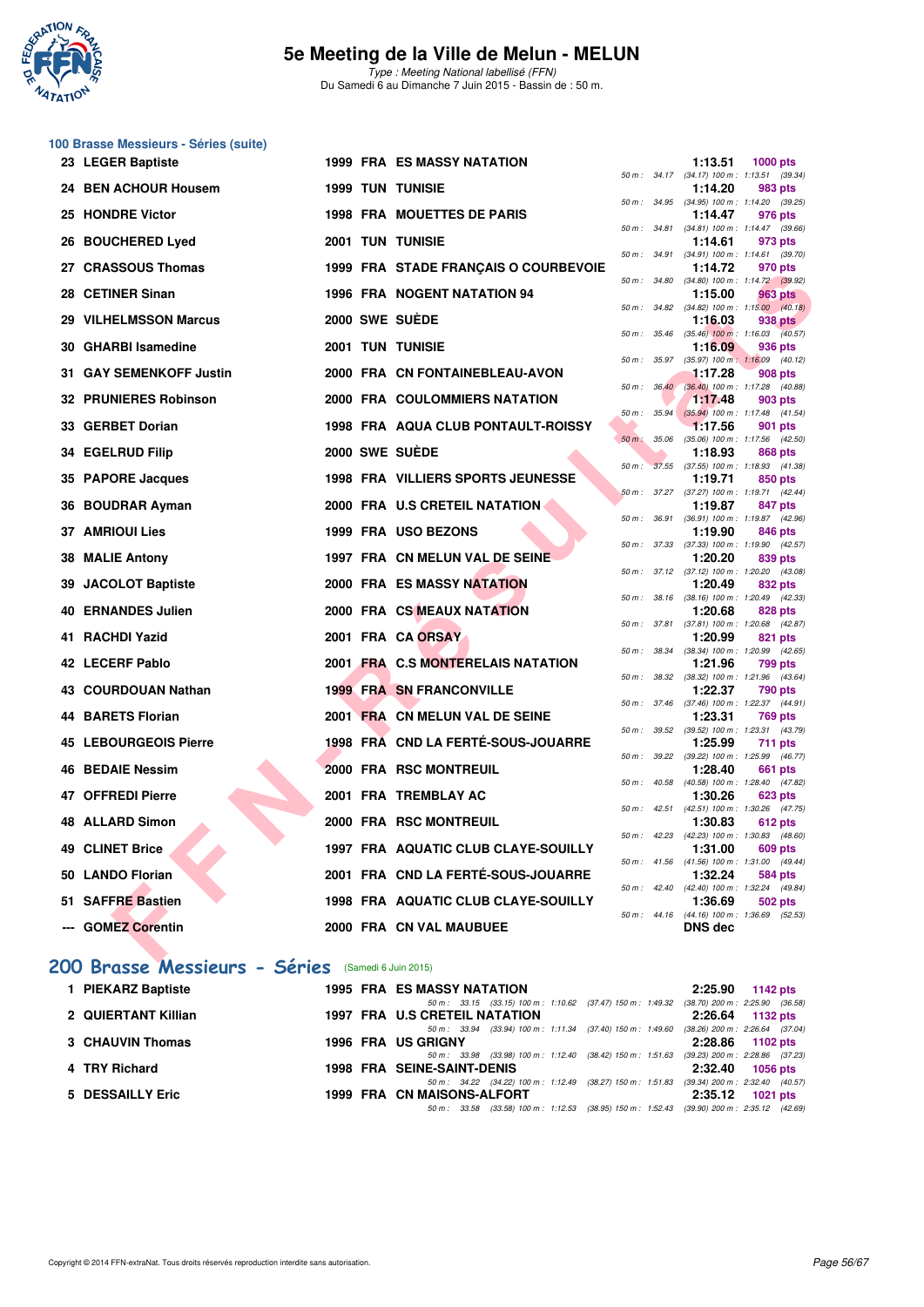# 5e Meeting de la Ville de Melun - MELUN

*Type : Meeting National labellisé (FFN)*
Du Samedi 6 au Dimanche 7 Juin 2015 - Bassin de : 50 m.

### 100 Brasse Messieurs - Séries (suite)

| Rg | Nom | Année | Nat | Club | Temps | Points | Splits |
|---|---|---|---|---|---|---|---|
| 23 | LEGER Baptiste | 1999 | FRA | ES MASSY NATATION | 1:13.51 | 1000 pts | 50 m : 34.17 (34.17) 100 m : 1:13.51 (39.34) |
| 24 | BEN ACHOUR Housem | 1999 | TUN | TUNISIE | 1:14.20 | 983 pts | 50 m : 34.95 (34.95) 100 m : 1:14.20 (39.25) |
| 25 | HONDRE Victor | 1998 | FRA | MOUETTES DE PARIS | 1:14.47 | 976 pts | 50 m : 34.81 (34.81) 100 m : 1:14.47 (39.66) |
| 26 | BOUCHERED Lyed | 2001 | TUN | TUNISIE | 1:14.61 | 973 pts | 50 m : 34.91 (34.91) 100 m : 1:14.61 (39.70) |
| 27 | CRASSOUS Thomas | 1999 | FRA | STADE FRANÇAIS O COURBEVOIE | 1:14.72 | 970 pts | 50 m : 34.80 (34.80) 100 m : 1:14.72 (39.92) |
| 28 | CETINER Sinan | 1996 | FRA | NOGENT NATATION 94 | 1:15.00 | 963 pts | 50 m : 34.82 (34.82) 100 m : 1:15.00 (40.18) |
| 29 | VILHELMSSON Marcus | 2000 | SWE | SUÈDE | 1:16.03 | 938 pts | 50 m : 35.46 (35.46) 100 m : 1:16.03 (40.57) |
| 30 | GHARBI Isamedine | 2001 | TUN | TUNISIE | 1:16.09 | 936 pts | 50 m : 35.97 (35.97) 100 m : 1:16.09 (40.12) |
| 31 | GAY SEMENKOFF Justin | 2000 | FRA | CN FONTAINEBLEAU-AVON | 1:17.28 | 908 pts | 50 m : 36.40 (36.40) 100 m : 1:17.28 (40.88) |
| 32 | PRUNIERES Robinson | 2000 | FRA | COULOMMIERS NATATION | 1:17.48 | 903 pts | 50 m : 35.94 (35.94) 100 m : 1:17.48 (41.54) |
| 33 | GERBET Dorian | 1998 | FRA | AQUA CLUB PONTAULT-ROISSY | 1:17.56 | 901 pts | 50 m : 35.06 (35.06) 100 m : 1:17.56 (42.50) |
| 34 | EGELRUD Filip | 2000 | SWE | SUÈDE | 1:18.93 | 868 pts | 50 m : 37.55 (37.55) 100 m : 1:18.93 (41.38) |
| 35 | PAPORE Jacques | 1998 | FRA | VILLIERS SPORTS JEUNESSE | 1:19.71 | 850 pts | 50 m : 37.27 (37.27) 100 m : 1:19.71 (42.44) |
| 36 | BOUDRAR Ayman | 2000 | FRA | U.S CRETEIL NATATION | 1:19.87 | 847 pts | 50 m : 36.91 (36.91) 100 m : 1:19.87 (42.96) |
| 37 | AMRIOUI Lies | 1999 | FRA | USO BEZONS | 1:19.90 | 846 pts | 50 m : 37.33 (37.33) 100 m : 1:19.90 (42.57) |
| 38 | MALIE Antony | 1997 | FRA | CN MELUN VAL DE SEINE | 1:20.20 | 839 pts | 50 m : 37.12 (37.12) 100 m : 1:20.20 (43.08) |
| 39 | JACOLOT Baptiste | 2000 | FRA | ES MASSY NATATION | 1:20.49 | 832 pts | 50 m : 38.16 (38.16) 100 m : 1:20.49 (42.33) |
| 40 | ERNANDES Julien | 2000 | FRA | CS MEAUX NATATION | 1:20.68 | 828 pts | 50 m : 37.81 (37.81) 100 m : 1:20.68 (42.87) |
| 41 | RACHDI Yazid | 2001 | FRA | CA ORSAY | 1:20.99 | 821 pts | 50 m : 38.34 (38.34) 100 m : 1:20.99 (42.65) |
| 42 | LECERF Pablo | 2001 | FRA | C.S MONTERELAIS NATATION | 1:21.96 | 799 pts | 50 m : 38.32 (38.32) 100 m : 1:21.96 (43.64) |
| 43 | COURDOUAN Nathan | 1999 | FRA | SN FRANCONVILLE | 1:22.37 | 790 pts | 50 m : 37.46 (37.46) 100 m : 1:22.37 (44.91) |
| 44 | BARETS Florian | 2001 | FRA | CN MELUN VAL DE SEINE | 1:23.31 | 769 pts | 50 m : 39.52 (39.52) 100 m : 1:23.31 (43.79) |
| 45 | LEBOURGEOIS Pierre | 1998 | FRA | CND LA FERTÉ-SOUS-JOUARRE | 1:25.99 | 711 pts | 50 m : 39.22 (39.22) 100 m : 1:25.99 (46.77) |
| 46 | BEDAIE Nessim | 2000 | FRA | RSC MONTREUIL | 1:28.40 | 661 pts | 50 m : 40.58 (40.58) 100 m : 1:28.40 (47.82) |
| 47 | OFFREDI Pierre | 2001 | FRA | TREMBLAY AC | 1:30.26 | 623 pts | 50 m : 42.51 (42.51) 100 m : 1:30.26 (47.75) |
| 48 | ALLARD Simon | 2000 | FRA | RSC MONTREUIL | 1:30.83 | 612 pts | 50 m : 42.23 (42.23) 100 m : 1:30.83 (48.60) |
| 49 | CLINET Brice | 1997 | FRA | AQUATIC CLUB CLAYE-SOUILLY | 1:31.00 | 609 pts | 50 m : 41.56 (41.56) 100 m : 1:31.00 (49.44) |
| 50 | LANDO Florian | 2001 | FRA | CND LA FERTÉ-SOUS-JOUARRE | 1:32.24 | 584 pts | 50 m : 42.40 (42.40) 100 m : 1:32.24 (49.84) |
| 51 | SAFFRE Bastien | 1998 | FRA | AQUATIC CLUB CLAYE-SOUILLY | 1:36.69 | 502 pts | 50 m : 44.16 (44.16) 100 m : 1:36.69 (52.53) |
| --- | GOMEZ Corentin | 2000 | FRA | CN VAL MAUBUEE | DNS dec | | |

## 200 Brasse Messieurs - Séries (Samedi 6 Juin 2015)

| Rg | Nom | Année | Nat | Club | Temps | Points | Splits |
|---|---|---|---|---|---|---|---|
| 1 | PIEKARZ Baptiste | 1995 | FRA | ES MASSY NATATION | 2:25.90 | 1142 pts | 50 m : 33.15 (33.15) 100 m : 1:10.62 (37.47) 150 m : 1:49.32 (38.70) 200 m : 2:25.90 (36.58) |
| 2 | QUIERTANT Killian | 1997 | FRA | U.S CRETEIL NATATION | 2:26.64 | 1132 pts | 50 m : 33.94 (33.94) 100 m : 1:11.34 (37.40) 150 m : 1:49.60 (38.26) 200 m : 2:26.64 (37.04) |
| 3 | CHAUVIN Thomas | 1996 | FRA | US GRIGNY | 2:28.86 | 1102 pts | 50 m : 33.98 (33.98) 100 m : 1:12.40 (38.42) 150 m : 1:51.63 (39.23) 200 m : 2:28.86 (37.23) |
| 4 | TRY Richard | 1998 | FRA | SEINE-SAINT-DENIS | 2:32.40 | 1056 pts | 50 m : 34.22 (34.22) 100 m : 1:12.49 (38.27) 150 m : 1:51.83 (39.34) 200 m : 2:32.40 (40.57) |
| 5 | DESSAILLY Eric | 1999 | FRA | CN MAISONS-ALFORT | 2:35.12 | 1021 pts | 50 m : 33.58 (33.58) 100 m : 1:12.53 (38.95) 150 m : 1:52.43 (39.90) 200 m : 2:35.12 (42.69) |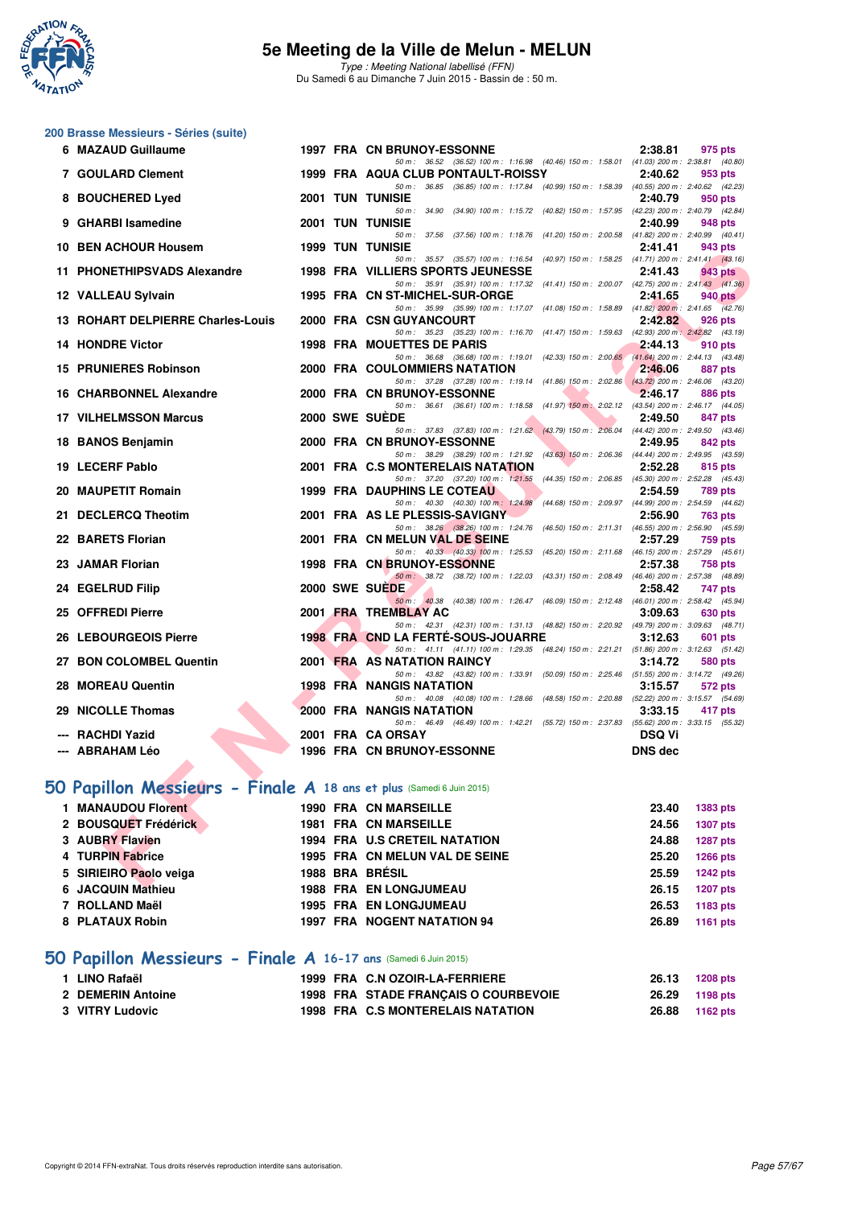### 200 Brasse Messieurs - Séries (suite)

| Rang | Nom | Année | Nat | Club | Temps | Points |
|---|---|---|---|---|---|---|
| 6 | MAZAUD Guillaume | 1997 | FRA | CN BRUNOY-ESSONNE | 2:38.81 | 975 pts |
| | 50 m : 36.52 (36.52) 100 m : 1:16.98 (40.46) 150 m : 1:58.01 (41.03) 200 m : 2:38.81 (40.80) | | | | | |
| 7 | GOULARD Clement | 1999 | FRA | AQUA CLUB PONTAULT-ROISSY | 2:40.62 | 953 pts |
| | 50 m : 36.85 (36.85) 100 m : 1:17.84 (40.99) 150 m : 1:58.39 (40.55) 200 m : 2:40.62 (42.23) | | | | | |
| 8 | BOUCHERED Lyed | 2001 | TUN | TUNISIE | 2:40.79 | 950 pts |
| | 50 m : 34.90 (34.90) 100 m : 1:15.72 (40.82) 150 m : 1:57.95 (42.23) 200 m : 2:40.79 (42.84) | | | | | |
| 9 | GHARBI Isamedine | 2001 | TUN | TUNISIE | 2:40.99 | 948 pts |
| | 50 m : 37.56 (37.56) 100 m : 1:18.76 (41.20) 150 m : 2:00.58 (41.82) 200 m : 2:40.99 (40.41) | | | | | |
| 10 | BEN ACHOUR Housem | 1999 | TUN | TUNISIE | 2:41.41 | 943 pts |
| | 50 m : 35.57 (35.57) 100 m : 1:16.54 (40.97) 150 m : 1:58.25 (41.71) 200 m : 2:41.41 (43.16) | | | | | |
| 11 | PHONETHIPSVADS Alexandre | 1998 | FRA | VILLIERS SPORTS JEUNESSE | 2:41.43 | 943 pts |
| | 50 m : 35.91 (35.91) 100 m : 1:17.32 (41.41) 150 m : 2:00.07 (42.75) 200 m : 2:41.43 (41.36) | | | | | |
| 12 | VALLEAU Sylvain | 1995 | FRA | CN ST-MICHEL-SUR-ORGE | 2:41.65 | 940 pts |
| | 50 m : 35.99 (35.99) 100 m : 1:17.07 (41.08) 150 m : 1:58.89 (41.82) 200 m : 2:41.65 (42.76) | | | | | |
| 13 | ROHART DELPIERRE Charles-Louis | 2000 | FRA | CSN GUYANCOURT | 2:42.82 | 926 pts |
| | 50 m : 35.23 (35.23) 100 m : 1:16.70 (41.47) 150 m : 1:59.63 (42.93) 200 m : 2:42.82 (43.19) | | | | | |
| 14 | HONDRE Victor | 1998 | FRA | MOUETTES DE PARIS | 2:44.13 | 910 pts |
| | 50 m : 36.68 (36.68) 100 m : 1:19.01 (42.33) 150 m : 2:00.65 (41.64) 200 m : 2:44.13 (43.48) | | | | | |
| 15 | PRUNIERES Robinson | 2000 | FRA | COULOMMIERS NATATION | 2:46.06 | 887 pts |
| | 50 m : 37.28 (37.28) 100 m : 1:19.14 (41.86) 150 m : 2:02.86 (43.72) 200 m : 2:46.06 (43.20) | | | | | |
| 16 | CHARBONNEL Alexandre | 2000 | FRA | CN BRUNOY-ESSONNE | 2:46.17 | 886 pts |
| | 50 m : 36.61 (36.61) 100 m : 1:18.58 (41.97) 150 m : 2:02.12 (43.54) 200 m : 2:46.17 (44.05) | | | | | |
| 17 | VILHELMSSON Marcus | 2000 | SWE | SUÈDE | 2:49.50 | 847 pts |
| | 50 m : 37.83 (37.83) 100 m : 1:21.62 (43.79) 150 m : 2:06.04 (44.42) 200 m : 2:49.50 (43.46) | | | | | |
| 18 | BANOS Benjamin | 2000 | FRA | CN BRUNOY-ESSONNE | 2:49.95 | 842 pts |
| | 50 m : 38.29 (38.29) 100 m : 1:21.92 (43.63) 150 m : 2:06.36 (44.44) 200 m : 2:49.95 (43.59) | | | | | |
| 19 | LECERF Pablo | 2001 | FRA | C.S MONTERELAIS NATATION | 2:52.28 | 815 pts |
| | 50 m : 37.20 (37.20) 100 m : 1:21.55 (44.35) 150 m : 2:06.85 (45.30) 200 m : 2:52.28 (45.43) | | | | | |
| 20 | MAUPETIT Romain | 1999 | FRA | DAUPHINS LE COTEAU | 2:54.59 | 789 pts |
| | 50 m : 40.30 (40.30) 100 m : 1:24.98 (44.68) 150 m : 2:09.97 (44.99) 200 m : 2:54.59 (44.62) | | | | | |
| 21 | DECLERCQ Theotim | 2001 | FRA | AS LE PLESSIS-SAVIGNY | 2:56.90 | 763 pts |
| | 50 m : 38.26 (38.26) 100 m : 1:24.76 (46.50) 150 m : 2:11.31 (46.55) 200 m : 2:56.90 (45.59) | | | | | |
| 22 | BARETS Florian | 2001 | FRA | CN MELUN VAL DE SEINE | 2:57.29 | 759 pts |
| | 50 m : 40.33 (40.33) 100 m : 1:25.53 (45.20) 150 m : 2:11.68 (46.15) 200 m : 2:57.29 (45.61) | | | | | |
| 23 | JAMAR Florian | 1998 | FRA | CN BRUNOY-ESSONNE | 2:57.38 | 758 pts |
| | 50 m : 38.72 (38.72) 100 m : 1:22.03 (43.31) 150 m : 2:08.49 (46.46) 200 m : 2:57.38 (48.89) | | | | | |
| 24 | EGELRUD Filip | 2000 | SWE | SUÈDE | 2:58.42 | 747 pts |
| | 50 m : 40.38 (40.38) 100 m : 1:26.47 (46.09) 150 m : 2:12.48 (46.01) 200 m : 2:58.42 (45.94) | | | | | |
| 25 | OFFREDI Pierre | 2001 | FRA | TREMBLAY AC | 3:09.63 | 630 pts |
| | 50 m : 42.31 (42.31) 100 m : 1:31.13 (48.82) 150 m : 2:20.92 (49.79) 200 m : 3:09.63 (48.71) | | | | | |
| 26 | LEBOURGEOIS Pierre | 1998 | FRA | CND LA FERTÉ-SOUS-JOUARRE | 3:12.63 | 601 pts |
| | 50 m : 41.11 (41.11) 100 m : 1:29.35 (48.24) 150 m : 2:21.21 (51.86) 200 m : 3:12.63 (51.42) | | | | | |
| 27 | BON COLOMBEL Quentin | 2001 | FRA | AS NATATION RAINCY | 3:14.72 | 580 pts |
| | 50 m : 43.82 (43.82) 100 m : 1:33.91 (50.09) 150 m : 2:25.46 (51.55) 200 m : 3:14.72 (49.26) | | | | | |
| 28 | MOREAU Quentin | 1998 | FRA | NANGIS NATATION | 3:15.57 | 572 pts |
| | 50 m : 40.08 (40.08) 100 m : 1:28.66 (48.58) 150 m : 2:20.88 (52.22) 200 m : 3:15.57 (54.69) | | | | | |
| 29 | NICOLLE Thomas | 2000 | FRA | NANGIS NATATION | 3:33.15 | 417 pts |
| | 50 m : 46.49 (46.49) 100 m : 1:42.21 (55.72) 150 m : 2:37.83 (55.62) 200 m : 3:33.15 (55.32) | | | | | |
| --- | RACHDI Yazid | 2001 | FRA | CA ORSAY | DSQ Vi | |
| --- | ABRAHAM Léo | 1996 | FRA | CN BRUNOY-ESSONNE | DNS dec | |

## 50 Papillon Messieurs - Finale A 18 ans et plus (Samedi 6 Juin 2015)

| Rang | Nom | Année | Nat | Club | Temps | Points |
|---|---|---|---|---|---|---|
| 1 | MANAUDOU Florent | 1990 | FRA | CN MARSEILLE | 23.40 | 1383 pts |
| 2 | BOUSQUET Frédérick | 1981 | FRA | CN MARSEILLE | 24.56 | 1307 pts |
| 3 | AUBRY Flavien | 1994 | FRA | U.S CRETEIL NATATION | 24.88 | 1287 pts |
| 4 | TURPIN Fabrice | 1995 | FRA | CN MELUN VAL DE SEINE | 25.20 | 1266 pts |
| 5 | SIRIEIRO Paolo veiga | 1988 | BRA | BRÉSIL | 25.59 | 1242 pts |
| 6 | JACQUIN Mathieu | 1988 | FRA | EN LONGJUMEAU | 26.15 | 1207 pts |
| 7 | ROLLAND Maël | 1995 | FRA | EN LONGJUMEAU | 26.53 | 1183 pts |
| 8 | PLATAUX Robin | 1997 | FRA | NOGENT NATATION 94 | 26.89 | 1161 pts |

## 50 Papillon Messieurs - Finale A 16-17 ans (Samedi 6 Juin 2015)

| Rang | Nom | Année | Nat | Club | Temps | Points |
|---|---|---|---|---|---|---|
| 1 | LINO Rafaël | 1999 | FRA | C.N OZOIR-LA-FERRIERE | 26.13 | 1208 pts |
| 2 | DEMERIN Antoine | 1998 | FRA | STADE FRANÇAIS O COURBEVOIE | 26.29 | 1198 pts |
| 3 | VITRY Ludovic | 1998 | FRA | C.S MONTERELAIS NATATION | 26.88 | 1162 pts |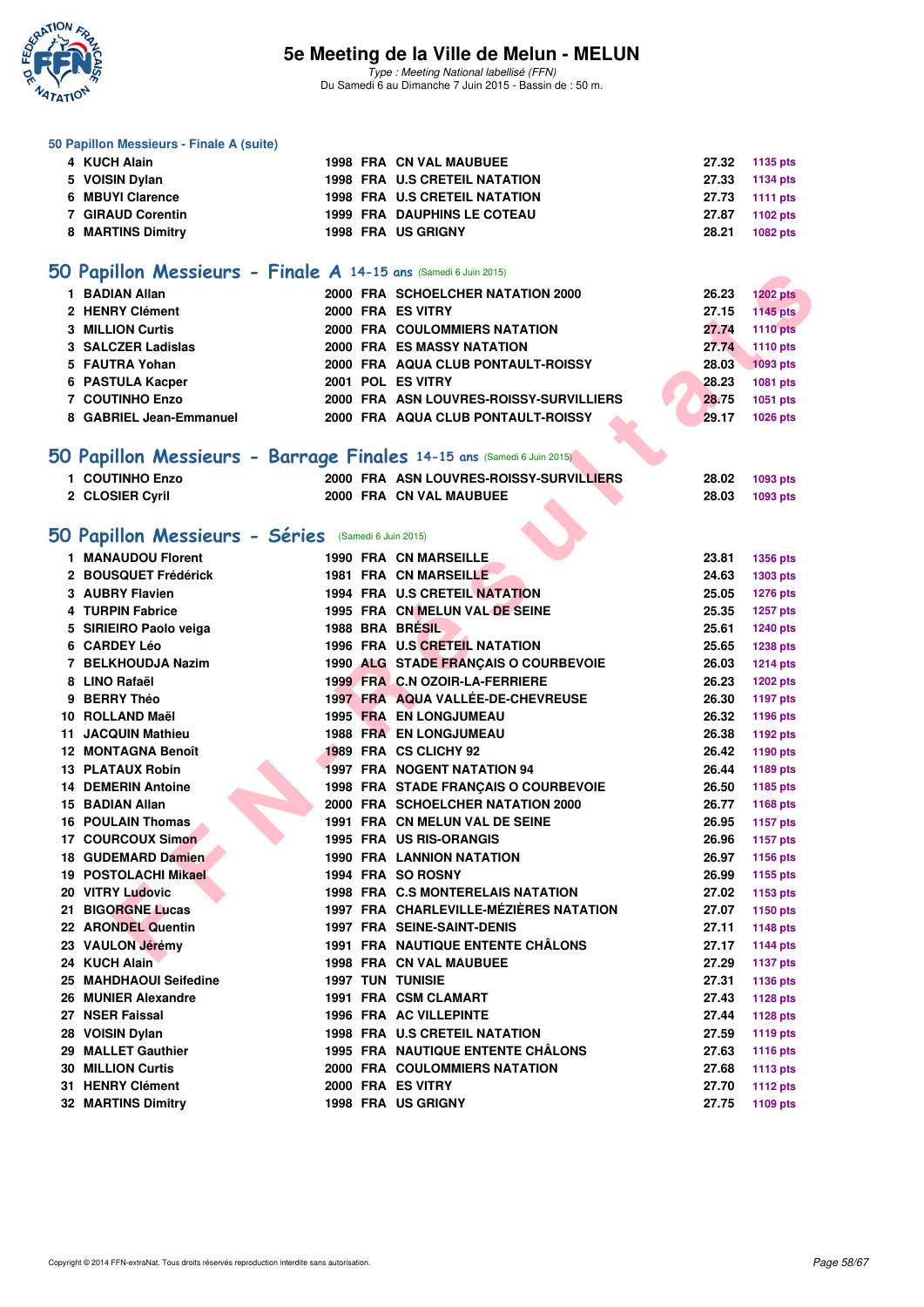### 50 Papillon Messieurs - Finale A (suite)

| | | | | | | |
|---|---|---|---|---|---|---|
| 4 | KUCH Alain | 1998 | FRA | CN VAL MAUBUEE | 27.32 | 1135 pts |
| 5 | VOISIN Dylan | 1998 | FRA | U.S CRETEIL NATATION | 27.33 | 1134 pts |
| 6 | MBUYI Clarence | 1998 | FRA | U.S CRETEIL NATATION | 27.73 | 1111 pts |
| 7 | GIRAUD Corentin | 1999 | FRA | DAUPHINS LE COTEAU | 27.87 | 1102 pts |
| 8 | MARTINS Dimitry | 1998 | FRA | US GRIGNY | 28.21 | 1082 pts |

## 50 Papillon Messieurs - Finale A 14-15 ans (Samedi 6 Juin 2015)

| | | | | | | |
|---|---|---|---|---|---|---|
| 1 | BADIAN Allan | 2000 | FRA | SCHOELCHER NATATION 2000 | 26.23 | 1202 pts |
| 2 | HENRY Clément | 2000 | FRA | ES VITRY | 27.15 | 1145 pts |
| 3 | MILLION Curtis | 2000 | FRA | COULOMMIERS NATATION | 27.74 | 1110 pts |
| 3 | SALCZER Ladislas | 2000 | FRA | ES MASSY NATATION | 27.74 | 1110 pts |
| 5 | FAUTRA Yohan | 2000 | FRA | AQUA CLUB PONTAULT-ROISSY | 28.03 | 1093 pts |
| 6 | PASTULA Kacper | 2001 | POL | ES VITRY | 28.23 | 1081 pts |
| 7 | COUTINHO Enzo | 2000 | FRA | ASN LOUVRES-ROISSY-SURVILLIERS | 28.75 | 1051 pts |
| 8 | GABRIEL Jean-Emmanuel | 2000 | FRA | AQUA CLUB PONTAULT-ROISSY | 29.17 | 1026 pts |

## 50 Papillon Messieurs - Barrage Finales 14-15 ans (Samedi 6 Juin 2015)

| | | | | | | |
|---|---|---|---|---|---|---|
| 1 | COUTINHO Enzo | 2000 | FRA | ASN LOUVRES-ROISSY-SURVILLIERS | 28.02 | 1093 pts |
| 2 | CLOSIER Cyril | 2000 | FRA | CN VAL MAUBUEE | 28.03 | 1093 pts |

## 50 Papillon Messieurs - Séries (Samedi 6 Juin 2015)

| | | | | | | |
|---|---|---|---|---|---|---|
| 1 | MANAUDOU Florent | 1990 | FRA | CN MARSEILLE | 23.81 | 1356 pts |
| 2 | BOUSQUET Frédérick | 1981 | FRA | CN MARSEILLE | 24.63 | 1303 pts |
| 3 | AUBRY Flavien | 1994 | FRA | U.S CRETEIL NATATION | 25.05 | 1276 pts |
| 4 | TURPIN Fabrice | 1995 | FRA | CN MELUN VAL DE SEINE | 25.35 | 1257 pts |
| 5 | SIRIEIRO Paolo veiga | 1988 | BRA | BRÉSIL | 25.61 | 1240 pts |
| 6 | CARDEY Léo | 1996 | FRA | U.S CRETEIL NATATION | 25.65 | 1238 pts |
| 7 | BELKHOUDJA Nazim | 1990 | ALG | STADE FRANÇAIS O COURBEVOIE | 26.03 | 1214 pts |
| 8 | LINO Rafaël | 1999 | FRA | C.N OZOIR-LA-FERRIERE | 26.23 | 1202 pts |
| 9 | BERRY Théo | 1997 | FRA | AQUA VALLÉE-DE-CHEVREUSE | 26.30 | 1197 pts |
| 10 | ROLLAND Maël | 1995 | FRA | EN LONGJUMEAU | 26.32 | 1196 pts |
| 11 | JACQUIN Mathieu | 1988 | FRA | EN LONGJUMEAU | 26.38 | 1192 pts |
| 12 | MONTAGNA Benoît | 1989 | FRA | CS CLICHY 92 | 26.42 | 1190 pts |
| 13 | PLATAUX Robin | 1997 | FRA | NOGENT NATATION 94 | 26.44 | 1189 pts |
| 14 | DEMERIN Antoine | 1998 | FRA | STADE FRANÇAIS O COURBEVOIE | 26.50 | 1185 pts |
| 15 | BADIAN Allan | 2000 | FRA | SCHOELCHER NATATION 2000 | 26.77 | 1168 pts |
| 16 | POULAIN Thomas | 1991 | FRA | CN MELUN VAL DE SEINE | 26.95 | 1157 pts |
| 17 | COURCOUX Simon | 1995 | FRA | US RIS-ORANGIS | 26.96 | 1157 pts |
| 18 | GUDEMARD Damien | 1990 | FRA | LANNION NATATION | 26.97 | 1156 pts |
| 19 | POSTOLACHI Mikael | 1994 | FRA | SO ROSNY | 26.99 | 1155 pts |
| 20 | VITRY Ludovic | 1998 | FRA | C.S MONTERELAIS NATATION | 27.02 | 1153 pts |
| 21 | BIGORGNE Lucas | 1997 | FRA | CHARLEVILLE-MÉZIÈRES NATATION | 27.07 | 1150 pts |
| 22 | ARONDEL Quentin | 1997 | FRA | SEINE-SAINT-DENIS | 27.11 | 1148 pts |
| 23 | VAULON Jérémy | 1991 | FRA | NAUTIQUE ENTENTE CHÂLONS | 27.17 | 1144 pts |
| 24 | KUCH Alain | 1998 | FRA | CN VAL MAUBUEE | 27.29 | 1137 pts |
| 25 | MAHDHAOUI Seifedine | 1997 | TUN | TUNISIE | 27.31 | 1136 pts |
| 26 | MUNIER Alexandre | 1991 | FRA | CSM CLAMART | 27.43 | 1128 pts |
| 27 | NSER Faissal | 1996 | FRA | AC VILLEPINTE | 27.44 | 1128 pts |
| 28 | VOISIN Dylan | 1998 | FRA | U.S CRETEIL NATATION | 27.59 | 1119 pts |
| 29 | MALLET Gauthier | 1995 | FRA | NAUTIQUE ENTENTE CHÂLONS | 27.63 | 1116 pts |
| 30 | MILLION Curtis | 2000 | FRA | COULOMMIERS NATATION | 27.68 | 1113 pts |
| 31 | HENRY Clément | 2000 | FRA | ES VITRY | 27.70 | 1112 pts |
| 32 | MARTINS Dimitry | 1998 | FRA | US GRIGNY | 27.75 | 1109 pts |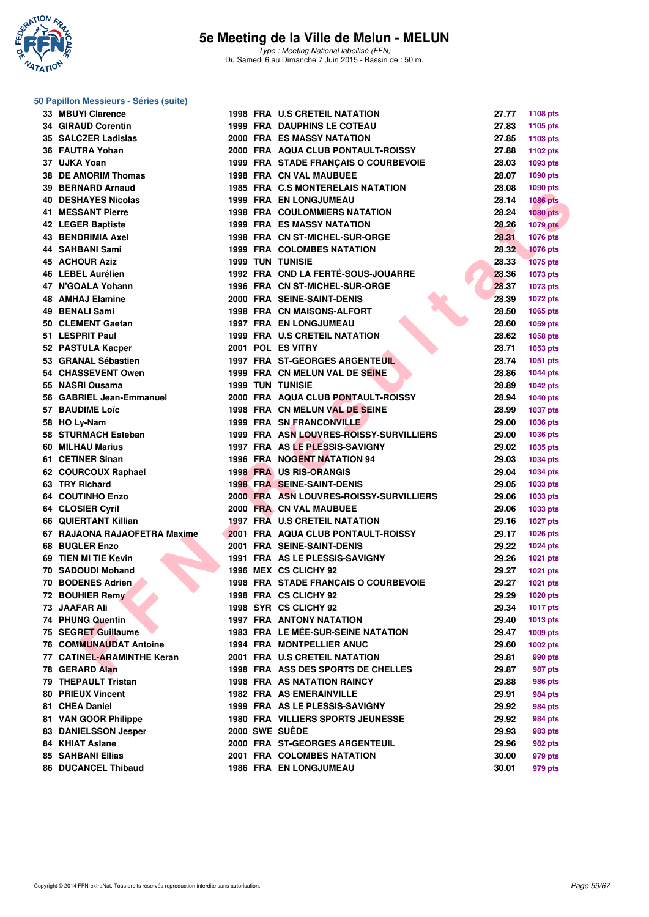# 5e Meeting de la Ville de Melun - MELUN

*Type : Meeting National labellisé (FFN)*
Du Samedi 6 au Dimanche 7 Juin 2015 - Bassin de : 50 m.

## 50 Papillon Messieurs - Séries (suite)

| Rang | Nom | Année | Nat. | Club | Temps | Points |
|---|---|---|---|---|---|---|
| 33 | MBUYI Clarence | 1998 | FRA | U.S CRETEIL NATATION | 27.77 | 1108 pts |
| 34 | GIRAUD Corentin | 1999 | FRA | DAUPHINS LE COTEAU | 27.83 | 1105 pts |
| 35 | SALCZER Ladislas | 2000 | FRA | ES MASSY NATATION | 27.85 | 1103 pts |
| 36 | FAUTRA Yohan | 2000 | FRA | AQUA CLUB PONTAULT-ROISSY | 27.88 | 1102 pts |
| 37 | UJKA Yoan | 1999 | FRA | STADE FRANÇAIS O COURBEVOIE | 28.03 | 1093 pts |
| 38 | DE AMORIM Thomas | 1998 | FRA | CN VAL MAUBUEE | 28.07 | 1090 pts |
| 39 | BERNARD Arnaud | 1985 | FRA | C.S MONTERELAIS NATATION | 28.08 | 1090 pts |
| 40 | DESHAYES Nicolas | 1999 | FRA | EN LONGJUMEAU | 28.14 | 1086 pts |
| 41 | MESSANT Pierre | 1998 | FRA | COULOMMIERS NATATION | 28.24 | 1080 pts |
| 42 | LEGER Baptiste | 1999 | FRA | ES MASSY NATATION | 28.26 | 1079 pts |
| 43 | BENDRIMIA Axel | 1998 | FRA | CN ST-MICHEL-SUR-ORGE | 28.31 | 1076 pts |
| 44 | SAHBANI Sami | 1999 | FRA | COLOMBES NATATION | 28.32 | 1076 pts |
| 45 | ACHOUR Aziz | 1999 | TUN | TUNISIE | 28.33 | 1075 pts |
| 46 | LEBEL Aurélien | 1992 | FRA | CND LA FERTÉ-SOUS-JOUARRE | 28.36 | 1073 pts |
| 47 | N'GOALA Yohann | 1996 | FRA | CN ST-MICHEL-SUR-ORGE | 28.37 | 1073 pts |
| 48 | AMHAJ Elamine | 2000 | FRA | SEINE-SAINT-DENIS | 28.39 | 1072 pts |
| 49 | BENALI Sami | 1998 | FRA | CN MAISONS-ALFORT | 28.50 | 1065 pts |
| 50 | CLEMENT Gaetan | 1997 | FRA | EN LONGJUMEAU | 28.60 | 1059 pts |
| 51 | LESPRIT Paul | 1999 | FRA | U.S CRETEIL NATATION | 28.62 | 1058 pts |
| 52 | PASTULA Kacper | 2001 | POL | ES VITRY | 28.71 | 1053 pts |
| 53 | GRANAL Sébastien | 1997 | FRA | ST-GEORGES ARGENTEUIL | 28.74 | 1051 pts |
| 54 | CHASSEVENT Owen | 1999 | FRA | CN MELUN VAL DE SEINE | 28.86 | 1044 pts |
| 55 | NASRI Ousama | 1999 | TUN | TUNISIE | 28.89 | 1042 pts |
| 56 | GABRIEL Jean-Emmanuel | 2000 | FRA | AQUA CLUB PONTAULT-ROISSY | 28.94 | 1040 pts |
| 57 | BAUDIME Loïc | 1998 | FRA | CN MELUN VAL DE SEINE | 28.99 | 1037 pts |
| 58 | HO Ly-Nam | 1999 | FRA | SN FRANCONVILLE | 29.00 | 1036 pts |
| 58 | STURMACH Esteban | 1999 | FRA | ASN LOUVRES-ROISSY-SURVILLIERS | 29.00 | 1036 pts |
| 60 | MILHAU Marius | 1997 | FRA | AS LE PLESSIS-SAVIGNY | 29.02 | 1035 pts |
| 61 | CETINER Sinan | 1996 | FRA | NOGENT NATATION 94 | 29.03 | 1034 pts |
| 62 | COURCOUX Raphael | 1998 | FRA | US RIS-ORANGIS | 29.04 | 1034 pts |
| 63 | TRY Richard | 1998 | FRA | SEINE-SAINT-DENIS | 29.05 | 1033 pts |
| 64 | COUTINHO Enzo | 2000 | FRA | ASN LOUVRES-ROISSY-SURVILLIERS | 29.06 | 1033 pts |
| 64 | CLOSIER Cyril | 2000 | FRA | CN VAL MAUBUEE | 29.06 | 1033 pts |
| 66 | QUIERTANT Killian | 1997 | FRA | U.S CRETEIL NATATION | 29.16 | 1027 pts |
| 67 | RAJAONA RAJAOFETRA Maxime | 2001 | FRA | AQUA CLUB PONTAULT-ROISSY | 29.17 | 1026 pts |
| 68 | BUGLER Enzo | 2001 | FRA | SEINE-SAINT-DENIS | 29.22 | 1024 pts |
| 69 | TIEN MI TIE Kevin | 1991 | FRA | AS LE PLESSIS-SAVIGNY | 29.26 | 1021 pts |
| 70 | SADOUDI Mohand | 1996 | MEX | CS CLICHY 92 | 29.27 | 1021 pts |
| 70 | BODENES Adrien | 1998 | FRA | STADE FRANÇAIS O COURBEVOIE | 29.27 | 1021 pts |
| 72 | BOUHIER Remy | 1998 | FRA | CS CLICHY 92 | 29.29 | 1020 pts |
| 73 | JAAFAR Ali | 1998 | SYR | CS CLICHY 92 | 29.34 | 1017 pts |
| 74 | PHUNG Quentin | 1997 | FRA | ANTONY NATATION | 29.40 | 1013 pts |
| 75 | SEGRET Guillaume | 1983 | FRA | LE MÉE-SUR-SEINE NATATION | 29.47 | 1009 pts |
| 76 | COMMUNAUDAT Antoine | 1994 | FRA | MONTPELLIER ANUC | 29.60 | 1002 pts |
| 77 | CATINEL-ARAMINTHE Keran | 2001 | FRA | U.S CRETEIL NATATION | 29.81 | 990 pts |
| 78 | GERARD Alan | 1998 | FRA | ASS DES SPORTS DE CHELLES | 29.87 | 987 pts |
| 79 | THEPAULT Tristan | 1998 | FRA | AS NATATION RAINCY | 29.88 | 986 pts |
| 80 | PRIEUX Vincent | 1982 | FRA | AS EMERAINVILLE | 29.91 | 984 pts |
| 81 | CHEA Daniel | 1999 | FRA | AS LE PLESSIS-SAVIGNY | 29.92 | 984 pts |
| 81 | VAN GOOR Philippe | 1980 | FRA | VILLIERS SPORTS JEUNESSE | 29.92 | 984 pts |
| 83 | DANIELSSON Jesper | 2000 | SWE | SUÈDE | 29.93 | 983 pts |
| 84 | KHIAT Aslane | 2000 | FRA | ST-GEORGES ARGENTEUIL | 29.96 | 982 pts |
| 85 | SAHBANI Ellias | 2001 | FRA | COLOMBES NATATION | 30.00 | 979 pts |
| 86 | DUCANCEL Thibaud | 1986 | FRA | EN LONGJUMEAU | 30.01 | 979 pts |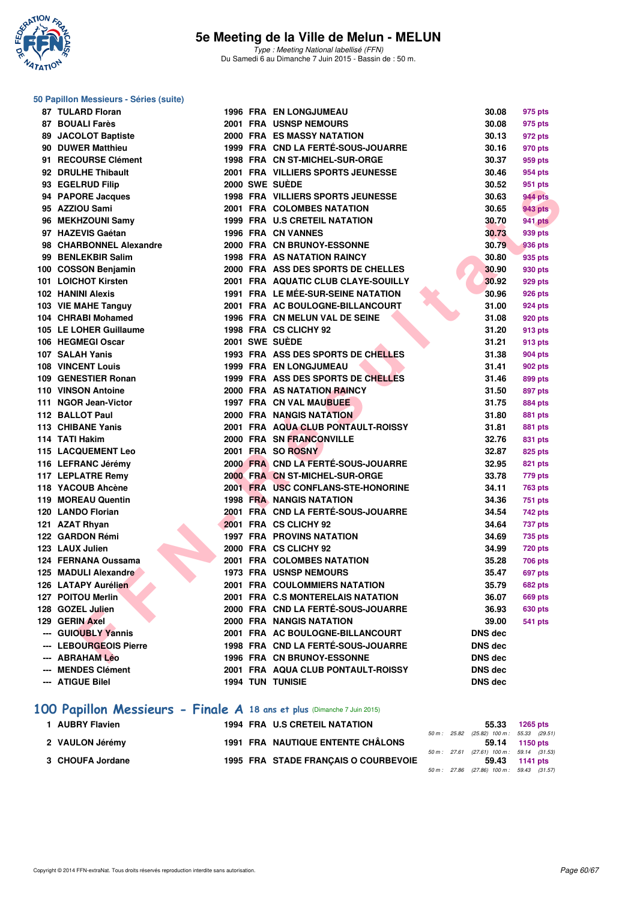# 5e Meeting de la Ville de Melun - MELUN

*Type : Meeting National labellisé (FFN)*
Du Samedi 6 au Dimanche 7 Juin 2015 - Bassin de : 50 m.

### 50 Papillon Messieurs - Séries (suite)

| Rang | Nom | Année | Nat. | Club | Temps | Points |
|---|---|---|---|---|---|---|
| 87 | TULARD Floran | 1996 | FRA | EN LONGJUMEAU | 30.08 | 975 pts |
| 87 | BOUALI Farès | 2001 | FRA | USNSP NEMOURS | 30.08 | 975 pts |
| 89 | JACOLOT Baptiste | 2000 | FRA | ES MASSY NATATION | 30.13 | 972 pts |
| 90 | DUWER Matthieu | 1999 | FRA | CND LA FERTÉ-SOUS-JOUARRE | 30.16 | 970 pts |
| 91 | RECOURSE Clément | 1998 | FRA | CN ST-MICHEL-SUR-ORGE | 30.37 | 959 pts |
| 92 | DRULHE Thibault | 2001 | FRA | VILLIERS SPORTS JEUNESSE | 30.46 | 954 pts |
| 93 | EGELRUD Filip | 2000 | SWE | SUÈDE | 30.52 | 951 pts |
| 94 | PAPORE Jacques | 1998 | FRA | VILLIERS SPORTS JEUNESSE | 30.63 | 944 pts |
| 95 | AZZIOU Sami | 2001 | FRA | COLOMBES NATATION | 30.65 | 943 pts |
| 96 | MEKHZOUNI Samy | 1999 | FRA | U.S CRETEIL NATATION | 30.70 | 941 pts |
| 97 | HAZEVIS Gaétan | 1996 | FRA | CN VANNES | 30.73 | 939 pts |
| 98 | CHARBONNEL Alexandre | 2000 | FRA | CN BRUNOY-ESSONNE | 30.79 | 936 pts |
| 99 | BENLEKBIR Salim | 1998 | FRA | AS NATATION RAINCY | 30.80 | 935 pts |
| 100 | COSSON Benjamin | 2000 | FRA | ASS DES SPORTS DE CHELLES | 30.90 | 930 pts |
| 101 | LOICHOT Kirsten | 2001 | FRA | AQUATIC CLUB CLAYE-SOUILLY | 30.92 | 929 pts |
| 102 | HANINI Alexis | 1991 | FRA | LE MÉE-SUR-SEINE NATATION | 30.96 | 926 pts |
| 103 | VIE MAHE Tanguy | 2001 | FRA | AC BOULOGNE-BILLANCOURT | 31.00 | 924 pts |
| 104 | CHRABI Mohamed | 1996 | FRA | CN MELUN VAL DE SEINE | 31.08 | 920 pts |
| 105 | LE LOHER Guillaume | 1998 | FRA | CS CLICHY 92 | 31.20 | 913 pts |
| 106 | HEGMEGI Oscar | 2001 | SWE | SUÈDE | 31.21 | 913 pts |
| 107 | SALAH Yanis | 1993 | FRA | ASS DES SPORTS DE CHELLES | 31.38 | 904 pts |
| 108 | VINCENT Louis | 1999 | FRA | EN LONGJUMEAU | 31.41 | 902 pts |
| 109 | GENESTIER Ronan | 1999 | FRA | ASS DES SPORTS DE CHELLES | 31.46 | 899 pts |
| 110 | VINSON Antoine | 2000 | FRA | AS NATATION RAINCY | 31.50 | 897 pts |
| 111 | NGOR Jean-Victor | 1997 | FRA | CN VAL MAUBUEE | 31.75 | 884 pts |
| 112 | BALLOT Paul | 2000 | FRA | NANGIS NATATION | 31.80 | 881 pts |
| 113 | CHIBANE Yanis | 2001 | FRA | AQUA CLUB PONTAULT-ROISSY | 31.81 | 881 pts |
| 114 | TATI Hakim | 2000 | FRA | SN FRANCONVILLE | 32.76 | 831 pts |
| 115 | LACQUEMENT Leo | 2001 | FRA | SO ROSNY | 32.87 | 825 pts |
| 116 | LEFRANC Jérémy | 2000 | FRA | CND LA FERTÉ-SOUS-JOUARRE | 32.95 | 821 pts |
| 117 | LEPLATRE Remy | 2000 | FRA | CN ST-MICHEL-SUR-ORGE | 33.78 | 779 pts |
| 118 | YACOUB Ahcène | 2001 | FRA | USC CONFLANS-STE-HONORINE | 34.11 | 763 pts |
| 119 | MOREAU Quentin | 1998 | FRA | NANGIS NATATION | 34.36 | 751 pts |
| 120 | LANDO Florian | 2001 | FRA | CND LA FERTÉ-SOUS-JOUARRE | 34.54 | 742 pts |
| 121 | AZAT Rhyan | 2001 | FRA | CS CLICHY 92 | 34.64 | 737 pts |
| 122 | GARDON Rémi | 1997 | FRA | PROVINS NATATION | 34.69 | 735 pts |
| 123 | LAUX Julien | 2000 | FRA | CS CLICHY 92 | 34.99 | 720 pts |
| 124 | FERNANA Oussama | 2001 | FRA | COLOMBES NATATION | 35.28 | 706 pts |
| 125 | MADULI Alexandre | 1973 | FRA | USNSP NEMOURS | 35.47 | 697 pts |
| 126 | LATAPY Aurélien | 2001 | FRA | COULOMMIERS NATATION | 35.79 | 682 pts |
| 127 | POITOU Merlin | 2001 | FRA | C.S MONTERELAIS NATATION | 36.07 | 669 pts |
| 128 | GOZEL Julien | 2000 | FRA | CND LA FERTÉ-SOUS-JOUARRE | 36.93 | 630 pts |
| 129 | GERIN Axel | 2000 | FRA | NANGIS NATATION | 39.00 | 541 pts |
| --- | GUIOUBLY Yannis | 2001 | FRA | AC BOULOGNE-BILLANCOURT | DNS dec | |
| --- | LEBOURGEOIS Pierre | 1998 | FRA | CND LA FERTÉ-SOUS-JOUARRE | DNS dec | |
| --- | ABRAHAM Léo | 1996 | FRA | CN BRUNOY-ESSONNE | DNS dec | |
| --- | MENDES Clément | 2001 | FRA | AQUA CLUB PONTAULT-ROISSY | DNS dec | |
| --- | ATIGUE Bilel | 1994 | TUN | TUNISIE | DNS dec | |

## 100 Papillon Messieurs - Finale A 18 ans et plus (Dimanche 7 Juin 2015)

| Rang | Nom | Année | Nat. | Club | Temps | Points |
|---|---|---|---|---|---|---|
| 1 | AUBRY Flavien | 1994 | FRA | U.S CRETEIL NATATION | 55.33 | 1265 pts |
| | | | | *50 m : 25.82 (25.82) 100 m : 55.33 (29.51)* | | |
| 2 | VAULON Jérémy | 1991 | FRA | NAUTIQUE ENTENTE CHÂLONS | 59.14 | 1150 pts |
| | | | | *50 m : 27.61 (27.61) 100 m : 59.14 (31.53)* | | |
| 3 | CHOUFA Jordane | 1995 | FRA | STADE FRANÇAIS O COURBEVOIE | 59.43 | 1141 pts |
| | | | | *50 m : 27.86 (27.86) 100 m : 59.43 (31.57)* | | |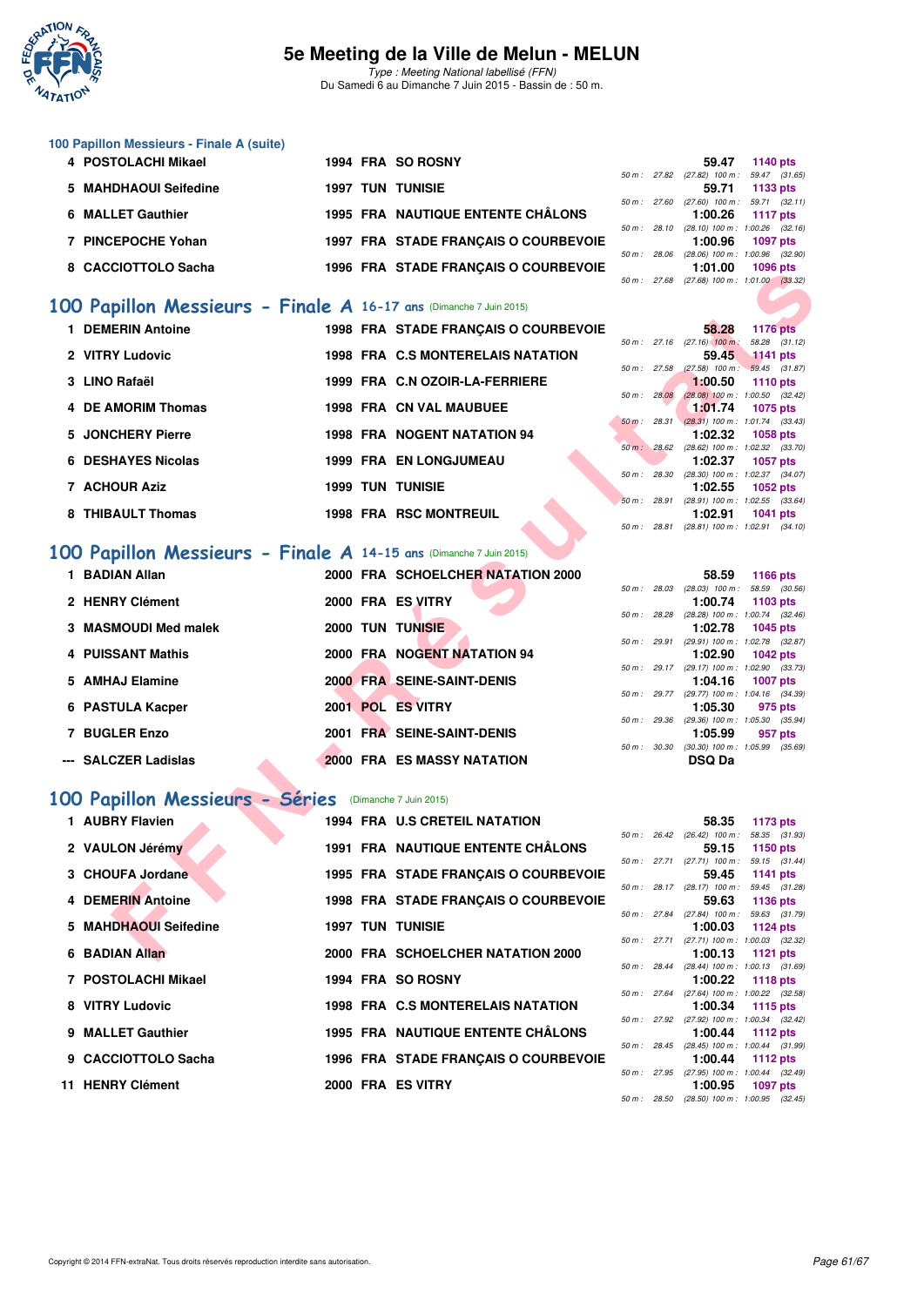### 100 Papillon Messieurs - Finale A (suite)

| | Nom | Année | Nat | Club | Temps | Points | Splits |
|---|---|---|---|---|---|---|---|
| 4 | POSTOLACHI Mikael | 1994 | FRA | SO ROSNY | 59.47 | 1140 pts | 50 m : 27.82 (27.82) 100 m : 59.47 (31.65) |
| 5 | MAHDHAOUI Seifedine | 1997 | TUN | TUNISIE | 59.71 | 1133 pts | 50 m : 27.60 (27.60) 100 m : 59.71 (32.11) |
| 6 | MALLET Gauthier | 1995 | FRA | NAUTIQUE ENTENTE CHÂLONS | 1:00.26 | 1117 pts | 50 m : 28.10 (28.10) 100 m : 1:00.26 (32.16) |
| 7 | PINCEPOCHE Yohan | 1997 | FRA | STADE FRANÇAIS O COURBEVOIE | 1:00.96 | 1097 pts | 50 m : 28.06 (28.06) 100 m : 1:00.96 (32.90) |
| 8 | CACCIOTTOLO Sacha | 1996 | FRA | STADE FRANÇAIS O COURBEVOIE | 1:01.00 | 1096 pts | 50 m : 27.68 (27.68) 100 m : 1:01.00 (33.32) |

## 100 Papillon Messieurs - Finale A 16-17 ans (Dimanche 7 Juin 2015)

| | Nom | Année | Nat | Club | Temps | Points | Splits |
|---|---|---|---|---|---|---|---|
| 1 | DEMERIN Antoine | 1998 | FRA | STADE FRANÇAIS O COURBEVOIE | 58.28 | 1176 pts | 50 m : 27.16 (27.16) 100 m : 58.28 (31.12) |
| 2 | VITRY Ludovic | 1998 | FRA | C.S MONTERELAIS NATATION | 59.45 | 1141 pts | 50 m : 27.58 (27.58) 100 m : 59.45 (31.87) |
| 3 | LINO Rafaël | 1999 | FRA | C.N OZOIR-LA-FERRIERE | 1:00.50 | 1110 pts | 50 m : 28.08 (28.08) 100 m : 1:00.50 (32.42) |
| 4 | DE AMORIM Thomas | 1998 | FRA | CN VAL MAUBUEE | 1:01.74 | 1075 pts | 50 m : 28.31 (28.31) 100 m : 1:01.74 (33.43) |
| 5 | JONCHERY Pierre | 1998 | FRA | NOGENT NATATION 94 | 1:02.32 | 1058 pts | 50 m : 28.62 (28.62) 100 m : 1:02.32 (33.70) |
| 6 | DESHAYES Nicolas | 1999 | FRA | EN LONGJUMEAU | 1:02.37 | 1057 pts | 50 m : 28.30 (28.30) 100 m : 1:02.37 (34.07) |
| 7 | ACHOUR Aziz | 1999 | TUN | TUNISIE | 1:02.55 | 1052 pts | 50 m : 28.91 (28.91) 100 m : 1:02.55 (33.64) |
| 8 | THIBAULT Thomas | 1998 | FRA | RSC MONTREUIL | 1:02.91 | 1041 pts | 50 m : 28.81 (28.81) 100 m : 1:02.91 (34.10) |

## 100 Papillon Messieurs - Finale A 14-15 ans (Dimanche 7 Juin 2015)

| | Nom | Année | Nat | Club | Temps | Points | Splits |
|---|---|---|---|---|---|---|---|
| 1 | BADIAN Allan | 2000 | FRA | SCHOELCHER NATATION 2000 | 58.59 | 1166 pts | 50 m : 28.03 (28.03) 100 m : 58.59 (30.56) |
| 2 | HENRY Clément | 2000 | FRA | ES VITRY | 1:00.74 | 1103 pts | 50 m : 28.28 (28.28) 100 m : 1:00.74 (32.46) |
| 3 | MASMOUDI Med malek | 2000 | TUN | TUNISIE | 1:02.78 | 1045 pts | 50 m : 29.91 (29.91) 100 m : 1:02.78 (32.87) |
| 4 | PUISSANT Mathis | 2000 | FRA | NOGENT NATATION 94 | 1:02.90 | 1042 pts | 50 m : 29.17 (29.17) 100 m : 1:02.90 (33.73) |
| 5 | AMHAJ Elamine | 2000 | FRA | SEINE-SAINT-DENIS | 1:04.16 | 1007 pts | 50 m : 29.77 (29.77) 100 m : 1:04.16 (34.39) |
| 6 | PASTULA Kacper | 2001 | POL | ES VITRY | 1:05.30 | 975 pts | 50 m : 29.36 (29.36) 100 m : 1:05.30 (35.94) |
| 7 | BUGLER Enzo | 2001 | FRA | SEINE-SAINT-DENIS | 1:05.99 | 957 pts | 50 m : 30.30 (30.30) 100 m : 1:05.99 (35.69) |
| --- | SALCZER Ladislas | 2000 | FRA | ES MASSY NATATION | DSQ Da | | |

## 100 Papillon Messieurs - Séries (Dimanche 7 Juin 2015)

| | Nom | Année | Nat | Club | Temps | Points | Splits |
|---|---|---|---|---|---|---|---|
| 1 | AUBRY Flavien | 1994 | FRA | U.S CRETEIL NATATION | 58.35 | 1173 pts | 50 m : 26.42 (26.42) 100 m : 58.35 (31.93) |
| 2 | VAULON Jérémy | 1991 | FRA | NAUTIQUE ENTENTE CHÂLONS | 59.15 | 1150 pts | 50 m : 27.71 (27.71) 100 m : 59.15 (31.44) |
| 3 | CHOUFA Jordane | 1995 | FRA | STADE FRANÇAIS O COURBEVOIE | 59.45 | 1141 pts | 50 m : 28.17 (28.17) 100 m : 59.45 (31.28) |
| 4 | DEMERIN Antoine | 1998 | FRA | STADE FRANÇAIS O COURBEVOIE | 59.63 | 1136 pts | 50 m : 27.84 (27.84) 100 m : 59.63 (31.79) |
| 5 | MAHDHAOUI Seifedine | 1997 | TUN | TUNISIE | 1:00.03 | 1124 pts | 50 m : 27.71 (27.71) 100 m : 1:00.03 (32.32) |
| 6 | BADIAN Allan | 2000 | FRA | SCHOELCHER NATATION 2000 | 1:00.13 | 1121 pts | 50 m : 28.44 (28.44) 100 m : 1:00.13 (31.69) |
| 7 | POSTOLACHI Mikael | 1994 | FRA | SO ROSNY | 1:00.22 | 1118 pts | 50 m : 27.64 (27.64) 100 m : 1:00.22 (32.58) |
| 8 | VITRY Ludovic | 1998 | FRA | C.S MONTERELAIS NATATION | 1:00.34 | 1115 pts | 50 m : 27.92 (27.92) 100 m : 1:00.34 (32.42) |
| 9 | MALLET Gauthier | 1995 | FRA | NAUTIQUE ENTENTE CHÂLONS | 1:00.44 | 1112 pts | 50 m : 28.45 (28.45) 100 m : 1:00.44 (31.99) |
| 9 | CACCIOTTOLO Sacha | 1996 | FRA | STADE FRANÇAIS O COURBEVOIE | 1:00.44 | 1112 pts | 50 m : 27.95 (27.95) 100 m : 1:00.44 (32.49) |
| 11 | HENRY Clément | 2000 | FRA | ES VITRY | 1:00.95 | 1097 pts | 50 m : 28.50 (28.50) 100 m : 1:00.95 (32.45) |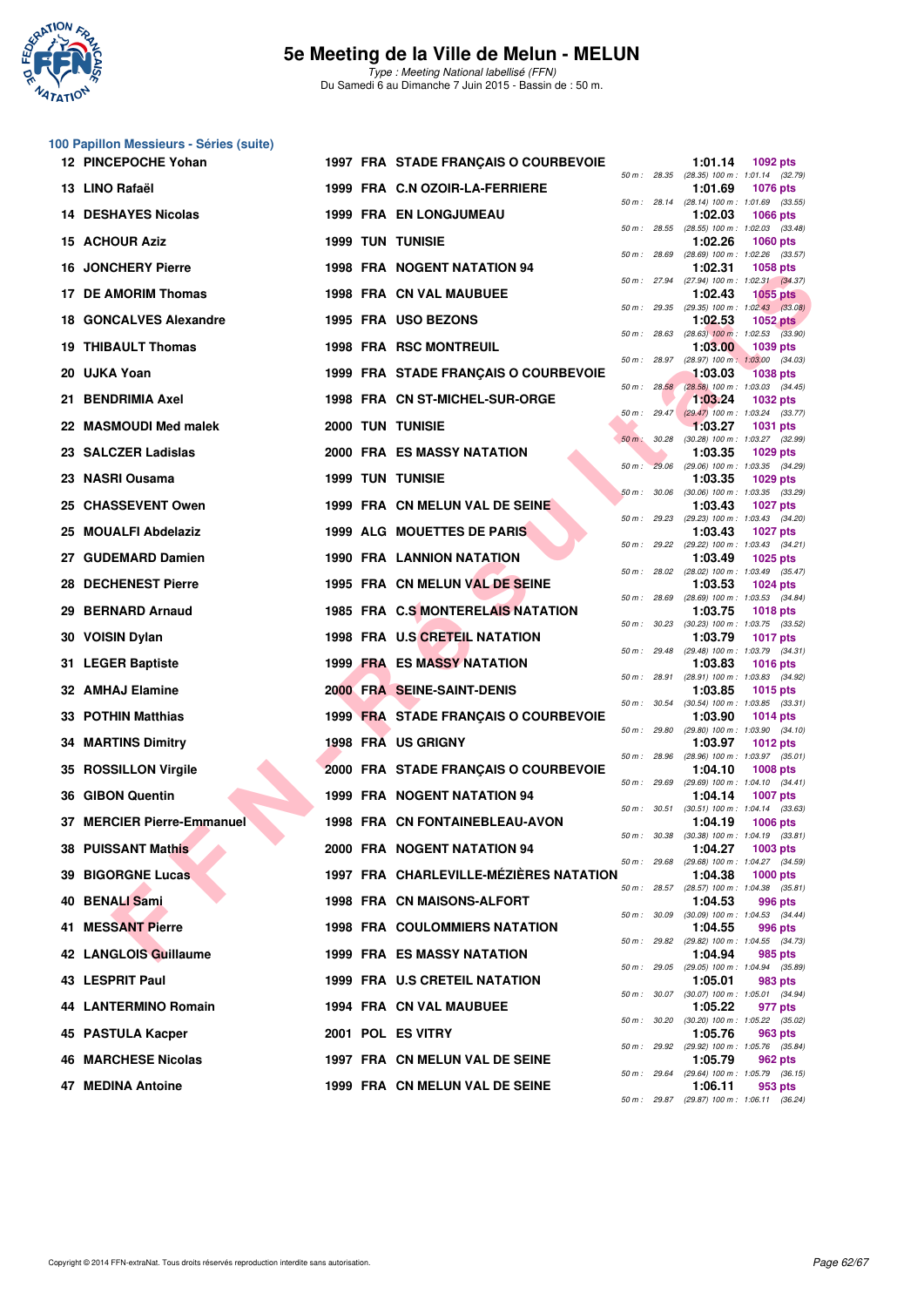# 5e Meeting de la Ville de Melun - MELUN

*Type : Meeting National labellisé (FFN)*
Du Samedi 6 au Dimanche 7 Juin 2015 - Bassin de : 50 m.

## 100 Papillon Messieurs - Séries (suite)

| Rg | Nom | Année | Nat | Club | Temps | Points | 50 m | Splits |
|---|---|---|---|---|---|---|---|---|
| 12 | PINCEPOCHE Yohan | 1997 | FRA | STADE FRANÇAIS O COURBEVOIE | 1:01.14 | 1092 pts | 28.35 | (28.35) 100 m : 1:01.14 (32.79) |
| 13 | LINO Rafaël | 1999 | FRA | C.N OZOIR-LA-FERRIERE | 1:01.69 | 1076 pts | 28.14 | (28.14) 100 m : 1:01.69 (33.55) |
| 14 | DESHAYES Nicolas | 1999 | FRA | EN LONGJUMEAU | 1:02.03 | 1066 pts | 28.55 | (28.55) 100 m : 1:02.03 (33.48) |
| 15 | ACHOUR Aziz | 1999 | TUN | TUNISIE | 1:02.26 | 1060 pts | 28.69 | (28.69) 100 m : 1:02.26 (33.57) |
| 16 | JONCHERY Pierre | 1998 | FRA | NOGENT NATATION 94 | 1:02.31 | 1058 pts | 27.94 | (27.94) 100 m : 1:02.31 (34.37) |
| 17 | DE AMORIM Thomas | 1998 | FRA | CN VAL MAUBUEE | 1:02.43 | 1055 pts | 29.35 | (29.35) 100 m : 1:02.43 (33.08) |
| 18 | GONCALVES Alexandre | 1995 | FRA | USO BEZONS | 1:02.53 | 1052 pts | 28.63 | (28.63) 100 m : 1:02.53 (33.90) |
| 19 | THIBAULT Thomas | 1998 | FRA | RSC MONTREUIL | 1:03.00 | 1039 pts | 28.97 | (28.97) 100 m : 1:03.00 (34.03) |
| 20 | UJKA Yoan | 1999 | FRA | STADE FRANÇAIS O COURBEVOIE | 1:03.03 | 1038 pts | 28.58 | (28.58) 100 m : 1:03.03 (34.45) |
| 21 | BENDRIMIA Axel | 1998 | FRA | CN ST-MICHEL-SUR-ORGE | 1:03.24 | 1032 pts | 29.47 | (29.47) 100 m : 1:03.24 (33.77) |
| 22 | MASMOUDI Med malek | 2000 | TUN | TUNISIE | 1:03.27 | 1031 pts | 30.28 | (30.28) 100 m : 1:03.27 (32.99) |
| 23 | SALCZER Ladislas | 2000 | FRA | ES MASSY NATATION | 1:03.35 | 1029 pts | 29.06 | (29.06) 100 m : 1:03.35 (34.29) |
| 23 | NASRI Ousama | 1999 | TUN | TUNISIE | 1:03.35 | 1029 pts | 30.06 | (30.06) 100 m : 1:03.35 (33.29) |
| 25 | CHASSEVENT Owen | 1999 | FRA | CN MELUN VAL DE SEINE | 1:03.43 | 1027 pts | 29.23 | (29.23) 100 m : 1:03.43 (34.20) |
| 25 | MOUALFI Abdelaziz | 1999 | ALG | MOUETTES DE PARIS | 1:03.43 | 1027 pts | 29.22 | (29.22) 100 m : 1:03.43 (34.21) |
| 27 | GUDEMARD Damien | 1990 | FRA | LANNION NATATION | 1:03.49 | 1025 pts | 28.02 | (28.02) 100 m : 1:03.49 (35.47) |
| 28 | DECHENEST Pierre | 1995 | FRA | CN MELUN VAL DE SEINE | 1:03.53 | 1024 pts | 28.69 | (28.69) 100 m : 1:03.53 (34.84) |
| 29 | BERNARD Arnaud | 1985 | FRA | C.S MONTERELAIS NATATION | 1:03.75 | 1018 pts | 30.23 | (30.23) 100 m : 1:03.75 (33.52) |
| 30 | VOISIN Dylan | 1998 | FRA | U.S CRETEIL NATATION | 1:03.79 | 1017 pts | 29.48 | (29.48) 100 m : 1:03.79 (34.31) |
| 31 | LEGER Baptiste | 1999 | FRA | ES MASSY NATATION | 1:03.83 | 1016 pts | 28.91 | (28.91) 100 m : 1:03.83 (34.92) |
| 32 | AMHAJ Elamine | 2000 | FRA | SEINE-SAINT-DENIS | 1:03.85 | 1015 pts | 30.54 | (30.54) 100 m : 1:03.85 (33.31) |
| 33 | POTHIN Matthias | 1999 | FRA | STADE FRANÇAIS O COURBEVOIE | 1:03.90 | 1014 pts | 29.80 | (29.80) 100 m : 1:03.90 (34.10) |
| 34 | MARTINS Dimitry | 1998 | FRA | US GRIGNY | 1:03.97 | 1012 pts | 28.96 | (28.96) 100 m : 1:03.97 (35.01) |
| 35 | ROSSILLON Virgile | 2000 | FRA | STADE FRANÇAIS O COURBEVOIE | 1:04.10 | 1008 pts | 29.69 | (29.69) 100 m : 1:04.10 (34.41) |
| 36 | GIBON Quentin | 1999 | FRA | NOGENT NATATION 94 | 1:04.14 | 1007 pts | 30.51 | (30.51) 100 m : 1:04.14 (33.63) |
| 37 | MERCIER Pierre-Emmanuel | 1998 | FRA | CN FONTAINEBLEAU-AVON | 1:04.19 | 1006 pts | 30.38 | (30.38) 100 m : 1:04.19 (33.81) |
| 38 | PUISSANT Mathis | 2000 | FRA | NOGENT NATATION 94 | 1:04.27 | 1003 pts | 29.68 | (29.68) 100 m : 1:04.27 (34.59) |
| 39 | BIGORGNE Lucas | 1997 | FRA | CHARLEVILLE-MÉZIÈRES NATATION | 1:04.38 | 1000 pts | 28.57 | (28.57) 100 m : 1:04.38 (35.81) |
| 40 | BENALI Sami | 1998 | FRA | CN MAISONS-ALFORT | 1:04.53 | 996 pts | 30.09 | (30.09) 100 m : 1:04.53 (34.44) |
| 41 | MESSANT Pierre | 1998 | FRA | COULOMMIERS NATATION | 1:04.55 | 996 pts | 29.82 | (29.82) 100 m : 1:04.55 (34.73) |
| 42 | LANGLOIS Guillaume | 1999 | FRA | ES MASSY NATATION | 1:04.94 | 985 pts | 29.05 | (29.05) 100 m : 1:04.94 (35.89) |
| 43 | LESPRIT Paul | 1999 | FRA | U.S CRETEIL NATATION | 1:05.01 | 983 pts | 30.07 | (30.07) 100 m : 1:05.01 (34.94) |
| 44 | LANTERMINO Romain | 1994 | FRA | CN VAL MAUBUEE | 1:05.22 | 977 pts | 30.20 | (30.20) 100 m : 1:05.22 (35.02) |
| 45 | PASTULA Kacper | 2001 | POL | ES VITRY | 1:05.76 | 963 pts | 29.92 | (29.92) 100 m : 1:05.76 (35.84) |
| 46 | MARCHESE Nicolas | 1997 | FRA | CN MELUN VAL DE SEINE | 1:05.79 | 962 pts | 29.64 | (29.64) 100 m : 1:05.79 (36.15) |
| 47 | MEDINA Antoine | 1999 | FRA | CN MELUN VAL DE SEINE | 1:06.11 | 953 pts | 29.87 | (29.87) 100 m : 1:06.11 (36.24) |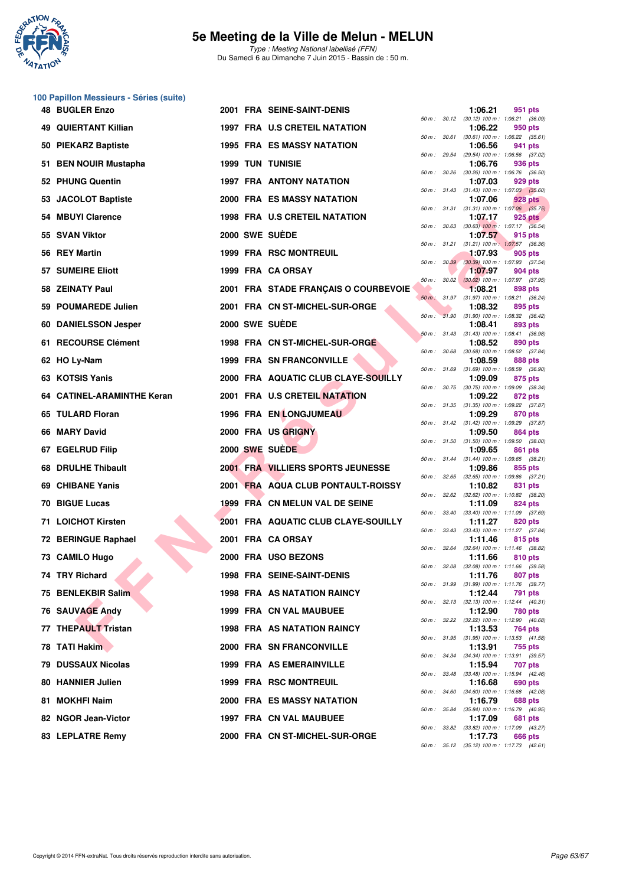# 5e Meeting de la Ville de Melun - MELUN

*Type : Meeting National labellisé (FFN)*
Du Samedi 6 au Dimanche 7 Juin 2015 - Bassin de : 50 m.

## 100 Papillon Messieurs - Séries (suite)

| Rang | Nom | Année | Nat | Club | Temps | Points | Splits |
|---|---|---|---|---|---|---|---|
| 48 | BUGLER Enzo | 2001 | FRA | SEINE-SAINT-DENIS | 1:06.21 | 951 pts | 50 m : 30.12 (30.12) 100 m : 1:06.21 (36.09) |
| 49 | QUIERTANT Killian | 1997 | FRA | U.S CRETEIL NATATION | 1:06.22 | 950 pts | 50 m : 30.61 (30.61) 100 m : 1:06.22 (35.61) |
| 50 | PIEKARZ Baptiste | 1995 | FRA | ES MASSY NATATION | 1:06.56 | 941 pts | 50 m : 29.54 (29.54) 100 m : 1:06.56 (37.02) |
| 51 | BEN NOUIR Mustapha | 1999 | TUN | TUNISIE | 1:06.76 | 936 pts | 50 m : 30.26 (30.26) 100 m : 1:06.76 (36.50) |
| 52 | PHUNG Quentin | 1997 | FRA | ANTONY NATATION | 1:07.03 | 929 pts | 50 m : 31.43 (31.43) 100 m : 1:07.03 (35.60) |
| 53 | JACOLOT Baptiste | 2000 | FRA | ES MASSY NATATION | 1:07.06 | 928 pts | 50 m : 31.31 (31.31) 100 m : 1:07.06 (35.75) |
| 54 | MBUYI Clarence | 1998 | FRA | U.S CRETEIL NATATION | 1:07.17 | 925 pts | 50 m : 30.63 (30.63) 100 m : 1:07.17 (36.54) |
| 55 | SVAN Viktor | 2000 | SWE | SUÈDE | 1:07.57 | 915 pts | 50 m : 31.21 (31.21) 100 m : 1:07.57 (36.36) |
| 56 | REY Martin | 1999 | FRA | RSC MONTREUIL | 1:07.93 | 905 pts | 50 m : 30.39 (30.39) 100 m : 1:07.93 (37.54) |
| 57 | SUMEIRE Eliott | 1999 | FRA | CA ORSAY | 1:07.97 | 904 pts | 50 m : 30.02 (30.02) 100 m : 1:07.97 (37.95) |
| 58 | ZEINATY Paul | 2001 | FRA | STADE FRANÇAIS O COURBEVOIE | 1:08.21 | 898 pts | 50 m : 31.97 (31.97) 100 m : 1:08.21 (36.24) |
| 59 | POUMAREDE Julien | 2001 | FRA | CN ST-MICHEL-SUR-ORGE | 1:08.32 | 895 pts | 50 m : 31.90 (31.90) 100 m : 1:08.32 (36.42) |
| 60 | DANIELSSON Jesper | 2000 | SWE | SUÈDE | 1:08.41 | 893 pts | 50 m : 31.43 (31.43) 100 m : 1:08.41 (36.98) |
| 61 | RECOURSE Clément | 1998 | FRA | CN ST-MICHEL-SUR-ORGE | 1:08.52 | 890 pts | 50 m : 30.68 (30.68) 100 m : 1:08.52 (37.84) |
| 62 | HO Ly-Nam | 1999 | FRA | SN FRANCONVILLE | 1:08.59 | 888 pts | 50 m : 31.69 (31.69) 100 m : 1:08.59 (36.90) |
| 63 | KOTSIS Yanis | 2000 | FRA | AQUATIC CLUB CLAYE-SOUILLY | 1:09.09 | 875 pts | 50 m : 30.75 (30.75) 100 m : 1:09.09 (38.34) |
| 64 | CATINEL-ARAMINTHE Keran | 2001 | FRA | U.S CRETEIL NATATION | 1:09.22 | 872 pts | 50 m : 31.35 (31.35) 100 m : 1:09.22 (37.87) |
| 65 | TULARD Floran | 1996 | FRA | EN LONGJUMEAU | 1:09.29 | 870 pts | 50 m : 31.42 (31.42) 100 m : 1:09.29 (37.87) |
| 66 | MARY David | 2000 | FRA | US GRIGNY | 1:09.50 | 864 pts | 50 m : 31.50 (31.50) 100 m : 1:09.50 (38.00) |
| 67 | EGELRUD Filip | 2000 | SWE | SUÈDE | 1:09.65 | 861 pts | 50 m : 31.44 (31.44) 100 m : 1:09.65 (38.21) |
| 68 | DRULHE Thibault | 2001 | FRA | VILLIERS SPORTS JEUNESSE | 1:09.86 | 855 pts | 50 m : 32.65 (32.65) 100 m : 1:09.86 (37.21) |
| 69 | CHIBANE Yanis | 2001 | FRA | AQUA CLUB PONTAULT-ROISSY | 1:10.82 | 831 pts | 50 m : 32.62 (32.62) 100 m : 1:10.82 (38.20) |
| 70 | BIGUE Lucas | 1999 | FRA | CN MELUN VAL DE SEINE | 1:11.09 | 824 pts | 50 m : 33.40 (33.40) 100 m : 1:11.09 (37.69) |
| 71 | LOICHOT Kirsten | 2001 | FRA | AQUATIC CLUB CLAYE-SOUILLY | 1:11.27 | 820 pts | 50 m : 33.43 (33.43) 100 m : 1:11.27 (37.84) |
| 72 | BERINGUE Raphael | 2001 | FRA | CA ORSAY | 1:11.46 | 815 pts | 50 m : 32.64 (32.64) 100 m : 1:11.46 (38.82) |
| 73 | CAMILO Hugo | 2000 | FRA | USO BEZONS | 1:11.66 | 810 pts | 50 m : 32.08 (32.08) 100 m : 1:11.66 (39.58) |
| 74 | TRY Richard | 1998 | FRA | SEINE-SAINT-DENIS | 1:11.76 | 807 pts | 50 m : 31.99 (31.99) 100 m : 1:11.76 (39.77) |
| 75 | BENLEKBIR Salim | 1998 | FRA | AS NATATION RAINCY | 1:12.44 | 791 pts | 50 m : 32.13 (32.13) 100 m : 1:12.44 (40.31) |
| 76 | SAUVAGE Andy | 1999 | FRA | CN VAL MAUBUEE | 1:12.90 | 780 pts | 50 m : 32.22 (32.22) 100 m : 1:12.90 (40.68) |
| 77 | THEPAULT Tristan | 1998 | FRA | AS NATATION RAINCY | 1:13.53 | 764 pts | 50 m : 31.95 (31.95) 100 m : 1:13.53 (41.58) |
| 78 | TATI Hakim | 2000 | FRA | SN FRANCONVILLE | 1:13.91 | 755 pts | 50 m : 34.34 (34.34) 100 m : 1:13.91 (39.57) |
| 79 | DUSSAUX Nicolas | 1999 | FRA | AS EMERAINVILLE | 1:15.94 | 707 pts | 50 m : 33.48 (33.48) 100 m : 1:15.94 (42.46) |
| 80 | HANNIER Julien | 1999 | FRA | RSC MONTREUIL | 1:16.68 | 690 pts | 50 m : 34.60 (34.60) 100 m : 1:16.68 (42.08) |
| 81 | MOKHFI Naim | 2000 | FRA | ES MASSY NATATION | 1:16.79 | 688 pts | 50 m : 35.84 (35.84) 100 m : 1:16.79 (40.95) |
| 82 | NGOR Jean-Victor | 1997 | FRA | CN VAL MAUBUEE | 1:17.09 | 681 pts | 50 m : 33.82 (33.82) 100 m : 1:17.09 (43.27) |
| 83 | LEPLATRE Remy | 2000 | FRA | CN ST-MICHEL-SUR-ORGE | 1:17.73 | 666 pts | 50 m : 35.12 (35.12) 100 m : 1:17.73 (42.61) |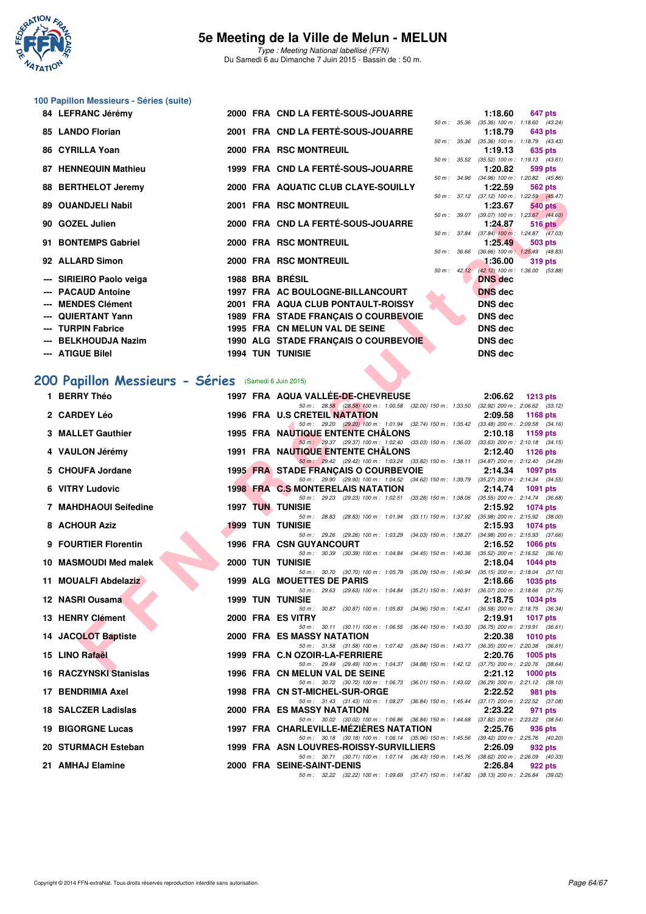# 5e Meeting de la Ville de Melun - MELUN

*Type : Meeting National labellisé (FFN)*
Du Samedi 6 au Dimanche 7 Juin 2015 - Bassin de : 50 m.

## 100 Papillon Messieurs - Séries (suite)

| Rang | Nom | Année | Nat | Club | Temps | Points | Splits |
|---|---|---|---|---|---|---|---|
| 84 | LEFRANC Jérémy | 2000 | FRA | CND LA FERTÉ-SOUS-JOUARRE | 1:18.60 | 647 pts | 50 m : 35.36 (35.36) 100 m : 1:18.60 (43.24) |
| 85 | LANDO Florian | 2001 | FRA | CND LA FERTÉ-SOUS-JOUARRE | 1:18.79 | 643 pts | 50 m : 35.36 (35.36) 100 m : 1:18.79 (43.43) |
| 86 | CYRILLA Yoan | 2000 | FRA | RSC MONTREUIL | 1:19.13 | 635 pts | 50 m : 35.52 (35.52) 100 m : 1:19.13 (43.61) |
| 87 | HENNEQUIN Mathieu | 1999 | FRA | CND LA FERTÉ-SOUS-JOUARRE | 1:20.82 | 599 pts | 50 m : 34.96 (34.96) 100 m : 1:20.82 (45.86) |
| 88 | BERTHELOT Jeremy | 2000 | FRA | AQUATIC CLUB CLAYE-SOUILLY | 1:22.59 | 562 pts | 50 m : 37.12 (37.12) 100 m : 1:22.59 (45.47) |
| 89 | OUANDJELI Nabil | 2001 | FRA | RSC MONTREUIL | 1:23.67 | 540 pts | 50 m : 39.07 (39.07) 100 m : 1:23.67 (44.60) |
| 90 | GOZEL Julien | 2000 | FRA | CND LA FERTÉ-SOUS-JOUARRE | 1:24.87 | 516 pts | 50 m : 37.84 (37.84) 100 m : 1:24.87 (47.03) |
| 91 | BONTEMPS Gabriel | 2000 | FRA | RSC MONTREUIL | 1:25.49 | 503 pts | 50 m : 36.66 (36.66) 100 m : 1:25.49 (48.83) |
| 92 | ALLARD Simon | 2000 | FRA | RSC MONTREUIL | 1:36.00 | 319 pts | 50 m : 42.12 (42.12) 100 m : 1:36.00 (53.88) |
| --- | SIRIEIRO Paolo veiga | 1988 | BRA | BRÉSIL | DNS dec | | |
| --- | PACAUD Antoine | 1997 | FRA | AC BOULOGNE-BILLANCOURT | DNS dec | | |
| --- | MENDES Clément | 2001 | FRA | AQUA CLUB PONTAULT-ROISSY | DNS dec | | |
| --- | QUIERTANT Yann | 1989 | FRA | STADE FRANÇAIS O COURBEVOIE | DNS dec | | |
| --- | TURPIN Fabrice | 1995 | FRA | CN MELUN VAL DE SEINE | DNS dec | | |
| --- | BELKHOUDJA Nazim | 1990 | ALG | STADE FRANÇAIS O COURBEVOIE | DNS dec | | |
| --- | ATIGUE Bilel | 1994 | TUN | TUNISIE | DNS dec | | |

## 200 Papillon Messieurs - Séries (Samedi 6 Juin 2015)

| Rang | Nom | Année | Nat | Club | Temps | Points | Splits |
|---|---|---|---|---|---|---|---|
| 1 | BERRY Théo | 1997 | FRA | AQUA VALLÉE-DE-CHEVREUSE | 2:06.62 | 1213 pts | 50 m : 28.58 (28.58) 100 m : 1:00.58 (32.00) 150 m : 1:33.50 (32.92) 200 m : 2:06.62 (33.12) |
| 2 | CARDEY Léo | 1996 | FRA | U.S CRETEIL NATATION | 2:09.58 | 1168 pts | 50 m : 29.20 (29.20) 100 m : 1:01.94 (32.74) 150 m : 1:35.42 (33.48) 200 m : 2:09.58 (34.16) |
| 3 | MALLET Gauthier | 1995 | FRA | NAUTIQUE ENTENTE CHÂLONS | 2:10.18 | 1159 pts | 50 m : 29.37 (29.37) 100 m : 1:02.40 (33.03) 150 m : 1:36.03 (33.63) 200 m : 2:10.18 (34.15) |
| 4 | VAULON Jérémy | 1991 | FRA | NAUTIQUE ENTENTE CHÂLONS | 2:12.40 | 1126 pts | 50 m : 29.42 (29.42) 100 m : 1:03.24 (33.82) 150 m : 1:38.11 (34.87) 200 m : 2:12.40 (34.29) |
| 5 | CHOUFA Jordane | 1995 | FRA | STADE FRANÇAIS O COURBEVOIE | 2:14.34 | 1097 pts | 50 m : 29.90 (29.90) 100 m : 1:04.52 (34.62) 150 m : 1:39.79 (35.27) 200 m : 2:14.34 (34.55) |
| 6 | VITRY Ludovic | 1998 | FRA | C.S MONTERELAIS NATATION | 2:14.74 | 1091 pts | 50 m : 29.23 (29.23) 100 m : 1:02.51 (33.28) 150 m : 1:38.06 (35.55) 200 m : 2:14.74 (36.68) |
| 7 | MAHDHAOUI Seifedine | 1997 | TUN | TUNISIE | 2:15.92 | 1074 pts | 50 m : 28.83 (28.83) 100 m : 1:01.94 (33.11) 150 m : 1:37.92 (35.98) 200 m : 2:15.92 (38.00) |
| 8 | ACHOUR Aziz | 1999 | TUN | TUNISIE | 2:15.93 | 1074 pts | 50 m : 29.26 (29.26) 100 m : 1:03.29 (34.03) 150 m : 1:38.27 (34.98) 200 m : 2:15.93 (37.66) |
| 9 | FOURTIER Florentin | 1996 | FRA | CSN GUYANCOURT | 2:16.52 | 1066 pts | 50 m : 30.39 (30.39) 100 m : 1:04.84 (34.45) 150 m : 1:40.36 (35.52) 200 m : 2:16.52 (36.16) |
| 10 | MASMOUDI Med malek | 2000 | TUN | TUNISIE | 2:18.04 | 1044 pts | 50 m : 30.70 (30.70) 100 m : 1:05.79 (35.09) 150 m : 1:40.94 (35.15) 200 m : 2:18.04 (37.10) |
| 11 | MOUALFI Abdelaziz | 1999 | ALG | MOUETTES DE PARIS | 2:18.66 | 1035 pts | 50 m : 29.63 (29.63) 100 m : 1:04.84 (35.21) 150 m : 1:40.91 (36.07) 200 m : 2:18.66 (37.75) |
| 12 | NASRI Ousama | 1999 | TUN | TUNISIE | 2:18.75 | 1034 pts | 50 m : 30.87 (30.87) 100 m : 1:05.83 (34.96) 150 m : 1:42.41 (36.58) 200 m : 2:18.75 (36.34) |
| 13 | HENRY Clément | 2000 | FRA | ES VITRY | 2:19.91 | 1017 pts | 50 m : 30.11 (30.11) 100 m : 1:06.55 (36.44) 150 m : 1:43.30 (36.75) 200 m : 2:19.91 (36.61) |
| 14 | JACOLOT Baptiste | 2000 | FRA | ES MASSY NATATION | 2:20.38 | 1010 pts | 50 m : 31.58 (31.58) 100 m : 1:07.42 (35.84) 150 m : 1:43.77 (36.35) 200 m : 2:20.38 (36.61) |
| 15 | LINO Rafaël | 1999 | FRA | C.N OZOIR-LA-FERRIERE | 2:20.76 | 1005 pts | 50 m : 29.49 (29.49) 100 m : 1:04.37 (34.88) 150 m : 1:42.12 (37.75) 200 m : 2:20.76 (38.64) |
| 16 | RACZYNSKI Stanislas | 1996 | FRA | CN MELUN VAL DE SEINE | 2:21.12 | 1000 pts | 50 m : 30.72 (30.72) 100 m : 1:06.73 (36.01) 150 m : 1:43.02 (36.29) 200 m : 2:21.12 (38.10) |
| 17 | BENDRIMIA Axel | 1998 | FRA | CN ST-MICHEL-SUR-ORGE | 2:22.52 | 981 pts | 50 m : 31.43 (31.43) 100 m : 1:08.27 (36.84) 150 m : 1:45.44 (37.17) 200 m : 2:22.52 (37.08) |
| 18 | SALCZER Ladislas | 2000 | FRA | ES MASSY NATATION | 2:23.22 | 971 pts | 50 m : 30.02 (30.02) 100 m : 1:06.86 (36.84) 150 m : 1:44.68 (37.82) 200 m : 2:23.22 (38.54) |
| 19 | BIGORGNE Lucas | 1997 | FRA | CHARLEVILLE-MÉZIÈRES NATATION | 2:25.76 | 936 pts | 50 m : 30.18 (30.18) 100 m : 1:06.14 (35.96) 150 m : 1:45.56 (39.42) 200 m : 2:25.76 (40.20) |
| 20 | STURMACH Esteban | 1999 | FRA | ASN LOUVRES-ROISSY-SURVILLIERS | 2:26.09 | 932 pts | 50 m : 30.71 (30.71) 100 m : 1:07.14 (36.43) 150 m : 1:45.76 (38.62) 200 m : 2:26.09 (40.33) |
| 21 | AMHAJ Elamine | 2000 | FRA | SEINE-SAINT-DENIS | 2:26.84 | 922 pts | 50 m : 32.22 (32.22) 100 m : 1:09.69 (37.47) 150 m : 1:47.82 (38.13) 200 m : 2:26.84 (39.02) |

Copyright © 2014 FFN-extraNat. Tous droits réservés reproduction interdite sans autorisation.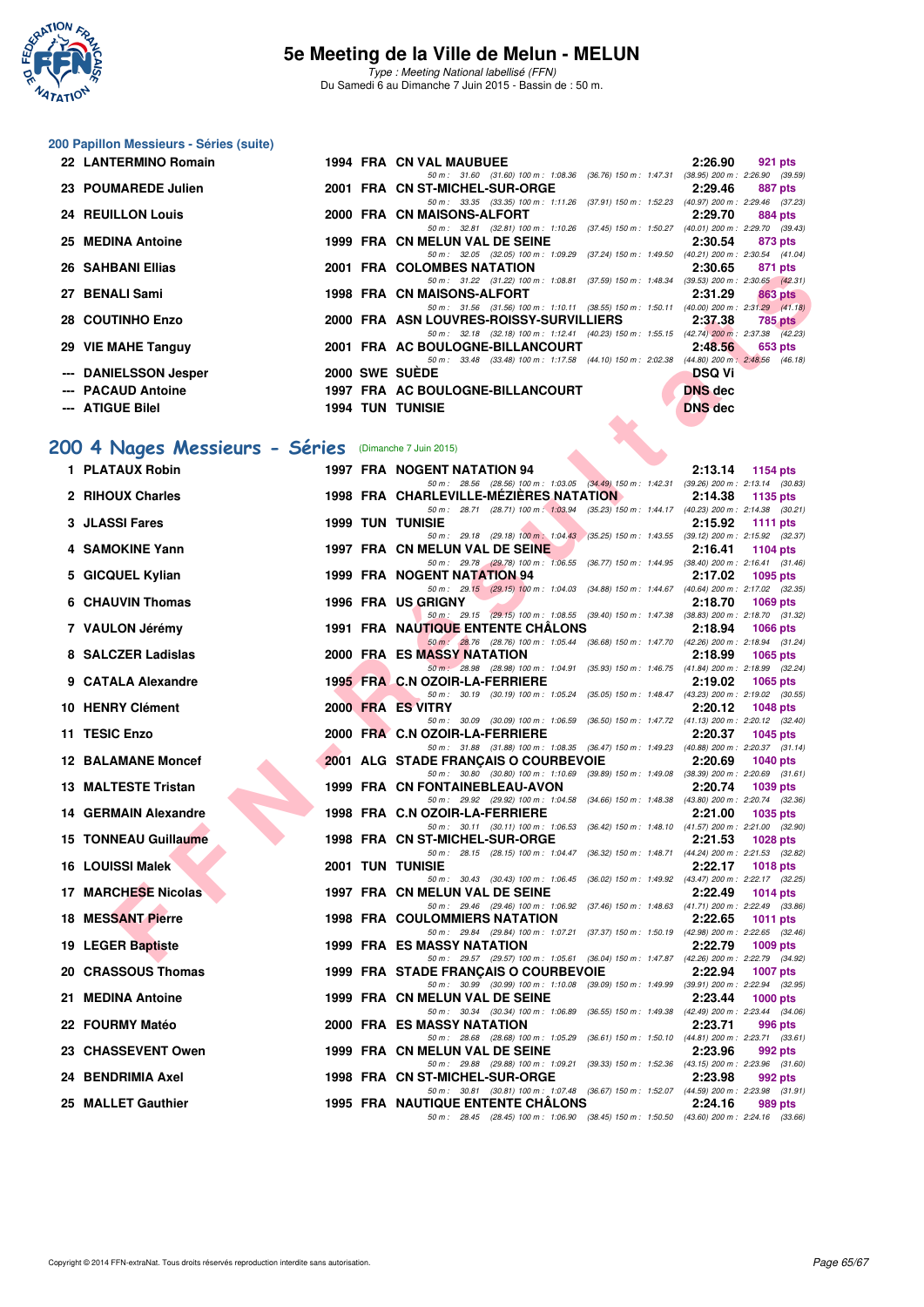# 5e Meeting de la Ville de Melun - MELUN

*Type : Meeting National labellisé (FFN)*
Du Samedi 6 au Dimanche 7 Juin 2015 - Bassin de : 50 m.

## 200 Papillon Messieurs - Séries (suite)

| Place | Nom | Année | Nat | Club | Temps | Points |
|---|---|---|---|---|---|---|
| 22 | LANTERMINO Romain | 1994 | FRA | CN VAL MAUBUEE | 2:26.90 | 921 pts |
| | 50 m : 31.60 (31.60) 100 m : 1:08.36 (36.76) 150 m : 1:47.31 (38.95) 200 m : 2:26.90 (39.59) | | | | | |
| 23 | POUMAREDE Julien | 2001 | FRA | CN ST-MICHEL-SUR-ORGE | 2:29.46 | 887 pts |
| | 50 m : 33.35 (33.35) 100 m : 1:11.26 (37.91) 150 m : 1:52.23 (40.97) 200 m : 2:29.46 (37.23) | | | | | |
| 24 | REUILLON Louis | 2000 | FRA | CN MAISONS-ALFORT | 2:29.70 | 884 pts |
| | 50 m : 32.81 (32.81) 100 m : 1:10.26 (37.45) 150 m : 1:50.27 (40.01) 200 m : 2:29.70 (39.43) | | | | | |
| 25 | MEDINA Antoine | 1999 | FRA | CN MELUN VAL DE SEINE | 2:30.54 | 873 pts |
| | 50 m : 32.05 (32.05) 100 m : 1:09.29 (37.24) 150 m : 1:49.50 (40.21) 200 m : 2:30.54 (41.04) | | | | | |
| 26 | SAHBANI Ellias | 2001 | FRA | COLOMBES NATATION | 2:30.65 | 871 pts |
| | 50 m : 31.22 (31.22) 100 m : 1:08.81 (37.59) 150 m : 1:48.34 (39.53) 200 m : 2:30.65 (42.31) | | | | | |
| 27 | BENALI Sami | 1998 | FRA | CN MAISONS-ALFORT | 2:31.29 | 863 pts |
| | 50 m : 31.56 (31.56) 100 m : 1:10.11 (38.55) 150 m : 1:50.11 (40.00) 200 m : 2:31.29 (41.18) | | | | | |
| 28 | COUTINHO Enzo | 2000 | FRA | ASN LOUVRES-ROISSY-SURVILLIERS | 2:37.38 | 785 pts |
| | 50 m : 32.18 (32.18) 100 m : 1:12.41 (40.23) 150 m : 1:55.15 (42.74) 200 m : 2:37.38 (42.23) | | | | | |
| 29 | VIE MAHE Tanguy | 2001 | FRA | AC BOULOGNE-BILLANCOURT | 2:48.56 | 653 pts |
| | 50 m : 33.48 (33.48) 100 m : 1:17.58 (44.10) 150 m : 2:02.38 (44.80) 200 m : 2:48.56 (46.18) | | | | | |
| --- | DANIELSSON Jesper | 2000 | SWE | SUÈDE | DSQ Vi | |
| --- | PACAUD Antoine | 1997 | FRA | AC BOULOGNE-BILLANCOURT | DNS dec | |
| --- | ATIGUE Bilel | 1994 | TUN | TUNISIE | DNS dec | |

## 200 4 Nages Messieurs - Séries (Dimanche 7 Juin 2015)

| Place | Nom | Année | Nat | Club | Temps | Points |
|---|---|---|---|---|---|---|
| 1 | PLATAUX Robin | 1997 | FRA | NOGENT NATATION 94 | 2:13.14 | 1154 pts |
| | 50 m : 28.56 (28.56) 100 m : 1:03.05 (34.49) 150 m : 1:42.31 (39.26) 200 m : 2:13.14 (30.83) | | | | | |
| 2 | RIHOUX Charles | 1998 | FRA | CHARLEVILLE-MÉZIÈRES NATATION | 2:14.38 | 1135 pts |
| | 50 m : 28.71 (28.71) 100 m : 1:03.94 (35.23) 150 m : 1:44.17 (40.23) 200 m : 2:14.38 (30.21) | | | | | |
| 3 | JLASSI Fares | 1999 | TUN | TUNISIE | 2:15.92 | 1111 pts |
| | 50 m : 29.18 (29.18) 100 m : 1:04.43 (35.25) 150 m : 1:43.55 (39.12) 200 m : 2:15.92 (32.37) | | | | | |
| 4 | SAMOKINE Yann | 1997 | FRA | CN MELUN VAL DE SEINE | 2:16.41 | 1104 pts |
| | 50 m : 29.78 (29.78) 100 m : 1:06.55 (36.77) 150 m : 1:44.95 (38.40) 200 m : 2:16.41 (31.46) | | | | | |
| 5 | GICQUEL Kylian | 1999 | FRA | NOGENT NATATION 94 | 2:17.02 | 1095 pts |
| | 50 m : 29.15 (29.15) 100 m : 1:04.03 (34.88) 150 m : 1:44.67 (40.64) 200 m : 2:17.02 (32.35) | | | | | |
| 6 | CHAUVIN Thomas | 1996 | FRA | US GRIGNY | 2:18.70 | 1069 pts |
| | 50 m : 29.15 (29.15) 100 m : 1:08.55 (39.40) 150 m : 1:47.38 (38.83) 200 m : 2:18.70 (31.32) | | | | | |
| 7 | VAULON Jérémy | 1991 | FRA | NAUTIQUE ENTENTE CHÂLONS | 2:18.94 | 1066 pts |
| | 50 m : 28.76 (28.76) 100 m : 1:05.44 (36.68) 150 m : 1:47.70 (42.26) 200 m : 2:18.94 (31.24) | | | | | |
| 8 | SALCZER Ladislas | 2000 | FRA | ES MASSY NATATION | 2:18.99 | 1065 pts |
| | 50 m : 28.98 (28.98) 100 m : 1:04.91 (35.93) 150 m : 1:46.75 (41.84) 200 m : 2:18.99 (32.24) | | | | | |
| 9 | CATALA Alexandre | 1995 | FRA | C.N OZOIR-LA-FERRIERE | 2:19.02 | 1065 pts |
| | 50 m : 30.19 (30.19) 100 m : 1:05.24 (35.05) 150 m : 1:48.47 (43.23) 200 m : 2:19.02 (30.55) | | | | | |
| 10 | HENRY Clément | 2000 | FRA | ES VITRY | 2:20.12 | 1048 pts |
| | 50 m : 30.09 (30.09) 100 m : 1:06.59 (36.50) 150 m : 1:47.72 (41.13) 200 m : 2:20.12 (32.40) | | | | | |
| 11 | TESIC Enzo | 2000 | FRA | C.N OZOIR-LA-FERRIERE | 2:20.37 | 1045 pts |
| | 50 m : 31.88 (31.88) 100 m : 1:08.35 (36.47) 150 m : 1:49.23 (40.88) 200 m : 2:20.37 (31.14) | | | | | |
| 12 | BALAMANE Moncef | 2001 | ALG | STADE FRANÇAIS O COURBEVOIE | 2:20.69 | 1040 pts |
| | 50 m : 30.80 (30.80) 100 m : 1:10.69 (39.89) 150 m : 1:49.08 (38.39) 200 m : 2:20.69 (31.61) | | | | | |
| 13 | MALTESTE Tristan | 1999 | FRA | CN FONTAINEBLEAU-AVON | 2:20.74 | 1039 pts |
| | 50 m : 29.92 (29.92) 100 m : 1:04.58 (34.66) 150 m : 1:48.38 (43.80) 200 m : 2:20.74 (32.36) | | | | | |
| 14 | GERMAIN Alexandre | 1998 | FRA | C.N OZOIR-LA-FERRIERE | 2:21.00 | 1035 pts |
| | 50 m : 30.11 (30.11) 100 m : 1:06.53 (36.42) 150 m : 1:48.10 (41.57) 200 m : 2:21.00 (32.90) | | | | | |
| 15 | TONNEAU Guillaume | 1998 | FRA | CN ST-MICHEL-SUR-ORGE | 2:21.53 | 1028 pts |
| | 50 m : 28.15 (28.15) 100 m : 1:04.47 (36.32) 150 m : 1:48.71 (44.24) 200 m : 2:21.53 (32.82) | | | | | |
| 16 | LOUISSI Malek | 2001 | TUN | TUNISIE | 2:22.17 | 1018 pts |
| | 50 m : 30.43 (30.43) 100 m : 1:06.45 (36.02) 150 m : 1:49.92 (43.47) 200 m : 2:22.17 (32.25) | | | | | |
| 17 | MARCHESE Nicolas | 1997 | FRA | CN MELUN VAL DE SEINE | 2:22.49 | 1014 pts |
| | 50 m : 29.46 (29.46) 100 m : 1:06.92 (37.46) 150 m : 1:48.63 (41.71) 200 m : 2:22.49 (33.86) | | | | | |
| 18 | MESSANT Pierre | 1998 | FRA | COULOMMIERS NATATION | 2:22.65 | 1011 pts |
| | 50 m : 29.84 (29.84) 100 m : 1:07.21 (37.37) 150 m : 1:50.19 (42.98) 200 m : 2:22.65 (32.46) | | | | | |
| 19 | LEGER Baptiste | 1999 | FRA | ES MASSY NATATION | 2:22.79 | 1009 pts |
| | 50 m : 29.57 (29.57) 100 m : 1:05.61 (36.04) 150 m : 1:47.87 (42.26) 200 m : 2:22.79 (34.92) | | | | | |
| 20 | CRASSOUS Thomas | 1999 | FRA | STADE FRANÇAIS O COURBEVOIE | 2:22.94 | 1007 pts |
| | 50 m : 30.99 (30.99) 100 m : 1:10.08 (39.09) 150 m : 1:49.99 (39.91) 200 m : 2:22.94 (32.95) | | | | | |
| 21 | MEDINA Antoine | 1999 | FRA | CN MELUN VAL DE SEINE | 2:23.44 | 1000 pts |
| | 50 m : 30.34 (30.34) 100 m : 1:06.89 (36.55) 150 m : 1:49.38 (42.49) 200 m : 2:23.44 (34.06) | | | | | |
| 22 | FOURMY Matéo | 2000 | FRA | ES MASSY NATATION | 2:23.71 | 996 pts |
| | 50 m : 28.68 (28.68) 100 m : 1:05.29 (36.61) 150 m : 1:50.10 (44.81) 200 m : 2:23.71 (33.61) | | | | | |
| 23 | CHASSEVENT Owen | 1999 | FRA | CN MELUN VAL DE SEINE | 2:23.96 | 992 pts |
| | 50 m : 29.88 (29.88) 100 m : 1:09.21 (39.33) 150 m : 1:52.36 (43.15) 200 m : 2:23.96 (31.60) | | | | | |
| 24 | BENDRIMIA Axel | 1998 | FRA | CN ST-MICHEL-SUR-ORGE | 2:23.98 | 992 pts |
| | 50 m : 30.81 (30.81) 100 m : 1:07.48 (36.67) 150 m : 1:52.07 (44.59) 200 m : 2:23.98 (31.91) | | | | | |
| 25 | MALLET Gauthier | 1995 | FRA | NAUTIQUE ENTENTE CHÂLONS | 2:24.16 | 989 pts |
| | 50 m : 28.45 (28.45) 100 m : 1:06.90 (38.45) 150 m : 1:50.50 (43.60) 200 m : 2:24.16 (33.66) | | | | | |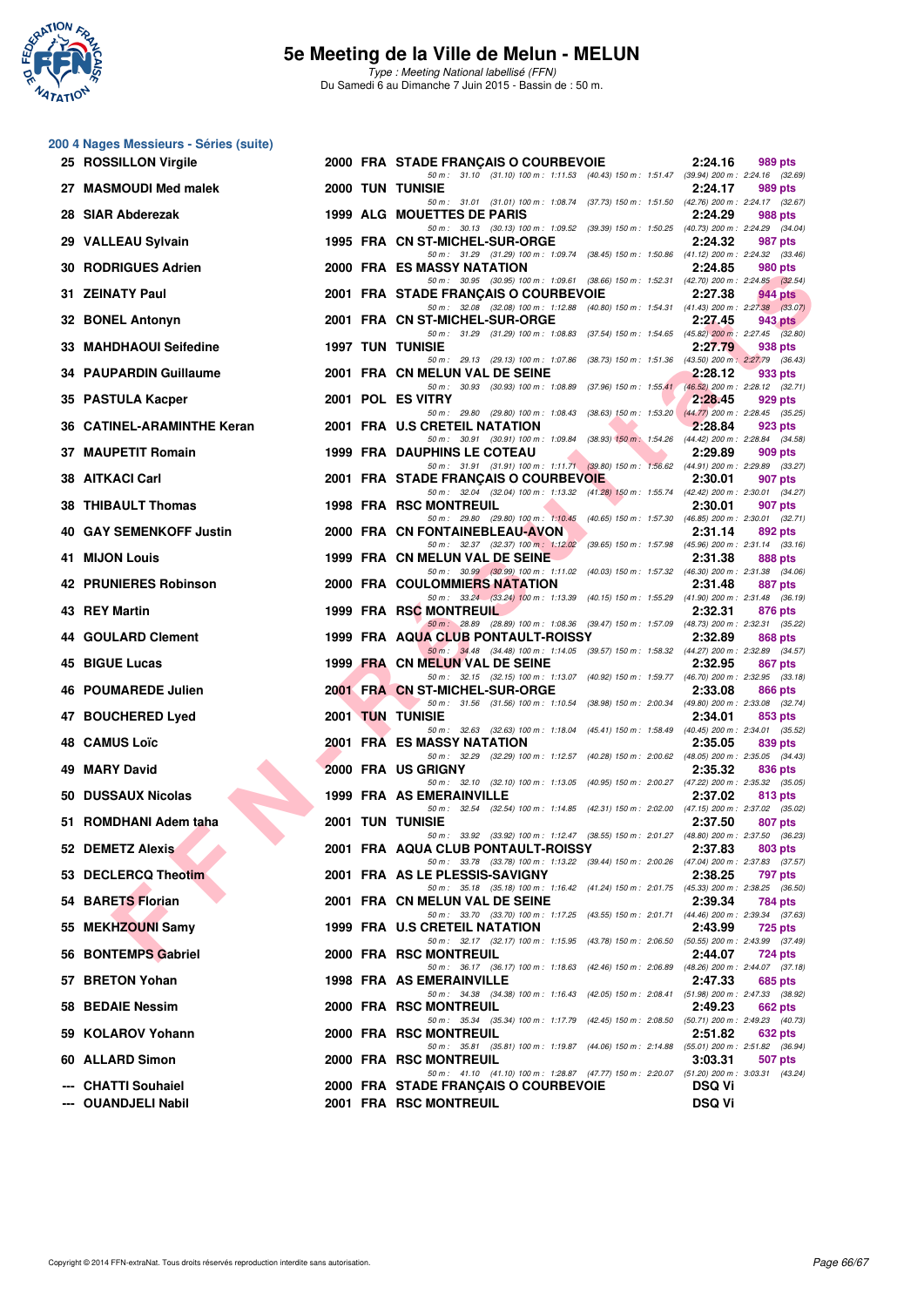# 5e Meeting de la Ville de Melun - MELUN

*Type : Meeting National labellisé (FFN)*
Du Samedi 6 au Dimanche 7 Juin 2015 - Bassin de : 50 m.

## 200 4 Nages Messieurs - Séries (suite)

| Pl. | Nom | Année | Nat. | Club | Temps | Points |
|---|---|---|---|---|---|---|
| 25 | ROSSILLON Virgile | 2000 | FRA | STADE FRANÇAIS O COURBEVOIE | 2:24.16 | 989 pts |
| | *50 m : 31.10 (31.10) 100 m : 1:11.53 (40.43) 150 m : 1:51.47 (39.94) 200 m : 2:24.16 (32.69)* | | | | | |
| 27 | MASMOUDI Med malek | 2000 | TUN | TUNISIE | 2:24.17 | 989 pts |
| | *50 m : 31.01 (31.01) 100 m : 1:08.74 (37.73) 150 m : 1:51.50 (42.76) 200 m : 2:24.17 (32.67)* | | | | | |
| 28 | SIAR Abderezak | 1999 | ALG | MOUETTES DE PARIS | 2:24.29 | 988 pts |
| | *50 m : 30.13 (30.13) 100 m : 1:09.52 (39.39) 150 m : 1:50.25 (40.73) 200 m : 2:24.29 (34.04)* | | | | | |
| 29 | VALLEAU Sylvain | 1995 | FRA | CN ST-MICHEL-SUR-ORGE | 2:24.32 | 987 pts |
| | *50 m : 31.29 (31.29) 100 m : 1:09.74 (38.45) 150 m : 1:50.86 (41.12) 200 m : 2:24.32 (33.46)* | | | | | |
| 30 | RODRIGUES Adrien | 2000 | FRA | ES MASSY NATATION | 2:24.85 | 980 pts |
| | *50 m : 30.95 (30.95) 100 m : 1:09.61 (38.66) 150 m : 1:52.31 (42.70) 200 m : 2:24.85 (32.54)* | | | | | |
| 31 | ZEINATY Paul | 2001 | FRA | STADE FRANÇAIS O COURBEVOIE | 2:27.38 | 944 pts |
| | *50 m : 32.08 (32.08) 100 m : 1:12.88 (40.80) 150 m : 1:54.31 (41.43) 200 m : 2:27.38 (33.07)* | | | | | |
| 32 | BONEL Antonyn | 2001 | FRA | CN ST-MICHEL-SUR-ORGE | 2:27.45 | 943 pts |
| | *50 m : 31.29 (31.29) 100 m : 1:08.83 (37.54) 150 m : 1:54.65 (45.82) 200 m : 2:27.45 (32.80)* | | | | | |
| 33 | MAHDHAOUI Seifedine | 1997 | TUN | TUNISIE | 2:27.79 | 938 pts |
| | *50 m : 29.13 (29.13) 100 m : 1:07.86 (38.73) 150 m : 1:51.36 (43.50) 200 m : 2:27.79 (36.43)* | | | | | |
| 34 | PAUPARDIN Guillaume | 2001 | FRA | CN MELUN VAL DE SEINE | 2:28.12 | 933 pts |
| | *50 m : 30.93 (30.93) 100 m : 1:08.89 (37.96) 150 m : 1:55.41 (46.52) 200 m : 2:28.12 (32.71)* | | | | | |
| 35 | PASTULA Kacper | 2001 | POL | ES VITRY | 2:28.45 | 929 pts |
| | *50 m : 29.80 (29.80) 100 m : 1:08.43 (38.63) 150 m : 1:53.20 (44.77) 200 m : 2:28.45 (35.25)* | | | | | |
| 36 | CATINEL-ARAMINTHE Keran | 2001 | FRA | U.S CRETEIL NATATION | 2:28.84 | 923 pts |
| | *50 m : 30.91 (30.91) 100 m : 1:09.84 (38.93) 150 m : 1:54.26 (44.42) 200 m : 2:28.84 (34.58)* | | | | | |
| 37 | MAUPETIT Romain | 1999 | FRA | DAUPHINS LE COTEAU | 2:29.89 | 909 pts |
| | *50 m : 31.91 (31.91) 100 m : 1:11.71 (39.80) 150 m : 1:56.62 (44.91) 200 m : 2:29.89 (33.27)* | | | | | |
| 38 | AITKACI Carl | 2001 | FRA | STADE FRANÇAIS O COURBEVOIE | 2:30.01 | 907 pts |
| | *50 m : 32.04 (32.04) 100 m : 1:13.32 (41.28) 150 m : 1:55.74 (42.42) 200 m : 2:30.01 (34.27)* | | | | | |
| 38 | THIBAULT Thomas | 1998 | FRA | RSC MONTREUIL | 2:30.01 | 907 pts |
| | *50 m : 29.80 (29.80) 100 m : 1:10.45 (40.65) 150 m : 1:57.30 (46.85) 200 m : 2:30.01 (32.71)* | | | | | |
| 40 | GAY SEMENKOFF Justin | 2000 | FRA | CN FONTAINEBLEAU-AVON | 2:31.14 | 892 pts |
| | *50 m : 32.37 (32.37) 100 m : 1:12.02 (39.65) 150 m : 1:57.98 (45.96) 200 m : 2:31.14 (33.16)* | | | | | |
| 41 | MIJON Louis | 1999 | FRA | CN MELUN VAL DE SEINE | 2:31.38 | 888 pts |
| | *50 m : 30.99 (30.99) 100 m : 1:11.02 (40.03) 150 m : 1:57.32 (46.30) 200 m : 2:31.38 (34.06)* | | | | | |
| 42 | PRUNIERES Robinson | 2000 | FRA | COULOMMIERS NATATION | 2:31.48 | 887 pts |
| | *50 m : 33.24 (33.24) 100 m : 1:13.39 (40.15) 150 m : 1:55.29 (41.90) 200 m : 2:31.48 (36.19)* | | | | | |
| 43 | REY Martin | 1999 | FRA | RSC MONTREUIL | 2:32.31 | 876 pts |
| | *50 m : 28.89 (28.89) 100 m : 1:08.36 (39.47) 150 m : 1:57.09 (48.73) 200 m : 2:32.31 (35.22)* | | | | | |
| 44 | GOULARD Clement | 1999 | FRA | AQUA CLUB PONTAULT-ROISSY | 2:32.89 | 868 pts |
| | *50 m : 34.48 (34.48) 100 m : 1:14.05 (39.57) 150 m : 1:58.32 (44.27) 200 m : 2:32.89 (34.57)* | | | | | |
| 45 | BIGUE Lucas | 1999 | FRA | CN MELUN VAL DE SEINE | 2:32.95 | 867 pts |
| | *50 m : 32.15 (32.15) 100 m : 1:13.07 (40.92) 150 m : 1:59.77 (46.70) 200 m : 2:32.95 (33.18)* | | | | | |
| 46 | POUMAREDE Julien | 2001 | FRA | CN ST-MICHEL-SUR-ORGE | 2:33.08 | 866 pts |
| | *50 m : 31.56 (31.56) 100 m : 1:10.54 (38.98) 150 m : 2:00.34 (49.80) 200 m : 2:33.08 (32.74)* | | | | | |
| 47 | BOUCHERED Lyed | 2001 | TUN | TUNISIE | 2:34.01 | 853 pts |
| | *50 m : 32.63 (32.63) 100 m : 1:18.04 (45.41) 150 m : 1:58.49 (40.45) 200 m : 2:34.01 (35.52)* | | | | | |
| 48 | CAMUS Loïc | 2001 | FRA | ES MASSY NATATION | 2:35.05 | 839 pts |
| | *50 m : 32.29 (32.29) 100 m : 1:12.57 (40.28) 150 m : 2:00.62 (48.05) 200 m : 2:35.05 (34.43)* | | | | | |
| 49 | MARY David | 2000 | FRA | US GRIGNY | 2:35.32 | 836 pts |
| | *50 m : 32.10 (32.10) 100 m : 1:13.05 (40.95) 150 m : 2:00.27 (47.22) 200 m : 2:35.32 (35.05)* | | | | | |
| 50 | DUSSAUX Nicolas | 1999 | FRA | AS EMERAINVILLE | 2:37.02 | 813 pts |
| | *50 m : 32.54 (32.54) 100 m : 1:14.85 (42.31) 150 m : 2:02.00 (47.15) 200 m : 2:37.02 (35.02)* | | | | | |
| 51 | ROMDHANI Adem taha | 2001 | TUN | TUNISIE | 2:37.50 | 807 pts |
| | *50 m : 33.92 (33.92) 100 m : 1:12.47 (38.55) 150 m : 2:01.27 (48.80) 200 m : 2:37.50 (36.23)* | | | | | |
| 52 | DEMETZ Alexis | 2001 | FRA | AQUA CLUB PONTAULT-ROISSY | 2:37.83 | 803 pts |
| | *50 m : 33.78 (33.78) 100 m : 1:13.22 (39.44) 150 m : 2:00.26 (47.04) 200 m : 2:37.83 (37.57)* | | | | | |
| 53 | DECLERCQ Theotim | 2001 | FRA | AS LE PLESSIS-SAVIGNY | 2:38.25 | 797 pts |
| | *50 m : 35.18 (35.18) 100 m : 1:16.42 (41.24) 150 m : 2:01.75 (45.33) 200 m : 2:38.25 (36.50)* | | | | | |
| 54 | BARETS Florian | 2001 | FRA | CN MELUN VAL DE SEINE | 2:39.34 | 784 pts |
| | *50 m : 33.70 (33.70) 100 m : 1:17.25 (43.55) 150 m : 2:01.71 (44.46) 200 m : 2:39.34 (37.63)* | | | | | |
| 55 | MEKHZOUNI Samy | 1999 | FRA | U.S CRETEIL NATATION | 2:43.99 | 725 pts |
| | *50 m : 32.17 (32.17) 100 m : 1:15.95 (43.78) 150 m : 2:06.50 (50.55) 200 m : 2:43.99 (37.49)* | | | | | |
| 56 | BONTEMPS Gabriel | 2000 | FRA | RSC MONTREUIL | 2:44.07 | 724 pts |
| | *50 m : 36.17 (36.17) 100 m : 1:18.63 (42.46) 150 m : 2:06.89 (48.26) 200 m : 2:44.07 (37.18)* | | | | | |
| 57 | BRETON Yohan | 1998 | FRA | AS EMERAINVILLE | 2:47.33 | 685 pts |
| | *50 m : 34.38 (34.38) 100 m : 1:16.43 (42.05) 150 m : 2:08.41 (51.98) 200 m : 2:47.33 (38.92)* | | | | | |
| 58 | BEDAIE Nessim | 2000 | FRA | RSC MONTREUIL | 2:49.23 | 662 pts |
| | *50 m : 35.34 (35.34) 100 m : 1:17.79 (42.45) 150 m : 2:08.50 (50.71) 200 m : 2:49.23 (40.73)* | | | | | |
| 59 | KOLAROV Yohann | 2000 | FRA | RSC MONTREUIL | 2:51.82 | 632 pts |
| | *50 m : 35.81 (35.81) 100 m : 1:19.87 (44.06) 150 m : 2:14.88 (55.01) 200 m : 2:51.82 (36.94)* | | | | | |
| 60 | ALLARD Simon | 2000 | FRA | RSC MONTREUIL | 3:03.31 | 507 pts |
| | *50 m : 41.10 (41.10) 100 m : 1:28.87 (47.77) 150 m : 2:20.07 (51.20) 200 m : 3:03.31 (43.24)* | | | | | |
| --- | CHATTI Souhaiel | 2000 | FRA | STADE FRANÇAIS O COURBEVOIE | DSQ Vi | |
| --- | OUANDJELI Nabil | 2001 | FRA | RSC MONTREUIL | DSQ Vi | |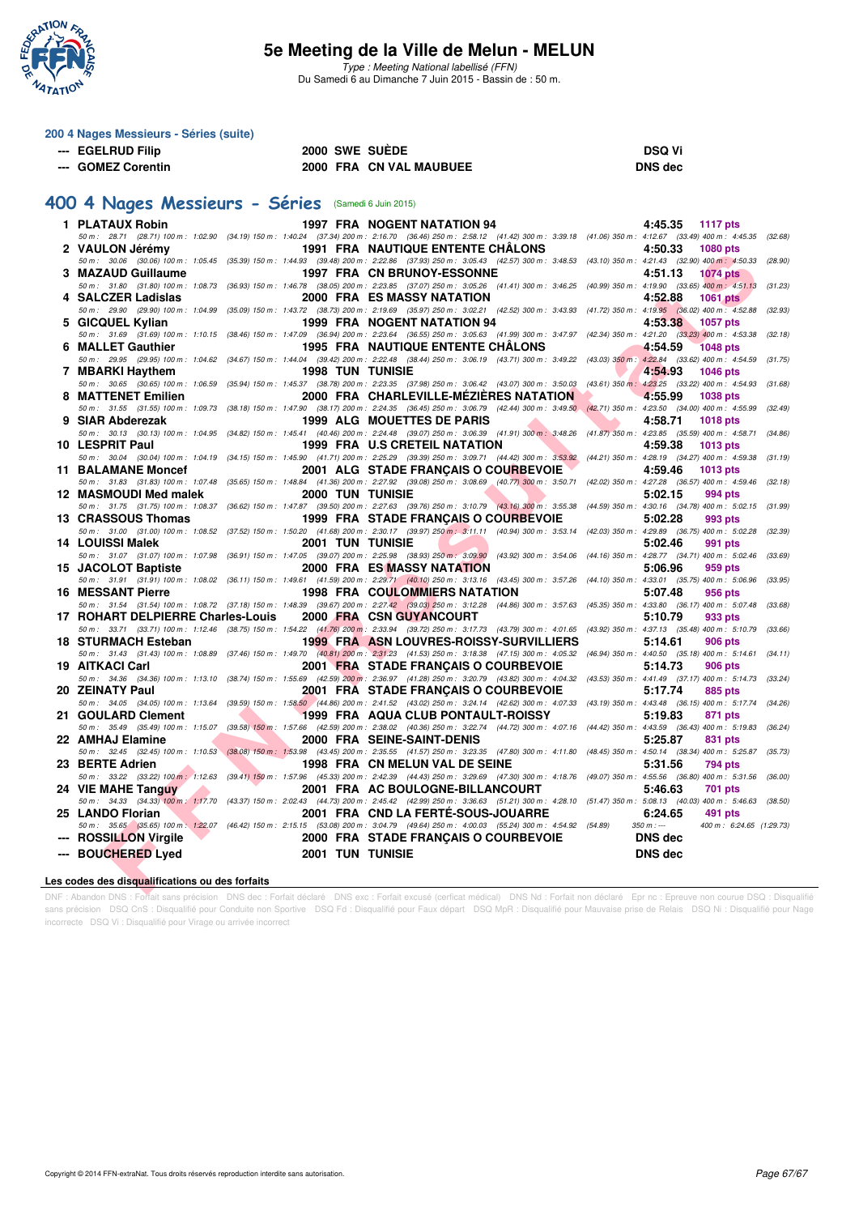# 5e Meeting de la Ville de Melun - MELUN

*Type : Meeting National labellisé (FFN)*
Du Samedi 6 au Dimanche 7 Juin 2015 - Bassin de : 50 m.

### 200 4 Nages Messieurs - Séries (suite)

| | | | | | |
|---|---|---|---|---|---|
| --- | EGELRUD Filip | 2000 | SWE | SUÈDE | DSQ Vi |
| --- | GOMEZ Corentin | 2000 | FRA | CN VAL MAUBUEE | DNS dec |

## 400 4 Nages Messieurs - Séries (Samedi 6 Juin 2015)

1 PLATAUX Robin 1997 FRA NOGENT NATATION 94 4:45.35 1117 pts
50 m : 28.71 (28.71) 100 m : 1:02.90 (34.19) 150 m : 1:40.24 (37.34) 200 m : 2:16.70 (36.46) 250 m : 2:58.12 (41.42) 300 m : 3:39.18 (41.06) 350 m : 4:12.67 (33.49) 400 m : 4:45.35 (32.68)

2 VAULON Jérémy 1991 FRA NAUTIQUE ENTENTE CHÂLONS 4:50.33 1080 pts
50 m : 30.06 (30.06) 100 m : 1:05.45 (35.39) 150 m : 1:44.93 (39.48) 200 m : 2:22.86 (37.93) 250 m : 3:05.43 (42.57) 300 m : 3:48.53 (43.10) 350 m : 4:21.43 (32.90) 400 m : 4:50.33 (28.90)

3 MAZAUD Guillaume 1997 FRA CN BRUNOY-ESSONNE 4:51.13 1074 pts
50 m : 31.80 (31.80) 100 m : 1:08.73 (36.93) 150 m : 1:46.78 (38.05) 200 m : 2:23.85 (37.07) 250 m : 3:05.26 (41.41) 300 m : 3:46.25 (40.99) 350 m : 4:19.90 (33.65) 400 m : 4:51.13 (31.23)

4 SALCZER Ladislas 2000 FRA ES MASSY NATATION 4:52.88 1061 pts
50 m : 29.90 (29.90) 100 m : 1:04.99 (35.09) 150 m : 1:43.72 (38.73) 200 m : 2:19.69 (35.97) 250 m : 3:02.21 (42.52) 300 m : 3:43.93 (41.72) 350 m : 4:19.95 (36.02) 400 m : 4:52.88 (32.93)

5 GICQUEL Kylian 1999 FRA NOGENT NATATION 94 4:53.38 1057 pts
50 m : 31.69 (31.69) 100 m : 1:10.15 (38.46) 150 m : 1:47.09 (36.94) 200 m : 2:23.64 (36.55) 250 m : 3:05.63 (41.99) 300 m : 3:47.97 (42.34) 350 m : 4:21.20 (33.23) 400 m : 4:53.38 (32.18)

6 MALLET Gauthier 1995 FRA NAUTIQUE ENTENTE CHÂLONS 4:54.59 1048 pts
50 m : 29.95 (29.95) 100 m : 1:04.62 (34.67) 150 m : 1:44.04 (39.42) 200 m : 2:22.48 (38.44) 250 m : 3:06.19 (43.71) 300 m : 3:49.22 (43.03) 350 m : 4:22.84 (33.62) 400 m : 4:54.59 (31.75)

7 MBARKI Haythem 1998 TUN TUNISIE 4:54.93 1046 pts
50 m : 30.65 (30.65) 100 m : 1:06.59 (35.94) 150 m : 1:45.37 (38.78) 200 m : 2:23.35 (37.98) 250 m : 3:06.42 (43.07) 300 m : 3:50.03 (43.61) 350 m : 4:23.25 (33.22) 400 m : 4:54.93 (31.68)

8 MATTENET Emilien 2000 FRA CHARLEVILLE-MÉZIÈRES NATATION 4:55.99 1038 pts
50 m : 31.55 (31.55) 100 m : 1:09.73 (38.18) 150 m : 1:47.90 (38.17) 200 m : 2:24.35 (36.45) 250 m : 3:06.79 (42.44) 300 m : 3:49.50 (42.71) 350 m : 4:23.50 (34.00) 400 m : 4:55.99 (32.49)

9 SIAR Abderezak 1999 ALG MOUETTES DE PARIS 4:58.71 1018 pts
50 m : 30.13 (30.13) 100 m : 1:04.95 (34.82) 150 m : 1:45.41 (40.46) 200 m : 2:24.48 (39.07) 250 m : 3:06.39 (41.91) 300 m : 3:48.26 (41.87) 350 m : 4:23.85 (35.59) 400 m : 4:58.71 (34.86)

10 LESPRIT Paul 1999 FRA U.S CRETEIL NATATION 4:59.38 1013 pts
50 m : 30.04 (30.04) 100 m : 1:04.19 (34.15) 150 m : 1:45.90 (41.71) 200 m : 2:25.29 (39.39) 250 m : 3:09.71 (44.42) 300 m : 3:53.92 (44.21) 350 m : 4:28.19 (34.27) 400 m : 4:59.38 (31.19)

11 BALAMANE Moncef 2001 ALG STADE FRANÇAIS O COURBEVOIE 4:59.46 1013 pts
50 m : 31.83 (31.83) 100 m : 1:07.48 (35.65) 150 m : 1:48.84 (41.36) 200 m : 2:27.92 (39.08) 250 m : 3:08.69 (40.77) 300 m : 3:50.71 (42.02) 350 m : 4:27.28 (36.57) 400 m : 4:59.46 (32.18)

12 MASMOUDI Med malek 2000 TUN TUNISIE 5:02.15 994 pts
50 m : 31.75 (31.75) 100 m : 1:08.37 (36.62) 150 m : 1:47.87 (39.50) 200 m : 2:27.63 (39.76) 250 m : 3:10.79 (43.16) 300 m : 3:55.38 (44.59) 350 m : 4:30.16 (34.78) 400 m : 5:02.15 (31.99)

13 CRASSOUS Thomas 1999 FRA STADE FRANÇAIS O COURBEVOIE 5:02.28 993 pts
50 m : 31.00 (31.00) 100 m : 1:08.52 (37.52) 150 m : 1:50.20 (41.68) 200 m : 2:30.17 (39.97) 250 m : 3:11.11 (40.94) 300 m : 3:53.14 (42.03) 350 m : 4:29.89 (36.75) 400 m : 5:02.28 (32.39)

14 LOUISSI Malek 2001 TUN TUNISIE 5:02.46 991 pts
50 m : 31.07 (31.07) 100 m : 1:07.98 (36.91) 150 m : 1:47.05 (39.07) 200 m : 2:25.98 (38.93) 250 m : 3:09.90 (43.92) 300 m : 3:54.06 (44.16) 350 m : 4:28.77 (34.71) 400 m : 5:02.46 (33.69)

15 JACOLOT Baptiste 2000 FRA ES MASSY NATATION 5:06.96 959 pts
50 m : 31.91 (31.91) 100 m : 1:08.02 (36.11) 150 m : 1:49.61 (41.59) 200 m : 2:29.71 (40.10) 250 m : 3:13.16 (43.45) 300 m : 3:57.26 (44.10) 350 m : 4:33.01 (35.75) 400 m : 5:06.96 (33.95)

16 MESSANT Pierre 1998 FRA COULOMMIERS NATATION 5:07.48 956 pts
50 m : 31.54 (31.54) 100 m : 1:08.72 (37.18) 150 m : 1:48.39 (39.67) 200 m : 2:27.42 (39.03) 250 m : 3:12.28 (44.86) 300 m : 3:57.63 (45.35) 350 m : 4:33.80 (36.17) 400 m : 5:07.48 (33.68)

17 ROHART DELPIERRE Charles-Louis 2000 FRA CSN GUYANCOURT 5:10.79 933 pts
50 m : 33.71 (33.71) 100 m : 1:12.46 (38.75) 150 m : 1:54.22 (41.76) 200 m : 2:33.94 (39.72) 250 m : 3:17.73 (43.79) 300 m : 4:01.65 (43.92) 350 m : 4:37.13 (35.48) 400 m : 5:10.79 (33.66)

18 STURMACH Esteban 1999 FRA ASN LOUVRES-ROISSY-SURVILLIERS 5:14.61 906 pts
50 m : 31.43 (31.43) 100 m : 1:08.89 (37.46) 150 m : 1:49.70 (40.81) 200 m : 2:31.23 (41.53) 250 m : 3:18.38 (47.15) 300 m : 4:05.32 (46.94) 350 m : 4:40.50 (35.18) 400 m : 5:14.61 (34.11)

19 AITKACI Carl 2001 FRA STADE FRANÇAIS O COURBEVOIE 5:14.73 906 pts
50 m : 34.36 (34.36) 100 m : 1:13.10 (38.74) 150 m : 1:55.69 (42.59) 200 m : 2:36.97 (41.28) 250 m : 3:20.79 (43.82) 300 m : 4:04.32 (43.53) 350 m : 4:41.49 (37.17) 400 m : 5:14.73 (33.24)

20 ZEINATY Paul 2001 FRA STADE FRANÇAIS O COURBEVOIE 5:17.74 885 pts
50 m : 34.05 (34.05) 100 m : 1:13.64 (39.59) 150 m : 1:58.50 (44.86) 200 m : 2:41.52 (43.02) 250 m : 3:24.14 (42.62) 300 m : 4:07.33 (43.19) 350 m : 4:43.48 (36.15) 400 m : 5:17.74 (34.26)

21 GOULARD Clement 1999 FRA AQUA CLUB PONTAULT-ROISSY 5:19.83 871 pts
50 m : 35.49 (35.49) 100 m : 1:15.07 (39.58) 150 m : 1:57.66 (42.59) 200 m : 2:38.02 (40.36) 250 m : 3:22.74 (44.72) 300 m : 4:07.16 (44.42) 350 m : 4:43.59 (36.43) 400 m : 5:19.83 (36.24)

22 AMHAJ Elamine 2000 FRA SEINE-SAINT-DENIS 5:25.87 831 pts
50 m : 32.45 (32.45) 100 m : 1:10.53 (38.08) 150 m : 1:53.98 (43.45) 200 m : 2:35.55 (41.57) 250 m : 3:23.35 (47.80) 300 m : 4:11.80 (48.45) 350 m : 4:50.14 (38.34) 400 m : 5:25.87 (35.73)

23 BERTE Adrien 1998 FRA CN MELUN VAL DE SEINE 5:31.56 794 pts
50 m : 33.22 (33.22) 100 m : 1:12.63 (39.41) 150 m : 1:57.96 (45.33) 200 m : 2:42.39 (44.43) 250 m : 3:29.69 (47.30) 300 m : 4:18.76 (49.07) 350 m : 4:55.56 (36.80) 400 m : 5:31.56 (36.00)

24 VIE MAHE Tanguy 2001 FRA AC BOULOGNE-BILLANCOURT 5:46.63 701 pts
50 m : 34.33 (34.33) 100 m : 1:17.70 (43.37) 150 m : 2:02.43 (44.73) 200 m : 2:45.42 (42.99) 250 m : 3:36.63 (51.21) 300 m : 4:28.10 (51.47) 350 m : 5:08.13 (40.03) 400 m : 5:46.63 (38.50)

25 LANDO Florian 2001 FRA CND LA FERTÉ-SOUS-JOUARRE 6:24.65 491 pts
50 m : 35.65 (35.65) 100 m : 1:22.07 (46.42) 150 m : 2:15.15 (53.08) 200 m : 3:04.79 (49.64) 250 m : 4:00.03 (55.24) 300 m : 4:54.92 (54.89) 350 m : --- 400 m : 6:24.65 (1:29.73)

--- ROSSILLON Virgile 2000 FRA STADE FRANÇAIS O COURBEVOIE DNS dec

--- BOUCHERED Lyed 2001 TUN TUNISIE DNS dec

### Les codes des disqualifications ou des forfaits

DNF : Abandon DNS : Forfait sans précision DNS dec : Forfait déclaré DNS exc : Forfait excusé (certificat médical) DNS Nd : Forfait non déclaré Epr nc : Epreuve non courue DSQ : Disqualifié sans précision DSQ CnS : Disqualifié pour Conduite non Sportive DSQ Fd : Disqualifié pour Faux départ DSQ MpR : Disqualifié pour Mauvaise prise de Relais DSQ Ni : Disqualifié pour Nage incorrecte DSQ Vi : Disqualifié pour Virage ou arrivée incorrect

Copyright © 2014 FFN-extraNat. Tous droits réservés reproduction interdite sans autorisation.